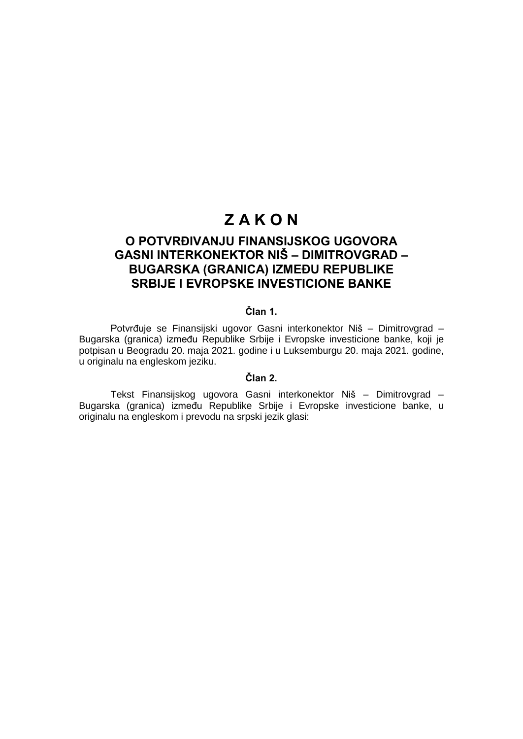# Z A K O N

## O POTVRĐIVANJU FINANSIJSKOG UGOVORA GASNI INTERKONEKTOR NIŠ – DIMITROVGRAD – BUGARSKA (GRANICA) IZMEĐU REPUBLIKE SRBIJE I EVROPSKE INVESTICIONE BANKE

### Član 1.

Potvrđuje se Finansijski ugovor Gasni interkonektor Niš – Dimitrovgrad – Bugarska (granica) između Republike Srbije i Evropske investicione banke, koji je potpisan u Beogradu 20. maja 2021. godine i u Luksemburgu 20. maja 2021. godine, u originalu na engleskom jeziku.

### Član 2.

Tekst Finansijskog ugovora Gasni interkonektor Niš – Dimitrovgrad – Bugarska (granica) između Republike Srbije i Evropske investicione banke, u originalu na engleskom i prevodu na srpski jezik glasi: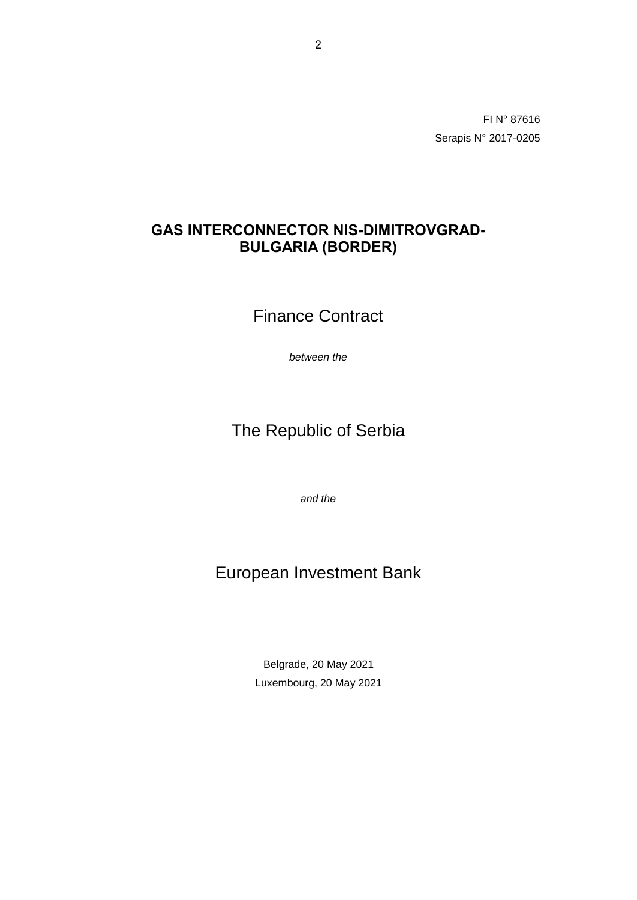FI N° 87616

Serapis N° 2017-0205

# GAS INTERCONNECTOR NIS-DIMITROVGRAD-BULGARIA (BORDER)

Finance Contract

*between the*

The Republic of Serbia

*and the*

European Investment Bank

Belgrade, 20 May 2021

Luxembourg, 20 May 2021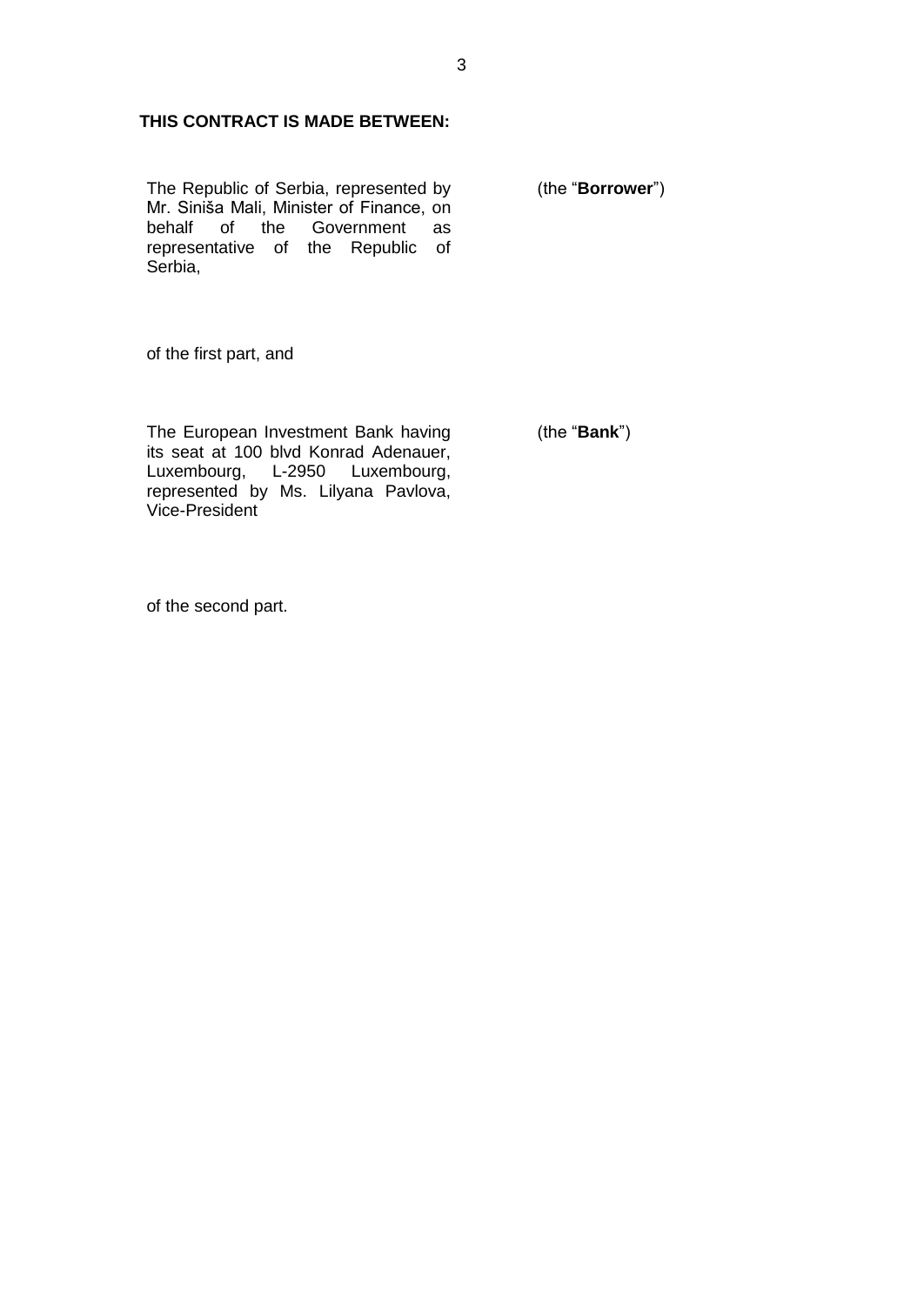**THIS CONTRACT IS MADE BETWEEN:**

| | |
|---|---|
| The Republic of Serbia, represented by Mr. Siniša Mali, Minister of Finance, on behalf of the Government as representative of the Republic of Serbia, | (the "**Borrower**") |

of the first part, and

| | |
|---|---|
| The European Investment Bank having its seat at 100 blvd Konrad Adenauer, Luxembourg, L-2950 Luxembourg, represented by Ms. Lilyana Pavlova, Vice-President | (the "**Bank**") |

of the second part.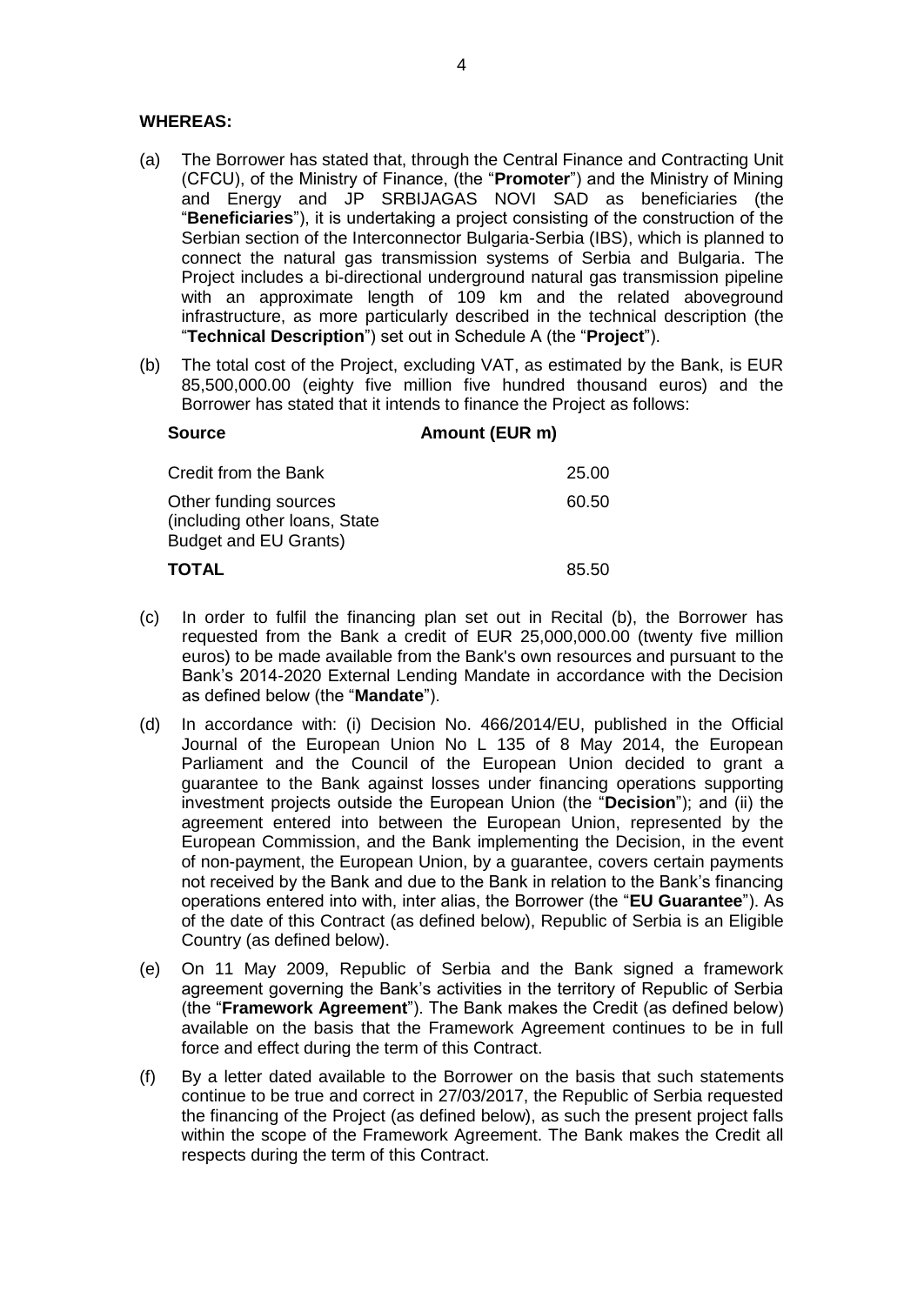**WHEREAS:**

(a) The Borrower has stated that, through the Central Finance and Contracting Unit (CFCU), of the Ministry of Finance, (the "**Promoter**") and the Ministry of Mining and Energy and JP SRBIJAGAS NOVI SAD as beneficiaries (the "**Beneficiaries**"), it is undertaking a project consisting of the construction of the Serbian section of the Interconnector Bulgaria-Serbia (IBS), which is planned to connect the natural gas transmission systems of Serbia and Bulgaria. The Project includes a bi-directional underground natural gas transmission pipeline with an approximate length of 109 km and the related aboveground infrastructure, as more particularly described in the technical description (the "**Technical Description**") set out in Schedule A (the "**Project**").

(b) The total cost of the Project, excluding VAT, as estimated by the Bank, is EUR 85,500,000.00 (eighty five million five hundred thousand euros) and the Borrower has stated that it intends to finance the Project as follows:

| **Source** | **Amount (EUR m)** |
|---|---|
| Credit from the Bank | 25.00 |
| Other funding sources (including other loans, State Budget and EU Grants) | 60.50 |
| **TOTAL** | 85.50 |

(c) In order to fulfil the financing plan set out in Recital (b), the Borrower has requested from the Bank a credit of EUR 25,000,000.00 (twenty five million euros) to be made available from the Bank's own resources and pursuant to the Bank's 2014-2020 External Lending Mandate in accordance with the Decision as defined below (the "**Mandate**").

(d) In accordance with: (i) Decision No. 466/2014/EU, published in the Official Journal of the European Union No L 135 of 8 May 2014, the European Parliament and the Council of the European Union decided to grant a guarantee to the Bank against losses under financing operations supporting investment projects outside the European Union (the "**Decision**"); and (ii) the agreement entered into between the European Union, represented by the European Commission, and the Bank implementing the Decision, in the event of non-payment, the European Union, by a guarantee, covers certain payments not received by the Bank and due to the Bank in relation to the Bank's financing operations entered into with, inter alias, the Borrower (the "**EU Guarantee**"). As of the date of this Contract (as defined below), Republic of Serbia is an Eligible Country (as defined below).

(e) On 11 May 2009, Republic of Serbia and the Bank signed a framework agreement governing the Bank's activities in the territory of Republic of Serbia (the "**Framework Agreement**"). The Bank makes the Credit (as defined below) available on the basis that the Framework Agreement continues to be in full force and effect during the term of this Contract.

(f) By a letter dated available to the Borrower on the basis that such statements continue to be true and correct in 27/03/2017, the Republic of Serbia requested the financing of the Project (as defined below), as such the present project falls within the scope of the Framework Agreement. The Bank makes the Credit all respects during the term of this Contract.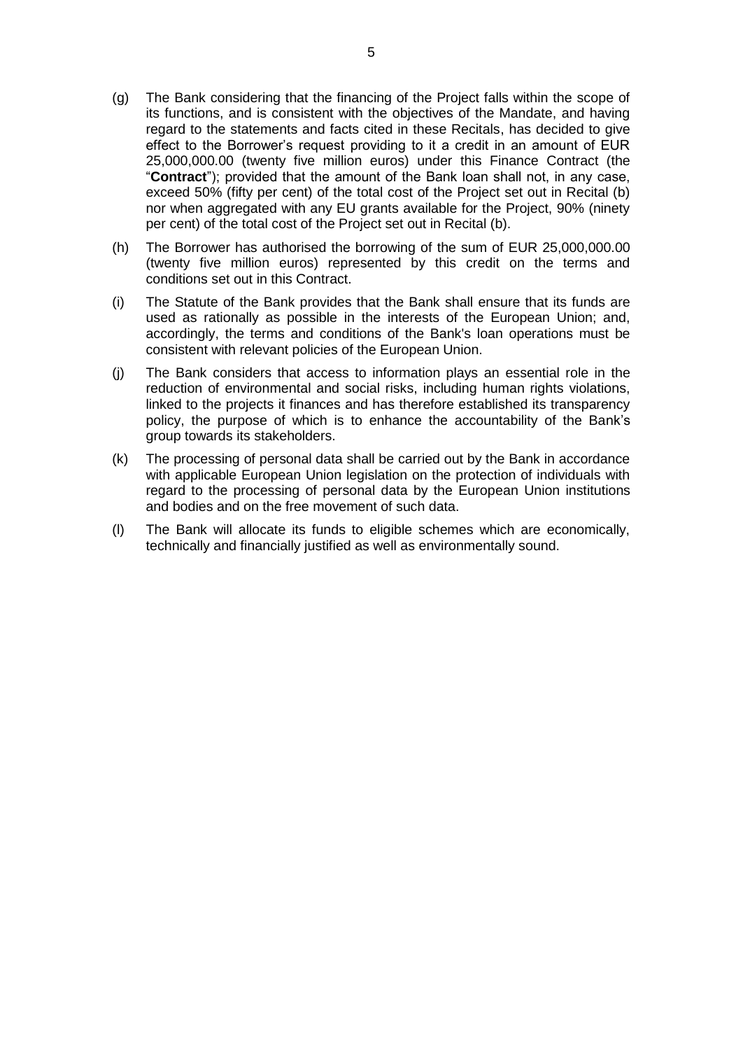(g) The Bank considering that the financing of the Project falls within the scope of its functions, and is consistent with the objectives of the Mandate, and having regard to the statements and facts cited in these Recitals, has decided to give effect to the Borrower's request providing to it a credit in an amount of EUR 25,000,000.00 (twenty five million euros) under this Finance Contract (the "**Contract**"); provided that the amount of the Bank loan shall not, in any case, exceed 50% (fifty per cent) of the total cost of the Project set out in Recital (b) nor when aggregated with any EU grants available for the Project, 90% (ninety per cent) of the total cost of the Project set out in Recital (b).

(h) The Borrower has authorised the borrowing of the sum of EUR 25,000,000.00 (twenty five million euros) represented by this credit on the terms and conditions set out in this Contract.

(i) The Statute of the Bank provides that the Bank shall ensure that its funds are used as rationally as possible in the interests of the European Union; and, accordingly, the terms and conditions of the Bank's loan operations must be consistent with relevant policies of the European Union.

(j) The Bank considers that access to information plays an essential role in the reduction of environmental and social risks, including human rights violations, linked to the projects it finances and has therefore established its transparency policy, the purpose of which is to enhance the accountability of the Bank's group towards its stakeholders.

(k) The processing of personal data shall be carried out by the Bank in accordance with applicable European Union legislation on the protection of individuals with regard to the processing of personal data by the European Union institutions and bodies and on the free movement of such data.

(l) The Bank will allocate its funds to eligible schemes which are economically, technically and financially justified as well as environmentally sound.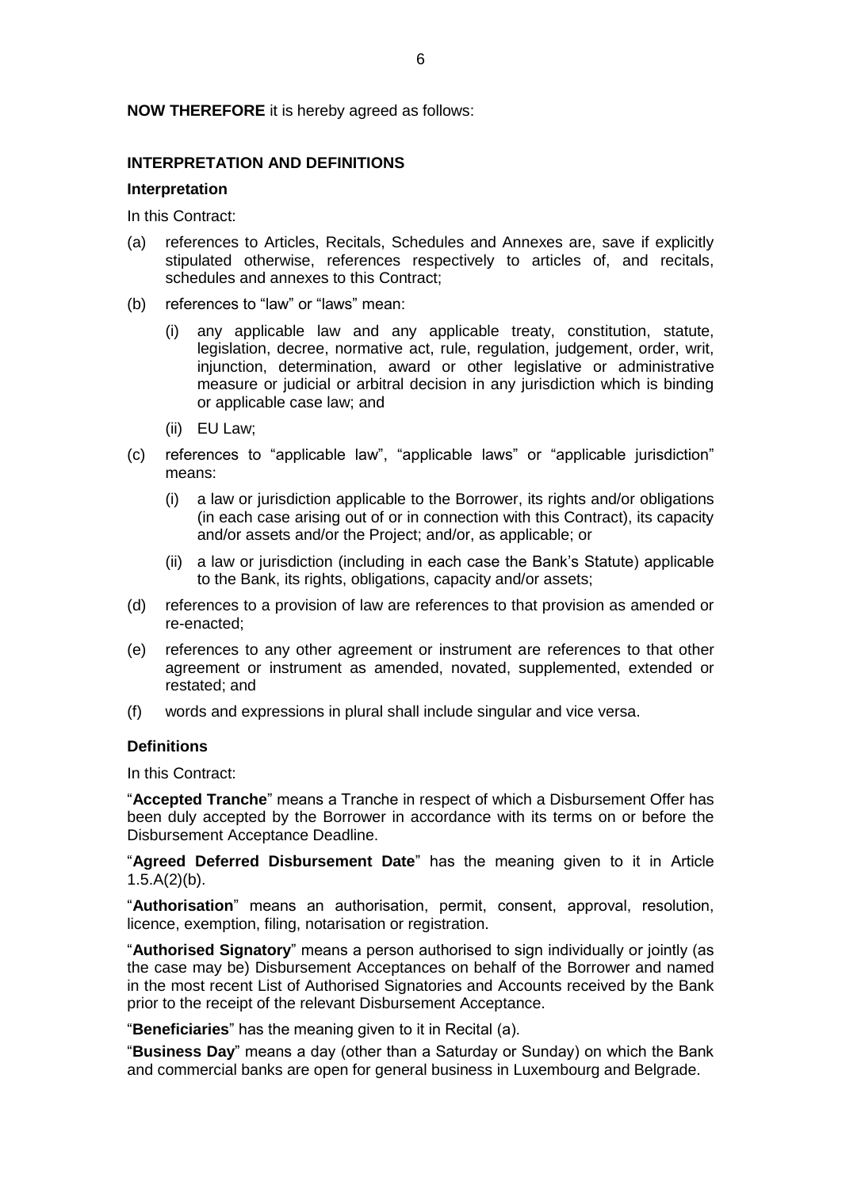**NOW THEREFORE** it is hereby agreed as follows:

## INTERPRETATION AND DEFINITIONS

### Interpretation

In this Contract:

(a) references to Articles, Recitals, Schedules and Annexes are, save if explicitly stipulated otherwise, references respectively to articles of, and recitals, schedules and annexes to this Contract;

(b) references to "law" or "laws" mean:

  (i) any applicable law and any applicable treaty, constitution, statute, legislation, decree, normative act, rule, regulation, judgement, order, writ, injunction, determination, award or other legislative or administrative measure or judicial or arbitral decision in any jurisdiction which is binding or applicable case law; and

  (ii) EU Law;

(c) references to "applicable law", "applicable laws" or "applicable jurisdiction" means:

  (i) a law or jurisdiction applicable to the Borrower, its rights and/or obligations (in each case arising out of or in connection with this Contract), its capacity and/or assets and/or the Project; and/or, as applicable; or

  (ii) a law or jurisdiction (including in each case the Bank's Statute) applicable to the Bank, its rights, obligations, capacity and/or assets;

(d) references to a provision of law are references to that provision as amended or re-enacted;

(e) references to any other agreement or instrument are references to that other agreement or instrument as amended, novated, supplemented, extended or restated; and

(f) words and expressions in plural shall include singular and vice versa.

### Definitions

In this Contract:

"**Accepted Tranche**" means a Tranche in respect of which a Disbursement Offer has been duly accepted by the Borrower in accordance with its terms on or before the Disbursement Acceptance Deadline.

"**Agreed Deferred Disbursement Date**" has the meaning given to it in Article 1.5.A(2)(b).

"**Authorisation**" means an authorisation, permit, consent, approval, resolution, licence, exemption, filing, notarisation or registration.

"**Authorised Signatory**" means a person authorised to sign individually or jointly (as the case may be) Disbursement Acceptances on behalf of the Borrower and named in the most recent List of Authorised Signatories and Accounts received by the Bank prior to the receipt of the relevant Disbursement Acceptance.

"**Beneficiaries**" has the meaning given to it in Recital (a).

"**Business Day**" means a day (other than a Saturday or Sunday) on which the Bank and commercial banks are open for general business in Luxembourg and Belgrade.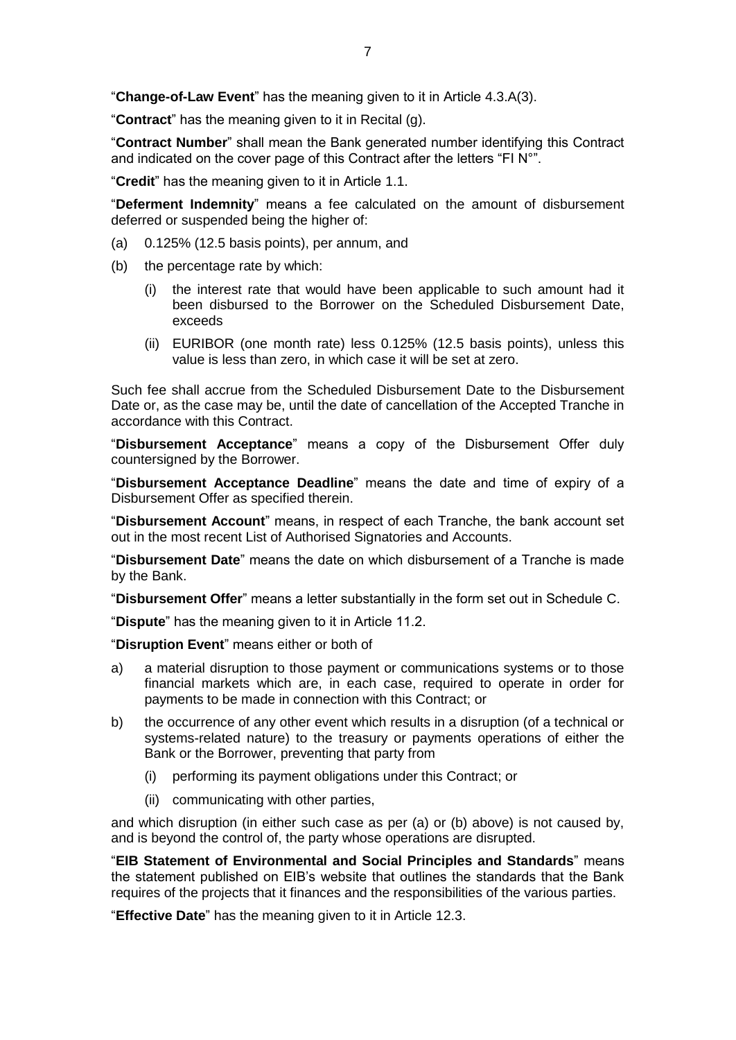"**Change-of-Law Event**" has the meaning given to it in Article 4.3.A(3).

"**Contract**" has the meaning given to it in Recital (g).

"**Contract Number**" shall mean the Bank generated number identifying this Contract and indicated on the cover page of this Contract after the letters "FI N°".

"**Credit**" has the meaning given to it in Article 1.1.

"**Deferment Indemnity**" means a fee calculated on the amount of disbursement deferred or suspended being the higher of:

(a) 0.125% (12.5 basis points), per annum, and

(b) the percentage rate by which:

  (i) the interest rate that would have been applicable to such amount had it been disbursed to the Borrower on the Scheduled Disbursement Date, exceeds

  (ii) EURIBOR (one month rate) less 0.125% (12.5 basis points), unless this value is less than zero, in which case it will be set at zero.

Such fee shall accrue from the Scheduled Disbursement Date to the Disbursement Date or, as the case may be, until the date of cancellation of the Accepted Tranche in accordance with this Contract.

"**Disbursement Acceptance**" means a copy of the Disbursement Offer duly countersigned by the Borrower.

"**Disbursement Acceptance Deadline**" means the date and time of expiry of a Disbursement Offer as specified therein.

"**Disbursement Account**" means, in respect of each Tranche, the bank account set out in the most recent List of Authorised Signatories and Accounts.

"**Disbursement Date**" means the date on which disbursement of a Tranche is made by the Bank.

"**Disbursement Offer**" means a letter substantially in the form set out in Schedule C.

"**Dispute**" has the meaning given to it in Article 11.2.

"**Disruption Event**" means either or both of

a) a material disruption to those payment or communications systems or to those financial markets which are, in each case, required to operate in order for payments to be made in connection with this Contract; or

b) the occurrence of any other event which results in a disruption (of a technical or systems-related nature) to the treasury or payments operations of either the Bank or the Borrower, preventing that party from

  (i) performing its payment obligations under this Contract; or

  (ii) communicating with other parties,

and which disruption (in either such case as per (a) or (b) above) is not caused by, and is beyond the control of, the party whose operations are disrupted.

"**EIB Statement of Environmental and Social Principles and Standards**" means the statement published on EIB's website that outlines the standards that the Bank requires of the projects that it finances and the responsibilities of the various parties.

"**Effective Date**" has the meaning given to it in Article 12.3.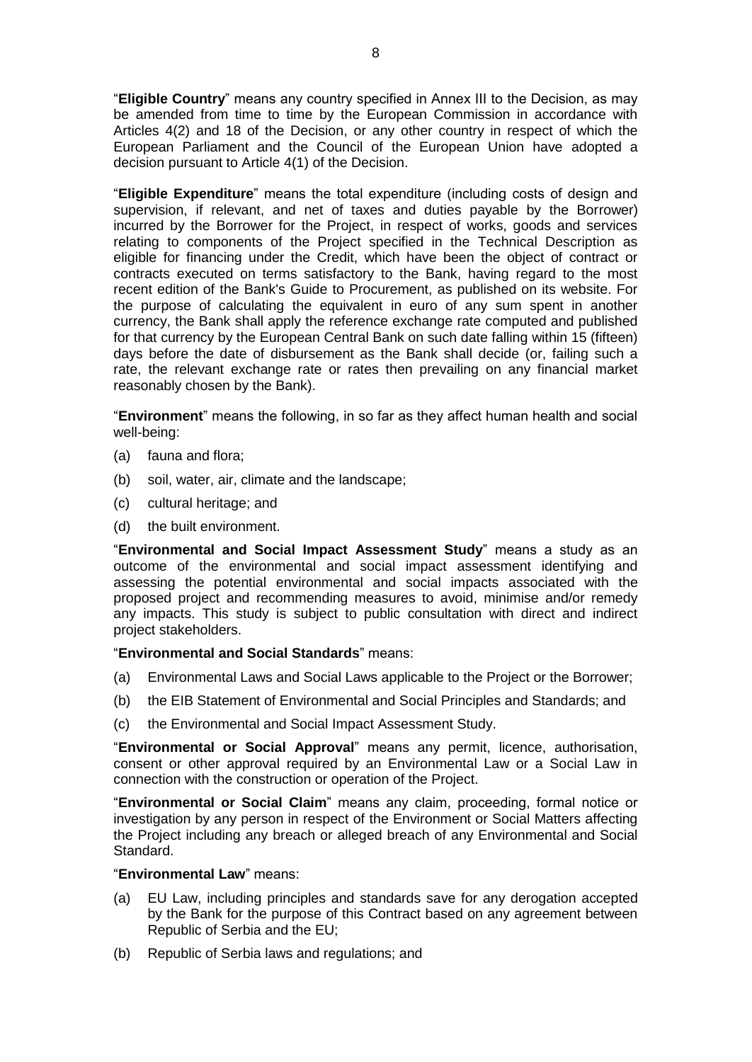"**Eligible Country**" means any country specified in Annex III to the Decision, as may be amended from time to time by the European Commission in accordance with Articles 4(2) and 18 of the Decision, or any other country in respect of which the European Parliament and the Council of the European Union have adopted a decision pursuant to Article 4(1) of the Decision.

"**Eligible Expenditure**" means the total expenditure (including costs of design and supervision, if relevant, and net of taxes and duties payable by the Borrower) incurred by the Borrower for the Project, in respect of works, goods and services relating to components of the Project specified in the Technical Description as eligible for financing under the Credit, which have been the object of contract or contracts executed on terms satisfactory to the Bank, having regard to the most recent edition of the Bank's Guide to Procurement, as published on its website. For the purpose of calculating the equivalent in euro of any sum spent in another currency, the Bank shall apply the reference exchange rate computed and published for that currency by the European Central Bank on such date falling within 15 (fifteen) days before the date of disbursement as the Bank shall decide (or, failing such a rate, the relevant exchange rate or rates then prevailing on any financial market reasonably chosen by the Bank).

"**Environment**" means the following, in so far as they affect human health and social well-being:

(a) fauna and flora;

(b) soil, water, air, climate and the landscape;

(c) cultural heritage; and

(d) the built environment.

"**Environmental and Social Impact Assessment Study**" means a study as an outcome of the environmental and social impact assessment identifying and assessing the potential environmental and social impacts associated with the proposed project and recommending measures to avoid, minimise and/or remedy any impacts. This study is subject to public consultation with direct and indirect project stakeholders.

"**Environmental and Social Standards**" means:

(a) Environmental Laws and Social Laws applicable to the Project or the Borrower;

(b) the EIB Statement of Environmental and Social Principles and Standards; and

(c) the Environmental and Social Impact Assessment Study.

"**Environmental or Social Approval**" means any permit, licence, authorisation, consent or other approval required by an Environmental Law or a Social Law in connection with the construction or operation of the Project.

"**Environmental or Social Claim**" means any claim, proceeding, formal notice or investigation by any person in respect of the Environment or Social Matters affecting the Project including any breach or alleged breach of any Environmental and Social Standard.

"**Environmental Law**" means:

(a) EU Law, including principles and standards save for any derogation accepted by the Bank for the purpose of this Contract based on any agreement between Republic of Serbia and the EU;

(b) Republic of Serbia laws and regulations; and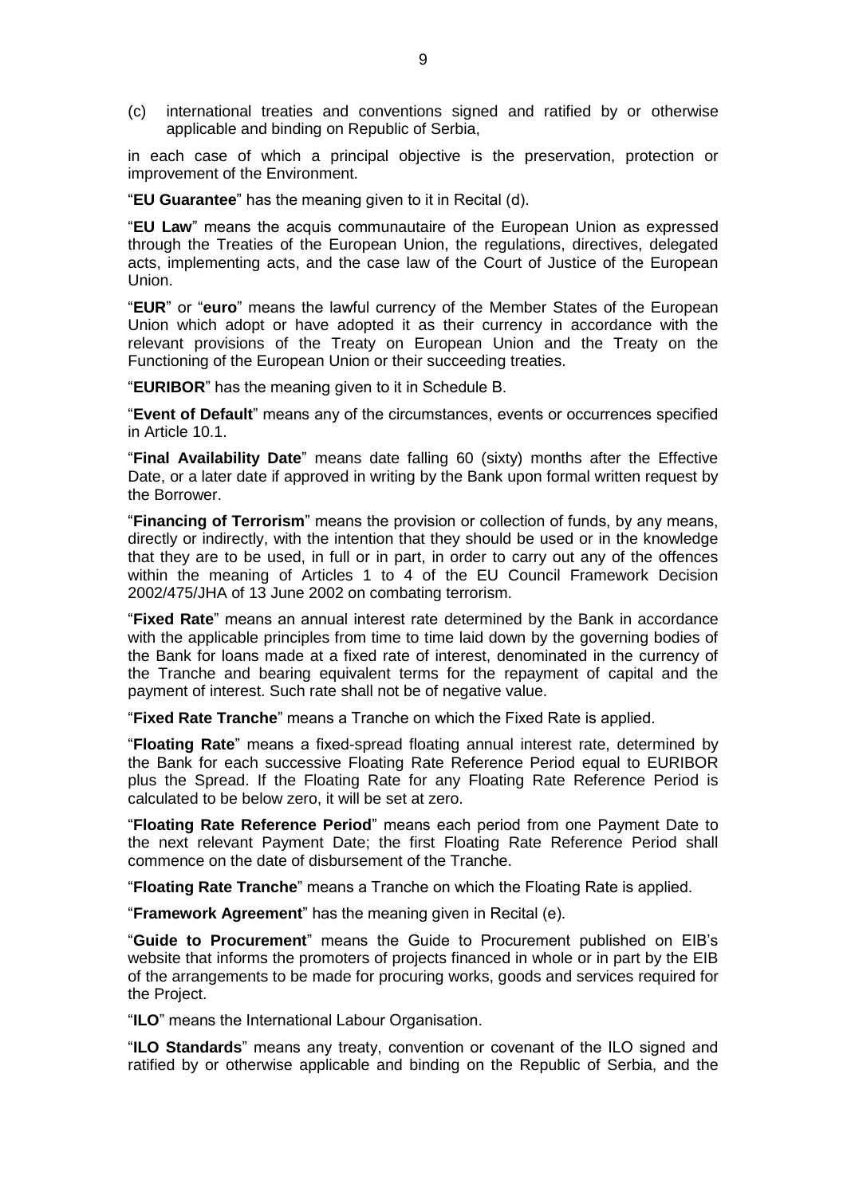(c) international treaties and conventions signed and ratified by or otherwise applicable and binding on Republic of Serbia,

in each case of which a principal objective is the preservation, protection or improvement of the Environment.

"**EU Guarantee**" has the meaning given to it in Recital (d).

"**EU Law**" means the acquis communautaire of the European Union as expressed through the Treaties of the European Union, the regulations, directives, delegated acts, implementing acts, and the case law of the Court of Justice of the European Union.

"**EUR**" or "**euro**" means the lawful currency of the Member States of the European Union which adopt or have adopted it as their currency in accordance with the relevant provisions of the Treaty on European Union and the Treaty on the Functioning of the European Union or their succeeding treaties.

"**EURIBOR**" has the meaning given to it in Schedule B.

"**Event of Default**" means any of the circumstances, events or occurrences specified in Article 10.1.

"**Final Availability Date**" means date falling 60 (sixty) months after the Effective Date, or a later date if approved in writing by the Bank upon formal written request by the Borrower.

"**Financing of Terrorism**" means the provision or collection of funds, by any means, directly or indirectly, with the intention that they should be used or in the knowledge that they are to be used, in full or in part, in order to carry out any of the offences within the meaning of Articles 1 to 4 of the EU Council Framework Decision 2002/475/JHA of 13 June 2002 on combating terrorism.

"**Fixed Rate**" means an annual interest rate determined by the Bank in accordance with the applicable principles from time to time laid down by the governing bodies of the Bank for loans made at a fixed rate of interest, denominated in the currency of the Tranche and bearing equivalent terms for the repayment of capital and the payment of interest. Such rate shall not be of negative value.

"**Fixed Rate Tranche**" means a Tranche on which the Fixed Rate is applied.

"**Floating Rate**" means a fixed-spread floating annual interest rate, determined by the Bank for each successive Floating Rate Reference Period equal to EURIBOR plus the Spread. If the Floating Rate for any Floating Rate Reference Period is calculated to be below zero, it will be set at zero.

"**Floating Rate Reference Period**" means each period from one Payment Date to the next relevant Payment Date; the first Floating Rate Reference Period shall commence on the date of disbursement of the Tranche.

"**Floating Rate Tranche**" means a Tranche on which the Floating Rate is applied.

"**Framework Agreement**" has the meaning given in Recital (e).

"**Guide to Procurement**" means the Guide to Procurement published on EIB's website that informs the promoters of projects financed in whole or in part by the EIB of the arrangements to be made for procuring works, goods and services required for the Project.

"**ILO**" means the International Labour Organisation.

"**ILO Standards**" means any treaty, convention or covenant of the ILO signed and ratified by or otherwise applicable and binding on the Republic of Serbia, and the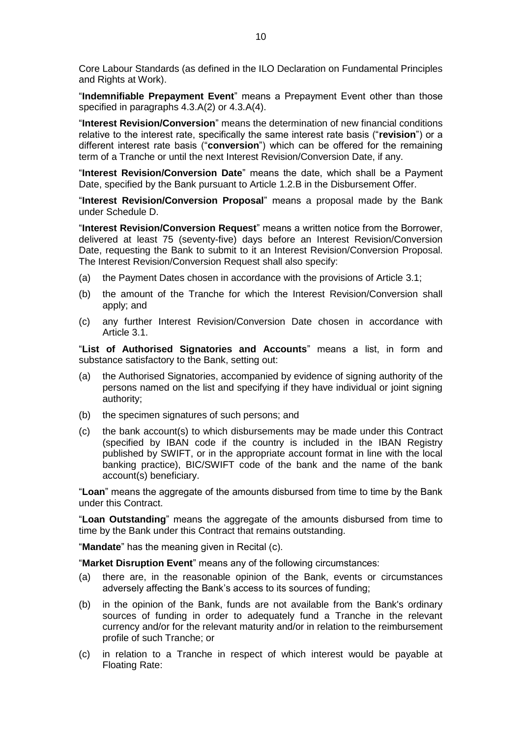Core Labour Standards (as defined in the ILO Declaration on Fundamental Principles and Rights at Work).

"**Indemnifiable Prepayment Event**" means a Prepayment Event other than those specified in paragraphs 4.3.A(2) or 4.3.A(4).

"**Interest Revision/Conversion**" means the determination of new financial conditions relative to the interest rate, specifically the same interest rate basis ("**revision**") or a different interest rate basis ("**conversion**") which can be offered for the remaining term of a Tranche or until the next Interest Revision/Conversion Date, if any.

"**Interest Revision/Conversion Date**" means the date, which shall be a Payment Date, specified by the Bank pursuant to Article 1.2.B in the Disbursement Offer.

"**Interest Revision/Conversion Proposal**" means a proposal made by the Bank under Schedule D.

"**Interest Revision/Conversion Request**" means a written notice from the Borrower, delivered at least 75 (seventy-five) days before an Interest Revision/Conversion Date, requesting the Bank to submit to it an Interest Revision/Conversion Proposal. The Interest Revision/Conversion Request shall also specify:

(a) the Payment Dates chosen in accordance with the provisions of Article 3.1;

(b) the amount of the Tranche for which the Interest Revision/Conversion shall apply; and

(c) any further Interest Revision/Conversion Date chosen in accordance with Article 3.1.

"**List of Authorised Signatories and Accounts**" means a list, in form and substance satisfactory to the Bank, setting out:

(a) the Authorised Signatories, accompanied by evidence of signing authority of the persons named on the list and specifying if they have individual or joint signing authority;

(b) the specimen signatures of such persons; and

(c) the bank account(s) to which disbursements may be made under this Contract (specified by IBAN code if the country is included in the IBAN Registry published by SWIFT, or in the appropriate account format in line with the local banking practice), BIC/SWIFT code of the bank and the name of the bank account(s) beneficiary.

"**Loan**" means the aggregate of the amounts disbursed from time to time by the Bank under this Contract.

"**Loan Outstanding**" means the aggregate of the amounts disbursed from time to time by the Bank under this Contract that remains outstanding.

"**Mandate**" has the meaning given in Recital (c).

"**Market Disruption Event**" means any of the following circumstances:

(a) there are, in the reasonable opinion of the Bank, events or circumstances adversely affecting the Bank's access to its sources of funding;

(b) in the opinion of the Bank, funds are not available from the Bank's ordinary sources of funding in order to adequately fund a Tranche in the relevant currency and/or for the relevant maturity and/or in relation to the reimbursement profile of such Tranche; or

(c) in relation to a Tranche in respect of which interest would be payable at Floating Rate: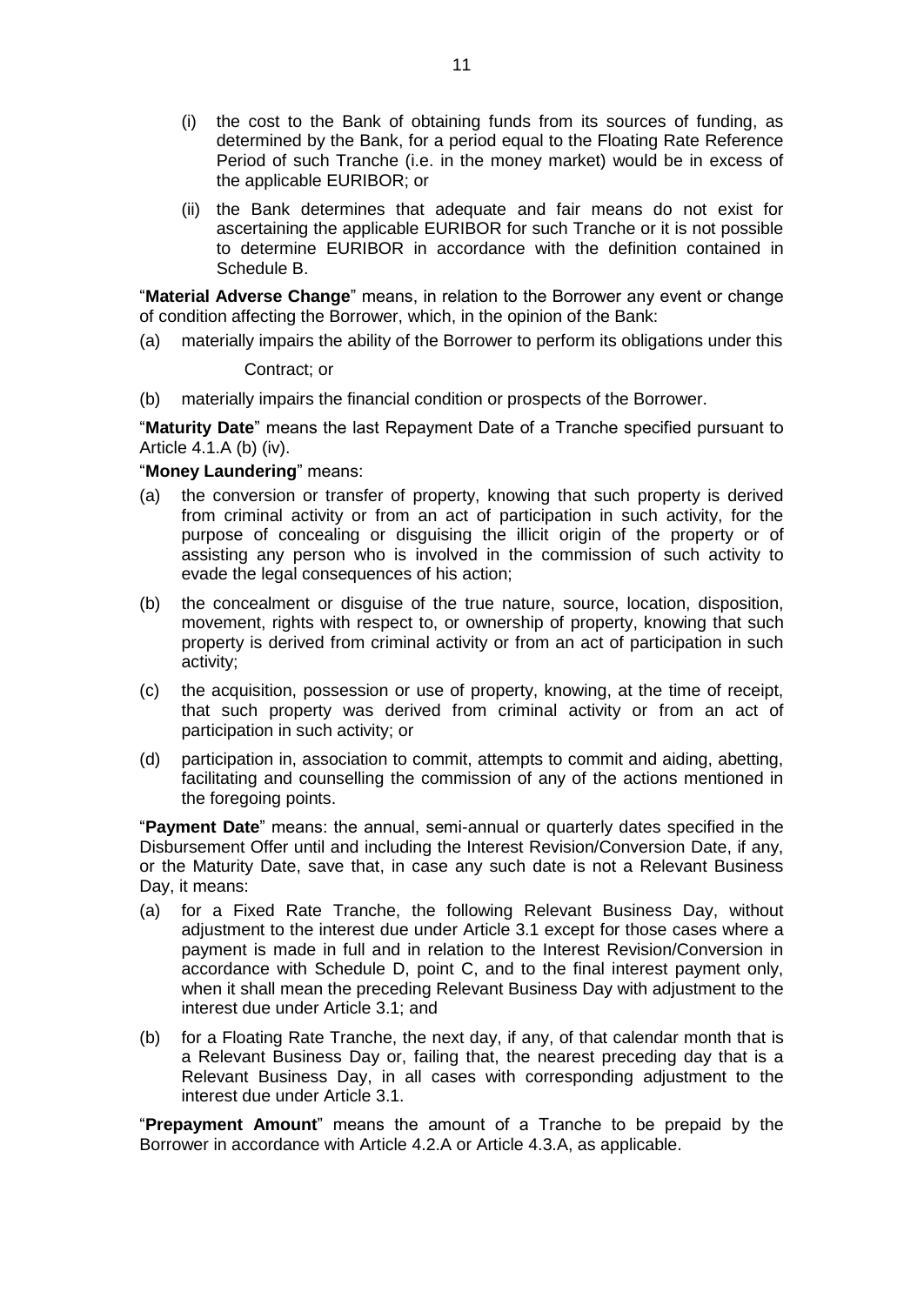(i) the cost to the Bank of obtaining funds from its sources of funding, as determined by the Bank, for a period equal to the Floating Rate Reference Period of such Tranche (i.e. in the money market) would be in excess of the applicable EURIBOR; or

(ii) the Bank determines that adequate and fair means do not exist for ascertaining the applicable EURIBOR for such Tranche or it is not possible to determine EURIBOR in accordance with the definition contained in Schedule B.

"**Material Adverse Change**" means, in relation to the Borrower any event or change of condition affecting the Borrower, which, in the opinion of the Bank:

(a) materially impairs the ability of the Borrower to perform its obligations under this Contract; or

(b) materially impairs the financial condition or prospects of the Borrower.

"**Maturity Date**" means the last Repayment Date of a Tranche specified pursuant to Article 4.1.A (b) (iv).

"**Money Laundering**" means:

(a) the conversion or transfer of property, knowing that such property is derived from criminal activity or from an act of participation in such activity, for the purpose of concealing or disguising the illicit origin of the property or of assisting any person who is involved in the commission of such activity to evade the legal consequences of his action;

(b) the concealment or disguise of the true nature, source, location, disposition, movement, rights with respect to, or ownership of property, knowing that such property is derived from criminal activity or from an act of participation in such activity;

(c) the acquisition, possession or use of property, knowing, at the time of receipt, that such property was derived from criminal activity or from an act of participation in such activity; or

(d) participation in, association to commit, attempts to commit and aiding, abetting, facilitating and counselling the commission of any of the actions mentioned in the foregoing points.

"**Payment Date**" means: the annual, semi-annual or quarterly dates specified in the Disbursement Offer until and including the Interest Revision/Conversion Date, if any, or the Maturity Date, save that, in case any such date is not a Relevant Business Day, it means:

(a) for a Fixed Rate Tranche, the following Relevant Business Day, without adjustment to the interest due under Article 3.1 except for those cases where a payment is made in full and in relation to the Interest Revision/Conversion in accordance with Schedule D, point C, and to the final interest payment only, when it shall mean the preceding Relevant Business Day with adjustment to the interest due under Article 3.1; and

(b) for a Floating Rate Tranche, the next day, if any, of that calendar month that is a Relevant Business Day or, failing that, the nearest preceding day that is a Relevant Business Day, in all cases with corresponding adjustment to the interest due under Article 3.1.

"**Prepayment Amount**" means the amount of a Tranche to be prepaid by the Borrower in accordance with Article 4.2.A or Article 4.3.A, as applicable.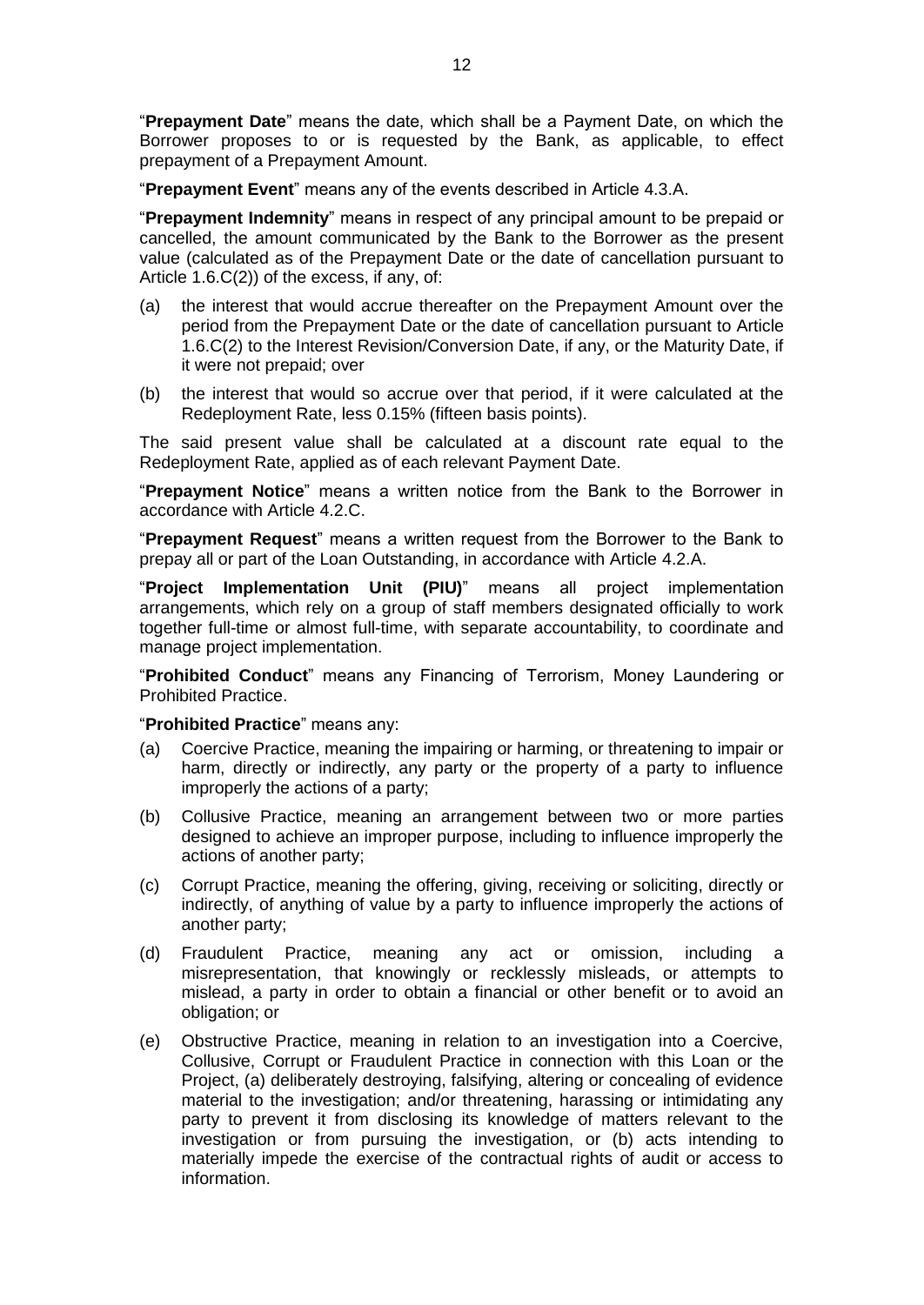"**Prepayment Date**" means the date, which shall be a Payment Date, on which the Borrower proposes to or is requested by the Bank, as applicable, to effect prepayment of a Prepayment Amount.

"**Prepayment Event**" means any of the events described in Article 4.3.A.

"**Prepayment Indemnity**" means in respect of any principal amount to be prepaid or cancelled, the amount communicated by the Bank to the Borrower as the present value (calculated as of the Prepayment Date or the date of cancellation pursuant to Article 1.6.C(2)) of the excess, if any, of:

(a) the interest that would accrue thereafter on the Prepayment Amount over the period from the Prepayment Date or the date of cancellation pursuant to Article 1.6.C(2) to the Interest Revision/Conversion Date, if any, or the Maturity Date, if it were not prepaid; over

(b) the interest that would so accrue over that period, if it were calculated at the Redeployment Rate, less 0.15% (fifteen basis points).

The said present value shall be calculated at a discount rate equal to the Redeployment Rate, applied as of each relevant Payment Date.

"**Prepayment Notice**" means a written notice from the Bank to the Borrower in accordance with Article 4.2.C.

"**Prepayment Request**" means a written request from the Borrower to the Bank to prepay all or part of the Loan Outstanding, in accordance with Article 4.2.A.

"**Project Implementation Unit (PIU)**" means all project implementation arrangements, which rely on a group of staff members designated officially to work together full-time or almost full-time, with separate accountability, to coordinate and manage project implementation.

"**Prohibited Conduct**" means any Financing of Terrorism, Money Laundering or Prohibited Practice.

"**Prohibited Practice**" means any:

(a) Coercive Practice, meaning the impairing or harming, or threatening to impair or harm, directly or indirectly, any party or the property of a party to influence improperly the actions of a party;

(b) Collusive Practice, meaning an arrangement between two or more parties designed to achieve an improper purpose, including to influence improperly the actions of another party;

(c) Corrupt Practice, meaning the offering, giving, receiving or soliciting, directly or indirectly, of anything of value by a party to influence improperly the actions of another party;

(d) Fraudulent Practice, meaning any act or omission, including a misrepresentation, that knowingly or recklessly misleads, or attempts to mislead, a party in order to obtain a financial or other benefit or to avoid an obligation; or

(e) Obstructive Practice, meaning in relation to an investigation into a Coercive, Collusive, Corrupt or Fraudulent Practice in connection with this Loan or the Project, (a) deliberately destroying, falsifying, altering or concealing of evidence material to the investigation; and/or threatening, harassing or intimidating any party to prevent it from disclosing its knowledge of matters relevant to the investigation or from pursuing the investigation, or (b) acts intending to materially impede the exercise of the contractual rights of audit or access to information.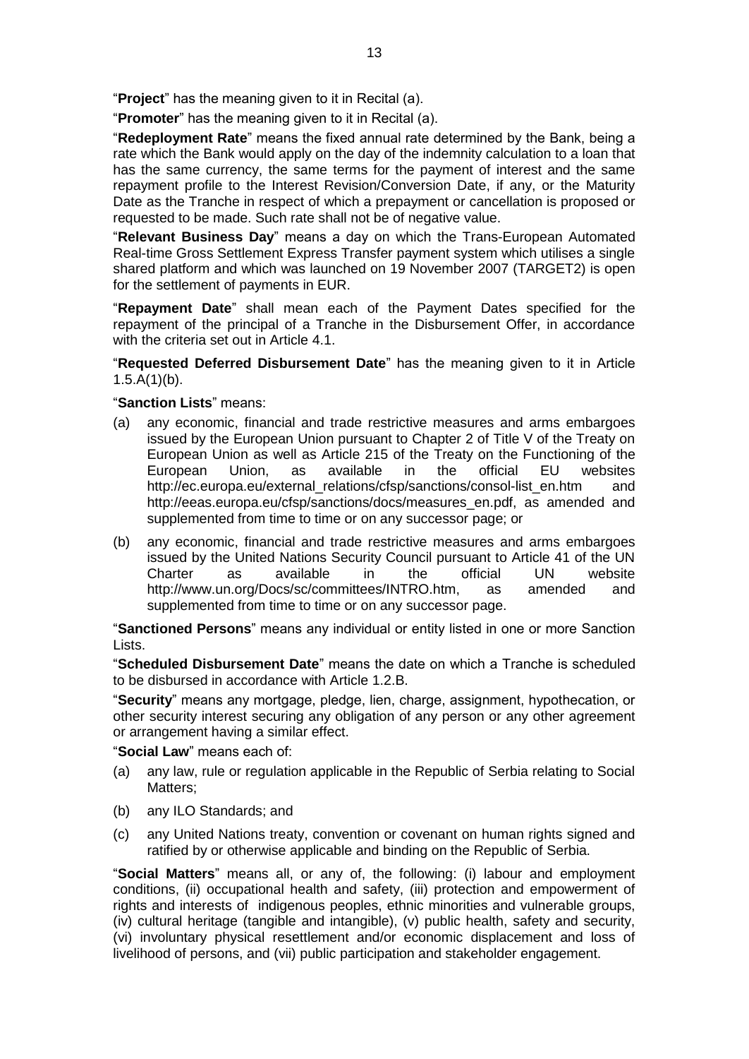"**Project**" has the meaning given to it in Recital (a).

"**Promoter**" has the meaning given to it in Recital (a).

"**Redeployment Rate**" means the fixed annual rate determined by the Bank, being a rate which the Bank would apply on the day of the indemnity calculation to a loan that has the same currency, the same terms for the payment of interest and the same repayment profile to the Interest Revision/Conversion Date, if any, or the Maturity Date as the Tranche in respect of which a prepayment or cancellation is proposed or requested to be made. Such rate shall not be of negative value.

"**Relevant Business Day**" means a day on which the Trans-European Automated Real-time Gross Settlement Express Transfer payment system which utilises a single shared platform and which was launched on 19 November 2007 (TARGET2) is open for the settlement of payments in EUR.

"**Repayment Date**" shall mean each of the Payment Dates specified for the repayment of the principal of a Tranche in the Disbursement Offer, in accordance with the criteria set out in Article 4.1.

"**Requested Deferred Disbursement Date**" has the meaning given to it in Article 1.5.A(1)(b).

"**Sanction Lists**" means:

(a) any economic, financial and trade restrictive measures and arms embargoes issued by the European Union pursuant to Chapter 2 of Title V of the Treaty on European Union as well as Article 215 of the Treaty on the Functioning of the European Union, as available in the official EU websites http://ec.europa.eu/external_relations/cfsp/sanctions/consol-list_en.htm and http://eeas.europa.eu/cfsp/sanctions/docs/measures_en.pdf, as amended and supplemented from time to time or on any successor page; or

(b) any economic, financial and trade restrictive measures and arms embargoes issued by the United Nations Security Council pursuant to Article 41 of the UN Charter as available in the official UN website http://www.un.org/Docs/sc/committees/INTRO.htm, as amended and supplemented from time to time or on any successor page.

"**Sanctioned Persons**" means any individual or entity listed in one or more Sanction Lists.

"**Scheduled Disbursement Date**" means the date on which a Tranche is scheduled to be disbursed in accordance with Article 1.2.B.

"**Security**" means any mortgage, pledge, lien, charge, assignment, hypothecation, or other security interest securing any obligation of any person or any other agreement or arrangement having a similar effect.

"**Social Law**" means each of:

(a) any law, rule or regulation applicable in the Republic of Serbia relating to Social Matters;

(b) any ILO Standards; and

(c) any United Nations treaty, convention or covenant on human rights signed and ratified by or otherwise applicable and binding on the Republic of Serbia.

"**Social Matters**" means all, or any of, the following: (i) labour and employment conditions, (ii) occupational health and safety, (iii) protection and empowerment of rights and interests of indigenous peoples, ethnic minorities and vulnerable groups, (iv) cultural heritage (tangible and intangible), (v) public health, safety and security, (vi) involuntary physical resettlement and/or economic displacement and loss of livelihood of persons, and (vii) public participation and stakeholder engagement.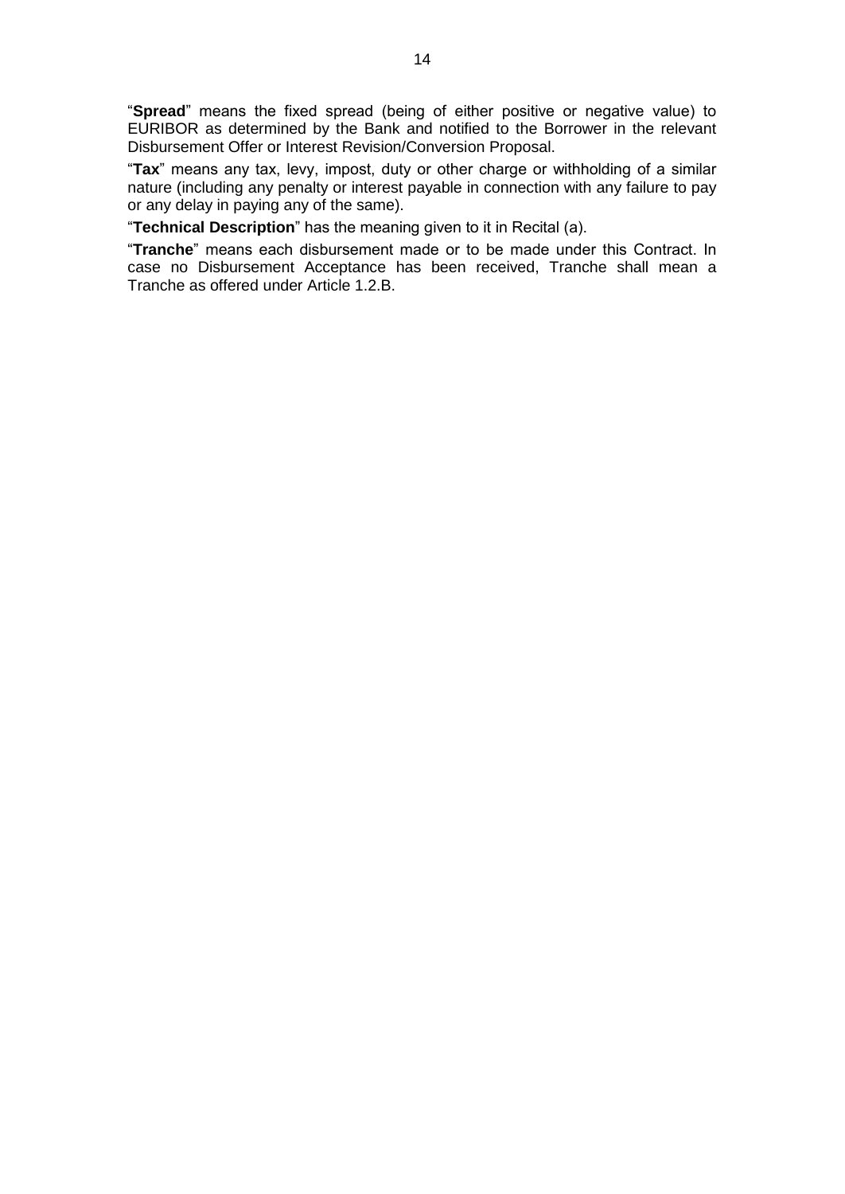“**Spread**” means the fixed spread (being of either positive or negative value) to EURIBOR as determined by the Bank and notified to the Borrower in the relevant Disbursement Offer or Interest Revision/Conversion Proposal.

“**Tax**” means any tax, levy, impost, duty or other charge or withholding of a similar nature (including any penalty or interest payable in connection with any failure to pay or any delay in paying any of the same).

“**Technical Description**” has the meaning given to it in Recital (a).

“**Tranche**” means each disbursement made or to be made under this Contract. In case no Disbursement Acceptance has been received, Tranche shall mean a Tranche as offered under Article 1.2.B.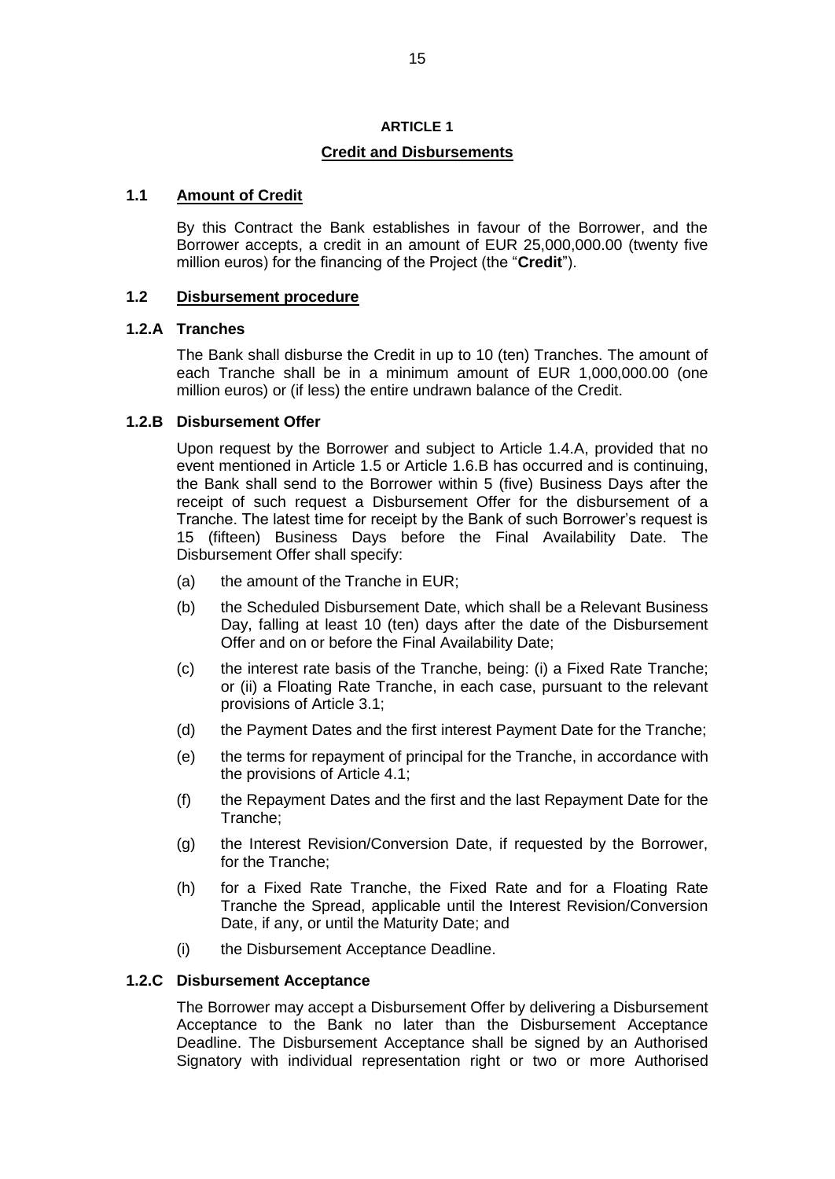# ARTICLE 1

## Credit and Disbursements

### 1.1 Amount of Credit

By this Contract the Bank establishes in favour of the Borrower, and the Borrower accepts, a credit in an amount of EUR 25,000,000.00 (twenty five million euros) for the financing of the Project (the "**Credit**").

### 1.2 Disbursement procedure

#### 1.2.A Tranches

The Bank shall disburse the Credit in up to 10 (ten) Tranches. The amount of each Tranche shall be in a minimum amount of EUR 1,000,000.00 (one million euros) or (if less) the entire undrawn balance of the Credit.

#### 1.2.B Disbursement Offer

Upon request by the Borrower and subject to Article 1.4.A, provided that no event mentioned in Article 1.5 or Article 1.6.B has occurred and is continuing, the Bank shall send to the Borrower within 5 (five) Business Days after the receipt of such request a Disbursement Offer for the disbursement of a Tranche. The latest time for receipt by the Bank of such Borrower's request is 15 (fifteen) Business Days before the Final Availability Date. The Disbursement Offer shall specify:

(a) the amount of the Tranche in EUR;

(b) the Scheduled Disbursement Date, which shall be a Relevant Business Day, falling at least 10 (ten) days after the date of the Disbursement Offer and on or before the Final Availability Date;

(c) the interest rate basis of the Tranche, being: (i) a Fixed Rate Tranche; or (ii) a Floating Rate Tranche, in each case, pursuant to the relevant provisions of Article 3.1;

(d) the Payment Dates and the first interest Payment Date for the Tranche;

(e) the terms for repayment of principal for the Tranche, in accordance with the provisions of Article 4.1;

(f) the Repayment Dates and the first and the last Repayment Date for the Tranche;

(g) the Interest Revision/Conversion Date, if requested by the Borrower, for the Tranche;

(h) for a Fixed Rate Tranche, the Fixed Rate and for a Floating Rate Tranche the Spread, applicable until the Interest Revision/Conversion Date, if any, or until the Maturity Date; and

(i) the Disbursement Acceptance Deadline.

#### 1.2.C Disbursement Acceptance

The Borrower may accept a Disbursement Offer by delivering a Disbursement Acceptance to the Bank no later than the Disbursement Acceptance Deadline. The Disbursement Acceptance shall be signed by an Authorised Signatory with individual representation right or two or more Authorised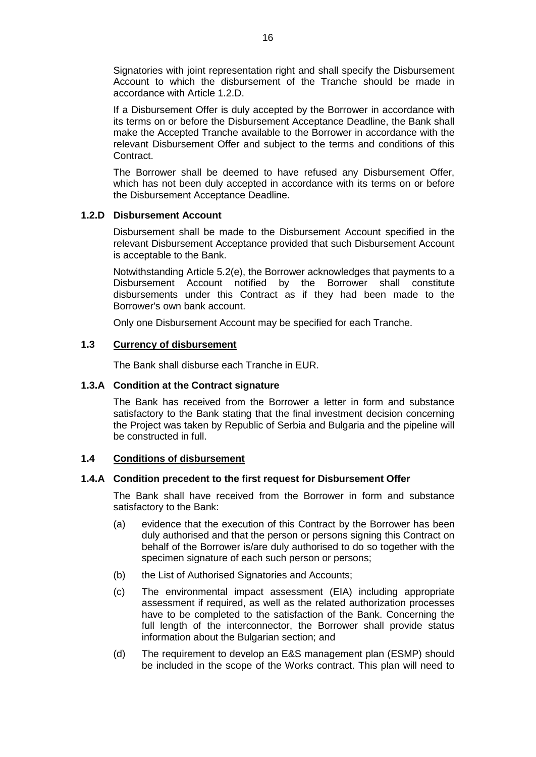Signatories with joint representation right and shall specify the Disbursement Account to which the disbursement of the Tranche should be made in accordance with Article 1.2.D.

If a Disbursement Offer is duly accepted by the Borrower in accordance with its terms on or before the Disbursement Acceptance Deadline, the Bank shall make the Accepted Tranche available to the Borrower in accordance with the relevant Disbursement Offer and subject to the terms and conditions of this Contract.

The Borrower shall be deemed to have refused any Disbursement Offer, which has not been duly accepted in accordance with its terms on or before the Disbursement Acceptance Deadline.

### 1.2.D Disbursement Account

Disbursement shall be made to the Disbursement Account specified in the relevant Disbursement Acceptance provided that such Disbursement Account is acceptable to the Bank.

Notwithstanding Article 5.2(e), the Borrower acknowledges that payments to a Disbursement Account notified by the Borrower shall constitute disbursements under this Contract as if they had been made to the Borrower's own bank account.

Only one Disbursement Account may be specified for each Tranche.

### 1.3 Currency of disbursement

The Bank shall disburse each Tranche in EUR.

### 1.3.A Condition at the Contract signature

The Bank has received from the Borrower a letter in form and substance satisfactory to the Bank stating that the final investment decision concerning the Project was taken by Republic of Serbia and Bulgaria and the pipeline will be constructed in full.

### 1.4 Conditions of disbursement

### 1.4.A Condition precedent to the first request for Disbursement Offer

The Bank shall have received from the Borrower in form and substance satisfactory to the Bank:

(a) evidence that the execution of this Contract by the Borrower has been duly authorised and that the person or persons signing this Contract on behalf of the Borrower is/are duly authorised to do so together with the specimen signature of each such person or persons;

(b) the List of Authorised Signatories and Accounts;

(c) The environmental impact assessment (EIA) including appropriate assessment if required, as well as the related authorization processes have to be completed to the satisfaction of the Bank. Concerning the full length of the interconnector, the Borrower shall provide status information about the Bulgarian section; and

(d) The requirement to develop an E&S management plan (ESMP) should be included in the scope of the Works contract. This plan will need to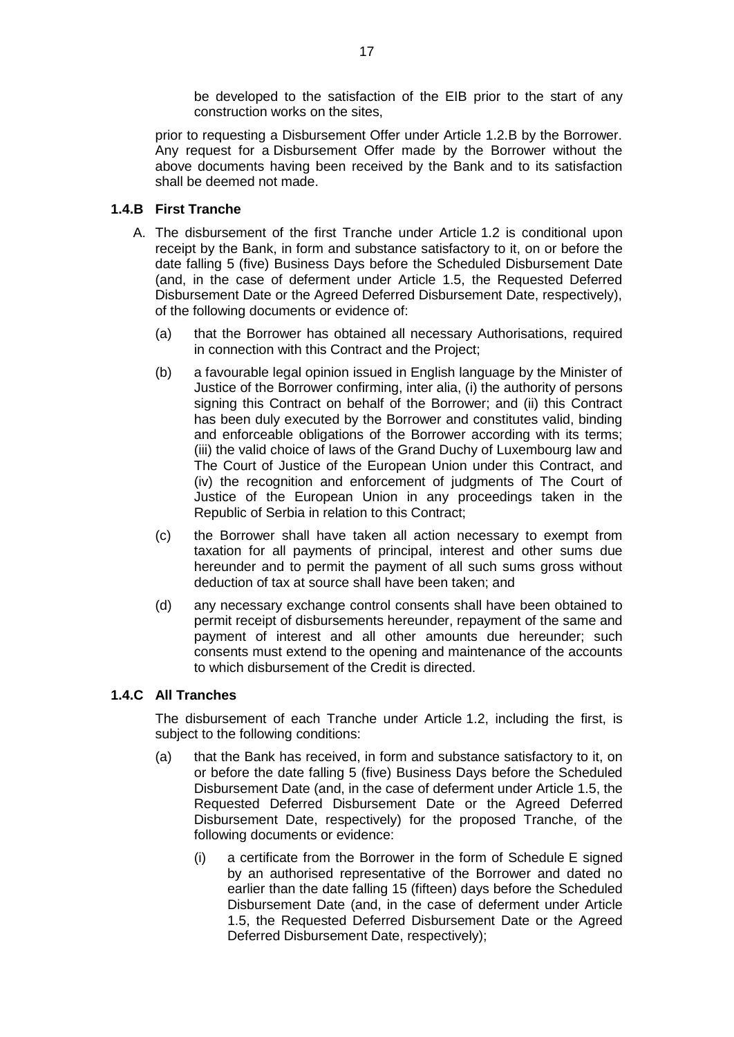be developed to the satisfaction of the EIB prior to the start of any construction works on the sites,

prior to requesting a Disbursement Offer under Article 1.2.B by the Borrower. Any request for a Disbursement Offer made by the Borrower without the above documents having been received by the Bank and to its satisfaction shall be deemed not made.

### 1.4.B First Tranche

A. The disbursement of the first Tranche under Article 1.2 is conditional upon receipt by the Bank, in form and substance satisfactory to it, on or before the date falling 5 (five) Business Days before the Scheduled Disbursement Date (and, in the case of deferment under Article 1.5, the Requested Deferred Disbursement Date or the Agreed Deferred Disbursement Date, respectively), of the following documents or evidence of:

(a) that the Borrower has obtained all necessary Authorisations, required in connection with this Contract and the Project;

(b) a favourable legal opinion issued in English language by the Minister of Justice of the Borrower confirming, inter alia, (i) the authority of persons signing this Contract on behalf of the Borrower; and (ii) this Contract has been duly executed by the Borrower and constitutes valid, binding and enforceable obligations of the Borrower according with its terms; (iii) the valid choice of laws of the Grand Duchy of Luxembourg law and The Court of Justice of the European Union under this Contract, and (iv) the recognition and enforcement of judgments of The Court of Justice of the European Union in any proceedings taken in the Republic of Serbia in relation to this Contract;

(c) the Borrower shall have taken all action necessary to exempt from taxation for all payments of principal, interest and other sums due hereunder and to permit the payment of all such sums gross without deduction of tax at source shall have been taken; and

(d) any necessary exchange control consents shall have been obtained to permit receipt of disbursements hereunder, repayment of the same and payment of interest and all other amounts due hereunder; such consents must extend to the opening and maintenance of the accounts to which disbursement of the Credit is directed.

### 1.4.C All Tranches

The disbursement of each Tranche under Article 1.2, including the first, is subject to the following conditions:

(a) that the Bank has received, in form and substance satisfactory to it, on or before the date falling 5 (five) Business Days before the Scheduled Disbursement Date (and, in the case of deferment under Article 1.5, the Requested Deferred Disbursement Date or the Agreed Deferred Disbursement Date, respectively) for the proposed Tranche, of the following documents or evidence:

(i) a certificate from the Borrower in the form of Schedule E signed by an authorised representative of the Borrower and dated no earlier than the date falling 15 (fifteen) days before the Scheduled Disbursement Date (and, in the case of deferment under Article 1.5, the Requested Deferred Disbursement Date or the Agreed Deferred Disbursement Date, respectively);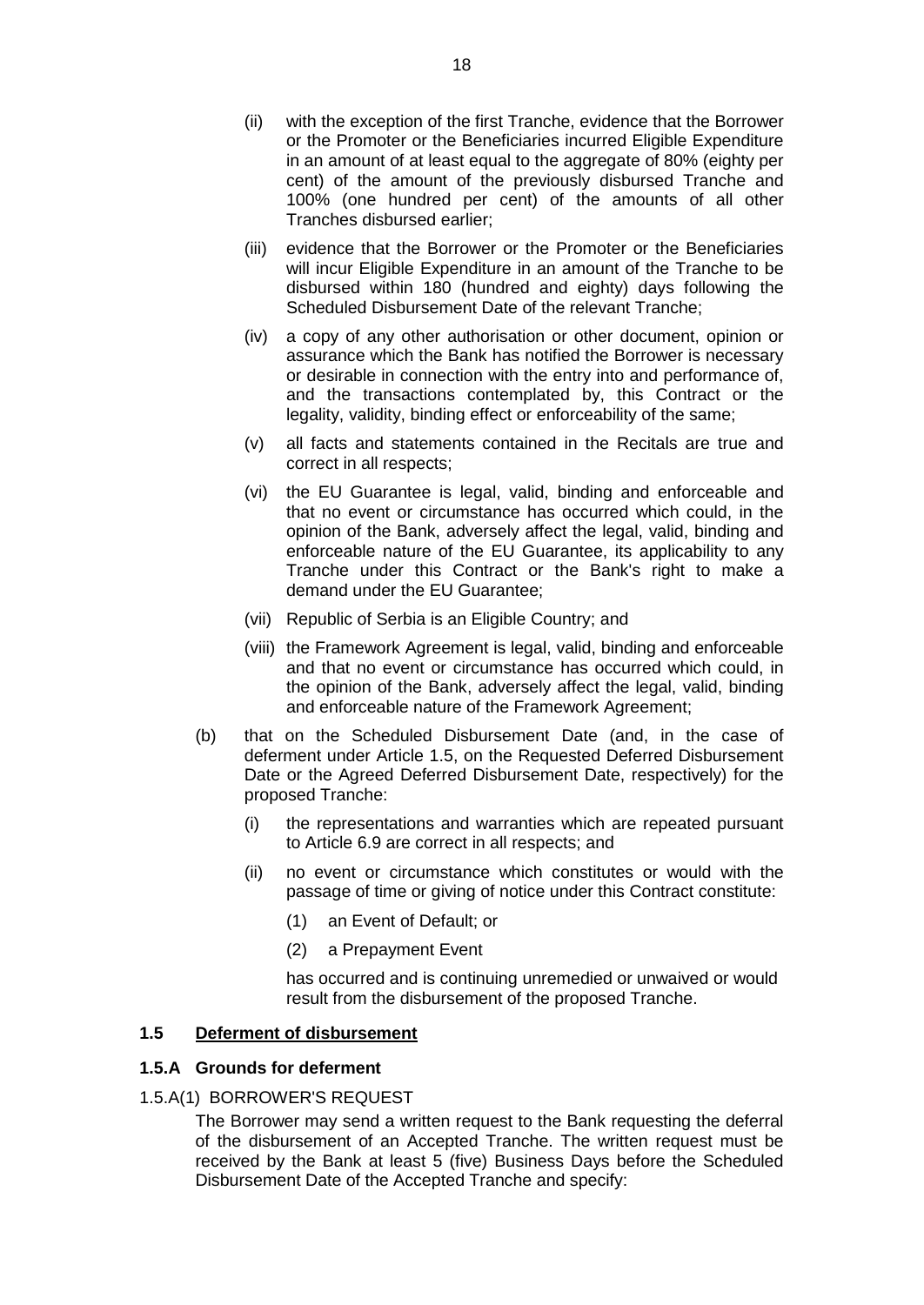(ii) with the exception of the first Tranche, evidence that the Borrower or the Promoter or the Beneficiaries incurred Eligible Expenditure in an amount of at least equal to the aggregate of 80% (eighty per cent) of the amount of the previously disbursed Tranche and 100% (one hundred per cent) of the amounts of all other Tranches disbursed earlier;

(iii) evidence that the Borrower or the Promoter or the Beneficiaries will incur Eligible Expenditure in an amount of the Tranche to be disbursed within 180 (hundred and eighty) days following the Scheduled Disbursement Date of the relevant Tranche;

(iv) a copy of any other authorisation or other document, opinion or assurance which the Bank has notified the Borrower is necessary or desirable in connection with the entry into and performance of, and the transactions contemplated by, this Contract or the legality, validity, binding effect or enforceability of the same;

(v) all facts and statements contained in the Recitals are true and correct in all respects;

(vi) the EU Guarantee is legal, valid, binding and enforceable and that no event or circumstance has occurred which could, in the opinion of the Bank, adversely affect the legal, valid, binding and enforceable nature of the EU Guarantee, its applicability to any Tranche under this Contract or the Bank's right to make a demand under the EU Guarantee;

(vii) Republic of Serbia is an Eligible Country; and

(viii) the Framework Agreement is legal, valid, binding and enforceable and that no event or circumstance has occurred which could, in the opinion of the Bank, adversely affect the legal, valid, binding and enforceable nature of the Framework Agreement;

(b) that on the Scheduled Disbursement Date (and, in the case of deferment under Article 1.5, on the Requested Deferred Disbursement Date or the Agreed Deferred Disbursement Date, respectively) for the proposed Tranche:

(i) the representations and warranties which are repeated pursuant to Article 6.9 are correct in all respects; and

(ii) no event or circumstance which constitutes or would with the passage of time or giving of notice under this Contract constitute:

(1) an Event of Default; or

(2) a Prepayment Event

has occurred and is continuing unremedied or unwaived or would result from the disbursement of the proposed Tranche.

### 1.5 <u>Deferment of disbursement</u>

#### 1.5.A Grounds for deferment

1.5.A(1) BORROWER'S REQUEST

The Borrower may send a written request to the Bank requesting the deferral of the disbursement of an Accepted Tranche. The written request must be received by the Bank at least 5 (five) Business Days before the Scheduled Disbursement Date of the Accepted Tranche and specify: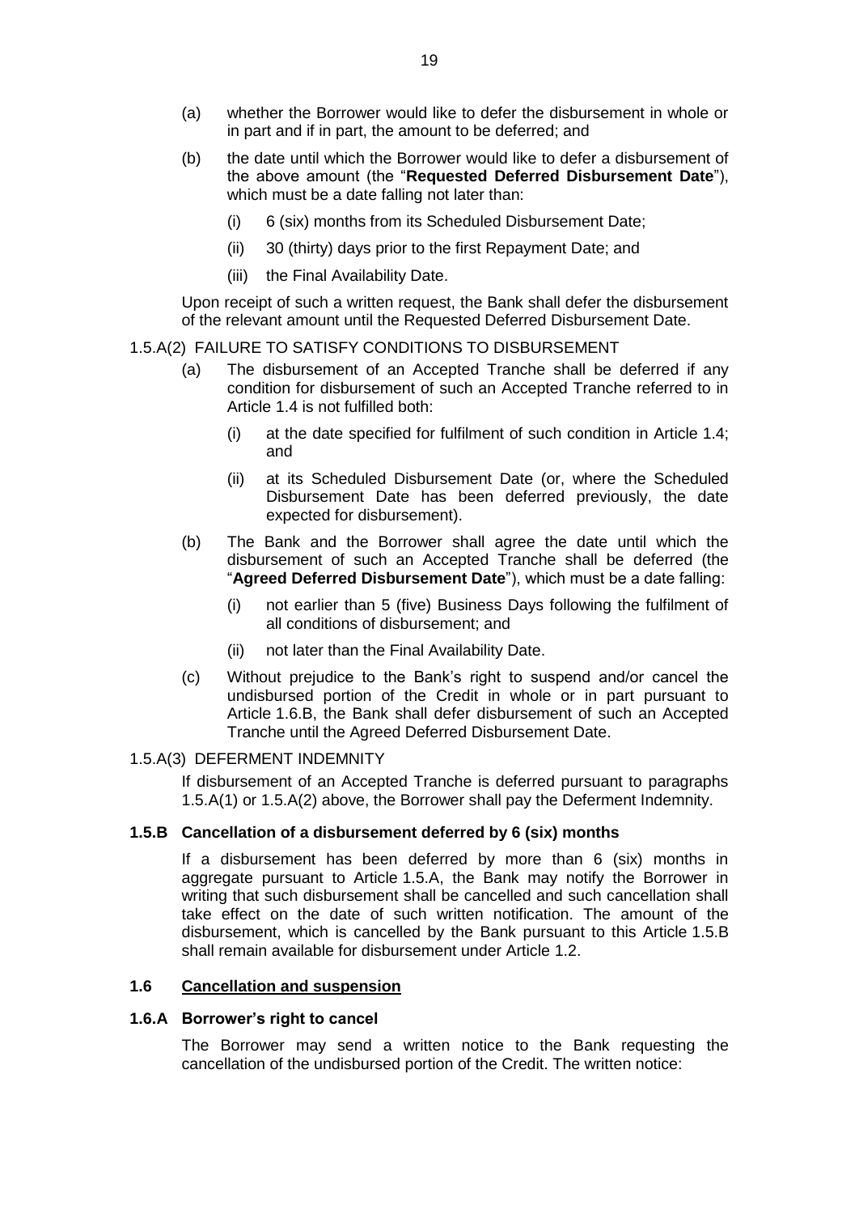(a) whether the Borrower would like to defer the disbursement in whole or in part and if in part, the amount to be deferred; and

(b) the date until which the Borrower would like to defer a disbursement of the above amount (the "**Requested Deferred Disbursement Date**"), which must be a date falling not later than:

   (i) 6 (six) months from its Scheduled Disbursement Date;

   (ii) 30 (thirty) days prior to the first Repayment Date; and

   (iii) the Final Availability Date.

Upon receipt of such a written request, the Bank shall defer the disbursement of the relevant amount until the Requested Deferred Disbursement Date.

1.5.A(2) FAILURE TO SATISFY CONDITIONS TO DISBURSEMENT

(a) The disbursement of an Accepted Tranche shall be deferred if any condition for disbursement of such an Accepted Tranche referred to in Article 1.4 is not fulfilled both:

   (i) at the date specified for fulfilment of such condition in Article 1.4; and

   (ii) at its Scheduled Disbursement Date (or, where the Scheduled Disbursement Date has been deferred previously, the date expected for disbursement).

(b) The Bank and the Borrower shall agree the date until which the disbursement of such an Accepted Tranche shall be deferred (the "**Agreed Deferred Disbursement Date**"), which must be a date falling:

   (i) not earlier than 5 (five) Business Days following the fulfilment of all conditions of disbursement; and

   (ii) not later than the Final Availability Date.

(c) Without prejudice to the Bank's right to suspend and/or cancel the undisbursed portion of the Credit in whole or in part pursuant to Article 1.6.B, the Bank shall defer disbursement of such an Accepted Tranche until the Agreed Deferred Disbursement Date.

1.5.A(3) DEFERMENT INDEMNITY

If disbursement of an Accepted Tranche is deferred pursuant to paragraphs 1.5.A(1) or 1.5.A(2) above, the Borrower shall pay the Deferment Indemnity.

### 1.5.B Cancellation of a disbursement deferred by 6 (six) months

If a disbursement has been deferred by more than 6 (six) months in aggregate pursuant to Article 1.5.A, the Bank may notify the Borrower in writing that such disbursement shall be cancelled and such cancellation shall take effect on the date of such written notification. The amount of the disbursement, which is cancelled by the Bank pursuant to this Article 1.5.B shall remain available for disbursement under Article 1.2.

## 1.6 Cancellation and suspension

### 1.6.A Borrower's right to cancel

The Borrower may send a written notice to the Bank requesting the cancellation of the undisbursed portion of the Credit. The written notice: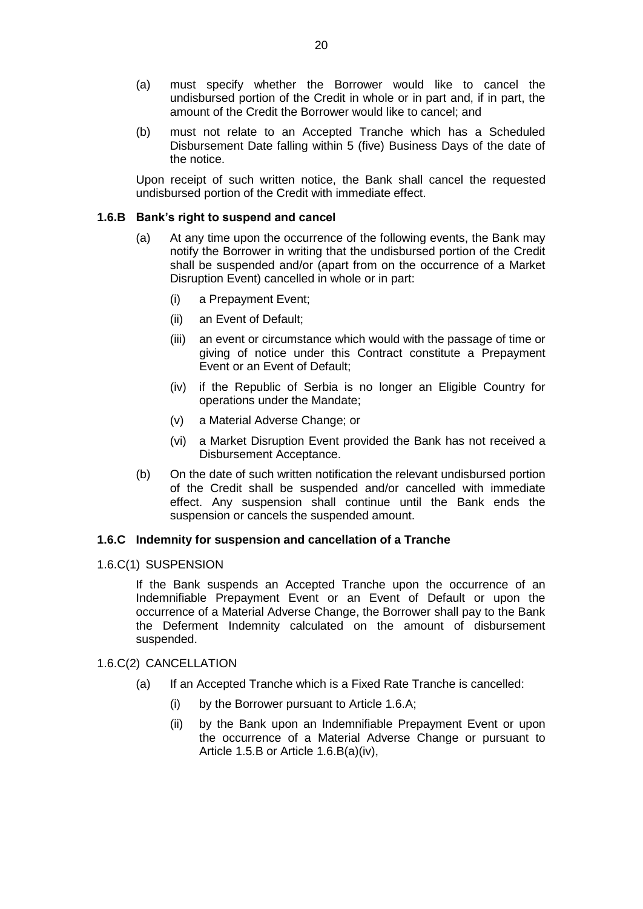(a) must specify whether the Borrower would like to cancel the undisbursed portion of the Credit in whole or in part and, if in part, the amount of the Credit the Borrower would like to cancel; and

(b) must not relate to an Accepted Tranche which has a Scheduled Disbursement Date falling within 5 (five) Business Days of the date of the notice.

Upon receipt of such written notice, the Bank shall cancel the requested undisbursed portion of the Credit with immediate effect.

### 1.6.B Bank's right to suspend and cancel

(a) At any time upon the occurrence of the following events, the Bank may notify the Borrower in writing that the undisbursed portion of the Credit shall be suspended and/or (apart from on the occurrence of a Market Disruption Event) cancelled in whole or in part:

  (i) a Prepayment Event;

  (ii) an Event of Default;

  (iii) an event or circumstance which would with the passage of time or giving of notice under this Contract constitute a Prepayment Event or an Event of Default;

  (iv) if the Republic of Serbia is no longer an Eligible Country for operations under the Mandate;

  (v) a Material Adverse Change; or

  (vi) a Market Disruption Event provided the Bank has not received a Disbursement Acceptance.

(b) On the date of such written notification the relevant undisbursed portion of the Credit shall be suspended and/or cancelled with immediate effect. Any suspension shall continue until the Bank ends the suspension or cancels the suspended amount.

### 1.6.C Indemnity for suspension and cancellation of a Tranche

1.6.C(1) SUSPENSION

If the Bank suspends an Accepted Tranche upon the occurrence of an Indemnifiable Prepayment Event or an Event of Default or upon the occurrence of a Material Adverse Change, the Borrower shall pay to the Bank the Deferment Indemnity calculated on the amount of disbursement suspended.

1.6.C(2) CANCELLATION

(a) If an Accepted Tranche which is a Fixed Rate Tranche is cancelled:

  (i) by the Borrower pursuant to Article 1.6.A;

  (ii) by the Bank upon an Indemnifiable Prepayment Event or upon the occurrence of a Material Adverse Change or pursuant to Article 1.5.B or Article 1.6.B(a)(iv),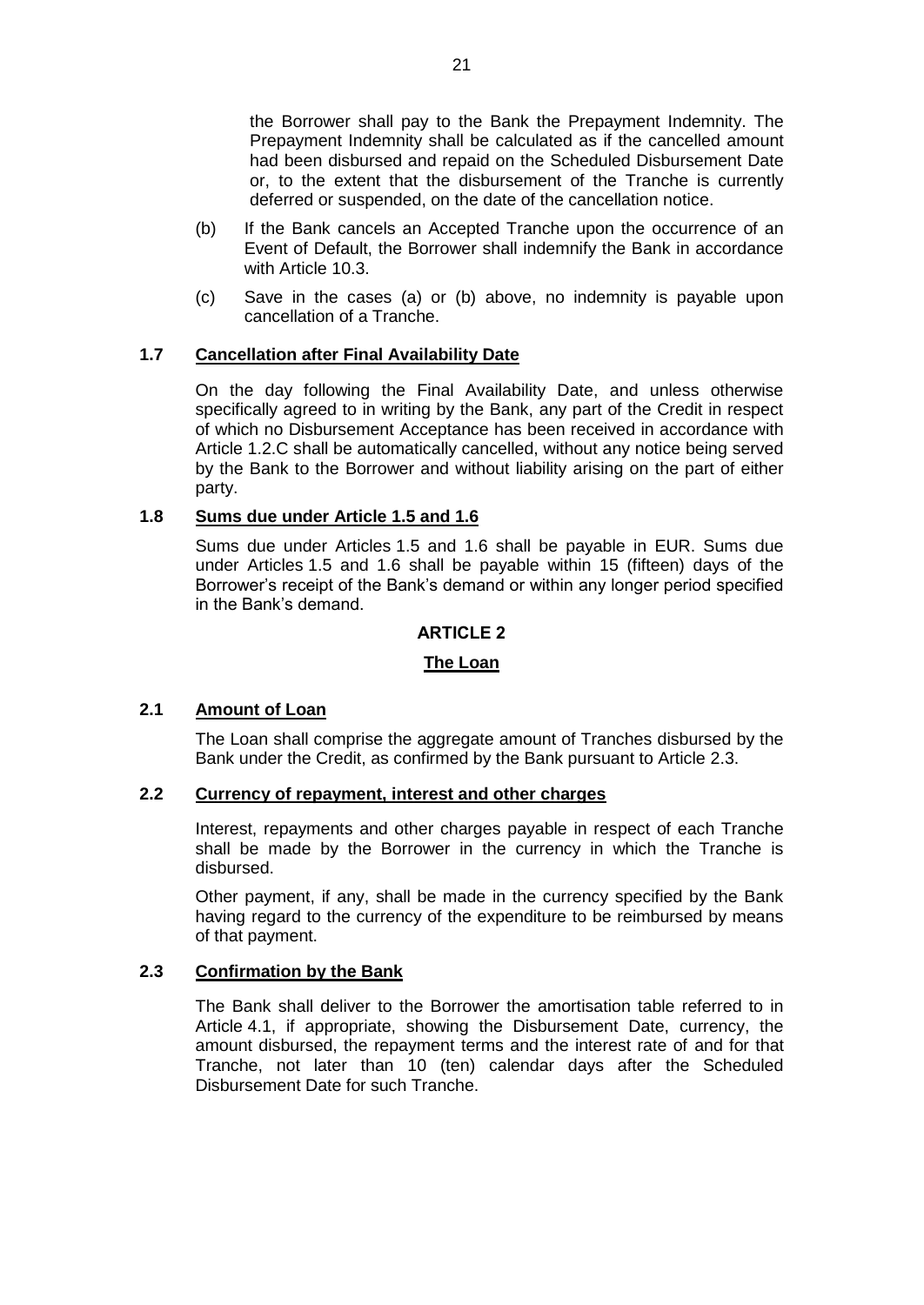the Borrower shall pay to the Bank the Prepayment Indemnity. The Prepayment Indemnity shall be calculated as if the cancelled amount had been disbursed and repaid on the Scheduled Disbursement Date or, to the extent that the disbursement of the Tranche is currently deferred or suspended, on the date of the cancellation notice.

(b) If the Bank cancels an Accepted Tranche upon the occurrence of an Event of Default, the Borrower shall indemnify the Bank in accordance with Article 10.3.

(c) Save in the cases (a) or (b) above, no indemnity is payable upon cancellation of a Tranche.

### 1.7 Cancellation after Final Availability Date

On the day following the Final Availability Date, and unless otherwise specifically agreed to in writing by the Bank, any part of the Credit in respect of which no Disbursement Acceptance has been received in accordance with Article 1.2.C shall be automatically cancelled, without any notice being served by the Bank to the Borrower and without liability arising on the part of either party.

### 1.8 Sums due under Article 1.5 and 1.6

Sums due under Articles 1.5 and 1.6 shall be payable in EUR. Sums due under Articles 1.5 and 1.6 shall be payable within 15 (fifteen) days of the Borrower's receipt of the Bank's demand or within any longer period specified in the Bank's demand.

## ARTICLE 2

## The Loan

### 2.1 Amount of Loan

The Loan shall comprise the aggregate amount of Tranches disbursed by the Bank under the Credit, as confirmed by the Bank pursuant to Article 2.3.

### 2.2 Currency of repayment, interest and other charges

Interest, repayments and other charges payable in respect of each Tranche shall be made by the Borrower in the currency in which the Tranche is disbursed.

Other payment, if any, shall be made in the currency specified by the Bank having regard to the currency of the expenditure to be reimbursed by means of that payment.

### 2.3 Confirmation by the Bank

The Bank shall deliver to the Borrower the amortisation table referred to in Article 4.1, if appropriate, showing the Disbursement Date, currency, the amount disbursed, the repayment terms and the interest rate of and for that Tranche, not later than 10 (ten) calendar days after the Scheduled Disbursement Date for such Tranche.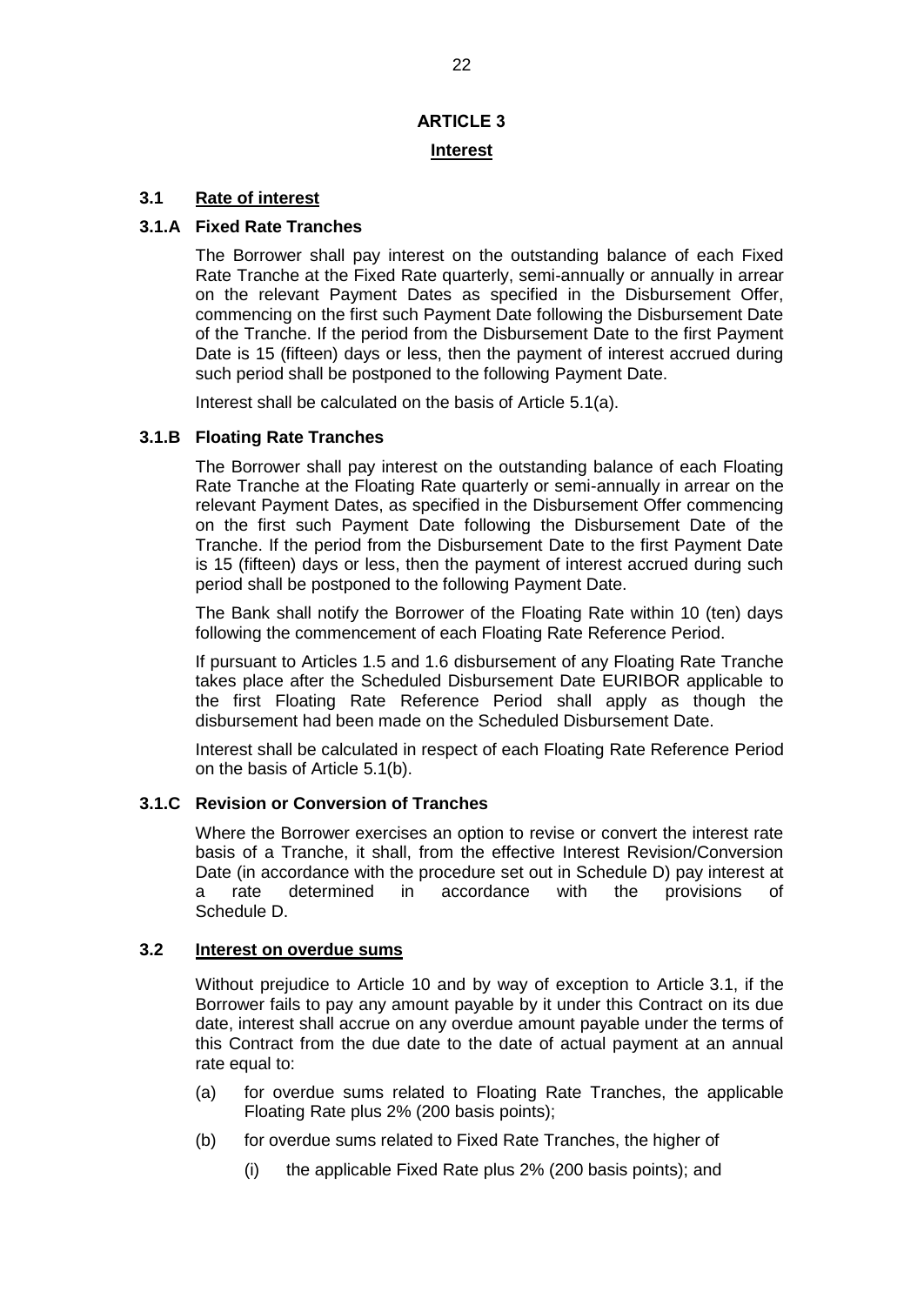# ARTICLE 3

## Interest

### 3.1 Rate of interest

### 3.1.A Fixed Rate Tranches

The Borrower shall pay interest on the outstanding balance of each Fixed Rate Tranche at the Fixed Rate quarterly, semi-annually or annually in arrear on the relevant Payment Dates as specified in the Disbursement Offer, commencing on the first such Payment Date following the Disbursement Date of the Tranche. If the period from the Disbursement Date to the first Payment Date is 15 (fifteen) days or less, then the payment of interest accrued during such period shall be postponed to the following Payment Date.

Interest shall be calculated on the basis of Article 5.1(a).

### 3.1.B Floating Rate Tranches

The Borrower shall pay interest on the outstanding balance of each Floating Rate Tranche at the Floating Rate quarterly or semi-annually in arrear on the relevant Payment Dates, as specified in the Disbursement Offer commencing on the first such Payment Date following the Disbursement Date of the Tranche. If the period from the Disbursement Date to the first Payment Date is 15 (fifteen) days or less, then the payment of interest accrued during such period shall be postponed to the following Payment Date.

The Bank shall notify the Borrower of the Floating Rate within 10 (ten) days following the commencement of each Floating Rate Reference Period.

If pursuant to Articles 1.5 and 1.6 disbursement of any Floating Rate Tranche takes place after the Scheduled Disbursement Date EURIBOR applicable to the first Floating Rate Reference Period shall apply as though the disbursement had been made on the Scheduled Disbursement Date.

Interest shall be calculated in respect of each Floating Rate Reference Period on the basis of Article 5.1(b).

### 3.1.C Revision or Conversion of Tranches

Where the Borrower exercises an option to revise or convert the interest rate basis of a Tranche, it shall, from the effective Interest Revision/Conversion Date (in accordance with the procedure set out in Schedule D) pay interest at a rate determined in accordance with the provisions of Schedule D.

### 3.2 Interest on overdue sums

Without prejudice to Article 10 and by way of exception to Article 3.1, if the Borrower fails to pay any amount payable by it under this Contract on its due date, interest shall accrue on any overdue amount payable under the terms of this Contract from the due date to the date of actual payment at an annual rate equal to:

(a) for overdue sums related to Floating Rate Tranches, the applicable Floating Rate plus 2% (200 basis points);

(b) for overdue sums related to Fixed Rate Tranches, the higher of

 (i) the applicable Fixed Rate plus 2% (200 basis points); and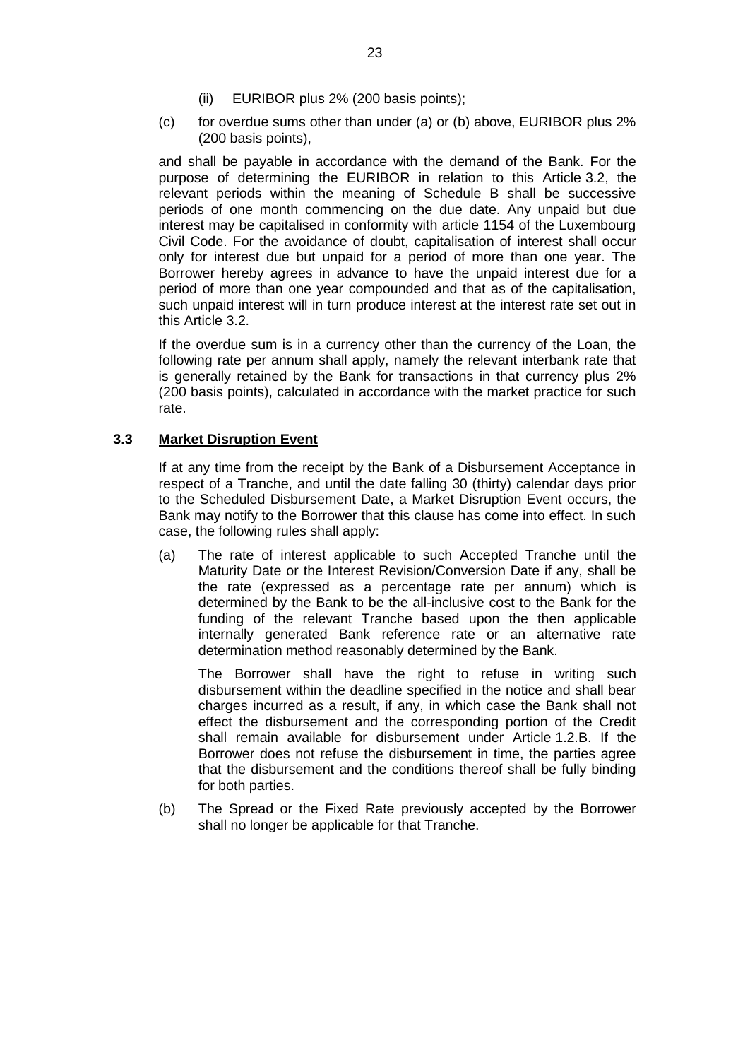(ii) EURIBOR plus 2% (200 basis points);

(c) for overdue sums other than under (a) or (b) above, EURIBOR plus 2% (200 basis points),

and shall be payable in accordance with the demand of the Bank. For the purpose of determining the EURIBOR in relation to this Article 3.2, the relevant periods within the meaning of Schedule B shall be successive periods of one month commencing on the due date. Any unpaid but due interest may be capitalised in conformity with article 1154 of the Luxembourg Civil Code. For the avoidance of doubt, capitalisation of interest shall occur only for interest due but unpaid for a period of more than one year. The Borrower hereby agrees in advance to have the unpaid interest due for a period of more than one year compounded and that as of the capitalisation, such unpaid interest will in turn produce interest at the interest rate set out in this Article 3.2.

If the overdue sum is in a currency other than the currency of the Loan, the following rate per annum shall apply, namely the relevant interbank rate that is generally retained by the Bank for transactions in that currency plus 2% (200 basis points), calculated in accordance with the market practice for such rate.

### 3.3 Market Disruption Event

If at any time from the receipt by the Bank of a Disbursement Acceptance in respect of a Tranche, and until the date falling 30 (thirty) calendar days prior to the Scheduled Disbursement Date, a Market Disruption Event occurs, the Bank may notify to the Borrower that this clause has come into effect. In such case, the following rules shall apply:

(a) The rate of interest applicable to such Accepted Tranche until the Maturity Date or the Interest Revision/Conversion Date if any, shall be the rate (expressed as a percentage rate per annum) which is determined by the Bank to be the all-inclusive cost to the Bank for the funding of the relevant Tranche based upon the then applicable internally generated Bank reference rate or an alternative rate determination method reasonably determined by the Bank.

The Borrower shall have the right to refuse in writing such disbursement within the deadline specified in the notice and shall bear charges incurred as a result, if any, in which case the Bank shall not effect the disbursement and the corresponding portion of the Credit shall remain available for disbursement under Article 1.2.B. If the Borrower does not refuse the disbursement in time, the parties agree that the disbursement and the conditions thereof shall be fully binding for both parties.

(b) The Spread or the Fixed Rate previously accepted by the Borrower shall no longer be applicable for that Tranche.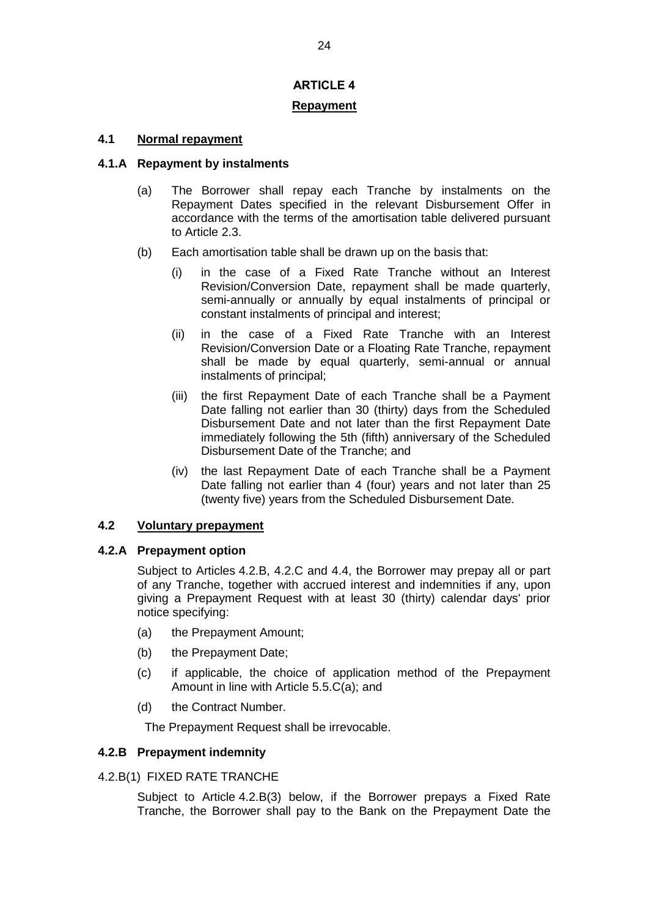# ARTICLE 4

## Repayment

### 4.1 Normal repayment

#### 4.1.A Repayment by instalments

(a) The Borrower shall repay each Tranche by instalments on the Repayment Dates specified in the relevant Disbursement Offer in accordance with the terms of the amortisation table delivered pursuant to Article 2.3.

(b) Each amortisation table shall be drawn up on the basis that:

  (i) in the case of a Fixed Rate Tranche without an Interest Revision/Conversion Date, repayment shall be made quarterly, semi-annually or annually by equal instalments of principal or constant instalments of principal and interest;

  (ii) in the case of a Fixed Rate Tranche with an Interest Revision/Conversion Date or a Floating Rate Tranche, repayment shall be made by equal quarterly, semi-annual or annual instalments of principal;

  (iii) the first Repayment Date of each Tranche shall be a Payment Date falling not earlier than 30 (thirty) days from the Scheduled Disbursement Date and not later than the first Repayment Date immediately following the 5th (fifth) anniversary of the Scheduled Disbursement Date of the Tranche; and

  (iv) the last Repayment Date of each Tranche shall be a Payment Date falling not earlier than 4 (four) years and not later than 25 (twenty five) years from the Scheduled Disbursement Date.

### 4.2 Voluntary prepayment

#### 4.2.A Prepayment option

Subject to Articles 4.2.B, 4.2.C and 4.4, the Borrower may prepay all or part of any Tranche, together with accrued interest and indemnities if any, upon giving a Prepayment Request with at least 30 (thirty) calendar days' prior notice specifying:

(a) the Prepayment Amount;

(b) the Prepayment Date;

(c) if applicable, the choice of application method of the Prepayment Amount in line with Article 5.5.C(a); and

(d) the Contract Number.

The Prepayment Request shall be irrevocable.

#### 4.2.B Prepayment indemnity

4.2.B(1) FIXED RATE TRANCHE

Subject to Article 4.2.B(3) below, if the Borrower prepays a Fixed Rate Tranche, the Borrower shall pay to the Bank on the Prepayment Date the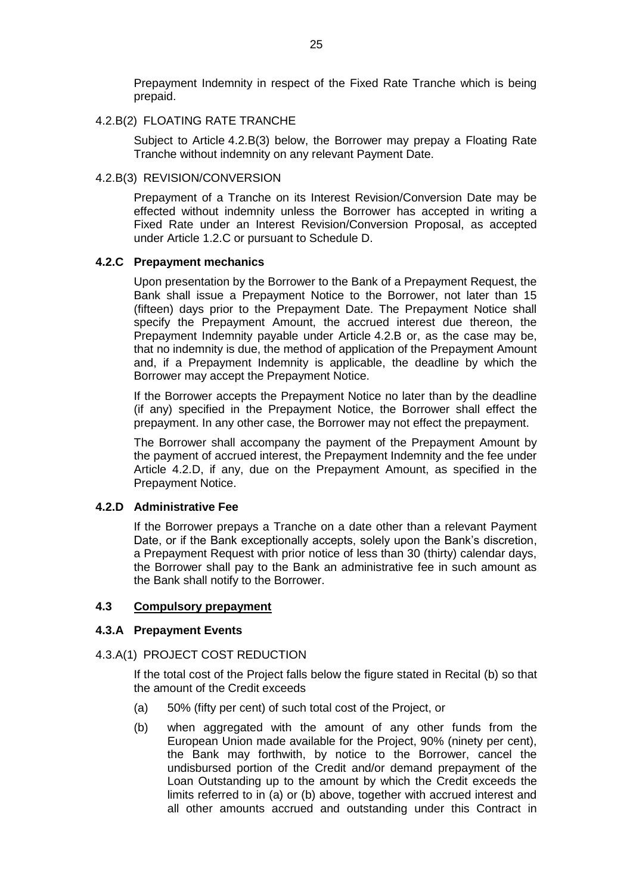Prepayment Indemnity in respect of the Fixed Rate Tranche which is being prepaid.

4.2.B(2) FLOATING RATE TRANCHE

Subject to Article 4.2.B(3) below, the Borrower may prepay a Floating Rate Tranche without indemnity on any relevant Payment Date.

4.2.B(3) REVISION/CONVERSION

Prepayment of a Tranche on its Interest Revision/Conversion Date may be effected without indemnity unless the Borrower has accepted in writing a Fixed Rate under an Interest Revision/Conversion Proposal, as accepted under Article 1.2.C or pursuant to Schedule D.

**4.2.C Prepayment mechanics**

Upon presentation by the Borrower to the Bank of a Prepayment Request, the Bank shall issue a Prepayment Notice to the Borrower, not later than 15 (fifteen) days prior to the Prepayment Date. The Prepayment Notice shall specify the Prepayment Amount, the accrued interest due thereon, the Prepayment Indemnity payable under Article 4.2.B or, as the case may be, that no indemnity is due, the method of application of the Prepayment Amount and, if a Prepayment Indemnity is applicable, the deadline by which the Borrower may accept the Prepayment Notice.

If the Borrower accepts the Prepayment Notice no later than by the deadline (if any) specified in the Prepayment Notice, the Borrower shall effect the prepayment. In any other case, the Borrower may not effect the prepayment.

The Borrower shall accompany the payment of the Prepayment Amount by the payment of accrued interest, the Prepayment Indemnity and the fee under Article 4.2.D, if any, due on the Prepayment Amount, as specified in the Prepayment Notice.

**4.2.D Administrative Fee**

If the Borrower prepays a Tranche on a date other than a relevant Payment Date, or if the Bank exceptionally accepts, solely upon the Bank's discretion, a Prepayment Request with prior notice of less than 30 (thirty) calendar days, the Borrower shall pay to the Bank an administrative fee in such amount as the Bank shall notify to the Borrower.

**4.3 <u>Compulsory prepayment</u>**

**4.3.A Prepayment Events**

4.3.A(1) PROJECT COST REDUCTION

If the total cost of the Project falls below the figure stated in Recital (b) so that the amount of the Credit exceeds

(a) 50% (fifty per cent) of such total cost of the Project, or

(b) when aggregated with the amount of any other funds from the European Union made available for the Project, 90% (ninety per cent), the Bank may forthwith, by notice to the Borrower, cancel the undisbursed portion of the Credit and/or demand prepayment of the Loan Outstanding up to the amount by which the Credit exceeds the limits referred to in (a) or (b) above, together with accrued interest and all other amounts accrued and outstanding under this Contract in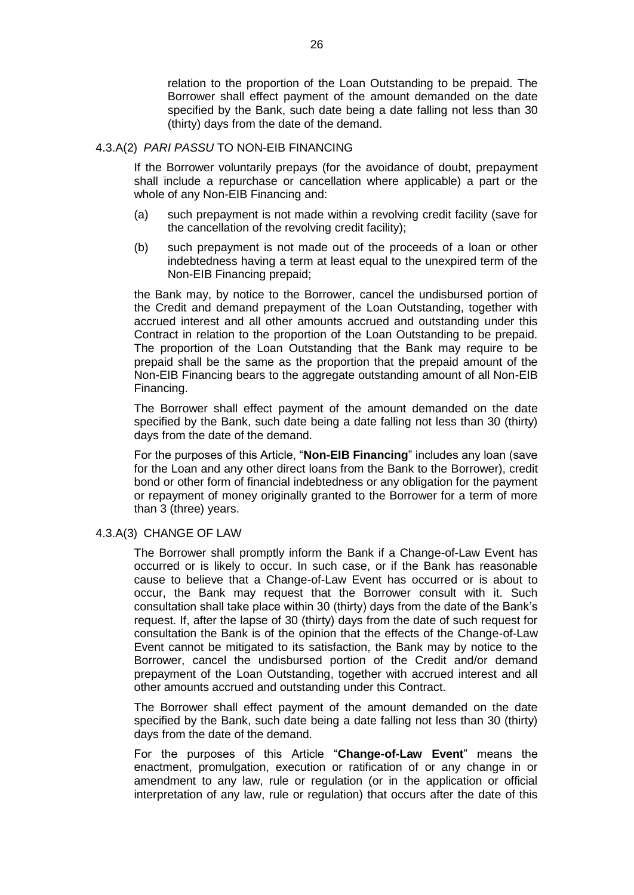relation to the proportion of the Loan Outstanding to be prepaid. The Borrower shall effect payment of the amount demanded on the date specified by the Bank, such date being a date falling not less than 30 (thirty) days from the date of the demand.

### 4.3.A(2) *PARI PASSU* TO NON-EIB FINANCING

If the Borrower voluntarily prepays (for the avoidance of doubt, prepayment shall include a repurchase or cancellation where applicable) a part or the whole of any Non-EIB Financing and:

(a) such prepayment is not made within a revolving credit facility (save for the cancellation of the revolving credit facility);

(b) such prepayment is not made out of the proceeds of a loan or other indebtedness having a term at least equal to the unexpired term of the Non-EIB Financing prepaid;

the Bank may, by notice to the Borrower, cancel the undisbursed portion of the Credit and demand prepayment of the Loan Outstanding, together with accrued interest and all other amounts accrued and outstanding under this Contract in relation to the proportion of the Loan Outstanding to be prepaid. The proportion of the Loan Outstanding that the Bank may require to be prepaid shall be the same as the proportion that the prepaid amount of the Non-EIB Financing bears to the aggregate outstanding amount of all Non-EIB Financing.

The Borrower shall effect payment of the amount demanded on the date specified by the Bank, such date being a date falling not less than 30 (thirty) days from the date of the demand.

For the purposes of this Article, "**Non-EIB Financing**" includes any loan (save for the Loan and any other direct loans from the Bank to the Borrower), credit bond or other form of financial indebtedness or any obligation for the payment or repayment of money originally granted to the Borrower for a term of more than 3 (three) years.

### 4.3.A(3) CHANGE OF LAW

The Borrower shall promptly inform the Bank if a Change-of-Law Event has occurred or is likely to occur. In such case, or if the Bank has reasonable cause to believe that a Change-of-Law Event has occurred or is about to occur, the Bank may request that the Borrower consult with it. Such consultation shall take place within 30 (thirty) days from the date of the Bank's request. If, after the lapse of 30 (thirty) days from the date of such request for consultation the Bank is of the opinion that the effects of the Change-of-Law Event cannot be mitigated to its satisfaction, the Bank may by notice to the Borrower, cancel the undisbursed portion of the Credit and/or demand prepayment of the Loan Outstanding, together with accrued interest and all other amounts accrued and outstanding under this Contract.

The Borrower shall effect payment of the amount demanded on the date specified by the Bank, such date being a date falling not less than 30 (thirty) days from the date of the demand.

For the purposes of this Article "**Change-of-Law Event**" means the enactment, promulgation, execution or ratification of or any change in or amendment to any law, rule or regulation (or in the application or official interpretation of any law, rule or regulation) that occurs after the date of this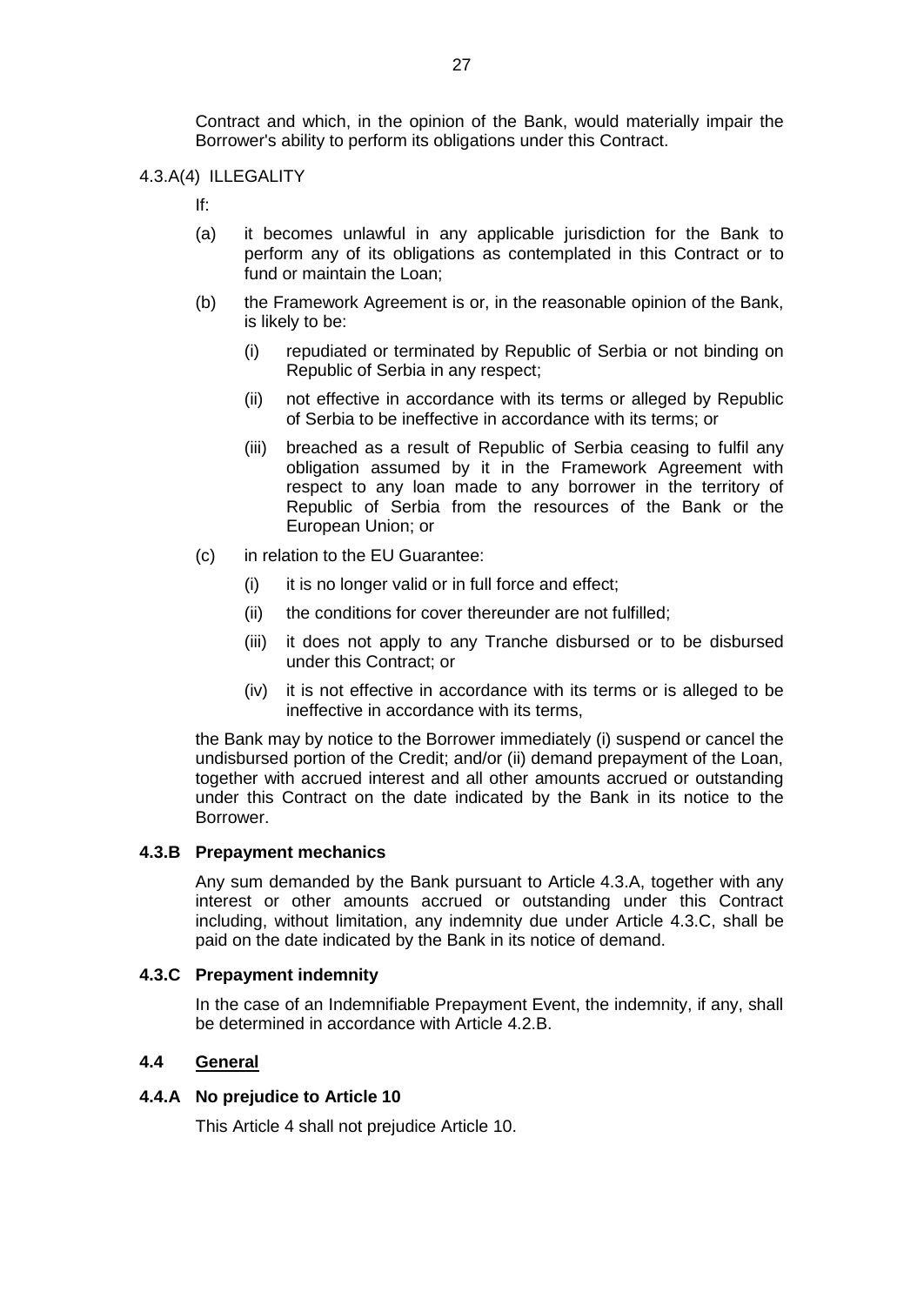Contract and which, in the opinion of the Bank, would materially impair the Borrower's ability to perform its obligations under this Contract.

4.3.A(4) ILLEGALITY

If:

(a) it becomes unlawful in any applicable jurisdiction for the Bank to perform any of its obligations as contemplated in this Contract or to fund or maintain the Loan;

(b) the Framework Agreement is or, in the reasonable opinion of the Bank, is likely to be:

   (i) repudiated or terminated by Republic of Serbia or not binding on Republic of Serbia in any respect;

   (ii) not effective in accordance with its terms or alleged by Republic of Serbia to be ineffective in accordance with its terms; or

   (iii) breached as a result of Republic of Serbia ceasing to fulfil any obligation assumed by it in the Framework Agreement with respect to any loan made to any borrower in the territory of Republic of Serbia from the resources of the Bank or the European Union; or

(c) in relation to the EU Guarantee:

   (i) it is no longer valid or in full force and effect;

   (ii) the conditions for cover thereunder are not fulfilled;

   (iii) it does not apply to any Tranche disbursed or to be disbursed under this Contract; or

   (iv) it is not effective in accordance with its terms or is alleged to be ineffective in accordance with its terms,

the Bank may by notice to the Borrower immediately (i) suspend or cancel the undisbursed portion of the Credit; and/or (ii) demand prepayment of the Loan, together with accrued interest and all other amounts accrued or outstanding under this Contract on the date indicated by the Bank in its notice to the Borrower.

### 4.3.B Prepayment mechanics

Any sum demanded by the Bank pursuant to Article 4.3.A, together with any interest or other amounts accrued or outstanding under this Contract including, without limitation, any indemnity due under Article 4.3.C, shall be paid on the date indicated by the Bank in its notice of demand.

### 4.3.C Prepayment indemnity

In the case of an Indemnifiable Prepayment Event, the indemnity, if any, shall be determined in accordance with Article 4.2.B.

## 4.4 General

### 4.4.A No prejudice to Article 10

This Article 4 shall not prejudice Article 10.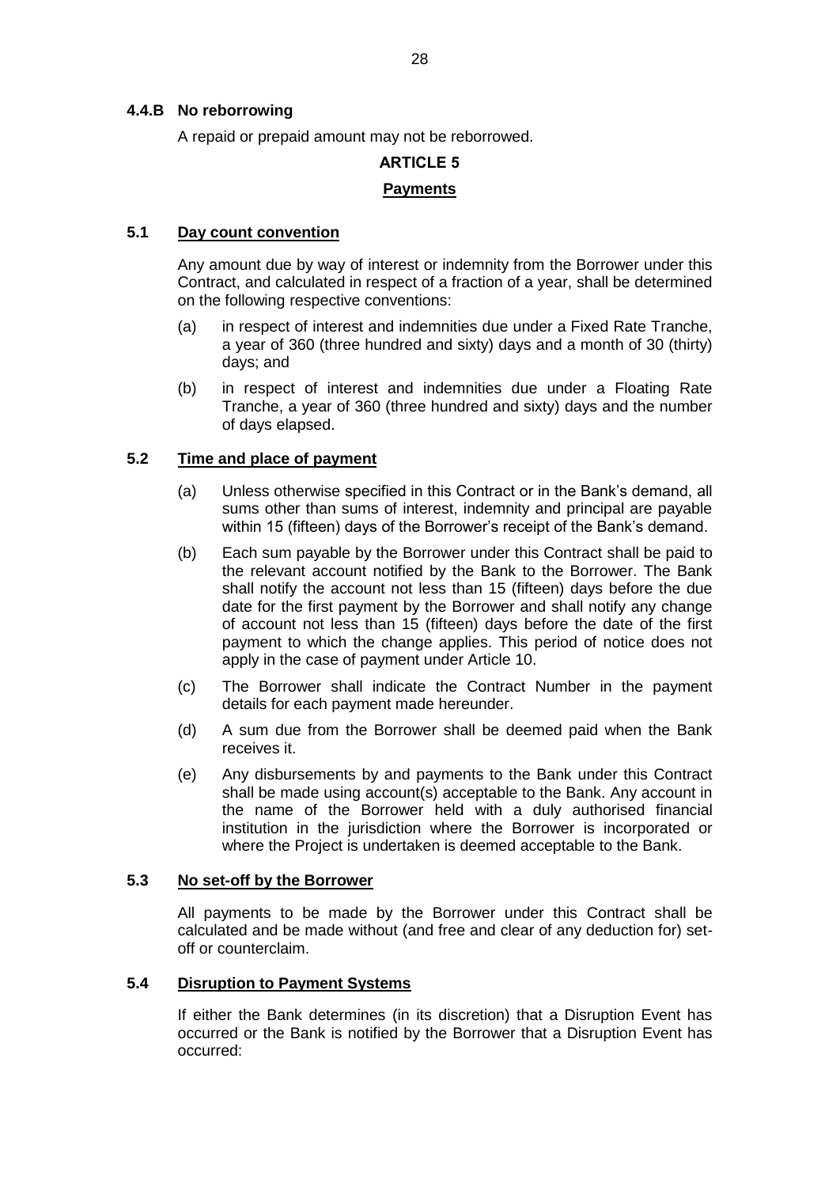#### 4.4.B No reborrowing

A repaid or prepaid amount may not be reborrowed.

## ARTICLE 5

## Payments

### 5.1 Day count convention

Any amount due by way of interest or indemnity from the Borrower under this Contract, and calculated in respect of a fraction of a year, shall be determined on the following respective conventions:

(a) in respect of interest and indemnities due under a Fixed Rate Tranche, a year of 360 (three hundred and sixty) days and a month of 30 (thirty) days; and

(b) in respect of interest and indemnities due under a Floating Rate Tranche, a year of 360 (three hundred and sixty) days and the number of days elapsed.

### 5.2 Time and place of payment

(a) Unless otherwise specified in this Contract or in the Bank's demand, all sums other than sums of interest, indemnity and principal are payable within 15 (fifteen) days of the Borrower's receipt of the Bank's demand.

(b) Each sum payable by the Borrower under this Contract shall be paid to the relevant account notified by the Bank to the Borrower. The Bank shall notify the account not less than 15 (fifteen) days before the due date for the first payment by the Borrower and shall notify any change of account not less than 15 (fifteen) days before the date of the first payment to which the change applies. This period of notice does not apply in the case of payment under Article 10.

(c) The Borrower shall indicate the Contract Number in the payment details for each payment made hereunder.

(d) A sum due from the Borrower shall be deemed paid when the Bank receives it.

(e) Any disbursements by and payments to the Bank under this Contract shall be made using account(s) acceptable to the Bank. Any account in the name of the Borrower held with a duly authorised financial institution in the jurisdiction where the Borrower is incorporated or where the Project is undertaken is deemed acceptable to the Bank.

### 5.3 No set-off by the Borrower

All payments to be made by the Borrower under this Contract shall be calculated and be made without (and free and clear of any deduction for) set-off or counterclaim.

### 5.4 Disruption to Payment Systems

If either the Bank determines (in its discretion) that a Disruption Event has occurred or the Bank is notified by the Borrower that a Disruption Event has occurred: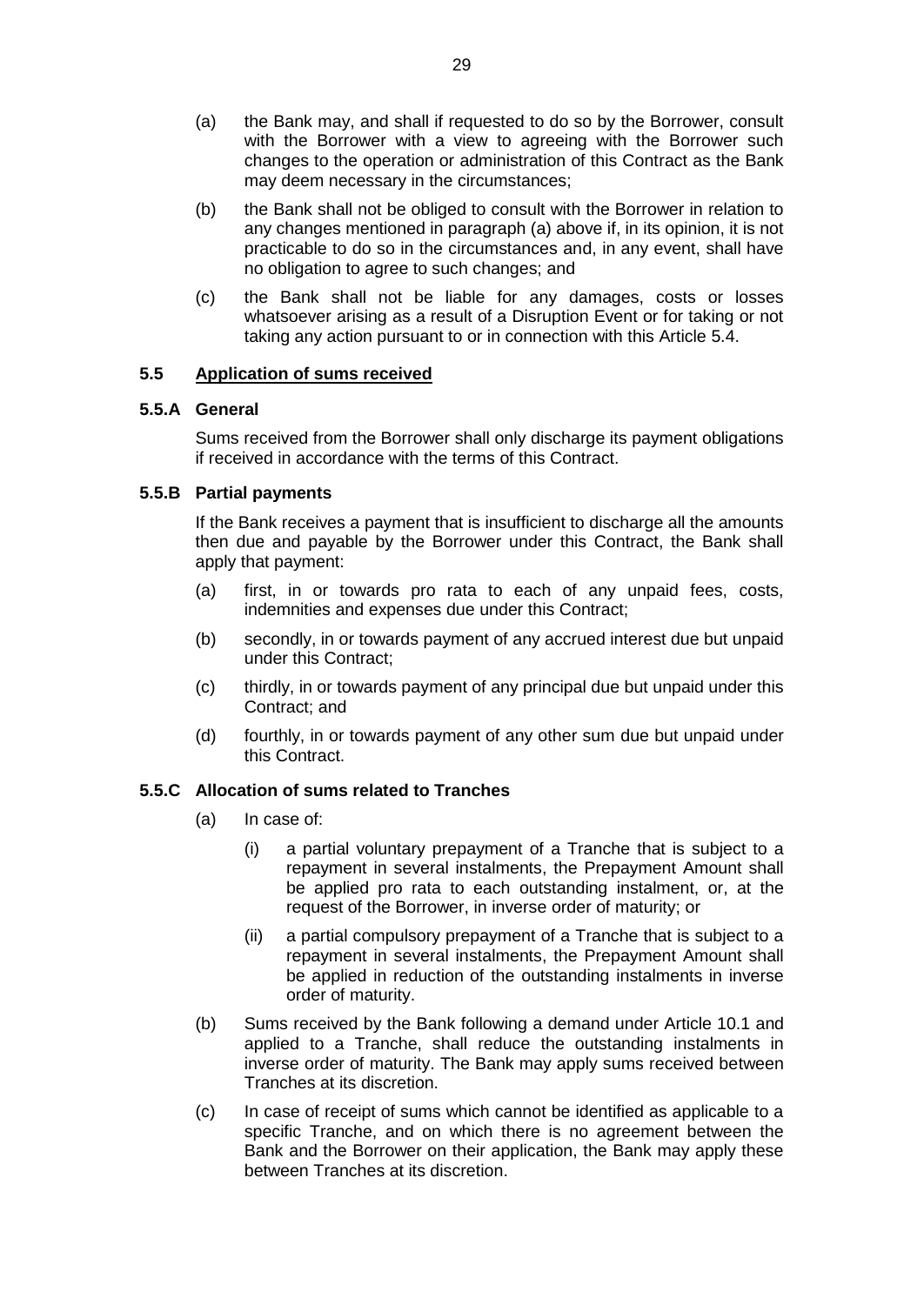(a) the Bank may, and shall if requested to do so by the Borrower, consult with the Borrower with a view to agreeing with the Borrower such changes to the operation or administration of this Contract as the Bank may deem necessary in the circumstances;

(b) the Bank shall not be obliged to consult with the Borrower in relation to any changes mentioned in paragraph (a) above if, in its opinion, it is not practicable to do so in the circumstances and, in any event, shall have no obligation to agree to such changes; and

(c) the Bank shall not be liable for any damages, costs or losses whatsoever arising as a result of a Disruption Event or for taking or not taking any action pursuant to or in connection with this Article 5.4.

### 5.5 Application of sums received

#### 5.5.A General

Sums received from the Borrower shall only discharge its payment obligations if received in accordance with the terms of this Contract.

#### 5.5.B Partial payments

If the Bank receives a payment that is insufficient to discharge all the amounts then due and payable by the Borrower under this Contract, the Bank shall apply that payment:

(a) first, in or towards pro rata to each of any unpaid fees, costs, indemnities and expenses due under this Contract;

(b) secondly, in or towards payment of any accrued interest due but unpaid under this Contract;

(c) thirdly, in or towards payment of any principal due but unpaid under this Contract; and

(d) fourthly, in or towards payment of any other sum due but unpaid under this Contract.

#### 5.5.C Allocation of sums related to Tranches

(a) In case of:

   (i) a partial voluntary prepayment of a Tranche that is subject to a repayment in several instalments, the Prepayment Amount shall be applied pro rata to each outstanding instalment, or, at the request of the Borrower, in inverse order of maturity; or

   (ii) a partial compulsory prepayment of a Tranche that is subject to a repayment in several instalments, the Prepayment Amount shall be applied in reduction of the outstanding instalments in inverse order of maturity.

(b) Sums received by the Bank following a demand under Article 10.1 and applied to a Tranche, shall reduce the outstanding instalments in inverse order of maturity. The Bank may apply sums received between Tranches at its discretion.

(c) In case of receipt of sums which cannot be identified as applicable to a specific Tranche, and on which there is no agreement between the Bank and the Borrower on their application, the Bank may apply these between Tranches at its discretion.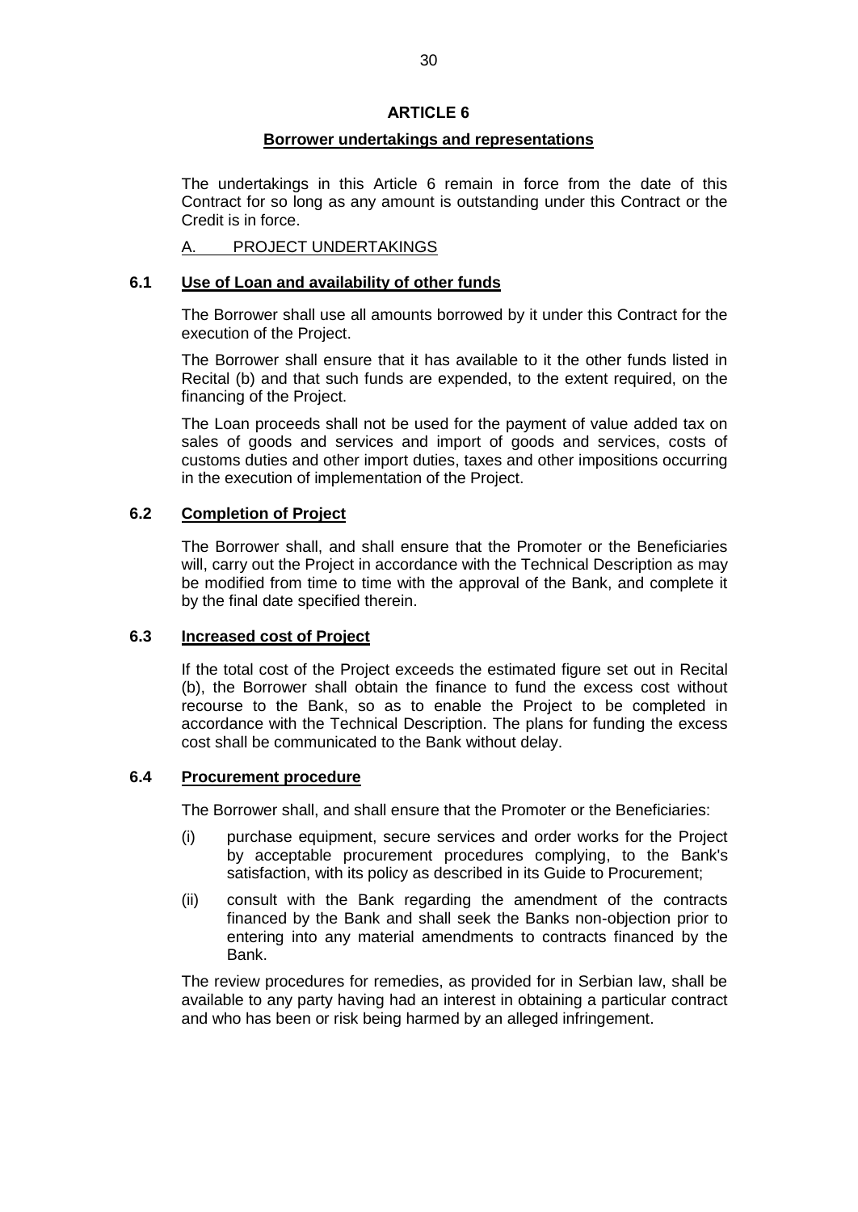# ARTICLE 6

## Borrower undertakings and representations

The undertakings in this Article 6 remain in force from the date of this Contract for so long as any amount is outstanding under this Contract or the Credit is in force.

A. PROJECT UNDERTAKINGS

### 6.1 Use of Loan and availability of other funds

The Borrower shall use all amounts borrowed by it under this Contract for the execution of the Project.

The Borrower shall ensure that it has available to it the other funds listed in Recital (b) and that such funds are expended, to the extent required, on the financing of the Project.

The Loan proceeds shall not be used for the payment of value added tax on sales of goods and services and import of goods and services, costs of customs duties and other import duties, taxes and other impositions occurring in the execution of implementation of the Project.

### 6.2 Completion of Project

The Borrower shall, and shall ensure that the Promoter or the Beneficiaries will, carry out the Project in accordance with the Technical Description as may be modified from time to time with the approval of the Bank, and complete it by the final date specified therein.

### 6.3 Increased cost of Project

If the total cost of the Project exceeds the estimated figure set out in Recital (b), the Borrower shall obtain the finance to fund the excess cost without recourse to the Bank, so as to enable the Project to be completed in accordance with the Technical Description. The plans for funding the excess cost shall be communicated to the Bank without delay.

### 6.4 Procurement procedure

The Borrower shall, and shall ensure that the Promoter or the Beneficiaries:

(i) purchase equipment, secure services and order works for the Project by acceptable procurement procedures complying, to the Bank's satisfaction, with its policy as described in its Guide to Procurement;

(ii) consult with the Bank regarding the amendment of the contracts financed by the Bank and shall seek the Banks non-objection prior to entering into any material amendments to contracts financed by the Bank.

The review procedures for remedies, as provided for in Serbian law, shall be available to any party having had an interest in obtaining a particular contract and who has been or risk being harmed by an alleged infringement.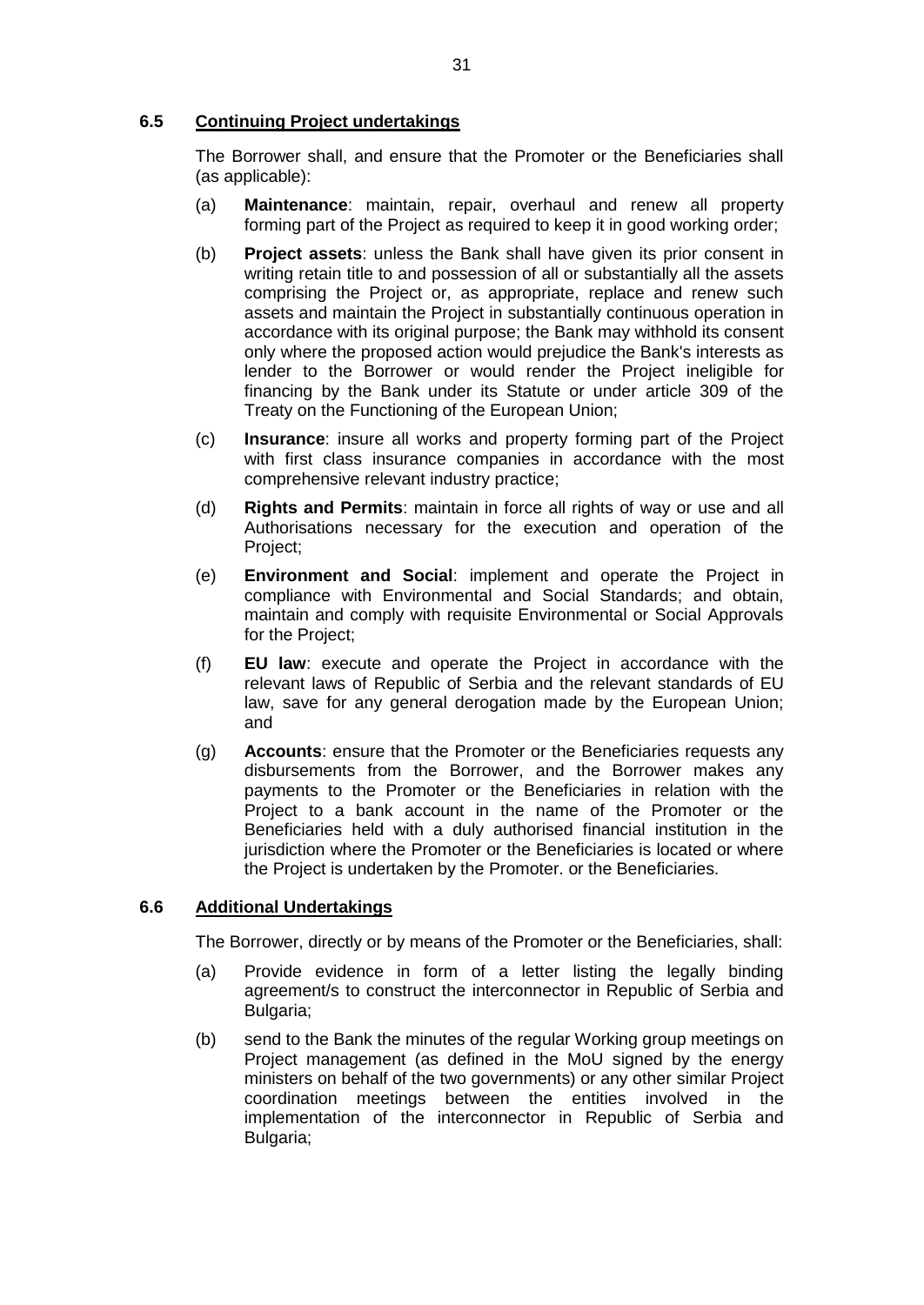### 6.5 Continuing Project undertakings

The Borrower shall, and ensure that the Promoter or the Beneficiaries shall (as applicable):

(a) **Maintenance**: maintain, repair, overhaul and renew all property forming part of the Project as required to keep it in good working order;

(b) **Project assets**: unless the Bank shall have given its prior consent in writing retain title to and possession of all or substantially all the assets comprising the Project or, as appropriate, replace and renew such assets and maintain the Project in substantially continuous operation in accordance with its original purpose; the Bank may withhold its consent only where the proposed action would prejudice the Bank's interests as lender to the Borrower or would render the Project ineligible for financing by the Bank under its Statute or under article 309 of the Treaty on the Functioning of the European Union;

(c) **Insurance**: insure all works and property forming part of the Project with first class insurance companies in accordance with the most comprehensive relevant industry practice;

(d) **Rights and Permits**: maintain in force all rights of way or use and all Authorisations necessary for the execution and operation of the Project;

(e) **Environment and Social**: implement and operate the Project in compliance with Environmental and Social Standards; and obtain, maintain and comply with requisite Environmental or Social Approvals for the Project;

(f) **EU law**: execute and operate the Project in accordance with the relevant laws of Republic of Serbia and the relevant standards of EU law, save for any general derogation made by the European Union; and

(g) **Accounts**: ensure that the Promoter or the Beneficiaries requests any disbursements from the Borrower, and the Borrower makes any payments to the Promoter or the Beneficiaries in relation with the Project to a bank account in the name of the Promoter or the Beneficiaries held with a duly authorised financial institution in the jurisdiction where the Promoter or the Beneficiaries is located or where the Project is undertaken by the Promoter. or the Beneficiaries.

### 6.6 Additional Undertakings

The Borrower, directly or by means of the Promoter or the Beneficiaries, shall:

(a) Provide evidence in form of a letter listing the legally binding agreement/s to construct the interconnector in Republic of Serbia and Bulgaria;

(b) send to the Bank the minutes of the regular Working group meetings on Project management (as defined in the MoU signed by the energy ministers on behalf of the two governments) or any other similar Project coordination meetings between the entities involved in the implementation of the interconnector in Republic of Serbia and Bulgaria;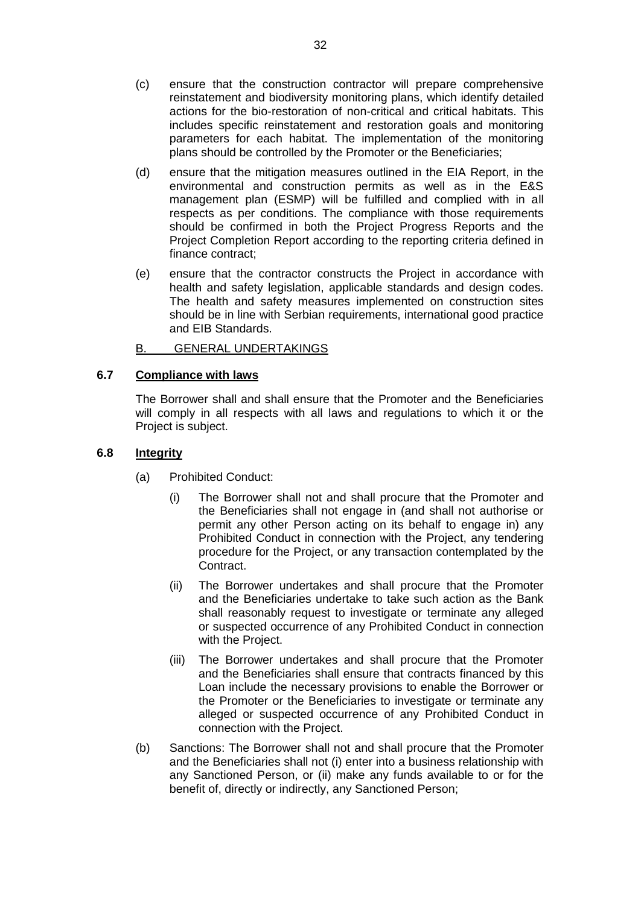(c) ensure that the construction contractor will prepare comprehensive reinstatement and biodiversity monitoring plans, which identify detailed actions for the bio-restoration of non-critical and critical habitats. This includes specific reinstatement and restoration goals and monitoring parameters for each habitat. The implementation of the monitoring plans should be controlled by the Promoter or the Beneficiaries;

(d) ensure that the mitigation measures outlined in the EIA Report, in the environmental and construction permits as well as in the E&S management plan (ESMP) will be fulfilled and complied with in all respects as per conditions. The compliance with those requirements should be confirmed in both the Project Progress Reports and the Project Completion Report according to the reporting criteria defined in finance contract;

(e) ensure that the contractor constructs the Project in accordance with health and safety legislation, applicable standards and design codes. The health and safety measures implemented on construction sites should be in line with Serbian requirements, international good practice and EIB Standards.

B. <u>GENERAL UNDERTAKINGS</u>

### 6.7 <u>Compliance with laws</u>

The Borrower shall and shall ensure that the Promoter and the Beneficiaries will comply in all respects with all laws and regulations to which it or the Project is subject.

### 6.8 <u>Integrity</u>

(a) Prohibited Conduct:

(i) The Borrower shall not and shall procure that the Promoter and the Beneficiaries shall not engage in (and shall not authorise or permit any other Person acting on its behalf to engage in) any Prohibited Conduct in connection with the Project, any tendering procedure for the Project, or any transaction contemplated by the Contract.

(ii) The Borrower undertakes and shall procure that the Promoter and the Beneficiaries undertake to take such action as the Bank shall reasonably request to investigate or terminate any alleged or suspected occurrence of any Prohibited Conduct in connection with the Project.

(iii) The Borrower undertakes and shall procure that the Promoter and the Beneficiaries shall ensure that contracts financed by this Loan include the necessary provisions to enable the Borrower or the Promoter or the Beneficiaries to investigate or terminate any alleged or suspected occurrence of any Prohibited Conduct in connection with the Project.

(b) Sanctions: The Borrower shall not and shall procure that the Promoter and the Beneficiaries shall not (i) enter into a business relationship with any Sanctioned Person, or (ii) make any funds available to or for the benefit of, directly or indirectly, any Sanctioned Person;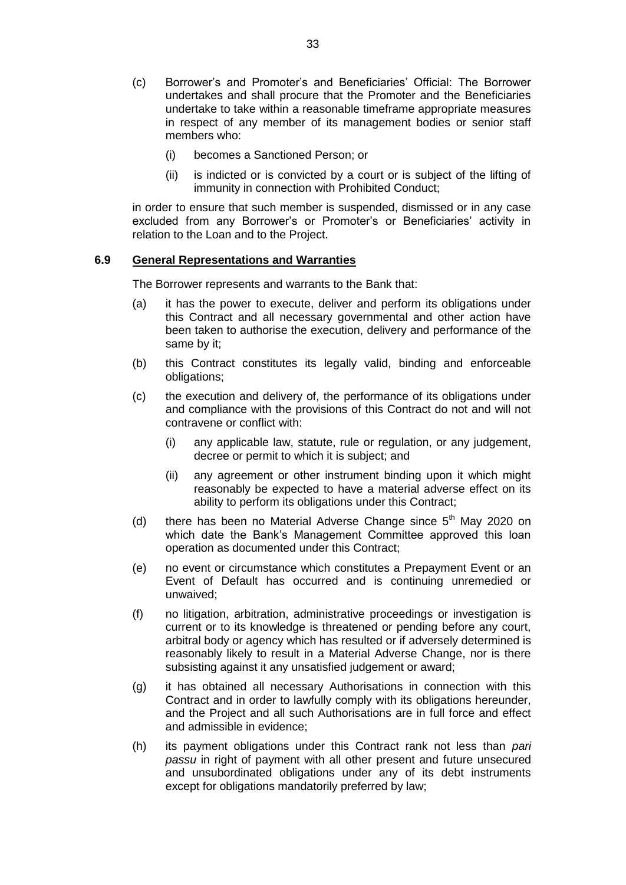(c) Borrower's and Promoter's and Beneficiaries' Official: The Borrower undertakes and shall procure that the Promoter and the Beneficiaries undertake to take within a reasonable timeframe appropriate measures in respect of any member of its management bodies or senior staff members who:

  (i) becomes a Sanctioned Person; or

  (ii) is indicted or is convicted by a court or is subject of the lifting of immunity in connection with Prohibited Conduct;

in order to ensure that such member is suspended, dismissed or in any case excluded from any Borrower's or Promoter's or Beneficiaries' activity in relation to the Loan and to the Project.

### 6.9 General Representations and Warranties

The Borrower represents and warrants to the Bank that:

(a) it has the power to execute, deliver and perform its obligations under this Contract and all necessary governmental and other action have been taken to authorise the execution, delivery and performance of the same by it;

(b) this Contract constitutes its legally valid, binding and enforceable obligations;

(c) the execution and delivery of, the performance of its obligations under and compliance with the provisions of this Contract do not and will not contravene or conflict with:

  (i) any applicable law, statute, rule or regulation, or any judgement, decree or permit to which it is subject; and

  (ii) any agreement or other instrument binding upon it which might reasonably be expected to have a material adverse effect on its ability to perform its obligations under this Contract;

(d) there has been no Material Adverse Change since 5th May 2020 on which date the Bank's Management Committee approved this loan operation as documented under this Contract;

(e) no event or circumstance which constitutes a Prepayment Event or an Event of Default has occurred and is continuing unremedied or unwaived;

(f) no litigation, arbitration, administrative proceedings or investigation is current or to its knowledge is threatened or pending before any court, arbitral body or agency which has resulted or if adversely determined is reasonably likely to result in a Material Adverse Change, nor is there subsisting against it any unsatisfied judgement or award;

(g) it has obtained all necessary Authorisations in connection with this Contract and in order to lawfully comply with its obligations hereunder, and the Project and all such Authorisations are in full force and effect and admissible in evidence;

(h) its payment obligations under this Contract rank not less than *pari passu* in right of payment with all other present and future unsecured and unsubordinated obligations under any of its debt instruments except for obligations mandatorily preferred by law;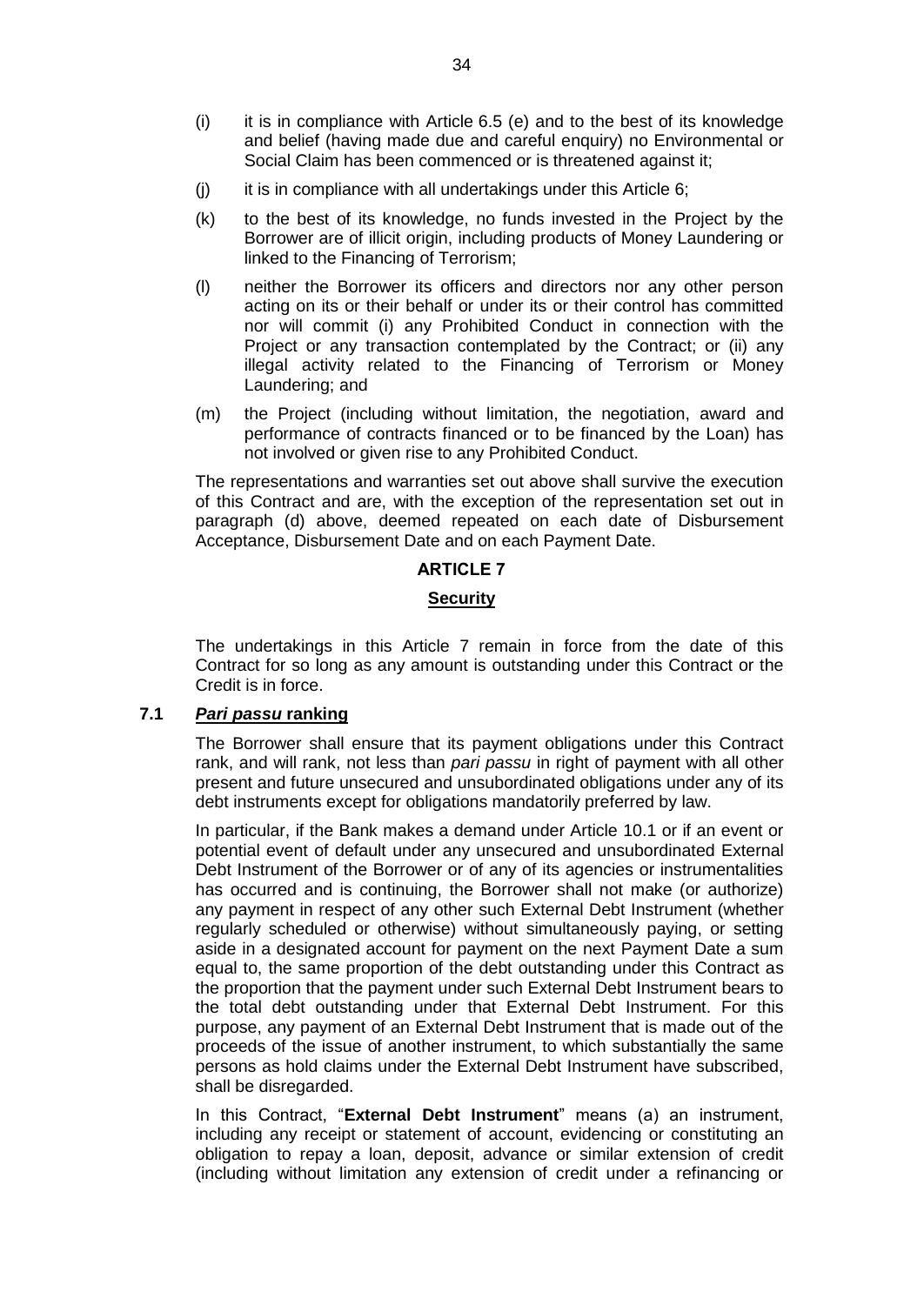(i) it is in compliance with Article 6.5 (e) and to the best of its knowledge and belief (having made due and careful enquiry) no Environmental or Social Claim has been commenced or is threatened against it;

(j) it is in compliance with all undertakings under this Article 6;

(k) to the best of its knowledge, no funds invested in the Project by the Borrower are of illicit origin, including products of Money Laundering or linked to the Financing of Terrorism;

(l) neither the Borrower its officers and directors nor any other person acting on its or their behalf or under its or their control has committed nor will commit (i) any Prohibited Conduct in connection with the Project or any transaction contemplated by the Contract; or (ii) any illegal activity related to the Financing of Terrorism or Money Laundering; and

(m) the Project (including without limitation, the negotiation, award and performance of contracts financed or to be financed by the Loan) has not involved or given rise to any Prohibited Conduct.

The representations and warranties set out above shall survive the execution of this Contract and are, with the exception of the representation set out in paragraph (d) above, deemed repeated on each date of Disbursement Acceptance, Disbursement Date and on each Payment Date.

## ARTICLE 7

## Security

The undertakings in this Article 7 remain in force from the date of this Contract for so long as any amount is outstanding under this Contract or the Credit is in force.

### 7.1 *Pari passu* ranking

The Borrower shall ensure that its payment obligations under this Contract rank, and will rank, not less than *pari passu* in right of payment with all other present and future unsecured and unsubordinated obligations under any of its debt instruments except for obligations mandatorily preferred by law.

In particular, if the Bank makes a demand under Article 10.1 or if an event or potential event of default under any unsecured and unsubordinated External Debt Instrument of the Borrower or of any of its agencies or instrumentalities has occurred and is continuing, the Borrower shall not make (or authorize) any payment in respect of any other such External Debt Instrument (whether regularly scheduled or otherwise) without simultaneously paying, or setting aside in a designated account for payment on the next Payment Date a sum equal to, the same proportion of the debt outstanding under this Contract as the proportion that the payment under such External Debt Instrument bears to the total debt outstanding under that External Debt Instrument. For this purpose, any payment of an External Debt Instrument that is made out of the proceeds of the issue of another instrument, to which substantially the same persons as hold claims under the External Debt Instrument have subscribed, shall be disregarded.

In this Contract, "**External Debt Instrument**" means (a) an instrument, including any receipt or statement of account, evidencing or constituting an obligation to repay a loan, deposit, advance or similar extension of credit (including without limitation any extension of credit under a refinancing or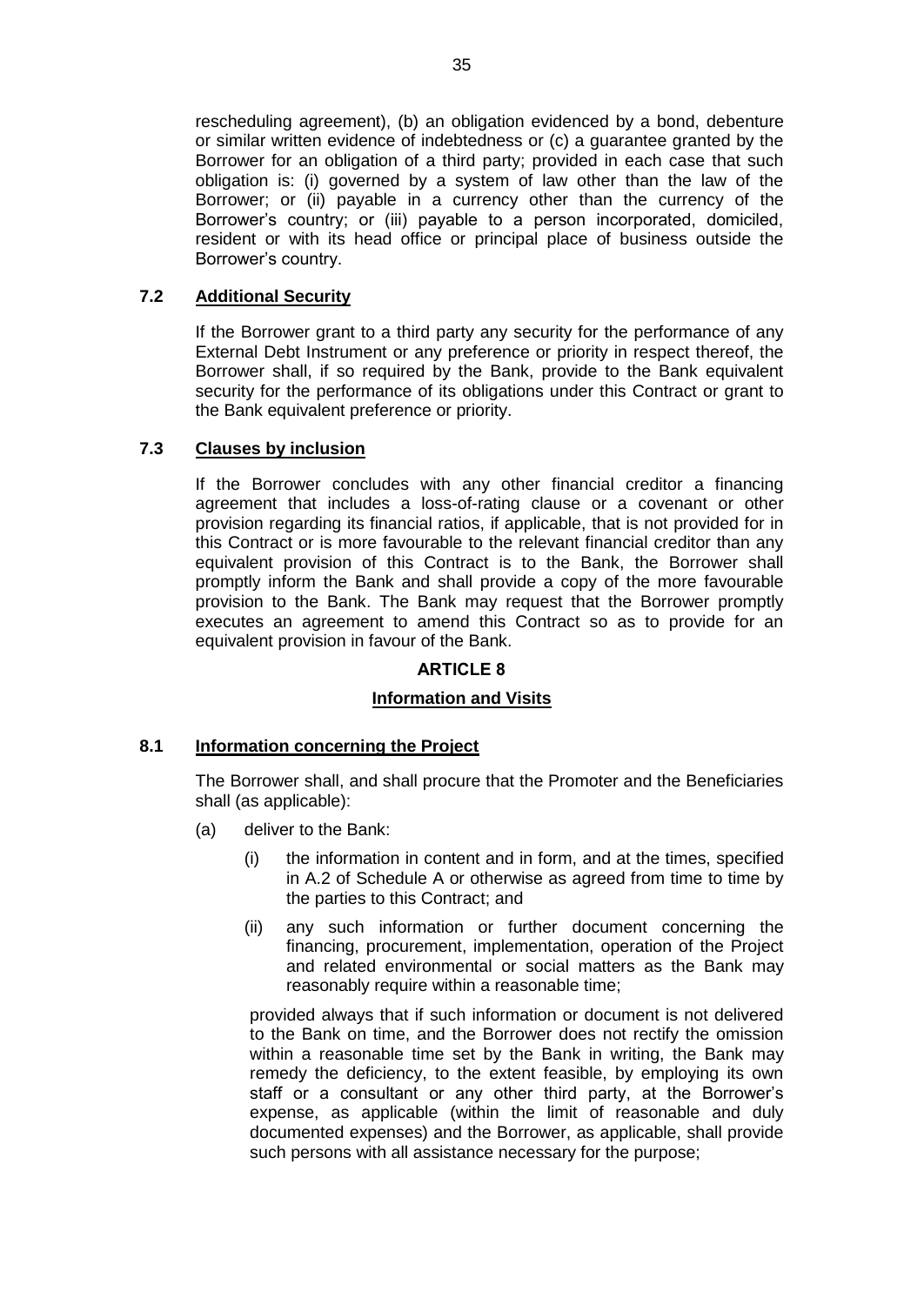rescheduling agreement), (b) an obligation evidenced by a bond, debenture or similar written evidence of indebtedness or (c) a guarantee granted by the Borrower for an obligation of a third party; provided in each case that such obligation is: (i) governed by a system of law other than the law of the Borrower; or (ii) payable in a currency other than the currency of the Borrower's country; or (iii) payable to a person incorporated, domiciled, resident or with its head office or principal place of business outside the Borrower's country.

### 7.2 Additional Security

If the Borrower grant to a third party any security for the performance of any External Debt Instrument or any preference or priority in respect thereof, the Borrower shall, if so required by the Bank, provide to the Bank equivalent security for the performance of its obligations under this Contract or grant to the Bank equivalent preference or priority.

### 7.3 Clauses by inclusion

If the Borrower concludes with any other financial creditor a financing agreement that includes a loss-of-rating clause or a covenant or other provision regarding its financial ratios, if applicable, that is not provided for in this Contract or is more favourable to the relevant financial creditor than any equivalent provision of this Contract is to the Bank, the Borrower shall promptly inform the Bank and shall provide a copy of the more favourable provision to the Bank. The Bank may request that the Borrower promptly executes an agreement to amend this Contract so as to provide for an equivalent provision in favour of the Bank.

## ARTICLE 8

## Information and Visits

### 8.1 Information concerning the Project

The Borrower shall, and shall procure that the Promoter and the Beneficiaries shall (as applicable):

(a) deliver to the Bank:

  (i) the information in content and in form, and at the times, specified in A.2 of Schedule A or otherwise as agreed from time to time by the parties to this Contract; and

  (ii) any such information or further document concerning the financing, procurement, implementation, operation of the Project and related environmental or social matters as the Bank may reasonably require within a reasonable time;

provided always that if such information or document is not delivered to the Bank on time, and the Borrower does not rectify the omission within a reasonable time set by the Bank in writing, the Bank may remedy the deficiency, to the extent feasible, by employing its own staff or a consultant or any other third party, at the Borrower's expense, as applicable (within the limit of reasonable and duly documented expenses) and the Borrower, as applicable, shall provide such persons with all assistance necessary for the purpose;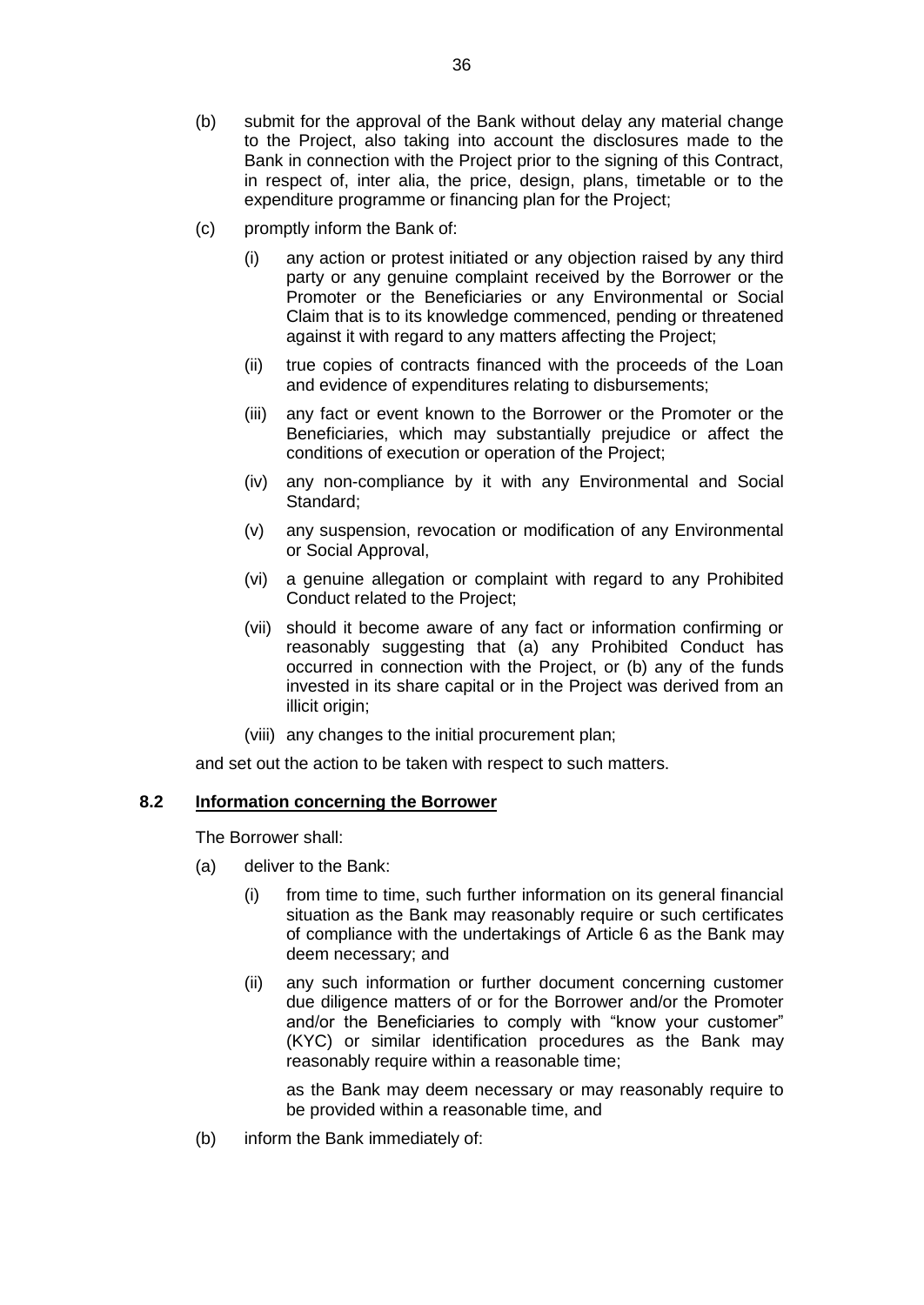(b) submit for the approval of the Bank without delay any material change to the Project, also taking into account the disclosures made to the Bank in connection with the Project prior to the signing of this Contract, in respect of, inter alia, the price, design, plans, timetable or to the expenditure programme or financing plan for the Project;

(c) promptly inform the Bank of:

   (i) any action or protest initiated or any objection raised by any third party or any genuine complaint received by the Borrower or the Promoter or the Beneficiaries or any Environmental or Social Claim that is to its knowledge commenced, pending or threatened against it with regard to any matters affecting the Project;

   (ii) true copies of contracts financed with the proceeds of the Loan and evidence of expenditures relating to disbursements;

   (iii) any fact or event known to the Borrower or the Promoter or the Beneficiaries, which may substantially prejudice or affect the conditions of execution or operation of the Project;

   (iv) any non-compliance by it with any Environmental and Social Standard;

   (v) any suspension, revocation or modification of any Environmental or Social Approval,

   (vi) a genuine allegation or complaint with regard to any Prohibited Conduct related to the Project;

   (vii) should it become aware of any fact or information confirming or reasonably suggesting that (a) any Prohibited Conduct has occurred in connection with the Project, or (b) any of the funds invested in its share capital or in the Project was derived from an illicit origin;

   (viii) any changes to the initial procurement plan;

and set out the action to be taken with respect to such matters.

### 8.2 Information concerning the Borrower

The Borrower shall:

(a) deliver to the Bank:

   (i) from time to time, such further information on its general financial situation as the Bank may reasonably require or such certificates of compliance with the undertakings of Article 6 as the Bank may deem necessary; and

   (ii) any such information or further document concerning customer due diligence matters of or for the Borrower and/or the Promoter and/or the Beneficiaries to comply with "know your customer" (KYC) or similar identification procedures as the Bank may reasonably require within a reasonable time;

   as the Bank may deem necessary or may reasonably require to be provided within a reasonable time, and

(b) inform the Bank immediately of: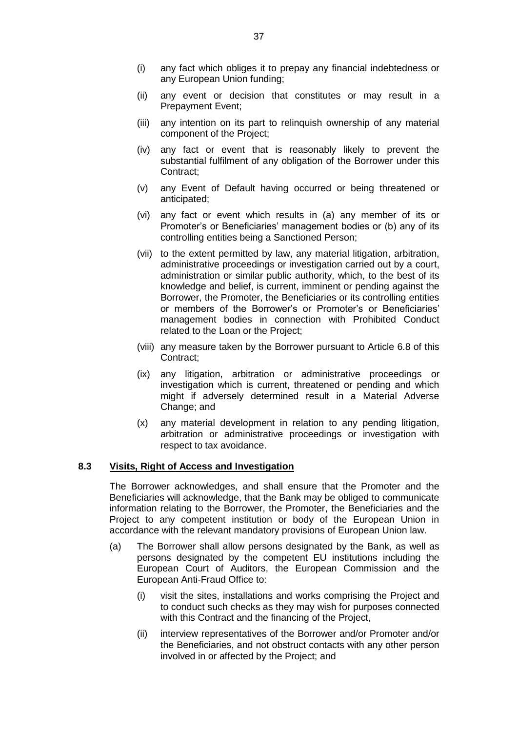(i) any fact which obliges it to prepay any financial indebtedness or any European Union funding;

(ii) any event or decision that constitutes or may result in a Prepayment Event;

(iii) any intention on its part to relinquish ownership of any material component of the Project;

(iv) any fact or event that is reasonably likely to prevent the substantial fulfilment of any obligation of the Borrower under this Contract;

(v) any Event of Default having occurred or being threatened or anticipated;

(vi) any fact or event which results in (a) any member of its or Promoter's or Beneficiaries' management bodies or (b) any of its controlling entities being a Sanctioned Person;

(vii) to the extent permitted by law, any material litigation, arbitration, administrative proceedings or investigation carried out by a court, administration or similar public authority, which, to the best of its knowledge and belief, is current, imminent or pending against the Borrower, the Promoter, the Beneficiaries or its controlling entities or members of the Borrower's or Promoter's or Beneficiaries' management bodies in connection with Prohibited Conduct related to the Loan or the Project;

(viii) any measure taken by the Borrower pursuant to Article 6.8 of this Contract;

(ix) any litigation, arbitration or administrative proceedings or investigation which is current, threatened or pending and which might if adversely determined result in a Material Adverse Change; and

(x) any material development in relation to any pending litigation, arbitration or administrative proceedings or investigation with respect to tax avoidance.

### 8.3 Visits, Right of Access and Investigation

The Borrower acknowledges, and shall ensure that the Promoter and the Beneficiaries will acknowledge, that the Bank may be obliged to communicate information relating to the Borrower, the Promoter, the Beneficiaries and the Project to any competent institution or body of the European Union in accordance with the relevant mandatory provisions of European Union law.

(a) The Borrower shall allow persons designated by the Bank, as well as persons designated by the competent EU institutions including the European Court of Auditors, the European Commission and the European Anti-Fraud Office to:

(i) visit the sites, installations and works comprising the Project and to conduct such checks as they may wish for purposes connected with this Contract and the financing of the Project,

(ii) interview representatives of the Borrower and/or Promoter and/or the Beneficiaries, and not obstruct contacts with any other person involved in or affected by the Project; and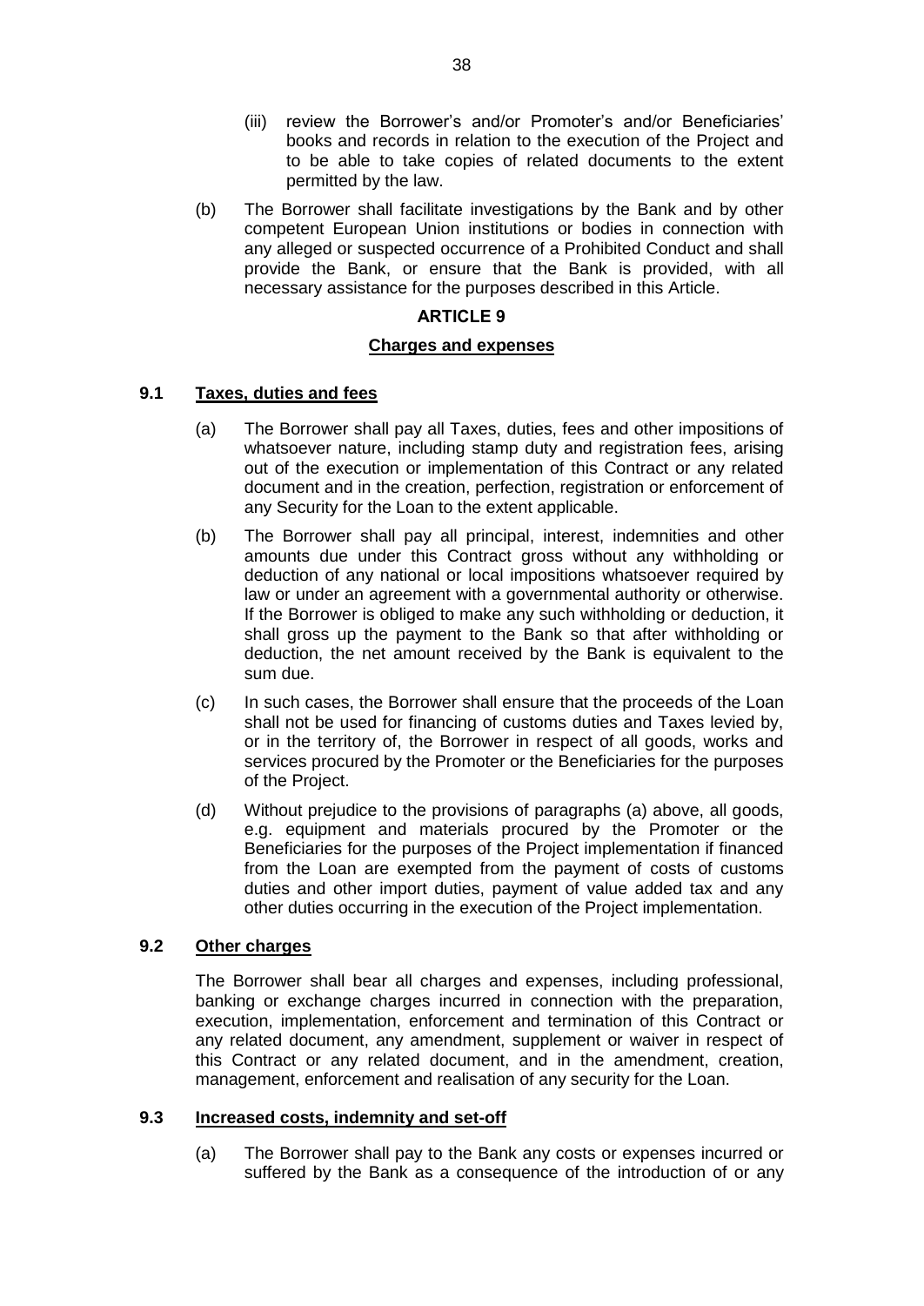(iii) review the Borrower's and/or Promoter's and/or Beneficiaries' books and records in relation to the execution of the Project and to be able to take copies of related documents to the extent permitted by the law.

(b) The Borrower shall facilitate investigations by the Bank and by other competent European Union institutions or bodies in connection with any alleged or suspected occurrence of a Prohibited Conduct and shall provide the Bank, or ensure that the Bank is provided, with all necessary assistance for the purposes described in this Article.

## ARTICLE 9

## Charges and expenses

### 9.1 Taxes, duties and fees

(a) The Borrower shall pay all Taxes, duties, fees and other impositions of whatsoever nature, including stamp duty and registration fees, arising out of the execution or implementation of this Contract or any related document and in the creation, perfection, registration or enforcement of any Security for the Loan to the extent applicable.

(b) The Borrower shall pay all principal, interest, indemnities and other amounts due under this Contract gross without any withholding or deduction of any national or local impositions whatsoever required by law or under an agreement with a governmental authority or otherwise. If the Borrower is obliged to make any such withholding or deduction, it shall gross up the payment to the Bank so that after withholding or deduction, the net amount received by the Bank is equivalent to the sum due.

(c) In such cases, the Borrower shall ensure that the proceeds of the Loan shall not be used for financing of customs duties and Taxes levied by, or in the territory of, the Borrower in respect of all goods, works and services procured by the Promoter or the Beneficiaries for the purposes of the Project.

(d) Without prejudice to the provisions of paragraphs (a) above, all goods, e.g. equipment and materials procured by the Promoter or the Beneficiaries for the purposes of the Project implementation if financed from the Loan are exempted from the payment of costs of customs duties and other import duties, payment of value added tax and any other duties occurring in the execution of the Project implementation.

### 9.2 Other charges

The Borrower shall bear all charges and expenses, including professional, banking or exchange charges incurred in connection with the preparation, execution, implementation, enforcement and termination of this Contract or any related document, any amendment, supplement or waiver in respect of this Contract or any related document, and in the amendment, creation, management, enforcement and realisation of any security for the Loan.

### 9.3 Increased costs, indemnity and set-off

(a) The Borrower shall pay to the Bank any costs or expenses incurred or suffered by the Bank as a consequence of the introduction of or any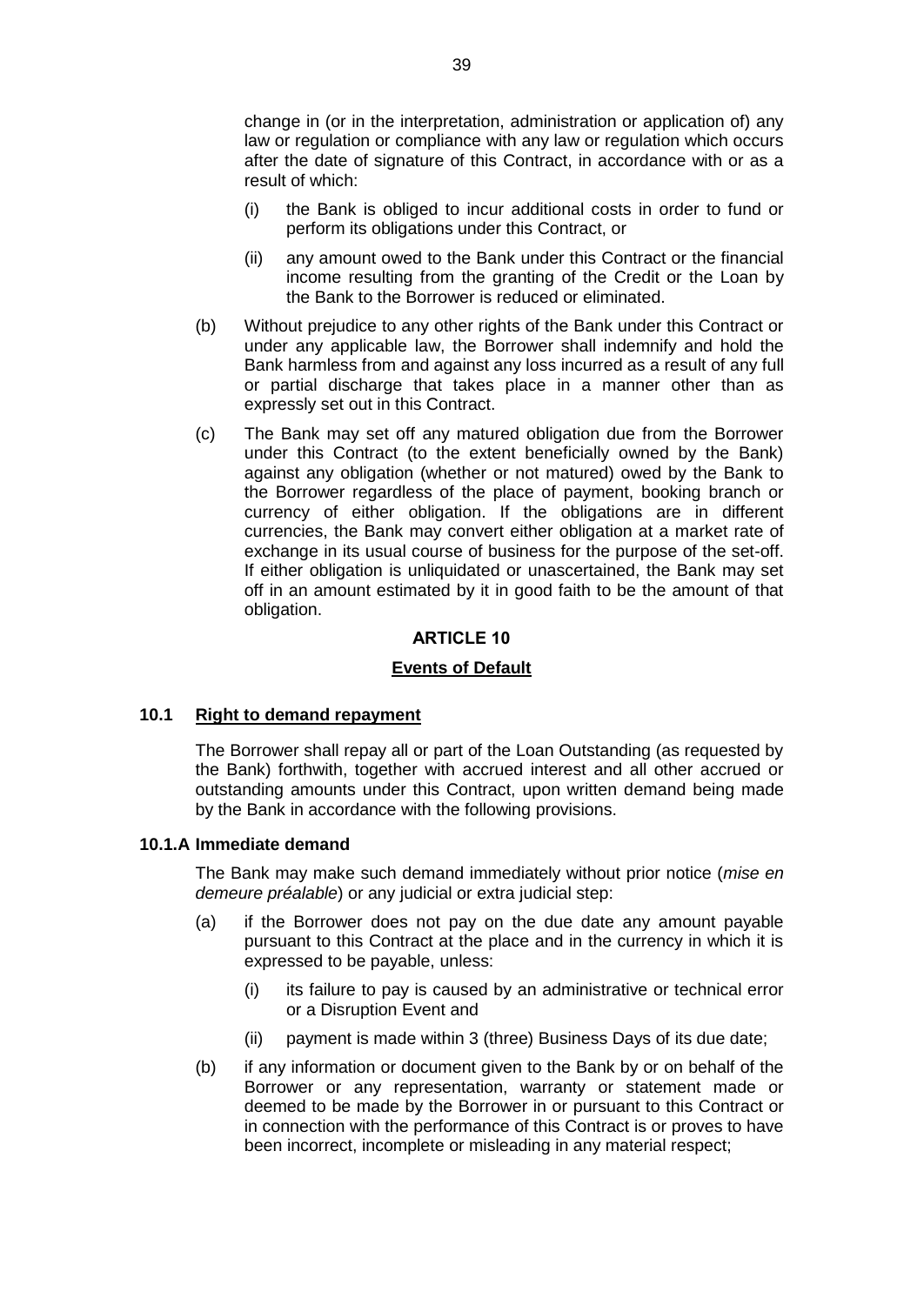change in (or in the interpretation, administration or application of) any law or regulation or compliance with any law or regulation which occurs after the date of signature of this Contract, in accordance with or as a result of which:

(i) the Bank is obliged to incur additional costs in order to fund or perform its obligations under this Contract, or

(ii) any amount owed to the Bank under this Contract or the financial income resulting from the granting of the Credit or the Loan by the Bank to the Borrower is reduced or eliminated.

(b) Without prejudice to any other rights of the Bank under this Contract or under any applicable law, the Borrower shall indemnify and hold the Bank harmless from and against any loss incurred as a result of any full or partial discharge that takes place in a manner other than as expressly set out in this Contract.

(c) The Bank may set off any matured obligation due from the Borrower under this Contract (to the extent beneficially owned by the Bank) against any obligation (whether or not matured) owed by the Bank to the Borrower regardless of the place of payment, booking branch or currency of either obligation. If the obligations are in different currencies, the Bank may convert either obligation at a market rate of exchange in its usual course of business for the purpose of the set-off. If either obligation is unliquidated or unascertained, the Bank may set off in an amount estimated by it in good faith to be the amount of that obligation.

# ARTICLE 10

## Events of Default

### 10.1 Right to demand repayment

The Borrower shall repay all or part of the Loan Outstanding (as requested by the Bank) forthwith, together with accrued interest and all other accrued or outstanding amounts under this Contract, upon written demand being made by the Bank in accordance with the following provisions.

### 10.1.A Immediate demand

The Bank may make such demand immediately without prior notice (*mise en demeure préalable*) or any judicial or extra judicial step:

(a) if the Borrower does not pay on the due date any amount payable pursuant to this Contract at the place and in the currency in which it is expressed to be payable, unless:

(i) its failure to pay is caused by an administrative or technical error or a Disruption Event and

(ii) payment is made within 3 (three) Business Days of its due date;

(b) if any information or document given to the Bank by or on behalf of the Borrower or any representation, warranty or statement made or deemed to be made by the Borrower in or pursuant to this Contract or in connection with the performance of this Contract is or proves to have been incorrect, incomplete or misleading in any material respect;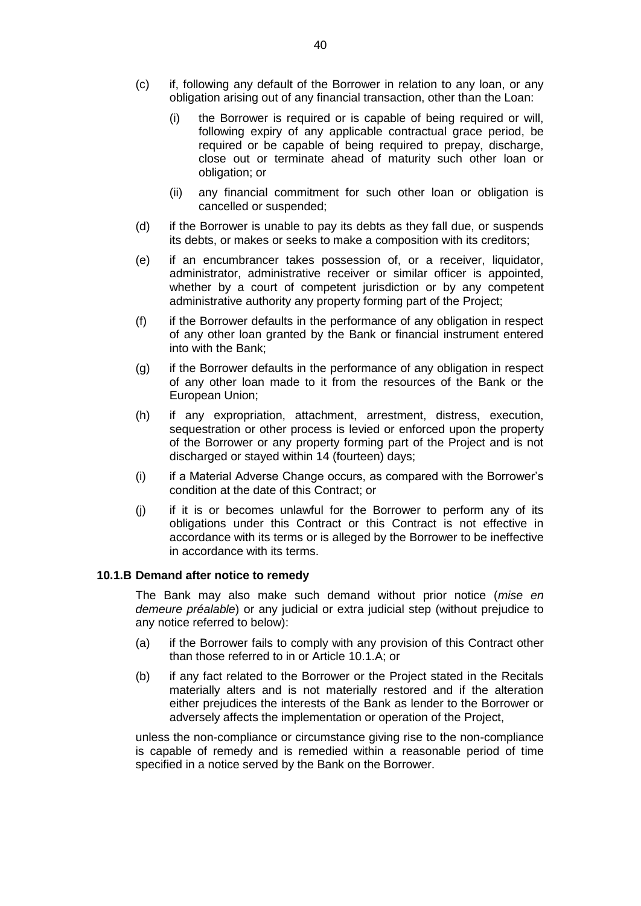(c) if, following any default of the Borrower in relation to any loan, or any obligation arising out of any financial transaction, other than the Loan:

   (i) the Borrower is required or is capable of being required or will, following expiry of any applicable contractual grace period, be required or be capable of being required to prepay, discharge, close out or terminate ahead of maturity such other loan or obligation; or

   (ii) any financial commitment for such other loan or obligation is cancelled or suspended;

(d) if the Borrower is unable to pay its debts as they fall due, or suspends its debts, or makes or seeks to make a composition with its creditors;

(e) if an encumbrancer takes possession of, or a receiver, liquidator, administrator, administrative receiver or similar officer is appointed, whether by a court of competent jurisdiction or by any competent administrative authority any property forming part of the Project;

(f) if the Borrower defaults in the performance of any obligation in respect of any other loan granted by the Bank or financial instrument entered into with the Bank;

(g) if the Borrower defaults in the performance of any obligation in respect of any other loan made to it from the resources of the Bank or the European Union;

(h) if any expropriation, attachment, arrestment, distress, execution, sequestration or other process is levied or enforced upon the property of the Borrower or any property forming part of the Project and is not discharged or stayed within 14 (fourteen) days;

(i) if a Material Adverse Change occurs, as compared with the Borrower's condition at the date of this Contract; or

(j) if it is or becomes unlawful for the Borrower to perform any of its obligations under this Contract or this Contract is not effective in accordance with its terms or is alleged by the Borrower to be ineffective in accordance with its terms.

### 10.1.B Demand after notice to remedy

The Bank may also make such demand without prior notice (*mise en demeure préalable*) or any judicial or extra judicial step (without prejudice to any notice referred to below):

(a) if the Borrower fails to comply with any provision of this Contract other than those referred to in or Article 10.1.A; or

(b) if any fact related to the Borrower or the Project stated in the Recitals materially alters and is not materially restored and if the alteration either prejudices the interests of the Bank as lender to the Borrower or adversely affects the implementation or operation of the Project,

unless the non-compliance or circumstance giving rise to the non-compliance is capable of remedy and is remedied within a reasonable period of time specified in a notice served by the Bank on the Borrower.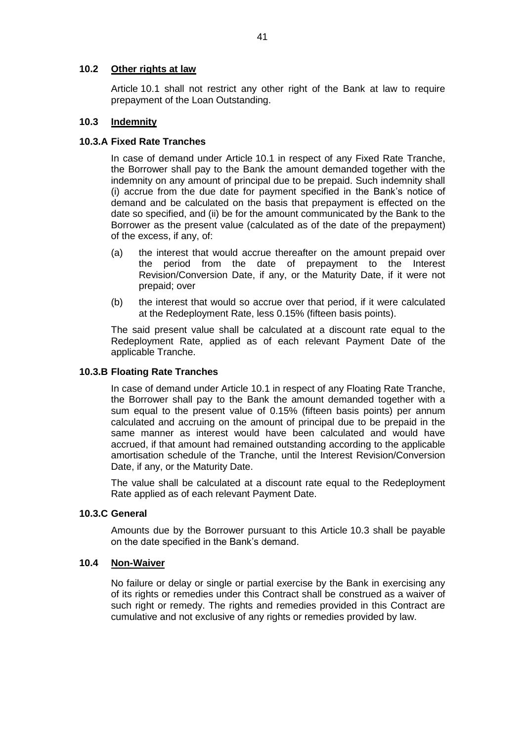### 10.2 Other rights at law

Article 10.1 shall not restrict any other right of the Bank at law to require prepayment of the Loan Outstanding.

### 10.3 Indemnity

#### 10.3.A Fixed Rate Tranches

In case of demand under Article 10.1 in respect of any Fixed Rate Tranche, the Borrower shall pay to the Bank the amount demanded together with the indemnity on any amount of principal due to be prepaid. Such indemnity shall (i) accrue from the due date for payment specified in the Bank's notice of demand and be calculated on the basis that prepayment is effected on the date so specified, and (ii) be for the amount communicated by the Bank to the Borrower as the present value (calculated as of the date of the prepayment) of the excess, if any, of:

(a) the interest that would accrue thereafter on the amount prepaid over the period from the date of prepayment to the Interest Revision/Conversion Date, if any, or the Maturity Date, if it were not prepaid; over

(b) the interest that would so accrue over that period, if it were calculated at the Redeployment Rate, less 0.15% (fifteen basis points).

The said present value shall be calculated at a discount rate equal to the Redeployment Rate, applied as of each relevant Payment Date of the applicable Tranche.

#### 10.3.B Floating Rate Tranches

In case of demand under Article 10.1 in respect of any Floating Rate Tranche, the Borrower shall pay to the Bank the amount demanded together with a sum equal to the present value of 0.15% (fifteen basis points) per annum calculated and accruing on the amount of principal due to be prepaid in the same manner as interest would have been calculated and would have accrued, if that amount had remained outstanding according to the applicable amortisation schedule of the Tranche, until the Interest Revision/Conversion Date, if any, or the Maturity Date.

The value shall be calculated at a discount rate equal to the Redeployment Rate applied as of each relevant Payment Date.

#### 10.3.C General

Amounts due by the Borrower pursuant to this Article 10.3 shall be payable on the date specified in the Bank's demand.

### 10.4 Non-Waiver

No failure or delay or single or partial exercise by the Bank in exercising any of its rights or remedies under this Contract shall be construed as a waiver of such right or remedy. The rights and remedies provided in this Contract are cumulative and not exclusive of any rights or remedies provided by law.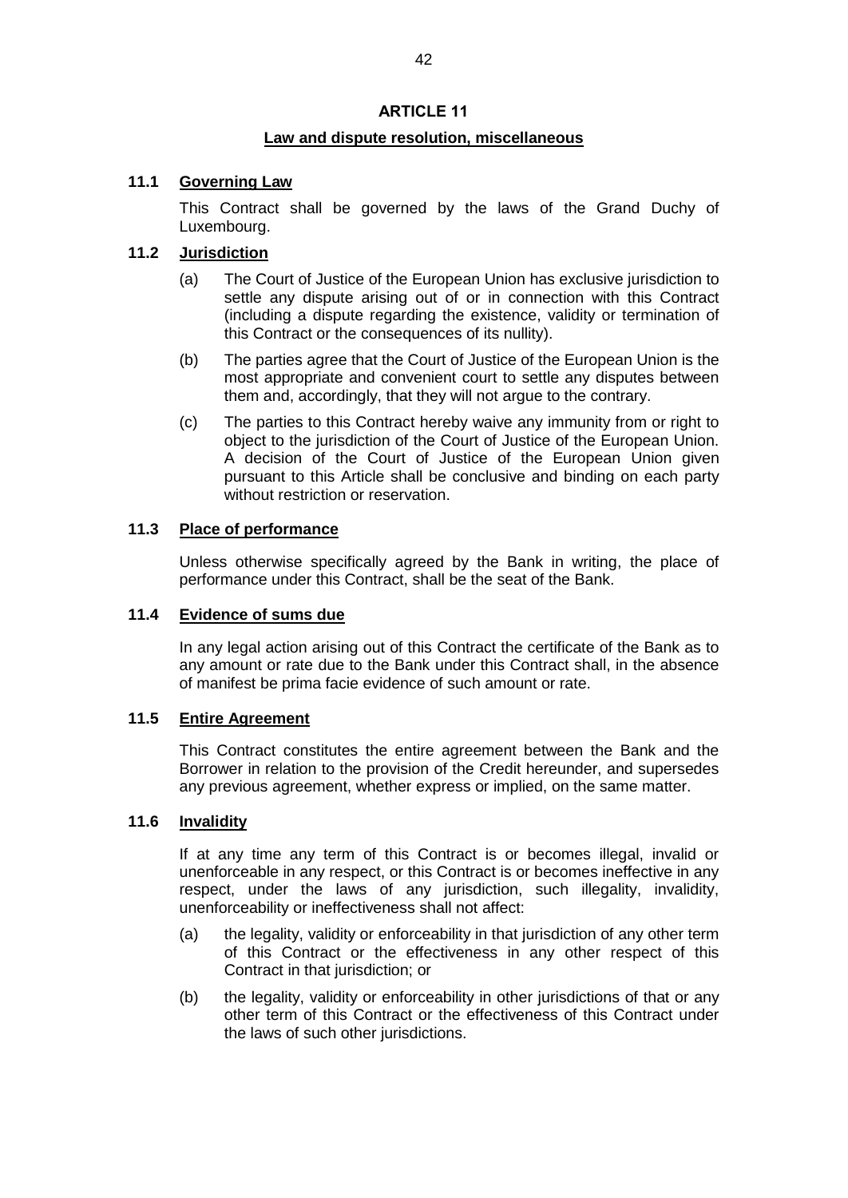# ARTICLE 11

## Law and dispute resolution, miscellaneous

### 11.1 Governing Law

This Contract shall be governed by the laws of the Grand Duchy of Luxembourg.

### 11.2 Jurisdiction

(a) The Court of Justice of the European Union has exclusive jurisdiction to settle any dispute arising out of or in connection with this Contract (including a dispute regarding the existence, validity or termination of this Contract or the consequences of its nullity).

(b) The parties agree that the Court of Justice of the European Union is the most appropriate and convenient court to settle any disputes between them and, accordingly, that they will not argue to the contrary.

(c) The parties to this Contract hereby waive any immunity from or right to object to the jurisdiction of the Court of Justice of the European Union. A decision of the Court of Justice of the European Union given pursuant to this Article shall be conclusive and binding on each party without restriction or reservation.

### 11.3 Place of performance

Unless otherwise specifically agreed by the Bank in writing, the place of performance under this Contract, shall be the seat of the Bank.

### 11.4 Evidence of sums due

In any legal action arising out of this Contract the certificate of the Bank as to any amount or rate due to the Bank under this Contract shall, in the absence of manifest be prima facie evidence of such amount or rate.

### 11.5 Entire Agreement

This Contract constitutes the entire agreement between the Bank and the Borrower in relation to the provision of the Credit hereunder, and supersedes any previous agreement, whether express or implied, on the same matter.

### 11.6 Invalidity

If at any time any term of this Contract is or becomes illegal, invalid or unenforceable in any respect, or this Contract is or becomes ineffective in any respect, under the laws of any jurisdiction, such illegality, invalidity, unenforceability or ineffectiveness shall not affect:

(a) the legality, validity or enforceability in that jurisdiction of any other term of this Contract or the effectiveness in any other respect of this Contract in that jurisdiction; or

(b) the legality, validity or enforceability in other jurisdictions of that or any other term of this Contract or the effectiveness of this Contract under the laws of such other jurisdictions.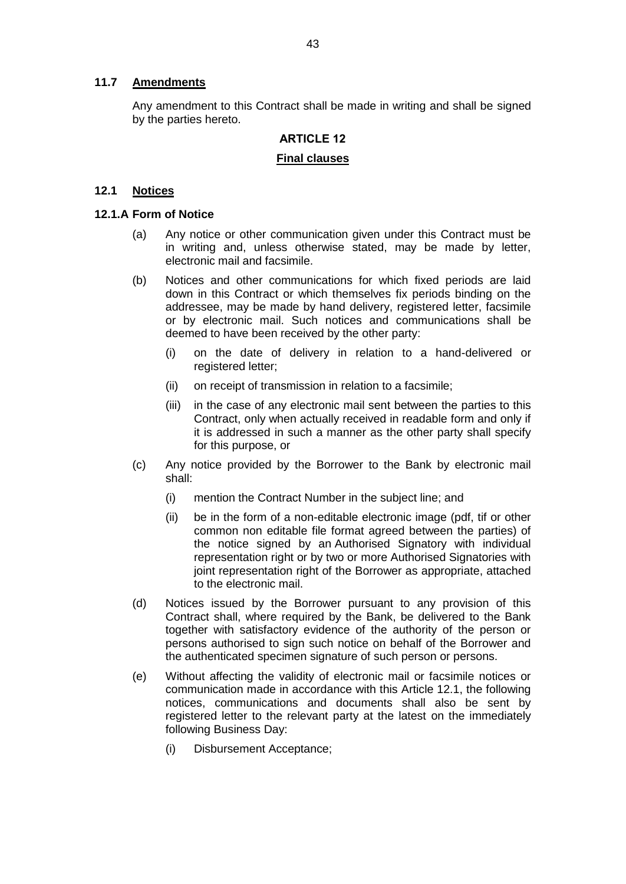### 11.7 Amendments

Any amendment to this Contract shall be made in writing and shall be signed by the parties hereto.

## ARTICLE 12

## Final clauses

### 12.1 Notices

#### 12.1.A Form of Notice

(a) Any notice or other communication given under this Contract must be in writing and, unless otherwise stated, may be made by letter, electronic mail and facsimile.

(b) Notices and other communications for which fixed periods are laid down in this Contract or which themselves fix periods binding on the addressee, may be made by hand delivery, registered letter, facsimile or by electronic mail. Such notices and communications shall be deemed to have been received by the other party:

   (i) on the date of delivery in relation to a hand-delivered or registered letter;

   (ii) on receipt of transmission in relation to a facsimile;

   (iii) in the case of any electronic mail sent between the parties to this Contract, only when actually received in readable form and only if it is addressed in such a manner as the other party shall specify for this purpose, or

(c) Any notice provided by the Borrower to the Bank by electronic mail shall:

   (i) mention the Contract Number in the subject line; and

   (ii) be in the form of a non-editable electronic image (pdf, tif or other common non editable file format agreed between the parties) of the notice signed by an Authorised Signatory with individual representation right or by two or more Authorised Signatories with joint representation right of the Borrower as appropriate, attached to the electronic mail.

(d) Notices issued by the Borrower pursuant to any provision of this Contract shall, where required by the Bank, be delivered to the Bank together with satisfactory evidence of the authority of the person or persons authorised to sign such notice on behalf of the Borrower and the authenticated specimen signature of such person or persons.

(e) Without affecting the validity of electronic mail or facsimile notices or communication made in accordance with this Article 12.1, the following notices, communications and documents shall also be sent by registered letter to the relevant party at the latest on the immediately following Business Day:

   (i) Disbursement Acceptance;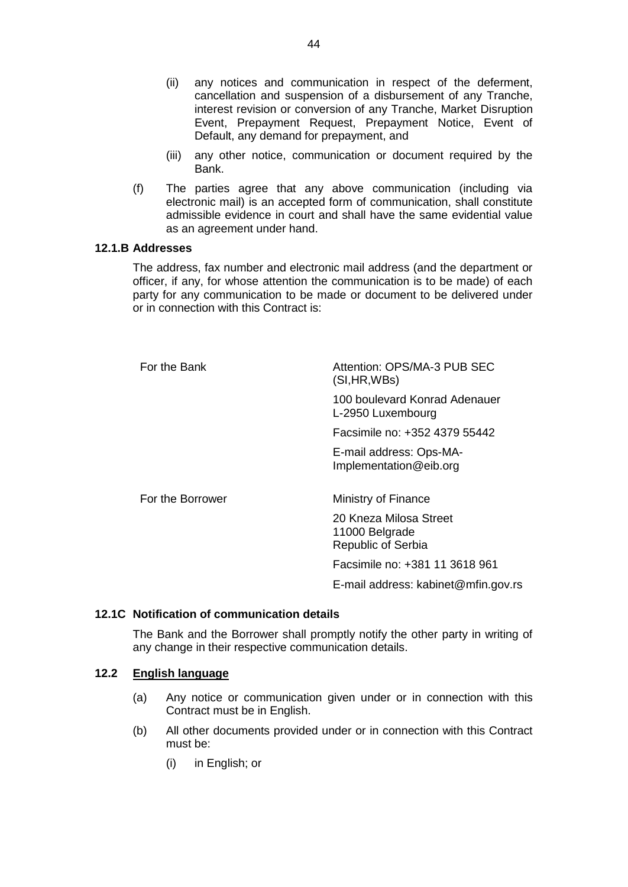(ii) any notices and communication in respect of the deferment, cancellation and suspension of a disbursement of any Tranche, interest revision or conversion of any Tranche, Market Disruption Event, Prepayment Request, Prepayment Notice, Event of Default, any demand for prepayment, and

(iii) any other notice, communication or document required by the Bank.

(f) The parties agree that any above communication (including via electronic mail) is an accepted form of communication, shall constitute admissible evidence in court and shall have the same evidential value as an agreement under hand.

**12.1.B Addresses**

The address, fax number and electronic mail address (and the department or officer, if any, for whose attention the communication is to be made) of each party for any communication to be made or document to be delivered under or in connection with this Contract is:

| | |
|---|---|
| For the Bank | Attention: OPS/MA-3 PUB SEC (SI,HR,WBs)<br><br>100 boulevard Konrad Adenauer<br>L-2950 Luxembourg<br><br>Facsimile no: +352 4379 55442<br><br>E-mail address: Ops-MA-Implementation@eib.org |
| For the Borrower | Ministry of Finance<br><br>20 Kneza Milosa Street<br>11000 Belgrade<br>Republic of Serbia<br><br>Facsimile no: +381 11 3618 961<br><br>E-mail address: kabinet@mfin.gov.rs |

**12.1C Notification of communication details**

The Bank and the Borrower shall promptly notify the other party in writing of any change in their respective communication details.

**12.2 <u>English language</u>**

(a) Any notice or communication given under or in connection with this Contract must be in English.

(b) All other documents provided under or in connection with this Contract must be:

(i) in English; or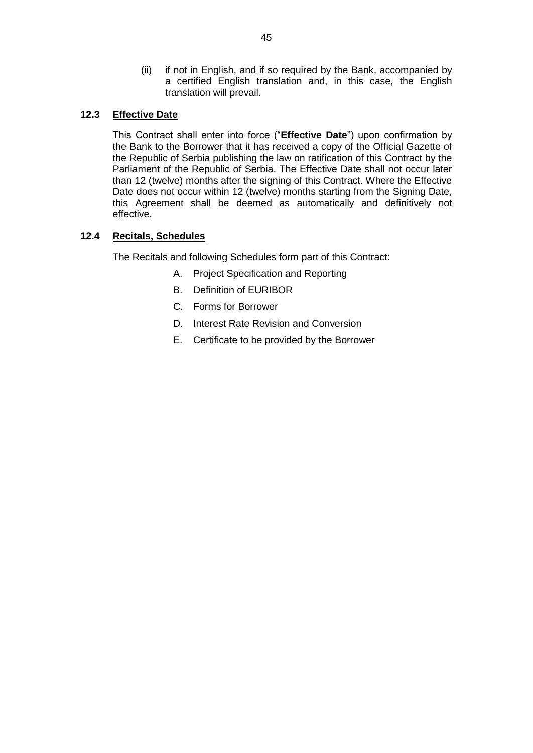(ii) if not in English, and if so required by the Bank, accompanied by a certified English translation and, in this case, the English translation will prevail.

### 12.3 Effective Date

This Contract shall enter into force ("**Effective Date**") upon confirmation by the Bank to the Borrower that it has received a copy of the Official Gazette of the Republic of Serbia publishing the law on ratification of this Contract by the Parliament of the Republic of Serbia. The Effective Date shall not occur later than 12 (twelve) months after the signing of this Contract. Where the Effective Date does not occur within 12 (twelve) months starting from the Signing Date, this Agreement shall be deemed as automatically and definitively not effective.

### 12.4 Recitals, Schedules

The Recitals and following Schedules form part of this Contract:

A. Project Specification and Reporting

B. Definition of EURIBOR

C. Forms for Borrower

D. Interest Rate Revision and Conversion

E. Certificate to be provided by the Borrower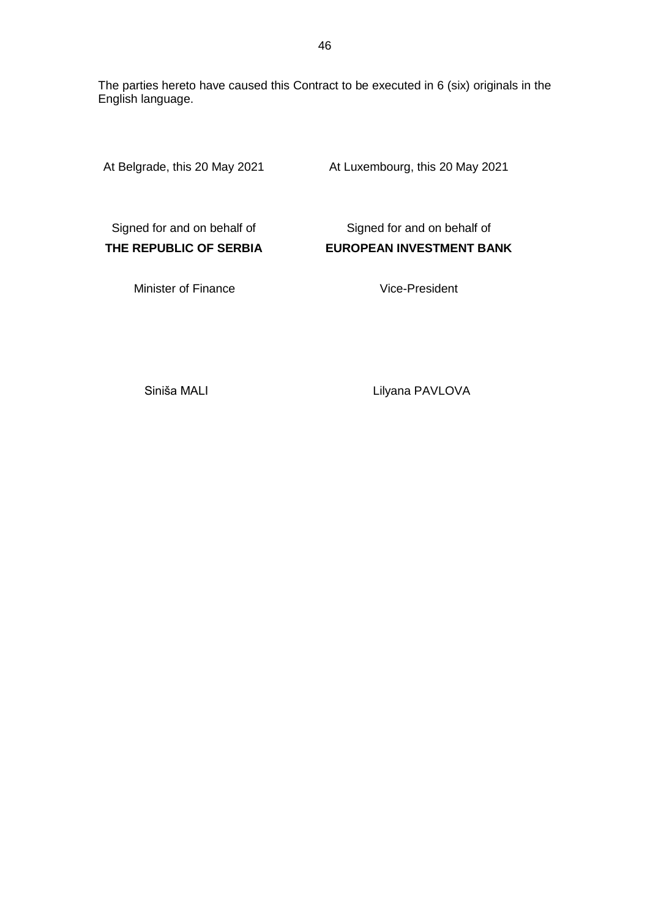The parties hereto have caused this Contract to be executed in 6 (six) originals in the English language.

| At Belgrade, this 20 May 2021 | At Luxembourg, this 20 May 2021 |
| --- | --- |
| Signed for and on behalf of **THE REPUBLIC OF SERBIA** | Signed for and on behalf of **EUROPEAN INVESTMENT BANK** |
| Minister of Finance | Vice-President |
| Siniša MALI | Lilyana PAVLOVA |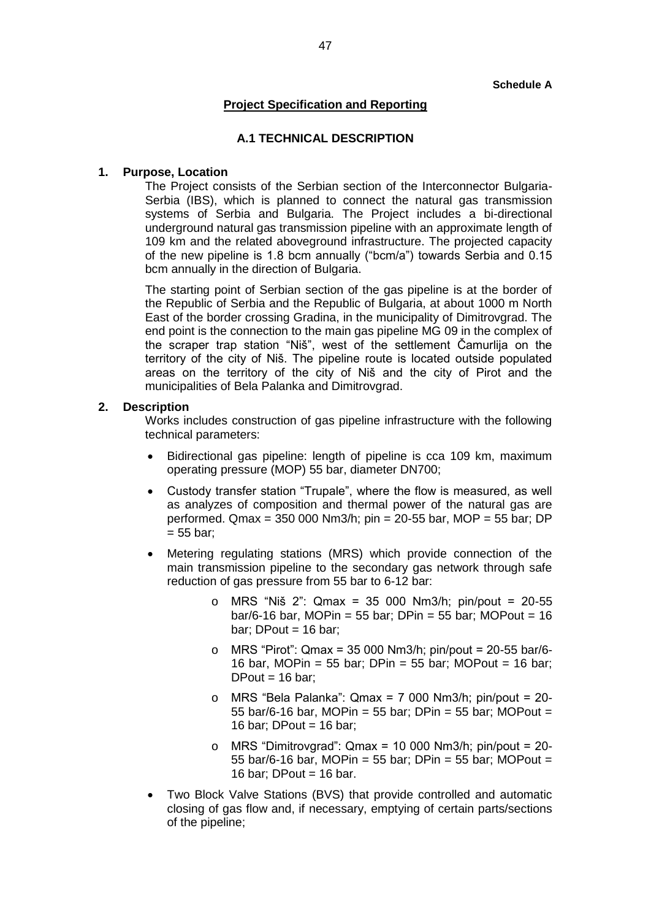**Schedule A**

## Project Specification and Reporting

### A.1 TECHNICAL DESCRIPTION

**1. Purpose, Location**

The Project consists of the Serbian section of the Interconnector Bulgaria-Serbia (IBS), which is planned to connect the natural gas transmission systems of Serbia and Bulgaria. The Project includes a bi-directional underground natural gas transmission pipeline with an approximate length of 109 km and the related aboveground infrastructure. The projected capacity of the new pipeline is 1.8 bcm annually ("bcm/a") towards Serbia and 0.15 bcm annually in the direction of Bulgaria.

The starting point of Serbian section of the gas pipeline is at the border of the Republic of Serbia and the Republic of Bulgaria, at about 1000 m North East of the border crossing Gradina, in the municipality of Dimitrovgrad. The end point is the connection to the main gas pipeline MG 09 in the complex of the scraper trap station "Niš", west of the settlement Čamurlija on the territory of the city of Niš. The pipeline route is located outside populated areas on the territory of the city of Niš and the city of Pirot and the municipalities of Bela Palanka and Dimitrovgrad.

**2. Description**

Works includes construction of gas pipeline infrastructure with the following technical parameters:

- Bidirectional gas pipeline: length of pipeline is cca 109 km, maximum operating pressure (MOP) 55 bar, diameter DN700;
- Custody transfer station "Trupale", where the flow is measured, as well as analyzes of composition and thermal power of the natural gas are performed. Qmax = 350 000 Nm3/h; pin = 20-55 bar, MOP = 55 bar; DP = 55 bar;
- Metering regulating stations (MRS) which provide connection of the main transmission pipeline to the secondary gas network through safe reduction of gas pressure from 55 bar to 6-12 bar:
  - MRS "Niš 2": Qmax = 35 000 Nm3/h; pin/pout = 20-55 bar/6-16 bar, MOPin = 55 bar; DPin = 55 bar; MOPout = 16 bar; DPout = 16 bar;
  - MRS "Pirot": Qmax = 35 000 Nm3/h; pin/pout = 20-55 bar/6-16 bar, MOPin = 55 bar; DPin = 55 bar; MOPout = 16 bar; DPout = 16 bar;
  - MRS "Bela Palanka": Qmax = 7 000 Nm3/h; pin/pout = 20-55 bar/6-16 bar, MOPin = 55 bar; DPin = 55 bar; MOPout = 16 bar; DPout = 16 bar;
  - MRS "Dimitrovgrad": Qmax = 10 000 Nm3/h; pin/pout = 20-55 bar/6-16 bar, MOPin = 55 bar; DPin = 55 bar; MOPout = 16 bar; DPout = 16 bar.
- Two Block Valve Stations (BVS) that provide controlled and automatic closing of gas flow and, if necessary, emptying of certain parts/sections of the pipeline;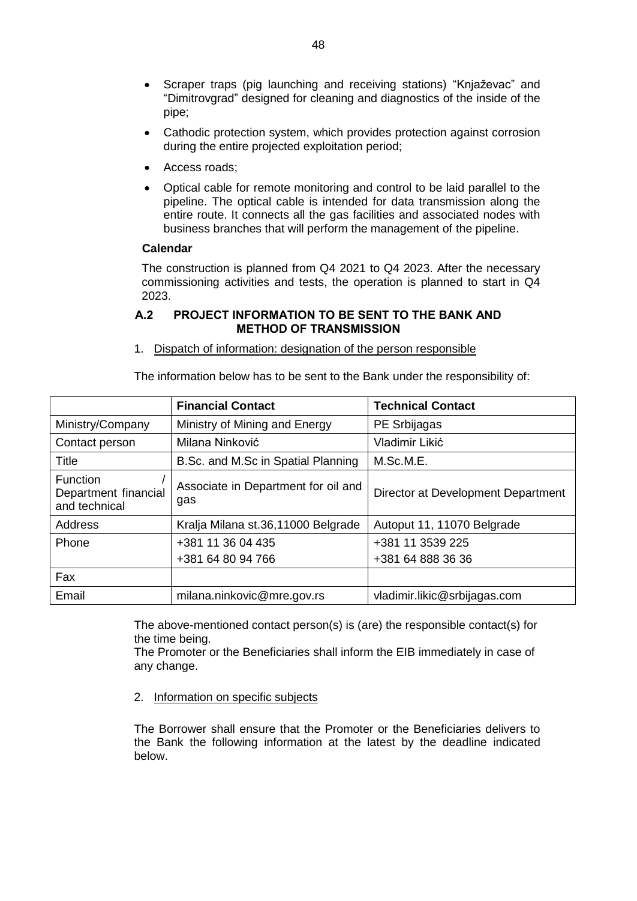- Scraper traps (pig launching and receiving stations) "Knjaževac" and "Dimitrovgrad" designed for cleaning and diagnostics of the inside of the pipe;
- Cathodic protection system, which provides protection against corrosion during the entire projected exploitation period;
- Access roads;
- Optical cable for remote monitoring and control to be laid parallel to the pipeline. The optical cable is intended for data transmission along the entire route. It connects all the gas facilities and associated nodes with business branches that will perform the management of the pipeline.

**Calendar**

The construction is planned from Q4 2021 to Q4 2023. After the necessary commissioning activities and tests, the operation is planned to start in Q4 2023.

### A.2 PROJECT INFORMATION TO BE SENT TO THE BANK AND METHOD OF TRANSMISSION

1. Dispatch of information: designation of the person responsible

The information below has to be sent to the Bank under the responsibility of:

| | **Financial Contact** | **Technical Contact** |
|---|---|---|
| Ministry/Company | Ministry of Mining and Energy | PE Srbijagas |
| Contact person | Milana Ninković | Vladimir Likić |
| Title | B.Sc. and M.Sc in Spatial Planning | M.Sc.M.E. |
| Function / Department financial and technical | Associate in Department for oil and gas | Director at Development Department |
| Address | Kralja Milana st.36,11000 Belgrade | Autoput 11, 11070 Belgrade |
| Phone | +381 11 36 04 435<br>+381 64 80 94 766 | +381 11 3539 225<br>+381 64 888 36 36 |
| Fax | | |
| Email | milana.ninkovic@mre.gov.rs | vladimir.likic@srbijagas.com |

The above-mentioned contact person(s) is (are) the responsible contact(s) for the time being.
The Promoter or the Beneficiaries shall inform the EIB immediately in case of any change.

2. Information on specific subjects

The Borrower shall ensure that the Promoter or the Beneficiaries delivers to the Bank the following information at the latest by the deadline indicated below.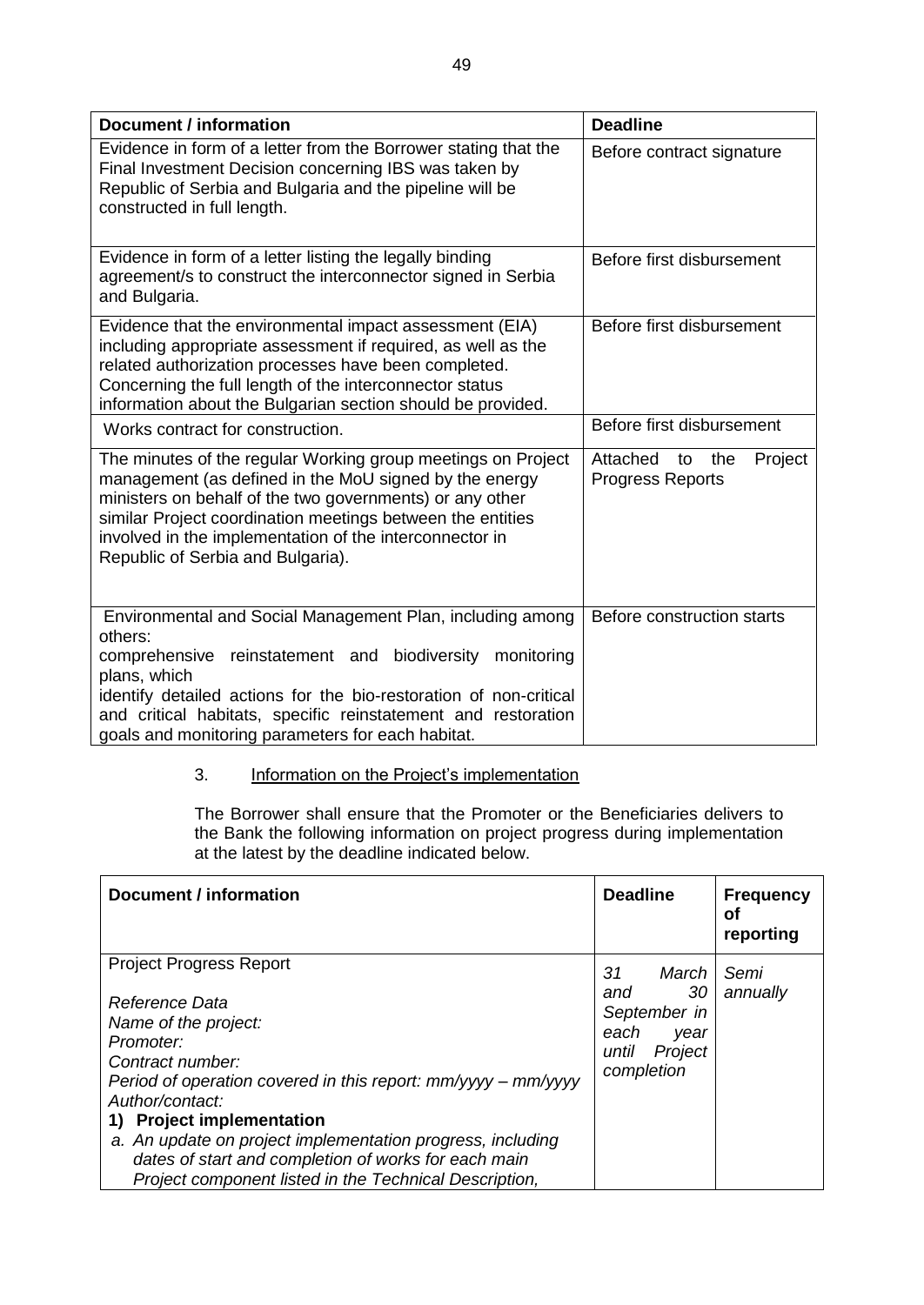| Document / information | Deadline |
| --- | --- |
| Evidence in form of a letter from the Borrower stating that the Final Investment Decision concerning IBS was taken by Republic of Serbia and Bulgaria and the pipeline will be constructed in full length. | Before contract signature |
| Evidence in form of a letter listing the legally binding agreement/s to construct the interconnector signed in Serbia and Bulgaria. | Before first disbursement |
| Evidence that the environmental impact assessment (EIA) including appropriate assessment if required, as well as the related authorization processes have been completed. Concerning the full length of the interconnector status information about the Bulgarian section should be provided. | Before first disbursement |
| Works contract for construction. | Before first disbursement |
| The minutes of the regular Working group meetings on Project management (as defined in the MoU signed by the energy ministers on behalf of the two governments) or any other similar Project coordination meetings between the entities involved in the implementation of the interconnector in Republic of Serbia and Bulgaria). | Attached to the Project Progress Reports |
| Environmental and Social Management Plan, including among others: comprehensive reinstatement and biodiversity monitoring plans, which identify detailed actions for the bio-restoration of non-critical and critical habitats, specific reinstatement and restoration goals and monitoring parameters for each habitat. | Before construction starts |

3. Information on the Project's implementation

The Borrower shall ensure that the Promoter or the Beneficiaries delivers to the Bank the following information on project progress during implementation at the latest by the deadline indicated below.

| Document / information | Deadline | Frequency of reporting |
| --- | --- | --- |
| Project Progress Report<br><br>*Reference Data*<br>*Name of the project:*<br>*Promoter:*<br>*Contract number:*<br>*Period of operation covered in this report: mm/yyyy – mm/yyyy*<br>*Author/contact:*<br>**1) Project implementation**<br>*a. An update on project implementation progress, including dates of start and completion of works for each main Project component listed in the Technical Description,* | *31 March and 30 September in each year until Project completion* | *Semi annually* |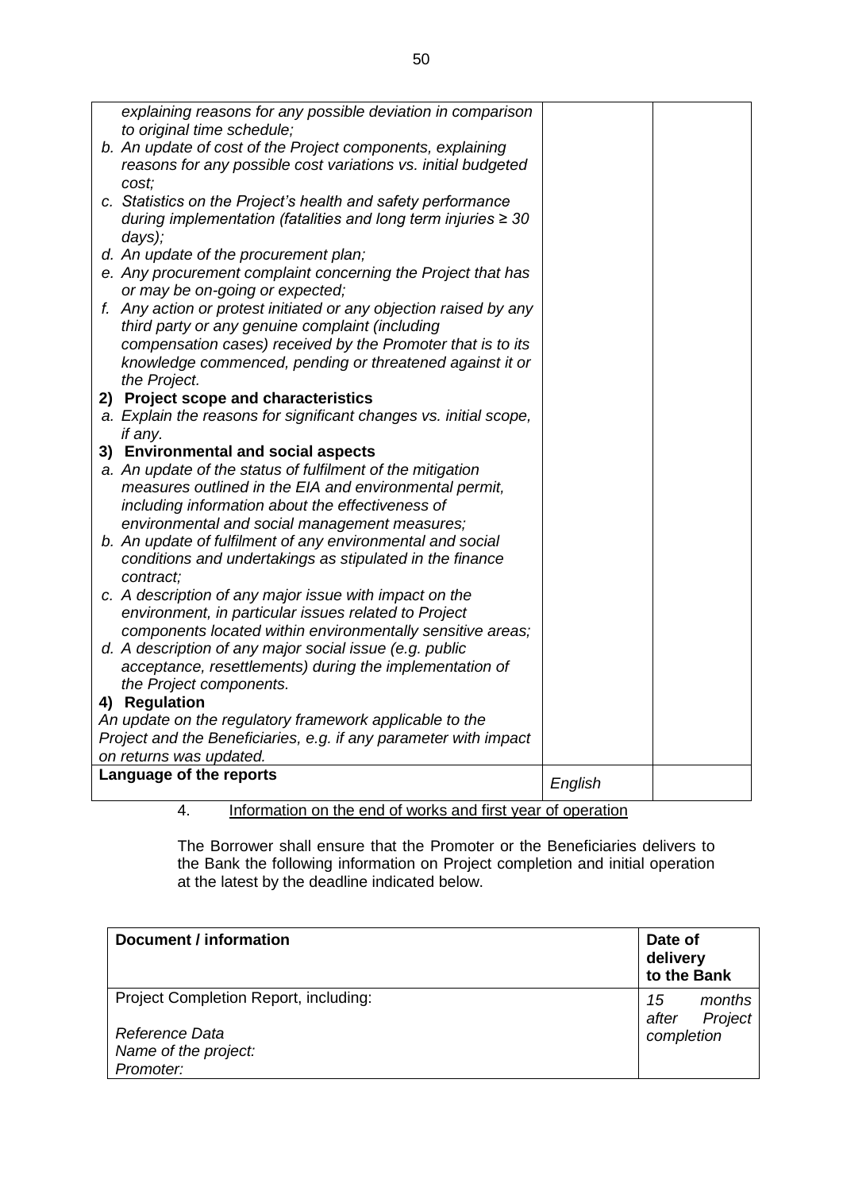| | | |
|---|---|---|
| *explaining reasons for any possible deviation in comparison to original time schedule;*<br>*b. An update of cost of the Project components, explaining reasons for any possible cost variations vs. initial budgeted cost;*<br>*c. Statistics on the Project's health and safety performance during implementation (fatalities and long term injuries ≥ 30 days);*<br>*d. An update of the procurement plan;*<br>*e. Any procurement complaint concerning the Project that has or may be on-going or expected;*<br>*f. Any action or protest initiated or any objection raised by any third party or any genuine complaint (including compensation cases) received by the Promoter that is to its knowledge commenced, pending or threatened against it or the Project.*<br>**2) Project scope and characteristics**<br>*a. Explain the reasons for significant changes vs. initial scope, if any.*<br>**3) Environmental and social aspects**<br>*a. An update of the status of fulfilment of the mitigation measures outlined in the EIA and environmental permit, including information about the effectiveness of environmental and social management measures;*<br>*b. An update of fulfilment of any environmental and social conditions and undertakings as stipulated in the finance contract;*<br>*c. A description of any major issue with impact on the environment, in particular issues related to Project components located within environmentally sensitive areas;*<br>*d. A description of any major social issue (e.g. public acceptance, resettlements) during the implementation of the Project components.*<br>**4) Regulation**<br>*An update on the regulatory framework applicable to the Project and the Beneficiaries, e.g. if any parameter with impact on returns was updated.* | | |
| **Language of the reports** | *English* | |

4. Information on the end of works and first year of operation

The Borrower shall ensure that the Promoter or the Beneficiaries delivers to the Bank the following information on Project completion and initial operation at the latest by the deadline indicated below.

| **Document / information** | **Date of delivery to the Bank** |
|---|---|
| Project Completion Report, including:<br><br>*Reference Data*<br>*Name of the project:*<br>*Promoter:* | *15 months after Project completion* |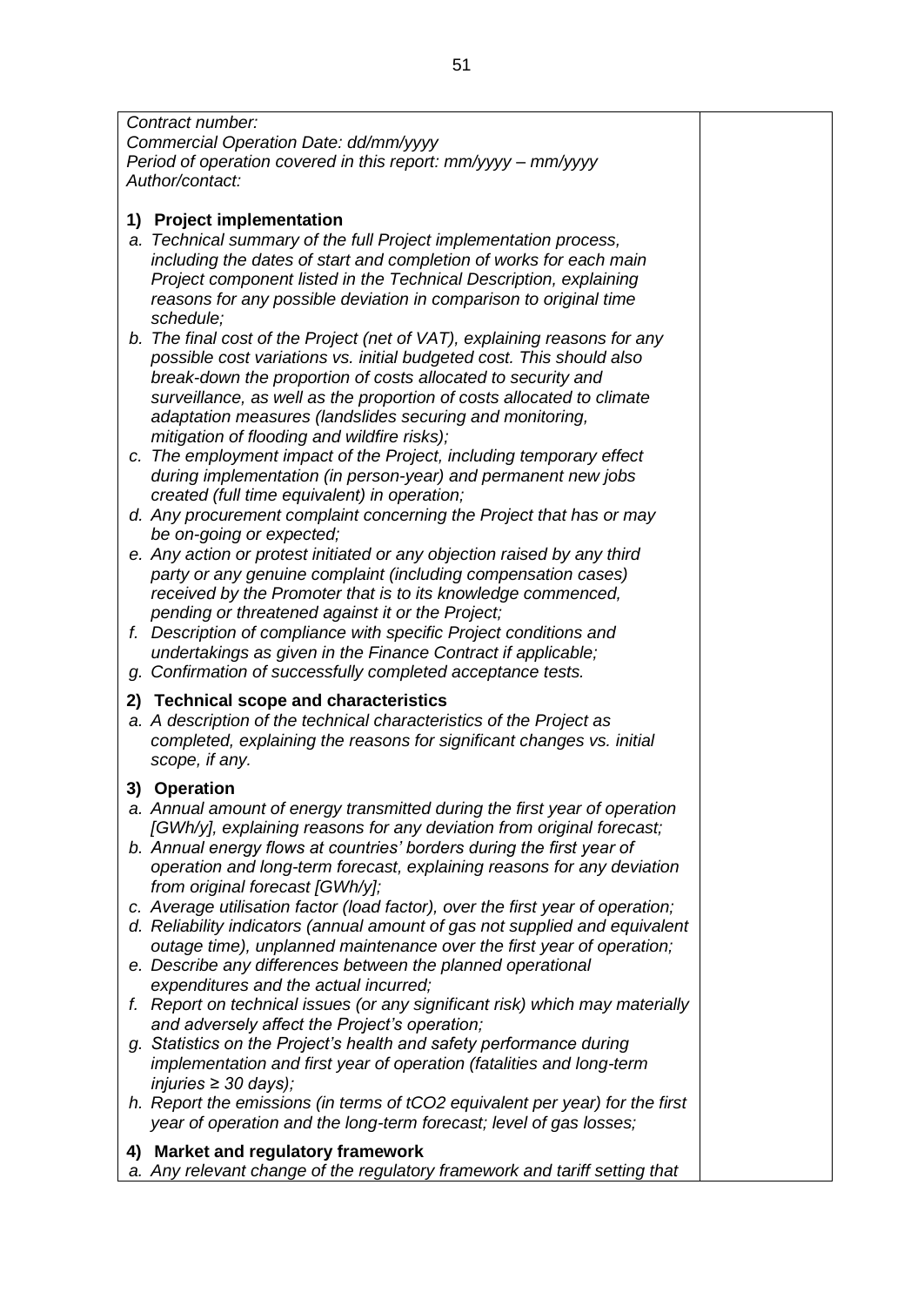| *Contract number:*<br>*Commercial Operation Date: dd/mm/yyyy*<br>*Period of operation covered in this report: mm/yyyy – mm/yyyy*<br>*Author/contact:*<br><br>**1) Project implementation**<br>*a. Technical summary of the full Project implementation process, including the dates of start and completion of works for each main Project component listed in the Technical Description, explaining reasons for any possible deviation in comparison to original time schedule;*<br>*b. The final cost of the Project (net of VAT), explaining reasons for any possible cost variations vs. initial budgeted cost. This should also break-down the proportion of costs allocated to security and surveillance, as well as the proportion of costs allocated to climate adaptation measures (landslides securing and monitoring, mitigation of flooding and wildfire risks);*<br>*c. The employment impact of the Project, including temporary effect during implementation (in person-year) and permanent new jobs created (full time equivalent) in operation;*<br>*d. Any procurement complaint concerning the Project that has or may be on-going or expected;*<br>*e. Any action or protest initiated or any objection raised by any third party or any genuine complaint (including compensation cases) received by the Promoter that is to its knowledge commenced, pending or threatened against it or the Project;*<br>*f. Description of compliance with specific Project conditions and undertakings as given in the Finance Contract if applicable;*<br>*g. Confirmation of successfully completed acceptance tests.*<br><br>**2) Technical scope and characteristics**<br>*a. A description of the technical characteristics of the Project as completed, explaining the reasons for significant changes vs. initial scope, if any.*<br><br>**3) Operation**<br>*a. Annual amount of energy transmitted during the first year of operation [GWh/y], explaining reasons for any deviation from original forecast;*<br>*b. Annual energy flows at countries' borders during the first year of operation and long-term forecast, explaining reasons for any deviation from original forecast [GWh/y];*<br>*c. Average utilisation factor (load factor), over the first year of operation;*<br>*d. Reliability indicators (annual amount of gas not supplied and equivalent outage time), unplanned maintenance over the first year of operation;*<br>*e. Describe any differences between the planned operational expenditures and the actual incurred;*<br>*f. Report on technical issues (or any significant risk) which may materially and adversely affect the Project's operation;*<br>*g. Statistics on the Project's health and safety performance during implementation and first year of operation (fatalities and long-term injuries ≥ 30 days);*<br>*h. Report the emissions (in terms of tCO2 equivalent per year) for the first year of operation and the long-term forecast; level of gas losses;*<br><br>**4) Market and regulatory framework**<br>*a. Any relevant change of the regulatory framework and tariff setting that* | |
|---|---|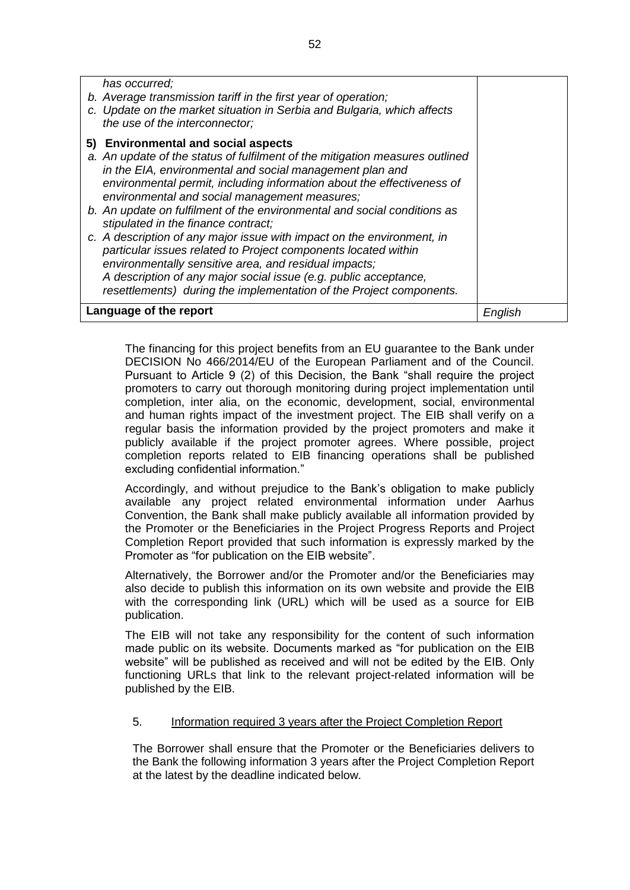| | |
|---|---|
| *has occurred;*<br>*b. Average transmission tariff in the first year of operation;*<br>*c. Update on the market situation in Serbia and Bulgaria, which affects the use of the interconnector;*<br><br>**5) Environmental and social aspects**<br>*a. An update of the status of fulfilment of the mitigation measures outlined in the EIA, environmental and social management plan and environmental permit, including information about the effectiveness of environmental and social management measures;*<br>*b. An update on fulfilment of the environmental and social conditions as stipulated in the finance contract;*<br>*c. A description of any major issue with impact on the environment, in particular issues related to Project components located within environmentally sensitive area, and residual impacts;*<br>*A description of any major social issue (e.g. public acceptance, resettlements) during the implementation of the Project components.* | |
| **Language of the report** | *English* |

The financing for this project benefits from an EU guarantee to the Bank under DECISION No 466/2014/EU of the European Parliament and of the Council. Pursuant to Article 9 (2) of this Decision, the Bank "shall require the project promoters to carry out thorough monitoring during project implementation until completion, inter alia, on the economic, development, social, environmental and human rights impact of the investment project. The EIB shall verify on a regular basis the information provided by the project promoters and make it publicly available if the project promoter agrees. Where possible, project completion reports related to EIB financing operations shall be published excluding confidential information."

Accordingly, and without prejudice to the Bank's obligation to make publicly available any project related environmental information under Aarhus Convention, the Bank shall make publicly available all information provided by the Promoter or the Beneficiaries in the Project Progress Reports and Project Completion Report provided that such information is expressly marked by the Promoter as "for publication on the EIB website".

Alternatively, the Borrower and/or the Promoter and/or the Beneficiaries may also decide to publish this information on its own website and provide the EIB with the corresponding link (URL) which will be used as a source for EIB publication.

The EIB will not take any responsibility for the content of such information made public on its website. Documents marked as "for publication on the EIB website" will be published as received and will not be edited by the EIB. Only functioning URLs that link to the relevant project-related information will be published by the EIB.

5. Information required 3 years after the Project Completion Report

The Borrower shall ensure that the Promoter or the Beneficiaries delivers to the Bank the following information 3 years after the Project Completion Report at the latest by the deadline indicated below.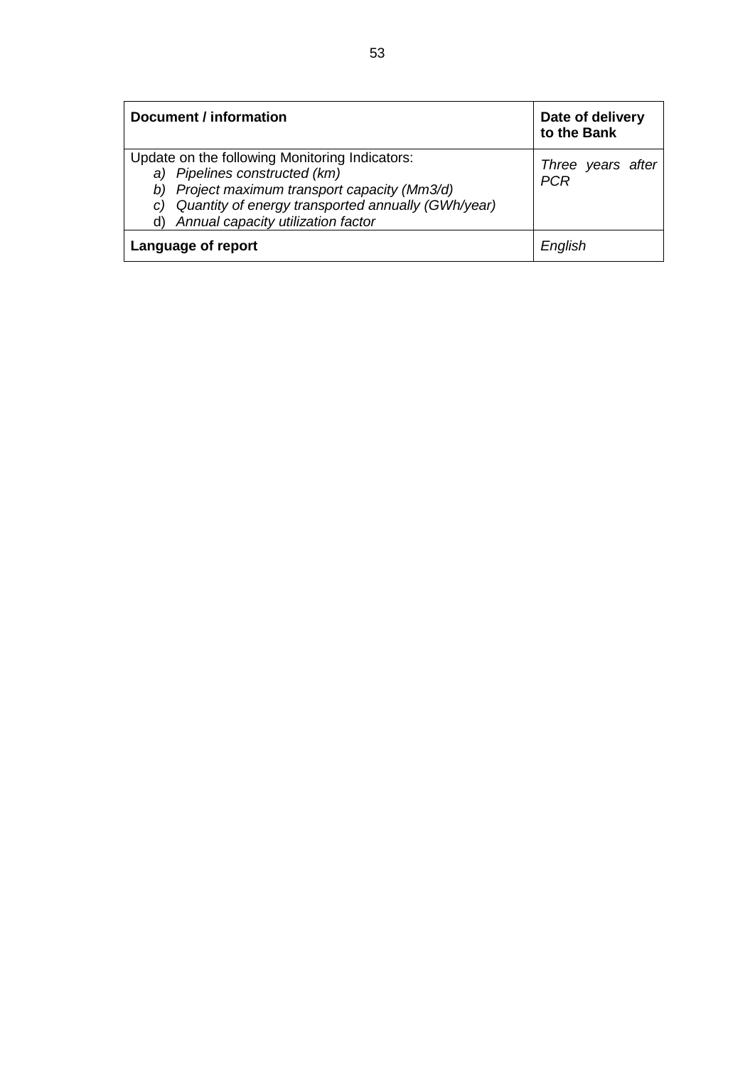| **Document / information** | **Date of delivery to the Bank** |
| --- | --- |
| Update on the following Monitoring Indicators:<br>a) *Pipelines constructed (km)*<br>b) *Project maximum transport capacity (Mm3/d)*<br>c) *Quantity of energy transported annually (GWh/year)*<br>d) *Annual capacity utilization factor* | *Three years after PCR* |
| **Language of report** | *English* |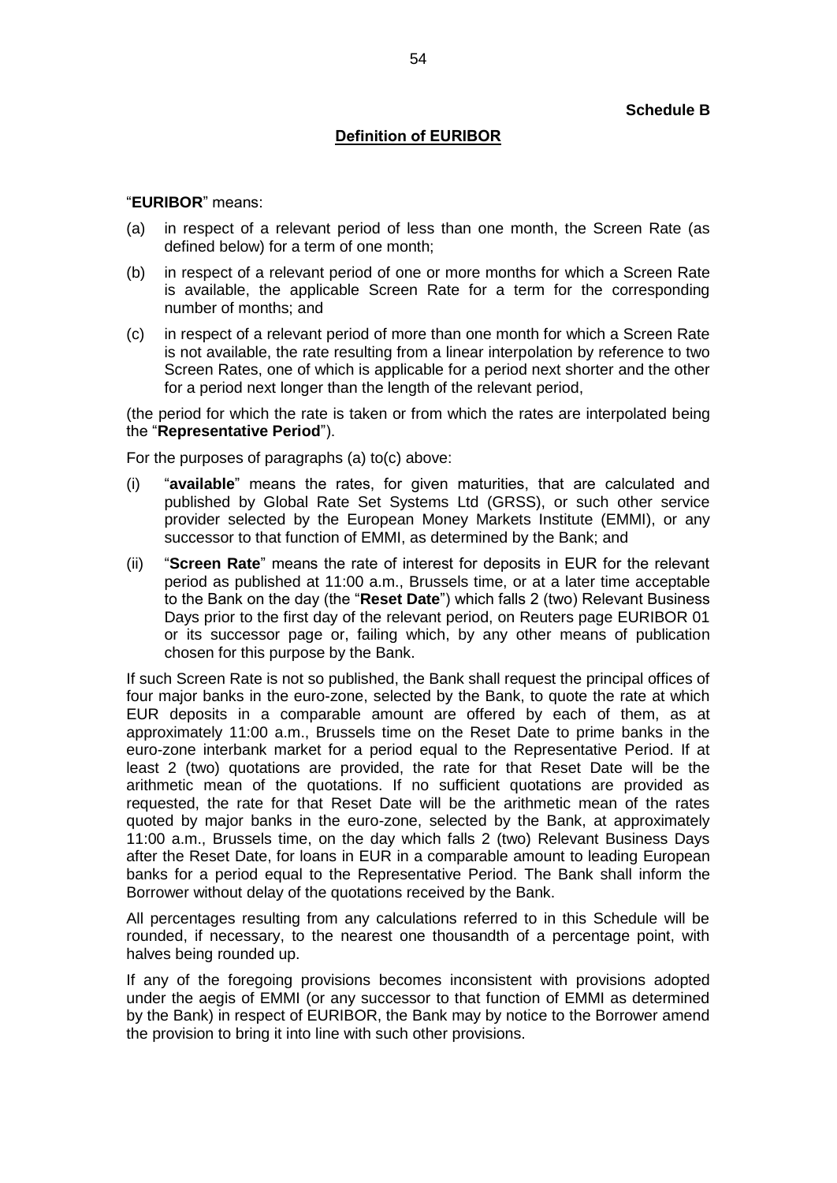**Schedule B**

## Definition of EURIBOR

"**EURIBOR**" means:

(a) in respect of a relevant period of less than one month, the Screen Rate (as defined below) for a term of one month;

(b) in respect of a relevant period of one or more months for which a Screen Rate is available, the applicable Screen Rate for a term for the corresponding number of months; and

(c) in respect of a relevant period of more than one month for which a Screen Rate is not available, the rate resulting from a linear interpolation by reference to two Screen Rates, one of which is applicable for a period next shorter and the other for a period next longer than the length of the relevant period,

(the period for which the rate is taken or from which the rates are interpolated being the "**Representative Period**").

For the purposes of paragraphs (a) to(c) above:

(i) "**available**" means the rates, for given maturities, that are calculated and published by Global Rate Set Systems Ltd (GRSS), or such other service provider selected by the European Money Markets Institute (EMMI), or any successor to that function of EMMI, as determined by the Bank; and

(ii) "**Screen Rate**" means the rate of interest for deposits in EUR for the relevant period as published at 11:00 a.m., Brussels time, or at a later time acceptable to the Bank on the day (the "**Reset Date**") which falls 2 (two) Relevant Business Days prior to the first day of the relevant period, on Reuters page EURIBOR 01 or its successor page or, failing which, by any other means of publication chosen for this purpose by the Bank.

If such Screen Rate is not so published, the Bank shall request the principal offices of four major banks in the euro-zone, selected by the Bank, to quote the rate at which EUR deposits in a comparable amount are offered by each of them, as at approximately 11:00 a.m., Brussels time on the Reset Date to prime banks in the euro-zone interbank market for a period equal to the Representative Period. If at least 2 (two) quotations are provided, the rate for that Reset Date will be the arithmetic mean of the quotations. If no sufficient quotations are provided as requested, the rate for that Reset Date will be the arithmetic mean of the rates quoted by major banks in the euro-zone, selected by the Bank, at approximately 11:00 a.m., Brussels time, on the day which falls 2 (two) Relevant Business Days after the Reset Date, for loans in EUR in a comparable amount to leading European banks for a period equal to the Representative Period. The Bank shall inform the Borrower without delay of the quotations received by the Bank.

All percentages resulting from any calculations referred to in this Schedule will be rounded, if necessary, to the nearest one thousandth of a percentage point, with halves being rounded up.

If any of the foregoing provisions becomes inconsistent with provisions adopted under the aegis of EMMI (or any successor to that function of EMMI as determined by the Bank) in respect of EURIBOR, the Bank may by notice to the Borrower amend the provision to bring it into line with such other provisions.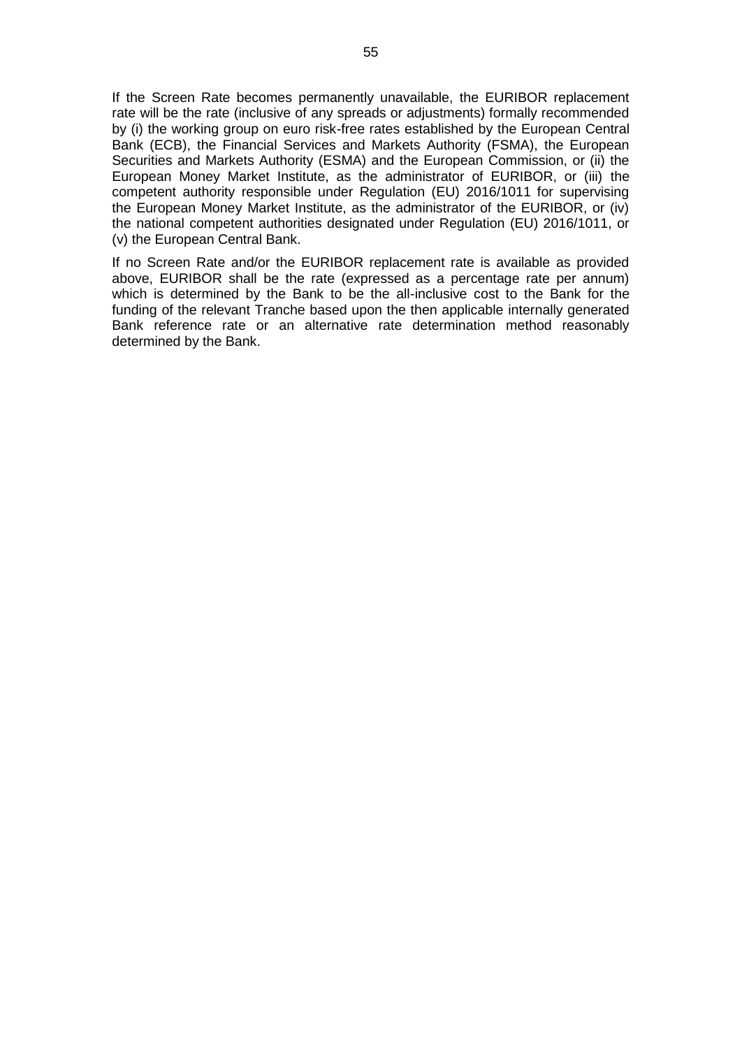If the Screen Rate becomes permanently unavailable, the EURIBOR replacement rate will be the rate (inclusive of any spreads or adjustments) formally recommended by (i) the working group on euro risk-free rates established by the European Central Bank (ECB), the Financial Services and Markets Authority (FSMA), the European Securities and Markets Authority (ESMA) and the European Commission, or (ii) the European Money Market Institute, as the administrator of EURIBOR, or (iii) the competent authority responsible under Regulation (EU) 2016/1011 for supervising the European Money Market Institute, as the administrator of the EURIBOR, or (iv) the national competent authorities designated under Regulation (EU) 2016/1011, or (v) the European Central Bank.

If no Screen Rate and/or the EURIBOR replacement rate is available as provided above, EURIBOR shall be the rate (expressed as a percentage rate per annum) which is determined by the Bank to be the all-inclusive cost to the Bank for the funding of the relevant Tranche based upon the then applicable internally generated Bank reference rate or an alternative rate determination method reasonably determined by the Bank.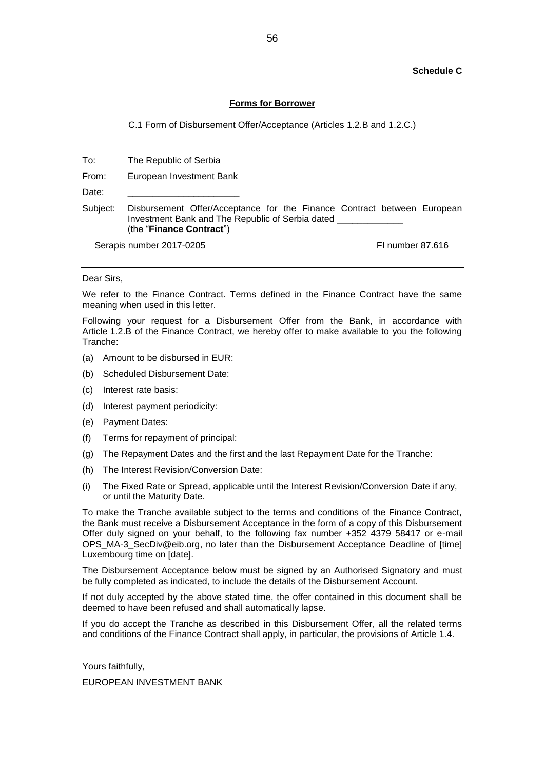**Schedule C**

## Forms for Borrower

C.1 Form of Disbursement Offer/Acceptance (Articles 1.2.B and 1.2.C.)

To: The Republic of Serbia

From: European Investment Bank

Date: _____________________

Subject: Disbursement Offer/Acceptance for the Finance Contract between European Investment Bank and The Republic of Serbia dated _____________ (the "**Finance Contract**")

Serapis number 2017-0205 FI number 87.616

---

Dear Sirs,

We refer to the Finance Contract. Terms defined in the Finance Contract have the same meaning when used in this letter.

Following your request for a Disbursement Offer from the Bank, in accordance with Article 1.2.B of the Finance Contract, we hereby offer to make available to you the following Tranche:

(a) Amount to be disbursed in EUR:

(b) Scheduled Disbursement Date:

(c) Interest rate basis:

(d) Interest payment periodicity:

(e) Payment Dates:

(f) Terms for repayment of principal:

(g) The Repayment Dates and the first and the last Repayment Date for the Tranche:

(h) The Interest Revision/Conversion Date:

(i) The Fixed Rate or Spread, applicable until the Interest Revision/Conversion Date if any, or until the Maturity Date.

To make the Tranche available subject to the terms and conditions of the Finance Contract, the Bank must receive a Disbursement Acceptance in the form of a copy of this Disbursement Offer duly signed on your behalf, to the following fax number +352 4379 58417 or e-mail OPS_MA-3_SecDiv@eib.org, no later than the Disbursement Acceptance Deadline of [time] Luxembourg time on [date].

The Disbursement Acceptance below must be signed by an Authorised Signatory and must be fully completed as indicated, to include the details of the Disbursement Account.

If not duly accepted by the above stated time, the offer contained in this document shall be deemed to have been refused and shall automatically lapse.

If you do accept the Tranche as described in this Disbursement Offer, all the related terms and conditions of the Finance Contract shall apply, in particular, the provisions of Article 1.4.

Yours faithfully,

EUROPEAN INVESTMENT BANK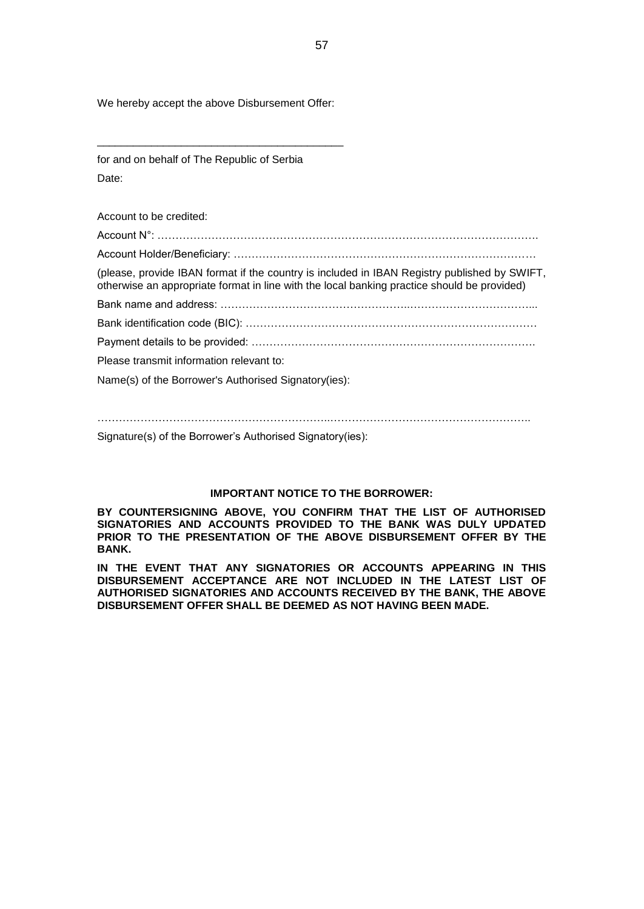We hereby accept the above Disbursement Offer:

\_\_\_\_\_\_\_\_\_\_\_\_\_\_\_\_\_\_\_\_\_\_\_\_\_\_\_\_\_\_\_\_\_\_\_\_\_\_\_\_

for and on behalf of The Republic of Serbia

Date:

Account to be credited:

Account N°: ……………………………………………………………………………………………….

Account Holder/Beneficiary: …………………………………………………………………………

(please, provide IBAN format if the country is included in IBAN Registry published by SWIFT, otherwise an appropriate format in line with the local banking practice should be provided)

Bank name and address: ……………………………………………..……………………………...

Bank identification code (BIC): ………………………………………………………………………

Payment details to be provided: …………………………………………………………………….

Please transmit information relevant to:

Name(s) of the Borrower's Authorised Signatory(ies):

………………………………………………………..……………………………………………….

Signature(s) of the Borrower's Authorised Signatory(ies):

**IMPORTANT NOTICE TO THE BORROWER:**

**BY COUNTERSIGNING ABOVE, YOU CONFIRM THAT THE LIST OF AUTHORISED SIGNATORIES AND ACCOUNTS PROVIDED TO THE BANK WAS DULY UPDATED PRIOR TO THE PRESENTATION OF THE ABOVE DISBURSEMENT OFFER BY THE BANK.**

**IN THE EVENT THAT ANY SIGNATORIES OR ACCOUNTS APPEARING IN THIS DISBURSEMENT ACCEPTANCE ARE NOT INCLUDED IN THE LATEST LIST OF AUTHORISED SIGNATORIES AND ACCOUNTS RECEIVED BY THE BANK, THE ABOVE DISBURSEMENT OFFER SHALL BE DEEMED AS NOT HAVING BEEN MADE.**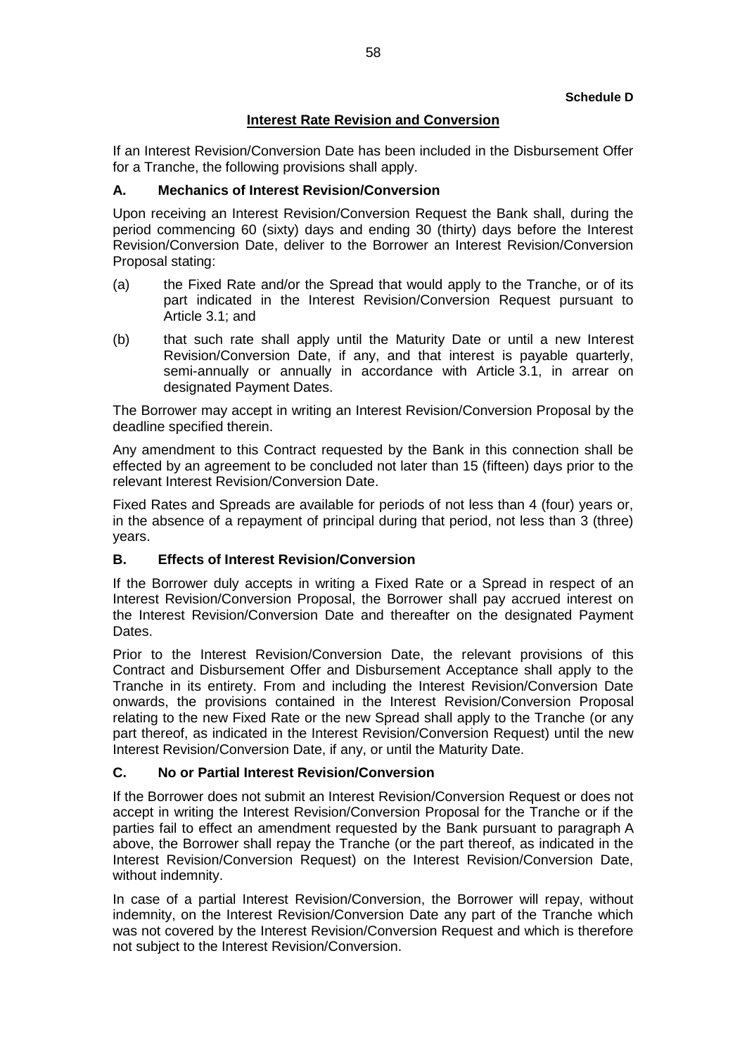**Schedule D**

## Interest Rate Revision and Conversion

If an Interest Revision/Conversion Date has been included in the Disbursement Offer for a Tranche, the following provisions shall apply.

### A. Mechanics of Interest Revision/Conversion

Upon receiving an Interest Revision/Conversion Request the Bank shall, during the period commencing 60 (sixty) days and ending 30 (thirty) days before the Interest Revision/Conversion Date, deliver to the Borrower an Interest Revision/Conversion Proposal stating:

(a) the Fixed Rate and/or the Spread that would apply to the Tranche, or of its part indicated in the Interest Revision/Conversion Request pursuant to Article 3.1; and

(b) that such rate shall apply until the Maturity Date or until a new Interest Revision/Conversion Date, if any, and that interest is payable quarterly, semi-annually or annually in accordance with Article 3.1, in arrear on designated Payment Dates.

The Borrower may accept in writing an Interest Revision/Conversion Proposal by the deadline specified therein.

Any amendment to this Contract requested by the Bank in this connection shall be effected by an agreement to be concluded not later than 15 (fifteen) days prior to the relevant Interest Revision/Conversion Date.

Fixed Rates and Spreads are available for periods of not less than 4 (four) years or, in the absence of a repayment of principal during that period, not less than 3 (three) years.

### B. Effects of Interest Revision/Conversion

If the Borrower duly accepts in writing a Fixed Rate or a Spread in respect of an Interest Revision/Conversion Proposal, the Borrower shall pay accrued interest on the Interest Revision/Conversion Date and thereafter on the designated Payment Dates.

Prior to the Interest Revision/Conversion Date, the relevant provisions of this Contract and Disbursement Offer and Disbursement Acceptance shall apply to the Tranche in its entirety. From and including the Interest Revision/Conversion Date onwards, the provisions contained in the Interest Revision/Conversion Proposal relating to the new Fixed Rate or the new Spread shall apply to the Tranche (or any part thereof, as indicated in the Interest Revision/Conversion Request) until the new Interest Revision/Conversion Date, if any, or until the Maturity Date.

### C. No or Partial Interest Revision/Conversion

If the Borrower does not submit an Interest Revision/Conversion Request or does not accept in writing the Interest Revision/Conversion Proposal for the Tranche or if the parties fail to effect an amendment requested by the Bank pursuant to paragraph A above, the Borrower shall repay the Tranche (or the part thereof, as indicated in the Interest Revision/Conversion Request) on the Interest Revision/Conversion Date, without indemnity.

In case of a partial Interest Revision/Conversion, the Borrower will repay, without indemnity, on the Interest Revision/Conversion Date any part of the Tranche which was not covered by the Interest Revision/Conversion Request and which is therefore not subject to the Interest Revision/Conversion.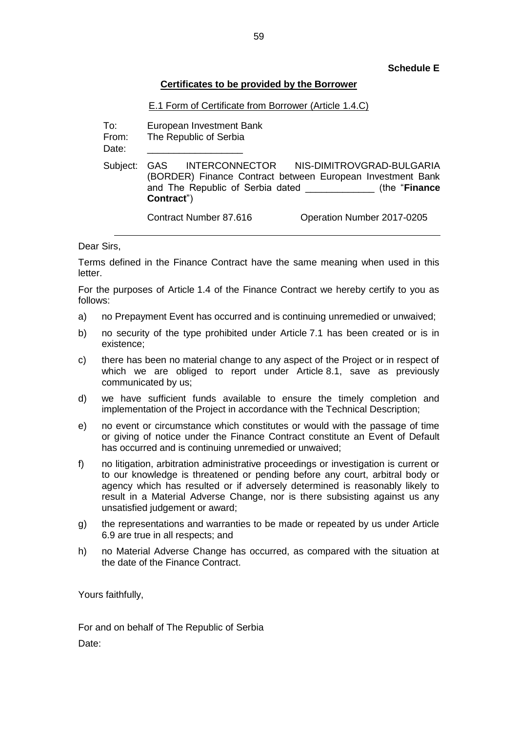**Schedule E**

**Certificates to be provided by the Borrower**

E.1 Form of Certificate from Borrower (Article 1.4.C)

To: European Investment Bank
From: The Republic of Serbia
Date: __________________

Subject: GAS INTERCONNECTOR NIS-DIMITROVGRAD-BULGARIA (BORDER) Finance Contract between European Investment Bank and The Republic of Serbia dated _____________ (the "**Finance Contract**")

Contract Number 87.616 Operation Number 2017-0205

---

Dear Sirs,

Terms defined in the Finance Contract have the same meaning when used in this letter.

For the purposes of Article 1.4 of the Finance Contract we hereby certify to you as follows:

a) no Prepayment Event has occurred and is continuing unremedied or unwaived;

b) no security of the type prohibited under Article 7.1 has been created or is in existence;

c) there has been no material change to any aspect of the Project or in respect of which we are obliged to report under Article 8.1, save as previously communicated by us;

d) we have sufficient funds available to ensure the timely completion and implementation of the Project in accordance with the Technical Description;

e) no event or circumstance which constitutes or would with the passage of time or giving of notice under the Finance Contract constitute an Event of Default has occurred and is continuing unremedied or unwaived;

f) no litigation, arbitration administrative proceedings or investigation is current or to our knowledge is threatened or pending before any court, arbitral body or agency which has resulted or if adversely determined is reasonably likely to result in a Material Adverse Change, nor is there subsisting against us any unsatisfied judgement or award;

g) the representations and warranties to be made or repeated by us under Article 6.9 are true in all respects; and

h) no Material Adverse Change has occurred, as compared with the situation at the date of the Finance Contract.

Yours faithfully,

For and on behalf of The Republic of Serbia

Date: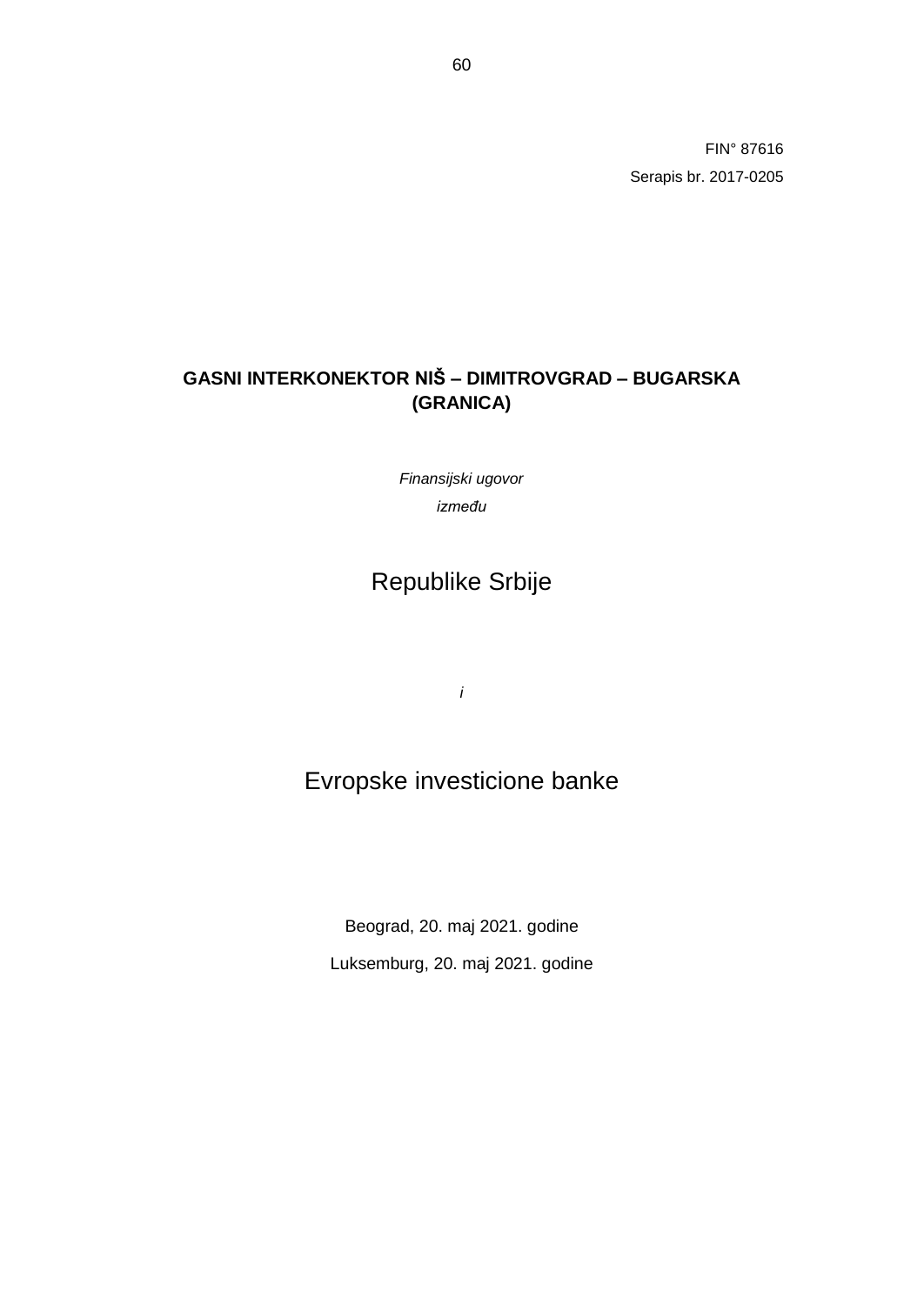FIN° 87616

Serapis br. 2017-0205

# GASNI INTERKONEKTOR NIŠ – DIMITROVGRAD – BUGARSKA (GRANICA)

*Finansijski ugovor*

*između*

## Republike Srbije

*i*

## Evropske investicione banke

Beograd, 20. maj 2021. godine

Luksemburg, 20. maj 2021. godine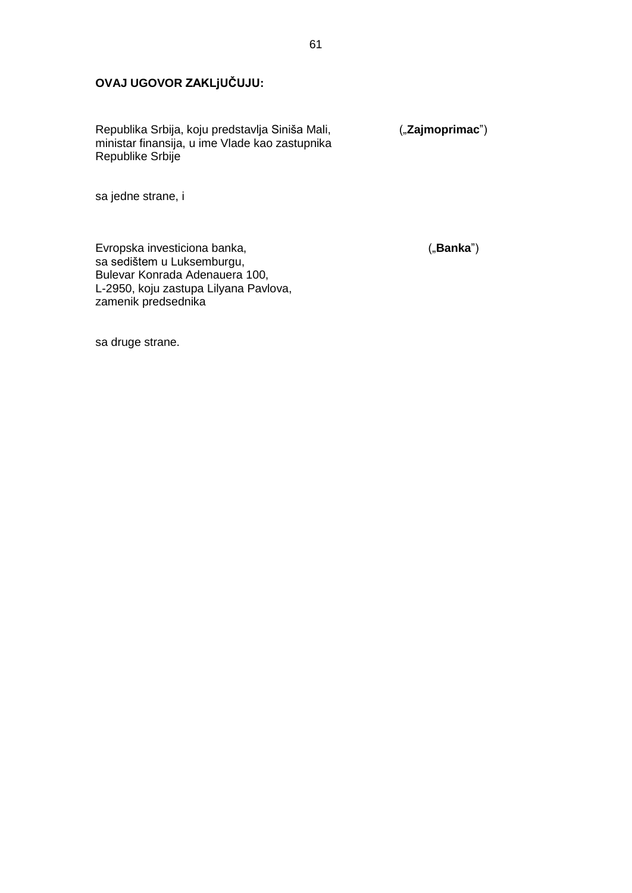**OVAJ UGOVOR ZAKLjUČUJU:**

Republika Srbija, koju predstavlja Siniša Mali, ministar finansija, u ime Vlade kao zastupnika Republike Srbije („**Zajmoprimac**”)

sa jedne strane, i

Evropska investiciona banka, sa sedištem u Luksemburgu, Bulevar Konrada Adenauera 100, L-2950, koju zastupa Lilyana Pavlova, zamenik predsednika („**Banka**”)

sa druge strane.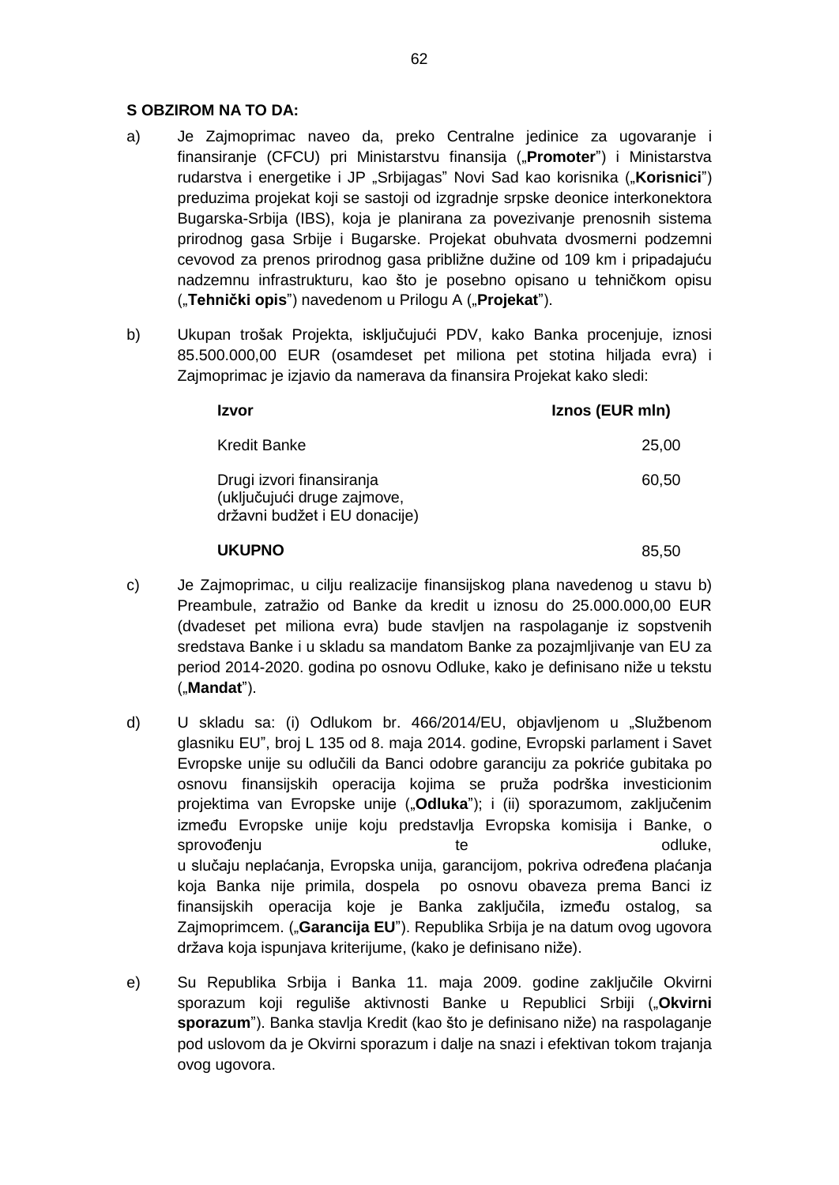**S OBZIROM NA TO DA:**

a) Je Zajmoprimac naveo da, preko Centralne jedinice za ugovaranje i finansiranje (CFCU) pri Ministarstvu finansija („**Promoter**") i Ministarstva rudarstva i energetike i JP „Srbijagas" Novi Sad kao korisnika („**Korisnici**") preduzima projekat koji se sastoji od izgradnje srpske deonice interkonektora Bugarska-Srbija (IBS), koja je planirana za povezivanje prenosnih sistema prirodnog gasa Srbije i Bugarske. Projekat obuhvata dvosmerni podzemni cevovod za prenos prirodnog gasa približne dužine od 109 km i pripadajuću nadzemnu infrastrukturu, kao što je posebno opisano u tehničkom opisu („**Tehnički opis**") navedenom u Prilogu A („**Projekat**").

b) Ukupan trošak Projekta, isključujući PDV, kako Banka procenjuje, iznosi 85.500.000,00 EUR (osamdeset pet miliona pet stotina hiljada evra) i Zajmoprimac je izjavio da namerava da finansira Projekat kako sledi:

| **Izvor** | **Iznos (EUR mln)** |
|---|---|
| Kredit Banke | 25,00 |
| Drugi izvori finansiranja (uključujući druge zajmove, državni budžet i EU donacije) | 60,50 |
| **UKUPNO** | 85,50 |

c) Je Zajmoprimac, u cilju realizacije finansijskog plana navedenog u stavu b) Preambule, zatražio od Banke da kredit u iznosu do 25.000.000,00 EUR (dvadeset pet miliona evra) bude stavljen na raspolaganje iz sopstvenih sredstava Banke i u skladu sa mandatom Banke za pozajmljivanje van EU za period 2014-2020. godina po osnovu Odluke, kako je definisano niže u tekstu („**Mandat**").

d) U skladu sa: (i) Odlukom br. 466/2014/EU, objavljenom u „Službenom glasniku EU", broj L 135 od 8. maja 2014. godine, Evropski parlament i Savet Evropske unije su odlučili da Banci odobre garanciju za pokriće gubitaka po osnovu finansijskih operacija kojima se pruža podrška investicionim projektima van Evropske unije („**Odluka**"); i (ii) sporazumom, zaključenim između Evropske unije koju predstavlja Evropska komisija i Banke, o sprovođenju te odluke, u slučaju neplaćanja, Evropska unija, garancijom, pokriva određena plaćanja koja Banka nije primila, dospela po osnovu obaveza prema Banci iz finansijskih operacija koje je Banka zaključila, između ostalog, sa Zajmoprimcem. („**Garancija EU**"). Republika Srbija je na datum ovog ugovora država koja ispunjava kriterijume, (kako je definisano niže).

e) Su Republika Srbija i Banka 11. maja 2009. godine zaključile Okvirni sporazum koji reguliše aktivnosti Banke u Republici Srbiji („**Okvirni sporazum**"). Banka stavlja Kredit (kao što je definisano niže) na raspolaganje pod uslovom da je Okvirni sporazum i dalje na snazi i efektivan tokom trajanja ovog ugovora.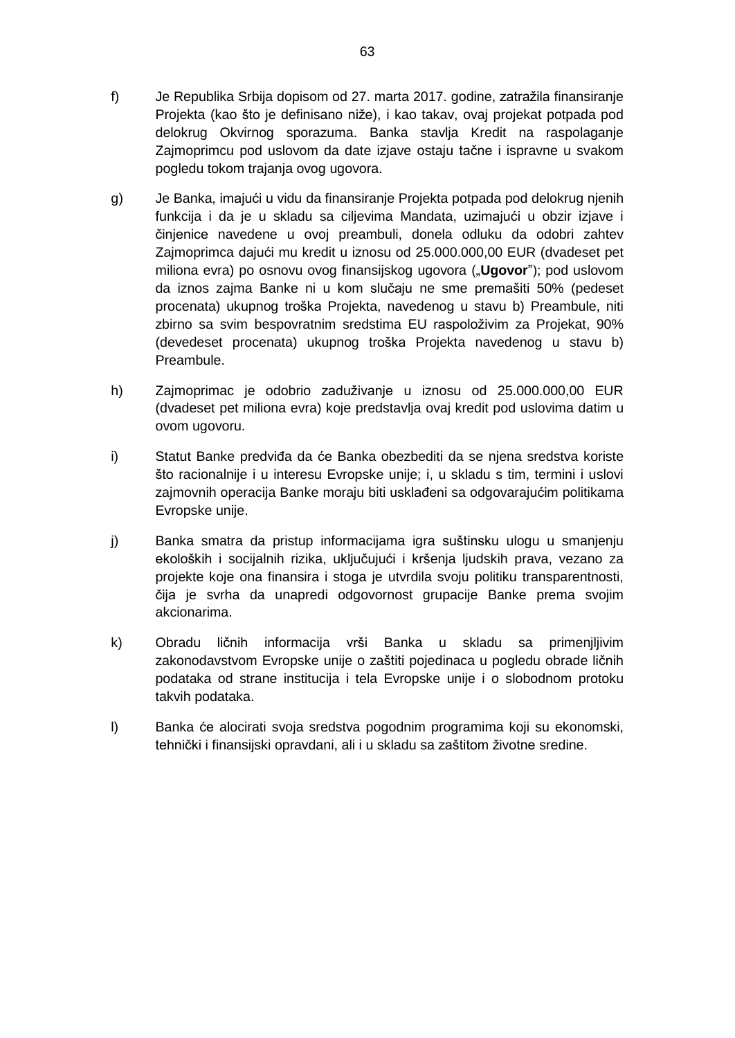f) Je Republika Srbija dopisom od 27. marta 2017. godine, zatražila finansiranje Projekta (kao što je definisano niže), i kao takav, ovaj projekat potpada pod delokrug Okvirnog sporazuma. Banka stavlja Kredit na raspolaganje Zajmoprimcu pod uslovom da date izjave ostaju tačne i ispravne u svakom pogledu tokom trajanja ovog ugovora.

g) Je Banka, imajući u vidu da finansiranje Projekta potpada pod delokrug njenih funkcija i da je u skladu sa ciljevima Mandata, uzimajući u obzir izjave i činjenice navedene u ovoj preambuli, donela odluku da odobri zahtev Zajmoprimca dajući mu kredit u iznosu od 25.000.000,00 EUR (dvadeset pet miliona evra) po osnovu ovog finansijskog ugovora („**Ugovor**"); pod uslovom da iznos zajma Banke ni u kom slučaju ne sme premašiti 50% (pedeset procenata) ukupnog troška Projekta, navedenog u stavu b) Preambule, niti zbirno sa svim bespovratnim sredstvima EU raspoloživim za Projekat, 90% (devedeset procenata) ukupnog troška Projekta navedenog u stavu b) Preambule.

h) Zajmoprimac je odobrio zaduživanje u iznosu od 25.000.000,00 EUR (dvadeset pet miliona evra) koje predstavlja ovaj kredit pod uslovima datim u ovom ugovoru.

i) Statut Banke predviđa da će Banka obezbediti da se njena sredstva koriste što racionalnije i u interesu Evropske unije; i, u skladu s tim, termini i uslovi zajmovnih operacija Banke moraju biti usklađeni sa odgovarajućim politikama Evropske unije.

j) Banka smatra da pristup informacijama igra suštinsku ulogu u smanjenju ekoloških i socijalnih rizika, uključujući i kršenja ljudskih prava, vezano za projekte koje ona finansira i stoga je utvrdila svoju politiku transparentnosti, čija je svrha da unapredi odgovornost grupacije Banke prema svojim akcionarima.

k) Obradu ličnih informacija vrši Banka u skladu sa primenjljivim zakonodavstvom Evropske unije o zaštiti pojedinaca u pogledu obrade ličnih podataka od strane institucija i tela Evropske unije i o slobodnom protoku takvih podataka.

l) Banka će alocirati svoja sredstva pogodnim programima koji su ekonomski, tehnički i finansijski opravdani, ali i u skladu sa zaštitom životne sredine.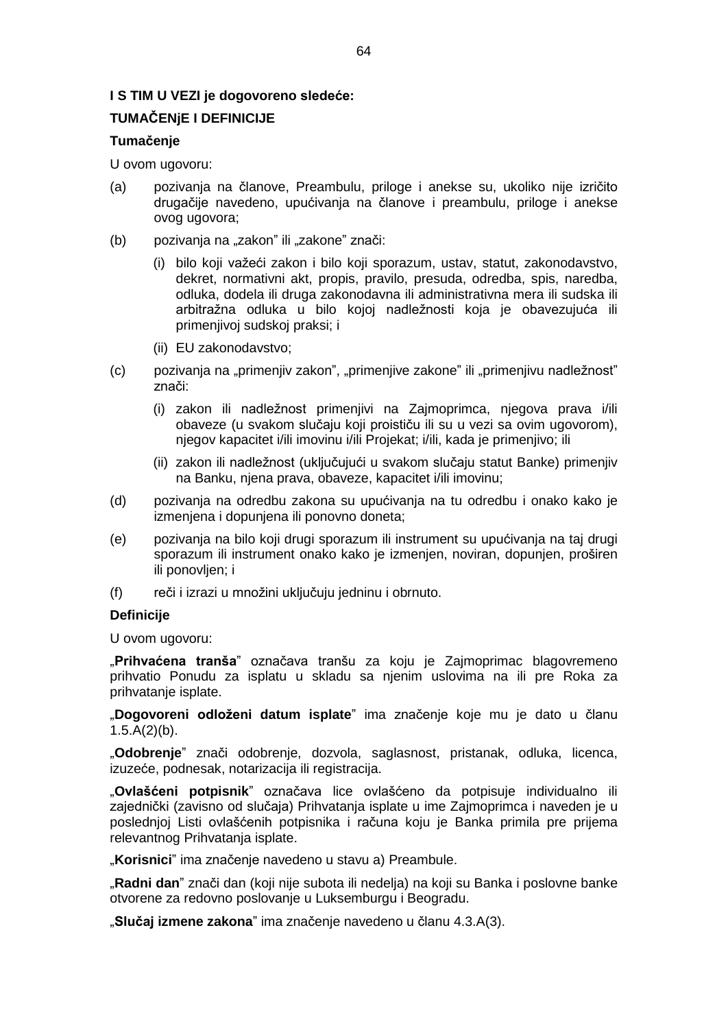**I S TIM U VEZI je dogovoreno sledeće:**

**TUMAČENjE I DEFINICIJE**

**Tumačenje**

U ovom ugovoru:

(a) pozivanja na članove, Preambulu, priloge i anekse su, ukoliko nije izričito drugačije navedeno, upućivanja na članove i preambulu, priloge i anekse ovog ugovora;

(b) pozivanja na „zakon” ili „zakone” znači:

  (i) bilo koji važeći zakon i bilo koji sporazum, ustav, statut, zakonodavstvo, dekret, normativni akt, propis, pravilo, presuda, odredba, spis, naredba, odluka, dodela ili druga zakonodavna ili administrativna mera ili sudska ili arbitražna odluka u bilo kojoj nadležnosti koja je obavezujuća ili primenjivoj sudskoj praksi; i

  (ii) EU zakonodavstvo;

(c) pozivanja na „primenjiv zakon”, „primenjive zakone” ili „primenjivu nadležnost” znači:

  (i) zakon ili nadležnost primenjivi na Zajmoprimca, njegova prava i/ili obaveze (u svakom slučaju koji proističu ili su u vezi sa ovim ugovorom), njegov kapacitet i/ili imovinu i/ili Projekat; i/ili, kada je primenjivo; ili

  (ii) zakon ili nadležnost (uključujući u svakom slučaju statut Banke) primenjiv na Banku, njena prava, obaveze, kapacitet i/ili imovinu;

(d) pozivanja na odredbu zakona su upućivanja na tu odredbu i onako kako je izmenjena i dopunjena ili ponovno doneta;

(e) pozivanja na bilo koji drugi sporazum ili instrument su upućivanja na taj drugi sporazum ili instrument onako kako je izmenjen, noviran, dopunjen, proširen ili ponovljen; i

(f) reči i izrazi u množini uključuju jedninu i obrnuto.

**Definicije**

U ovom ugovoru:

„**Prihvaćena tranša**” označava tranšu za koju je Zajmoprimac blagovremeno prihvatio Ponudu za isplatu u skladu sa njenim uslovima na ili pre Roka za prihvatanje isplate.

„**Dogovoreni odloženi datum isplate**” ima značenje koje mu je dato u članu 1.5.A(2)(b).

„**Odobrenje**” znači odobrenje, dozvola, saglasnost, pristanak, odluka, licenca, izuzeće, podnesak, notarizacija ili registracija.

„**Ovlašćeni potpisnik**” označava lice ovlašćeno da potpisuje individualno ili zajednički (zavisno od slučaja) Prihvatanja isplate u ime Zajmoprimca i naveden je u poslednjoj Listi ovlašćenih potpisnika i računa koju je Banka primila pre prijema relevantnog Prihvatanja isplate.

„**Korisnici**” ima značenje navedeno u stavu a) Preambule.

„**Radni dan**” znači dan (koji nije subota ili nedelja) na koji su Banka i poslovne banke otvorene za redovno poslovanje u Luksemburgu i Beogradu.

„**Slučaj izmene zakona**” ima značenje navedeno u članu 4.3.A(3).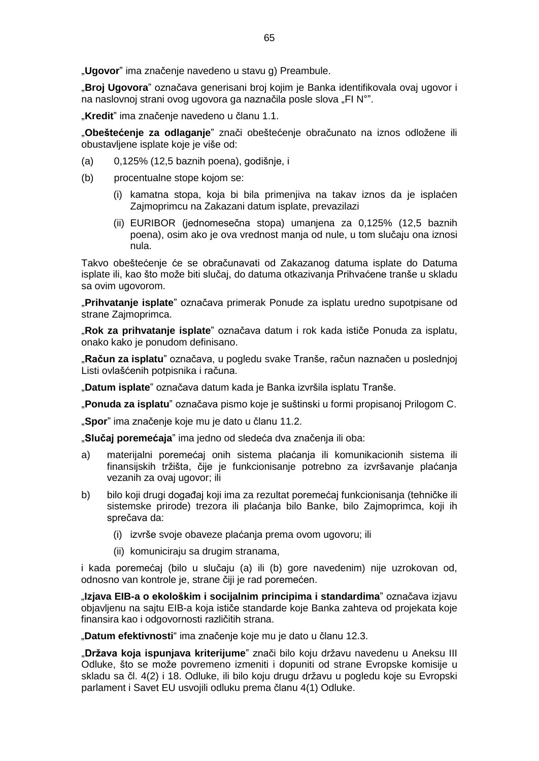„**Ugovor**” ima značenje navedeno u stavu g) Preambule.

„**Broj Ugovora**” označava generisani broj kojim je Banka identifikovala ovaj ugovor i na naslovnoj strani ovog ugovora ga naznačila posle slova „FI N°”.

„**Kredit**” ima značenje navedeno u članu 1.1.

„**Obeštećenje za odlaganje**” znači obeštećenje obračunato na iznos odložene ili obustavljene isplate koje je više od:

(a) 0,125% (12,5 baznih poena), godišnje, i

(b) procentualne stope kojom se:

   (i) kamatna stopa, koja bi bila primenjiva na takav iznos da je isplaćen Zajmoprimcu na Zakazani datum isplate, prevazilazi

   (ii) EURIBOR (jednomesečna stopa) umanjena za 0,125% (12,5 baznih poena), osim ako je ova vrednost manja od nule, u tom slučaju ona iznosi nula.

Takvo obeštećenje će se obračunavati od Zakazanog datuma isplate do Datuma isplate ili, kao što može biti slučaj, do datuma otkazivanja Prihvaćene tranše u skladu sa ovim ugovorom.

„**Prihvatanje isplate**” označava primerak Ponude za isplatu uredno supotpisane od strane Zajmoprimca.

„**Rok za prihvatanje isplate**” označava datum i rok kada ističe Ponuda za isplatu, onako kako je ponudom definisano.

„**Račun za isplatu**” označava, u pogledu svake Tranše, račun naznačen u poslednjoj Listi ovlašćenih potpisnika i računa.

„**Datum isplate**” označava datum kada je Banka izvršila isplatu Tranše.

„**Ponuda za isplatu**” označava pismo koje je suštinski u formi propisanoj Prilogom C.

„**Spor**” ima značenje koje mu je dato u članu 11.2.

„**Slučaj poremećaja**” ima jedno od sledeća dva značenja ili oba:

a) materijalni poremećaj onih sistema plaćanja ili komunikacionih sistema ili finansijskih tržišta, čije je funkcionisanje potrebno za izvršavanje plaćanja vezanih za ovaj ugovor; ili

b) bilo koji drugi događaj koji ima za rezultat poremećaj funkcionisanja (tehničke ili sistemske prirode) trezora ili plaćanja bilo Banke, bilo Zajmoprimca, koji ih sprečava da:

   (i) izvrše svoje obaveze plaćanja prema ovom ugovoru; ili

   (ii) komuniciraju sa drugim stranama,

i kada poremećaj (bilo u slučaju (a) ili (b) gore navedenim) nije uzrokovan od, odnosno van kontrole je, strane čiji je rad poremećen.

„**Izjava EIB-a o ekološkim i socijalnim principima i standardima**” označava izjavu objavljenu na sajtu EIB-a koja ističe standarde koje Banka zahteva od projekata koje finansira kao i odgovornosti različitih strana.

„**Datum efektivnosti**“ ima značenje koje mu je dato u članu 12.3.

„**Država koja ispunjava kriterijume**” znači bilo koju državu navedenu u Aneksu III Odluke, što se može povremeno izmeniti i dopuniti od strane Evropske komisije u skladu sa čl. 4(2) i 18. Odluke, ili bilo koju drugu državu u pogledu koje su Evropski parlament i Savet EU usvojili odluku prema članu 4(1) Odluke.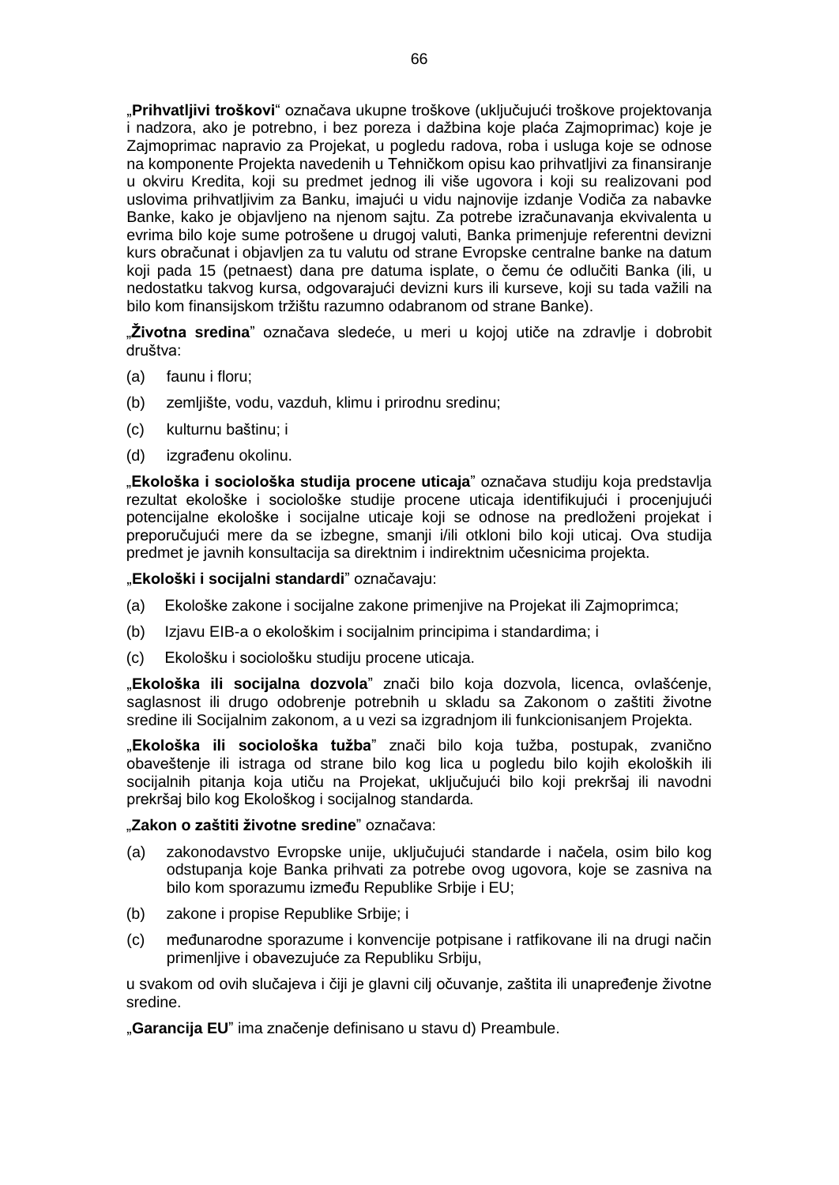„**Prihvatljivi troškovi**“ označava ukupne troškove (uključujući troškove projektovanja i nadzora, ako je potrebno, i bez poreza i dažbina koje plaća Zajmoprimac) koje je Zajmoprimac napravio za Projekat, u pogledu radova, roba i usluga koje se odnose na komponente Projekta navedenih u Tehničkom opisu kao prihvatljivi za finansiranje u okviru Kredita, koji su predmet jednog ili više ugovora i koji su realizovani pod uslovima prihvatljivim za Banku, imajući u vidu najnovije izdanje Vodiča za nabavke Banke, kako je objavljeno na njenom sajtu. Za potrebe izračunavanja ekvivalenta u evrima bilo koje sume potrošene u drugoj valuti, Banka primenjuje referentni devizni kurs obračunat i objavljen za tu valutu od strane Evropske centralne banke na datum koji pada 15 (petnaest) dana pre datuma isplate, o čemu će odlučiti Banka (ili, u nedostatku takvog kursa, odgovarajući devizni kurs ili kurseve, koji su tada važili na bilo kom finansijskom tržištu razumno odabranom od strane Banke).

„**Životna sredina**” označava sledeće, u meri u kojoj utiče na zdravlje i dobrobit društva:

(a) faunu i floru;

(b) zemljište, vodu, vazduh, klimu i prirodnu sredinu;

(c) kulturnu baštinu; i

(d) izgrađenu okolinu.

„**Ekološka i sociološka studija procene uticaja**” označava studiju koja predstavlja rezultat ekološke i sociološke studije procene uticaja identifikujući i procenjujući potencijalne ekološke i socijalne uticaje koji se odnose na predloženi projekat i preporučujući mere da se izbegne, smanji i/ili otkloni bilo koji uticaj. Ova studija predmet je javnih konsultacija sa direktnim i indirektnim učesnicima projekta.

„**Ekološki i socijalni standardi**” označavaju:

(a) Ekološke zakone i socijalne zakone primenjive na Projekat ili Zajmoprimca;

(b) Izjavu EIB-a o ekološkim i socijalnim principima i standardima; i

(c) Ekološku i sociološku studiju procene uticaja.

„**Ekološka ili socijalna dozvola**” znači bilo koja dozvola, licenca, ovlašćenje, saglasnost ili drugo odobrenje potrebnih u skladu sa Zakonom o zaštiti životne sredine ili Socijalnim zakonom, a u vezi sa izgradnjom ili funkcionisanjem Projekta.

„**Ekološka ili sociološka tužba**” znači bilo koja tužba, postupak, zvanično obaveštenje ili istraga od strane bilo kog lica u pogledu bilo kojih ekoloških ili socijalnih pitanja koja utiču na Projekat, uključujući bilo koji prekršaj ili navodni prekršaj bilo kog Ekološkog i socijalnog standarda.

„**Zakon o zaštiti životne sredine**” označava:

(a) zakonodavstvo Evropske unije, uključujući standarde i načela, osim bilo kog odstupanja koje Banka prihvati za potrebe ovog ugovora, koje se zasniva na bilo kom sporazumu između Republike Srbije i EU;

(b) zakone i propise Republike Srbije; i

(c) međunarodne sporazume i konvencije potpisane i ratfikovane ili na drugi način primenljive i obavezujuće za Republiku Srbiju,

u svakom od ovih slučajeva i čiji je glavni cilj očuvanje, zaštita ili unapređenje životne sredine.

„**Garancija EU**” ima značenje definisano u stavu d) Preambule.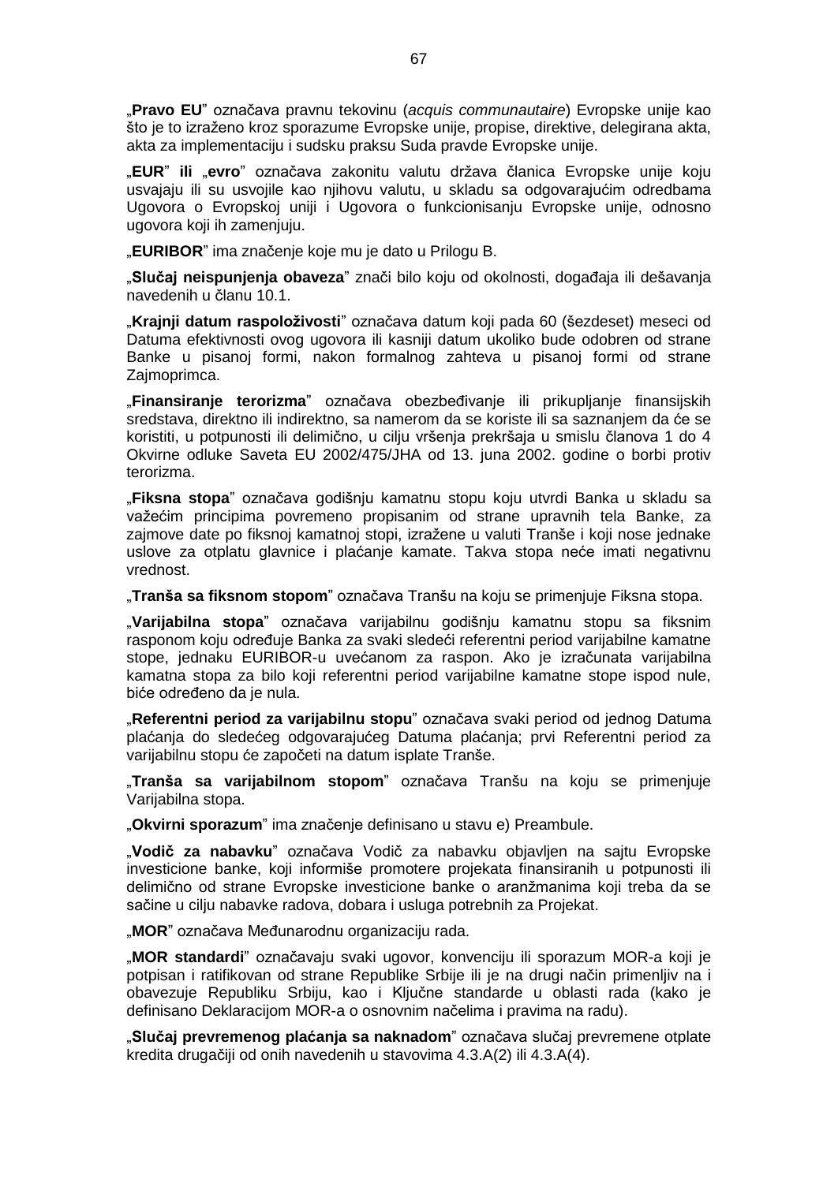„**Pravo EU**" označava pravnu tekovinu (*acquis communautaire*) Evropske unije kao što je to izraženo kroz sporazume Evropske unije, propise, direktive, delegirana akta, akta za implementaciju i sudsku praksu Suda pravde Evropske unije.

„**EUR**" **ili** „**evro**" označava zakonitu valutu država članica Evropske unije koju usvajaju ili su usvojile kao njihovu valutu, u skladu sa odgovarajućim odredbama Ugovora o Evropskoj uniji i Ugovora o funkcionisanju Evropske unije, odnosno ugovora koji ih zamenjuju.

„**EURIBOR**" ima značenje koje mu je dato u Prilogu B.

„**Slučaj neispunjenja obaveza**" znači bilo koju od okolnosti, događaja ili dešavanja navedenih u članu 10.1.

„**Krajnji datum raspoloživosti**" označava datum koji pada 60 (šezdeset) meseci od Datuma efektivnosti ovog ugovora ili kasniji datum ukoliko bude odobren od strane Banke u pisanoj formi, nakon formalnog zahteva u pisanoj formi od strane Zajmoprimca.

„**Finansiranje terorizma**" označava obezbeđivanje ili prikupljanje finansijskih sredstava, direktno ili indirektno, sa namerom da se koriste ili sa saznanjem da će se koristiti, u potpunosti ili delimično, u cilju vršenja prekršaja u smislu članova 1 do 4 Okvirne odluke Saveta EU 2002/475/JHA od 13. juna 2002. godine o borbi protiv terorizma.

„**Fiksna stopa**" označava godišnju kamatnu stopu koju utvrdi Banka u skladu sa važećim principima povremeno propisanim od strane upravnih tela Banke, za zajmove date po fiksnoj kamatnoj stopi, izražene u valuti Tranše i koji nose jednake uslove za otplatu glavnice i plaćanje kamate. Takva stopa neće imati negativnu vrednost.

„**Tranša sa fiksnom stopom**" označava Tranšu na koju se primenjuje Fiksna stopa.

„**Varijabilna stopa**" označava varijabilnu godišnju kamatnu stopu sa fiksnim rasponom koju određuje Banka za svaki sledeći referentni period varijabilne kamatne stope, jednaku EURIBOR-u uvećanom za raspon. Ako je izračunata varijabilna kamatna stopa za bilo koji referentni period varijabilne kamatne stope ispod nule, biće određeno da je nula.

„**Referentni period za varijabilnu stopu**" označava svaki period od jednog Datuma plaćanja do sledećeg odgovarajućeg Datuma plaćanja; prvi Referentni period za varijabilnu stopu će započeti na datum isplate Tranše.

„**Tranša sa varijabilnom stopom**" označava Tranšu na koju se primenjuje Varijabilna stopa.

„**Okvirni sporazum**" ima značenje definisano u stavu e) Preambule.

„**Vodič za nabavku**" označava Vodič za nabavku objavljen na sajtu Evropske investicione banke, koji informiše promotere projekata finansiranih u potpunosti ili delimično od strane Evropske investicione banke o aranžmanima koji treba da se sačine u cilju nabavke radova, dobara i usluga potrebnih za Projekat.

„**MOR**" označava Međunarodnu organizaciju rada.

„**MOR standardi**" označavaju svaki ugovor, konvenciju ili sporazum MOR-a koji je potpisan i ratifikovan od strane Republike Srbije ili je na drugi način primenljiv na i obavezuje Republiku Srbiju, kao i Ključne standarde u oblasti rada (kako je definisano Deklaracijom MOR-a o osnovnim načelima i pravima na radu).

„**Slučaj prevremenog plaćanja sa naknadom**" označava slučaj prevremene otplate kredita drugačiji od onih navedenih u stavovima 4.3.A(2) ili 4.3.A(4).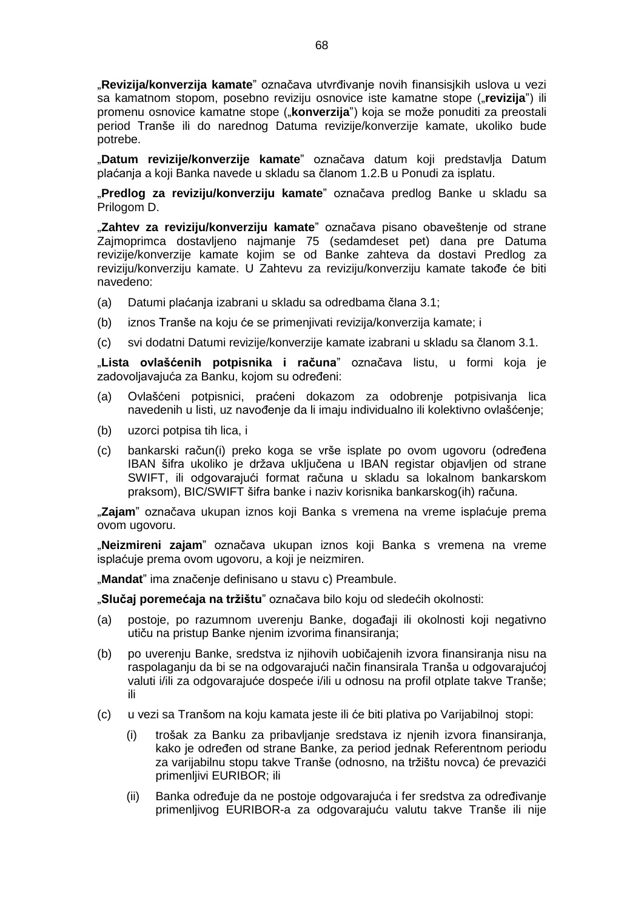„**Revizija/konverzija kamate**" označava utvrđivanje novih finansisjkih uslova u vezi sa kamatnom stopom, posebno reviziju osnovice iste kamatne stope („**revizija**") ili promenu osnovice kamatne stope („**konverzija**") koja se može ponuditi za preostali period Tranše ili do narednog Datuma revizije/konverzije kamate, ukoliko bude potrebe.

„**Datum revizije/konverzije kamate**" označava datum koji predstavlja Datum plaćanja a koji Banka navede u skladu sa članom 1.2.B u Ponudi za isplatu.

„**Predlog za reviziju/konverziju kamate**" označava predlog Banke u skladu sa Prilogom D.

„**Zahtev za reviziju/konverziju kamate**" označava pisano obaveštenje od strane Zajmoprimca dostavljeno najmanje 75 (sedamdeset pet) dana pre Datuma revizije/konverzije kamate kojim se od Banke zahteva da dostavi Predlog za reviziju/konverziju kamate. U Zahtevu za reviziju/konverziju kamate takođe će biti navedeno:

(a) Datumi plaćanja izabrani u skladu sa odredbama člana 3.1;

(b) iznos Tranše na koju će se primenjivati revizija/konverzija kamate; i

(c) svi dodatni Datumi revizije/konverzije kamate izabrani u skladu sa članom 3.1.

„**Lista ovlašćenih potpisnika i računa**" označava listu, u formi koja je zadovoljavajuća za Banku, kojom su određeni:

(a) Ovlašćeni potpisnici, praćeni dokazom za odobrenje potpisivanja lica navedenih u listi, uz navođenje da li imaju individualno ili kolektivno ovlašćenje;

(b) uzorci potpisa tih lica, i

(c) bankarski račun(i) preko koga se vrše isplate po ovom ugovoru (određena IBAN šifra ukoliko je država uključena u IBAN registar objavljen od strane SWIFT, ili odgovarajući format računa u skladu sa lokalnom bankarskom praksom), BIC/SWIFT šifra banke i naziv korisnika bankarskog(ih) računa.

„**Zajam**" označava ukupan iznos koji Banka s vremena na vreme isplaćuje prema ovom ugovoru.

„**Neizmireni zajam**" označava ukupan iznos koji Banka s vremena na vreme isplaćuje prema ovom ugovoru, a koji je neizmiren.

„**Mandat**" ima značenje definisano u stavu c) Preambule.

„**Slučaj poremećaja na tržištu**" označava bilo koju od sledećih okolnosti:

(a) postoje, po razumnom uverenju Banke, događaji ili okolnosti koji negativno utiču na pristup Banke njenim izvorima finansiranja;

(b) po uverenju Banke, sredstva iz njihovih uobičajenih izvora finansiranja nisu na raspolaganju da bi se na odgovarajući način finansirala Tranša u odgovarajućoj valuti i/ili za odgovarajuće dospeće i/ili u odnosu na profil otplate takve Tranše; ili

(c) u vezi sa Tranšom na koju kamata jeste ili će biti plativa po Varijabilnoj stopi:

 (i) trošak za Banku za pribavljanje sredstava iz njenih izvora finansiranja, kako je određen od strane Banke, za period jednak Referentnom periodu za varijabilnu stopu takve Tranše (odnosno, na tržištu novca) će prevazići primenljivi EURIBOR; ili

 (ii) Banka određuje da ne postoje odgovarajuća i fer sredstva za određivanje primenljivog EURIBOR-a za odgovarajuću valutu takve Tranše ili nije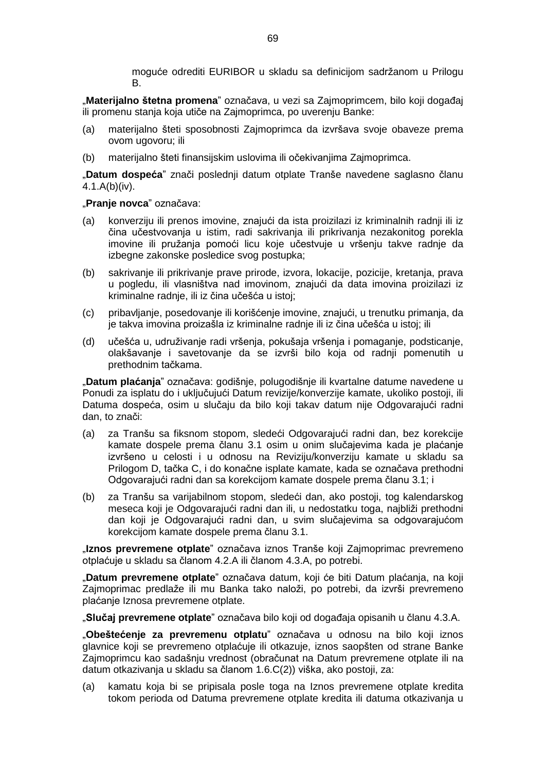moguće odrediti EURIBOR u skladu sa definicijom sadržanom u Prilogu B.

„**Materijalno štetna promena**" označava, u vezi sa Zajmoprimcem, bilo koji događaj ili promenu stanja koja utiče na Zajmoprimca, po uverenju Banke:

(a) materijalno šteti sposobnosti Zajmoprimca da izvršava svoje obaveze prema ovom ugovoru; ili

(b) materijalno šteti finansijskim uslovima ili očekivanjima Zajmoprimca.

„**Datum dospeća**" znači poslednji datum otplate Tranše navedene saglasno članu 4.1.A(b)(iv).

„**Pranje novca**" označava:

(a) konverziju ili prenos imovine, znajući da ista proizilazi iz kriminalnih radnji ili iz čina učestvovanja u istim, radi sakrivanja ili prikrivanja nezakonitog porekla imovine ili pružanja pomoći licu koje učestvuje u vršenju takve radnje da izbegne zakonske posledice svog postupka;

(b) sakrivanje ili prikrivanje prave prirode, izvora, lokacije, pozicije, kretanja, prava u pogledu, ili vlasništva nad imovinom, znajući da data imovina proizilazi iz kriminalne radnje, ili iz čina učešća u istoj;

(c) pribavljanje, posedovanje ili korišćenje imovine, znajući, u trenutku primanja, da je takva imovina proizašla iz kriminalne radnje ili iz čina učešća u istoj; ili

(d) učešća u, udruživanje radi vršenja, pokušaja vršenja i pomaganje, podsticanje, olakšavanje i savetovanje da se izvrši bilo koja od radnji pomenutih u prethodnim tačkama.

„**Datum plaćanja**" označava: godišnje, polugodišnje ili kvartalne datume navedene u Ponudi za isplatu do i uključujući Datum revizije/konverzije kamate, ukoliko postoji, ili Datuma dospeća, osim u slučaju da bilo koji takav datum nije Odgovarajući radni dan, to znači:

(a) za Tranšu sa fiksnom stopom, sledeći Odgovarajući radni dan, bez korekcije kamate dospele prema članu 3.1 osim u onim slučajevima kada je plaćanje izvršeno u celosti i u odnosu na Reviziju/konverziju kamate u skladu sa Prilogom D, tačka C, i do konačne isplate kamate, kada se označava prethodni Odgovarajući radni dan sa korekcijom kamate dospele prema članu 3.1; i

(b) za Tranšu sa varijabilnom stopom, sledeći dan, ako postoji, tog kalendarskog meseca koji je Odgovarajući radni dan ili, u nedostatku toga, najbliži prethodni dan koji je Odgovarajući radni dan, u svim slučajevima sa odgovarajućom korekcijom kamate dospele prema članu 3.1.

„**Iznos prevremene otplate**" označava iznos Tranše koji Zajmoprimac prevremeno otplaćuje u skladu sa članom 4.2.A ili članom 4.3.A, po potrebi.

„**Datum prevremene otplate**" označava datum, koji će biti Datum plaćanja, na koji Zajmoprimac predlaže ili mu Banka tako naloži, po potrebi, da izvrši prevremeno plaćanje Iznosa prevremene otplate.

„**Slučaj prevremene otplate**" označava bilo koji od događaja opisanih u članu 4.3.A.

„**Obeštećenje za prevremenu otplatu**" označava u odnosu na bilo koji iznos glavnice koji se prevremeno otplaćuje ili otkazuje, iznos saopšten od strane Banke Zajmoprimcu kao sadašnju vrednost (obračunat na Datum prevremene otplate ili na datum otkazivanja u skladu sa članom 1.6.C(2)) viška, ako postoji, za:

(a) kamatu koja bi se pripisala posle toga na Iznos prevremene otplate kredita tokom perioda od Datuma prevremene otplate kredita ili datuma otkazivanja u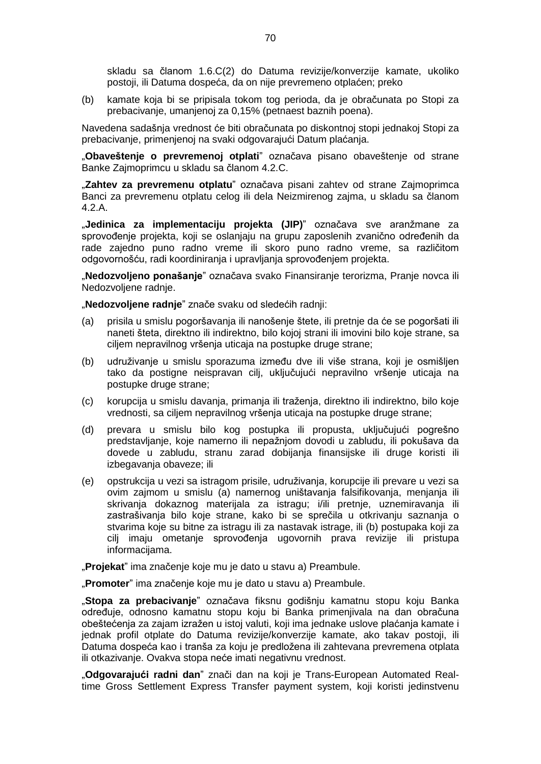skladu sa članom 1.6.C(2) do Datuma revizije/konverzije kamate, ukoliko postoji, ili Datuma dospeća, da on nije prevremeno otplaćen; preko

(b) kamate koja bi se pripisala tokom tog perioda, da je obračunata po Stopi za prebacivanje, umanjenoj za 0,15% (petnaest baznih poena).

Navedena sadašnja vrednost će biti obračunata po diskontnoj stopi jednakoj Stopi za prebacivanje, primenjenoj na svaki odgovarajući Datum plaćanja.

„**Obaveštenje o prevremenoj otplati**" označava pisano obaveštenje od strane Banke Zajmoprimcu u skladu sa članom 4.2.C.

„**Zahtev za prevremenu otplatu**" označava pisani zahtev od strane Zajmoprimca Banci za prevremenu otplatu celog ili dela Neizmirenog zajma, u skladu sa članom 4.2.A.

„**Jedinica za implementaciju projekta (JIP)**" označava sve aranžmane za sprovođenje projekta, koji se oslanjaju na grupu zaposlenih zvanično određenih da rade zajedno puno radno vreme ili skoro puno radno vreme, sa različitom odgovornošću, radi koordiniranja i upravljanja sprovođenjem projekta.

„**Nedozvoljeno ponašanje**" označava svako Finansiranje terorizma, Pranje novca ili Nedozvoljene radnje.

„**Nedozvoljene radnje**" znače svaku od sledećih radnji:

(a) prisila u smislu pogoršavanja ili nanošenje štete, ili pretnje da će se pogoršati ili naneti šteta, direktno ili indirektno, bilo kojoj strani ili imovini bilo koje strane, sa ciljem nepravilnog vršenja uticaja na postupke druge strane;

(b) udruživanje u smislu sporazuma između dve ili više strana, koji je osmišljen tako da postigne neispravan cilj, uključujući nepravilno vršenje uticaja na postupke druge strane;

(c) korupcija u smislu davanja, primanja ili traženja, direktno ili indirektno, bilo koje vrednosti, sa ciljem nepravilnog vršenja uticaja na postupke druge strane;

(d) prevara u smislu bilo kog postupka ili propusta, uključujući pogrešno predstavljanje, koje namerno ili nepažnjom dovodi u zabludu, ili pokušava da dovede u zabludu, stranu zarad dobijanja finansijske ili druge koristi ili izbegavanja obaveze; ili

(e) opstrukcija u vezi sa istragom prisile, udruživanja, korupcije ili prevare u vezi sa ovim zajmom u smislu (a) namernog uništavanja falsifikovanja, menjanja ili skrivanja dokaznog materijala za istragu; i/ili pretnje, uznemiravanja ili zastrašivanja bilo koje strane, kako bi se sprečila u otkrivanju saznanja o stvarima koje su bitne za istragu ili za nastavak istrage, ili (b) postupaka koji za cilj imaju ometanje sprovođenja ugovornih prava revizije ili pristupa informacijama.

„**Projekat**" ima značenje koje mu je dato u stavu a) Preambule.

„**Promoter**" ima značenje koje mu je dato u stavu a) Preambule.

„**Stopa za prebacivanje**" označava fiksnu godišnju kamatnu stopu koju Banka određuje, odnosno kamatnu stopu koju bi Banka primenjivala na dan obračuna obeštećenja za zajam izražen u istoj valuti, koji ima jednake uslove plaćanja kamate i jednak profil otplate do Datuma revizije/konverzije kamate, ako takav postoji, ili Datuma dospeća kao i tranša za koju je predložena ili zahtevana prevremena otplata ili otkazivanje. Ovakva stopa neće imati negativnu vrednost.

„**Odgovarajući radni dan**" znači dan na koji je Trans-European Automated Real-time Gross Settlement Express Transfer payment system, koji koristi jedinstvenu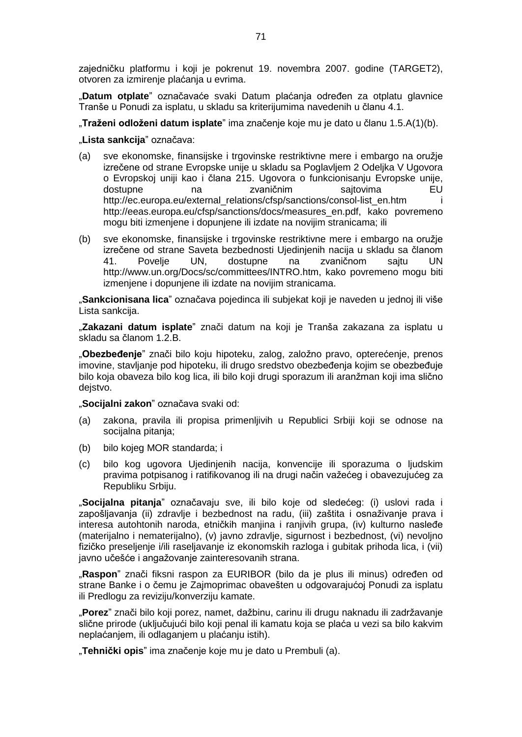zajedničku platformu i koji je pokrenut 19. novembra 2007. godine (TARGET2), otvoren za izmirenje plaćanja u evrima.

„**Datum otplate**" označavaće svaki Datum plaćanja određen za otplatu glavnice Tranše u Ponudi za isplatu, u skladu sa kriterijumima navedenih u članu 4.1.

„**Traženi odloženi datum isplate**" ima značenje koje mu je dato u članu 1.5.A(1)(b).

„**Lista sankcija**" označava:

(a) sve ekonomske, finansijske i trgovinske restriktivne mere i embargo na oružje izrečene od strane Evropske unije u skladu sa Poglavljem 2 Odeljka V Ugovora o Evropskoj uniji kao i člana 215. Ugovora o funkcionisanju Evropske unije, dostupne na zvaničnim sajtovima EU http://ec.europa.eu/external_relations/cfsp/sanctions/consol-list_en.htm i http://eeas.europa.eu/cfsp/sanctions/docs/measures_en.pdf, kako povremeno mogu biti izmenjene i dopunjene ili izdate na novijim stranicama; ili

(b) sve ekonomske, finansijske i trgovinske restriktivne mere i embargo na oružje izrečene od strane Saveta bezbednosti Ujedinjenih nacija u skladu sa članom 41. Povelje UN, dostupne na zvaničnom sajtu UN http://www.un.org/Docs/sc/committees/INTRO.htm, kako povremeno mogu biti izmenjene i dopunjene ili izdate na novijim stranicama.

„**Sankcionisana lica**" označava pojedinca ili subjekat koji je naveden u jednoj ili više Lista sankcija.

„**Zakazani datum isplate**" znači datum na koji je Tranša zakazana za isplatu u skladu sa članom 1.2.B.

„**Obezbeđenje**" znači bilo koju hipoteku, zalog, založno pravo, opterećenje, prenos imovine, stavljanje pod hipoteku, ili drugo sredstvo obezbeđenja kojim se obezbeđuje bilo koja obaveza bilo kog lica, ili bilo koji drugi sporazum ili aranžman koji ima slično dejstvo.

„**Socijalni zakon**" označava svaki od:

(a) zakona, pravila ili propisa primenljivih u Republici Srbiji koji se odnose na socijalna pitanja;

(b) bilo kojeg MOR standarda; i

(c) bilo kog ugovora Ujedinjenih nacija, konvencije ili sporazuma o ljudskim pravima potpisanog i ratifikovanog ili na drugi način važećeg i obavezujućeg za Republiku Srbiju.

„**Socijalna pitanja**" označavaju sve, ili bilo koje od sledećeg: (i) uslovi rada i zapošljavanja (ii) zdravlje i bezbednost na radu, (iii) zaštita i osnaživanje prava i interesa autohtonih naroda, etničkih manjina i ranjivih grupa, (iv) kulturno nasleđe (materijalno i nematerijalno), (v) javno zdravlje, sigurnost i bezbednost, (vi) nevoljno fizičko preseljenje i/ili raseljavanje iz ekonomskih razloga i gubitak prihoda lica, i (vii) javno učešće i angažovanje zainteresovanih strana.

„**Raspon**" znači fiksni raspon za EURIBOR (bilo da je plus ili minus) određen od strane Banke i o čemu je Zajmoprimac obavešten u odgovarajućoj Ponudi za isplatu ili Predlogu za reviziju/konverziju kamate.

„**Porez**" znači bilo koji porez, namet, dažbinu, carinu ili drugu naknadu ili zadržavanje slične prirode (uključujući bilo koji penal ili kamatu koja se plaća u vezi sa bilo kakvim neplaćanjem, ili odlaganjem u plaćanju istih).

„**Tehnički opis**" ima značenje koje mu je dato u Prembuli (a).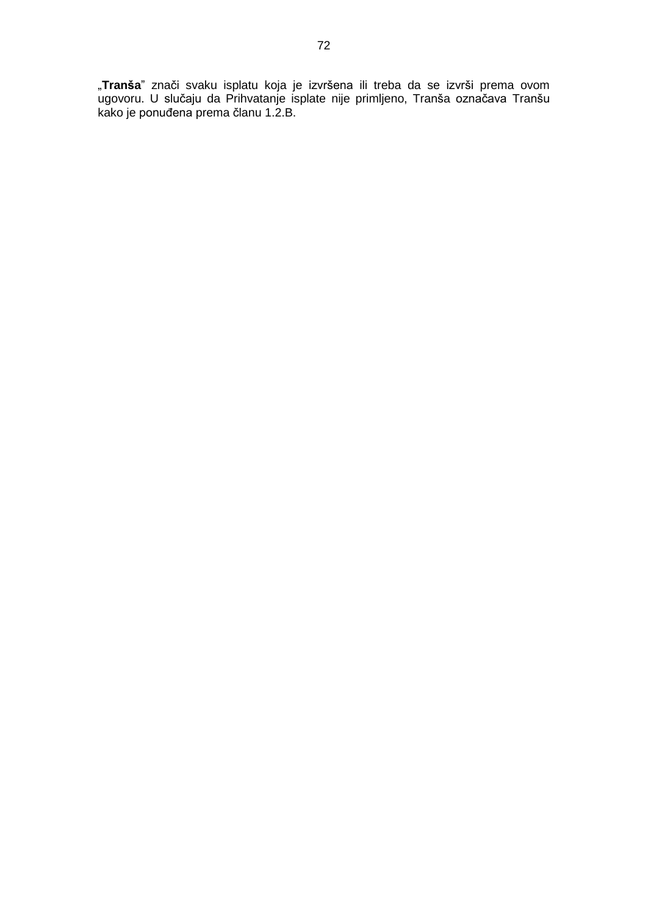„**Tranša**" znači svaku isplatu koja je izvršena ili treba da se izvrši prema ovom ugovoru. U slučaju da Prihvatanje isplate nije primljeno, Tranša označava Tranšu kako je ponuđena prema članu 1.2.B.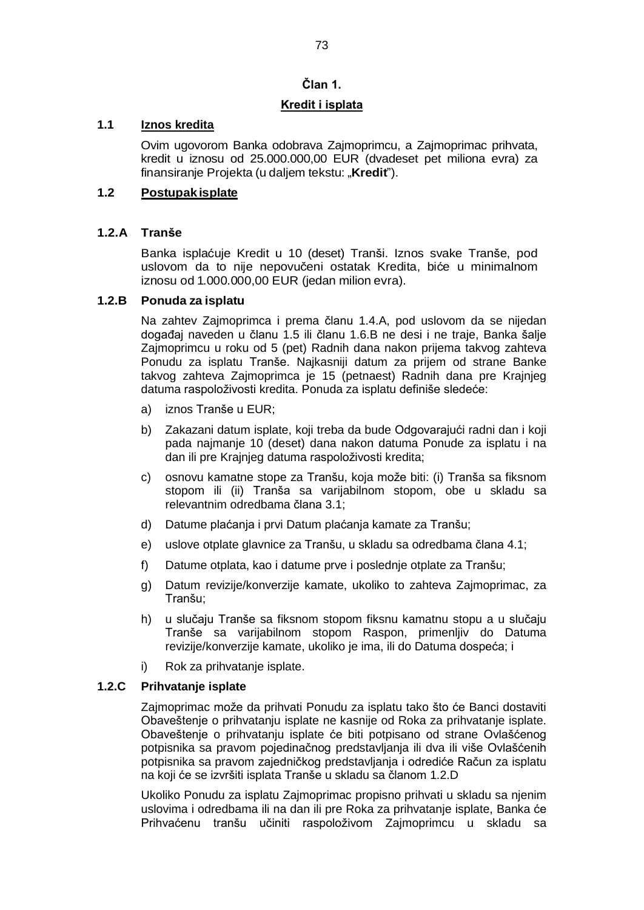## Član 1.

### Kredit i isplata

**1.1 Iznos kredita**

Ovim ugovorom Banka odobrava Zajmoprimcu, a Zajmoprimac prihvata, kredit u iznosu od 25.000.000,00 EUR (dvadeset pet miliona evra) za finansiranje Projekta (u daljem tekstu: „**Kredit**").

**1.2 Postupak isplate**

**1.2.A Tranše**

Banka isplaćuje Kredit u 10 (deset) Tranši. Iznos svake Tranše, pod uslovom da to nije nepovučeni ostatak Kredita, biće u minimalnom iznosu od 1.000.000,00 EUR (jedan milion evra).

**1.2.B Ponuda za isplatu**

Na zahtev Zajmoprimca i prema članu 1.4.A, pod uslovom da se nijedan događaj naveden u članu 1.5 ili članu 1.6.B ne desi i ne traje, Banka šalje Zajmoprimcu u roku od 5 (pet) Radnih dana nakon prijema takvog zahteva Ponudu za isplatu Tranše. Najkasniji datum za prijem od strane Banke takvog zahteva Zajmoprimca je 15 (petnaest) Radnih dana pre Krajnjeg datuma raspoloživosti kredita. Ponuda za isplatu definiše sledeće:

a) iznos Tranše u EUR;

b) Zakazani datum isplate, koji treba da bude Odgovarajući radni dan i koji pada najmanje 10 (deset) dana nakon datuma Ponude za isplatu i na dan ili pre Krajnjeg datuma raspoloživosti kredita;

c) osnovu kamatne stope za Tranšu, koja može biti: (i) Tranša sa fiksnom stopom ili (ii) Tranša sa varijabilnom stopom, obe u skladu sa relevantnim odredbama člana 3.1;

d) Datume plaćanja i prvi Datum plaćanja kamate za Tranšu;

e) uslove otplate glavnice za Tranšu, u skladu sa odredbama člana 4.1;

f) Datume otplata, kao i datume prve i poslednje otplate za Tranšu;

g) Datum revizije/konverzije kamate, ukoliko to zahteva Zajmoprimac, za Tranšu;

h) u slučaju Tranše sa fiksnom stopom fiksnu kamatnu stopu a u slučaju Tranše sa varijabilnom stopom Raspon, primenljiv do Datuma revizije/konverzije kamate, ukoliko je ima, ili do Datuma dospeća; i

i) Rok za prihvatanje isplate.

**1.2.C Prihvatanje isplate**

Zajmoprimac može da prihvati Ponudu za isplatu tako što će Banci dostaviti Obaveštenje o prihvatanju isplate ne kasnije od Roka za prihvatanje isplate. Obaveštenje o prihvatanju isplate će biti potpisano od strane Ovlašćenog potpisnika sa pravom pojedinačnog predstavljanja ili dva ili više Ovlašćenih potpisnika sa pravom zajedničkog predstavljanja i odrediće Račun za isplatu na koji će se izvršiti isplata Tranše u skladu sa članom 1.2.D

Ukoliko Ponudu za isplatu Zajmoprimac propisno prihvati u skladu sa njenim uslovima i odredbama ili na dan ili pre Roka za prihvatanje isplate, Banka će Prihvaćenu tranšu učiniti raspoloživom Zajmoprimcu u skladu sa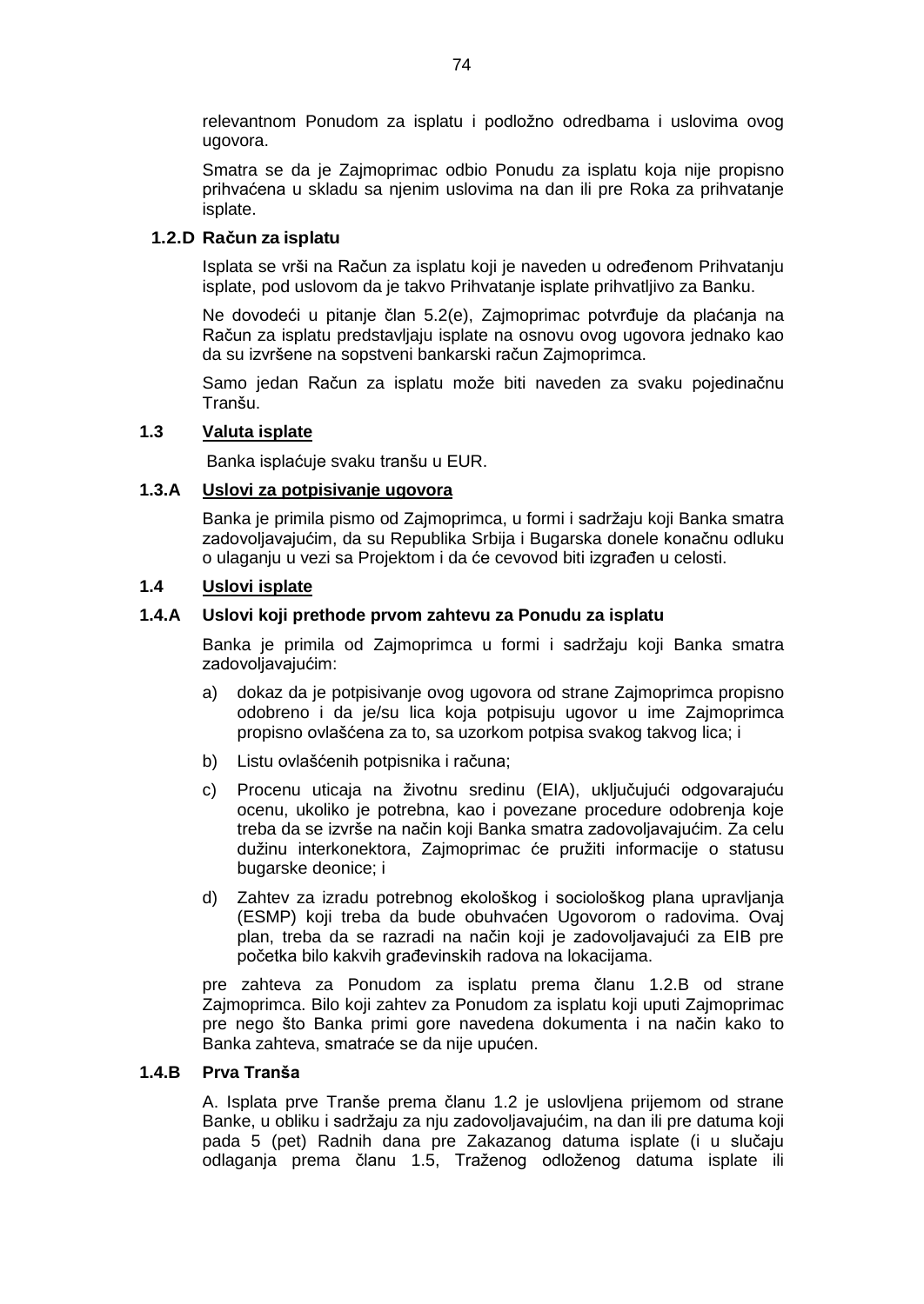relevantnom Ponudom za isplatu i podložno odredbama i uslovima ovog ugovora.

Smatra se da je Zajmoprimac odbio Ponudu za isplatu koja nije propisno prihvaćena u skladu sa njenim uslovima na dan ili pre Roka za prihvatanje isplate.

### 1.2.D Račun za isplatu

Isplata se vrši na Račun za isplatu koji je naveden u određenom Prihvatanju isplate, pod uslovom da je takvo Prihvatanje isplate prihvatljivo za Banku.

Ne dovodeći u pitanje član 5.2(e), Zajmoprimac potvrđuje da plaćanja na Račun za isplatu predstavljaju isplate na osnovu ovog ugovora jednako kao da su izvršene na sopstveni bankarski račun Zajmoprimca.

Samo jedan Račun za isplatu može biti naveden za svaku pojedinačnu Tranšu.

### 1.3 <u>Valuta isplate</u>

Banka isplaćuje svaku tranšu u EUR.

### 1.3.A <u>Uslovi za potpisivanje ugovora</u>

Banka je primila pismo od Zajmoprimca, u formi i sadržaju koji Banka smatra zadovoljavajućim, da su Republika Srbija i Bugarska donele konačnu odluku o ulaganju u vezi sa Projektom i da će cevovod biti izgrađen u celosti.

### 1.4 <u>Uslovi isplate</u>

### 1.4.A Uslovi koji prethode prvom zahtevu za Ponudu za isplatu

Banka je primila od Zajmoprimca u formi i sadržaju koji Banka smatra zadovoljavajućim:

a) dokaz da je potpisivanje ovog ugovora od strane Zajmoprimca propisno odobreno i da je/su lica koja potpisuju ugovor u ime Zajmoprimca propisno ovlašćena za to, sa uzorkom potpisa svakog takvog lica; i

b) Listu ovlašćenih potpisnika i računa;

c) Procenu uticaja na životnu sredinu (EIA), uključujući odgovarajuću ocenu, ukoliko je potrebna, kao i povezane procedure odobrenja koje treba da se izvrše na način koji Banka smatra zadovoljavajućim. Za celu dužinu interkonektora, Zajmoprimac će pružiti informacije o statusu bugarske deonice; i

d) Zahtev za izradu potrebnog ekološkog i sociološkog plana upravljanja (ESMP) koji treba da bude obuhvaćen Ugovorom o radovima. Ovaj plan, treba da se razradi na način koji je zadovoljavajući za EIB pre početka bilo kakvih građevinskih radova na lokacijama.

pre zahteva za Ponudom za isplatu prema članu 1.2.B od strane Zajmoprimca. Bilo koji zahtev za Ponudom za isplatu koji uputi Zajmoprimac pre nego što Banka primi gore navedena dokumenta i na način kako to Banka zahteva, smatraće se da nije upućen.

### 1.4.B Prva Tranša

A. Isplata prve Tranše prema članu 1.2 je uslovljena prijemom od strane Banke, u obliku i sadržaju za nju zadovoljavajućim, na dan ili pre datuma koji pada 5 (pet) Radnih dana pre Zakazanog datuma isplate (i u slučaju odlaganja prema članu 1.5, Traženog odloženog datuma isplate ili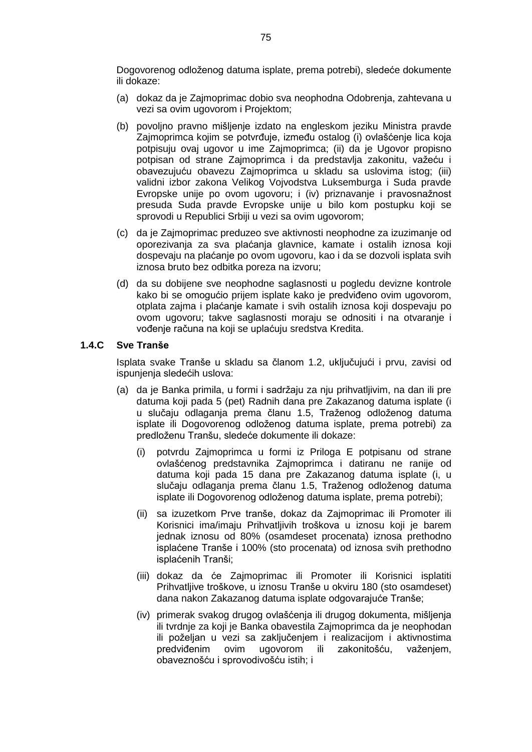Dogovorenog odloženog datuma isplate, prema potrebi), sledeće dokumente ili dokaze:

(a) dokaz da je Zajmoprimac dobio sva neophodna Odobrenja, zahtevana u vezi sa ovim ugovorom i Projektom;

(b) povoljno pravno mišljenje izdato na engleskom jeziku Ministra pravde Zajmoprimca kojim se potvrđuje, između ostalog (i) ovlašćenje lica koja potpisuju ovaj ugovor u ime Zajmoprimca; (ii) da je Ugovor propisno potpisan od strane Zajmoprimca i da predstavlja zakonitu, važeću i obavezujuću obavezu Zajmoprimca u skladu sa uslovima istog; (iii) validni izbor zakona Velikog Vojvodstva Luksemburga i Suda pravde Evropske unije po ovom ugovoru; i (iv) priznavanje i pravosnažnost presuda Suda pravde Evropske unije u bilo kom postupku koji se sprovodi u Republici Srbiji u vezi sa ovim ugovorom;

(c) da je Zajmoprimac preduzeo sve aktivnosti neophodne za izuzimanje od oporezivanja za sva plaćanja glavnice, kamate i ostalih iznosa koji dospevaju na plaćanje po ovom ugovoru, kao i da se dozvoli isplata svih iznosa bruto bez odbitka poreza na izvoru;

(d) da su dobijene sve neophodne saglasnosti u pogledu devizne kontrole kako bi se omogućio prijem isplate kako je predviđeno ovim ugovorom, otplata zajma i plaćanje kamate i svih ostalih iznosa koji dospevaju po ovom ugovoru; takve saglasnosti moraju se odnositi i na otvaranje i vođenje računa na koji se uplaćuju sredstva Kredita.

### 1.4.C Sve Tranše

Isplata svake Tranše u skladu sa članom 1.2, uključujući i prvu, zavisi od ispunjenja sledećih uslova:

(a) da je Banka primila, u formi i sadržaju za nju prihvatljivim, na dan ili pre datuma koji pada 5 (pet) Radnih dana pre Zakazanog datuma isplate (i u slučaju odlaganja prema članu 1.5, Traženog odloženog datuma isplate ili Dogovorenog odloženog datuma isplate, prema potrebi) za predloženu Tranšu, sledeće dokumente ili dokaze:

(i) potvrdu Zajmoprimca u formi iz Priloga E potpisanu od strane ovlašćenog predstavnika Zajmoprimca i datiranu ne ranije od datuma koji pada 15 dana pre Zakazanog datuma isplate (i, u slučaju odlaganja prema članu 1.5, Traženog odloženog datuma isplate ili Dogovorenog odloženog datuma isplate, prema potrebi);

(ii) sa izuzetkom Prve tranše, dokaz da Zajmoprimac ili Promoter ili Korisnici ima/imaju Prihvatljivih troškova u iznosu koji je barem jednak iznosu od 80% (osamdeset procenata) iznosa prethodno isplaćene Tranše i 100% (sto procenata) od iznosa svih prethodno isplaćenih Tranši;

(iii) dokaz da će Zajmoprimac ili Promoter ili Korisnici isplatiti Prihvatljive troškove, u iznosu Tranše u okviru 180 (sto osamdeset) dana nakon Zakazanog datuma isplate odgovarajuće Tranše;

(iv) primerak svakog drugog ovlašćenja ili drugog dokumenta, mišljenja ili tvrdnje za koji je Banka obavestila Zajmoprimca da je neophodan ili poželjan u vezi sa zaključenjem i realizacijom i aktivnostima predviđenim ovim ugovorom ili zakonitošću, važenjem, obaveznošću i sprovodivošću istih; i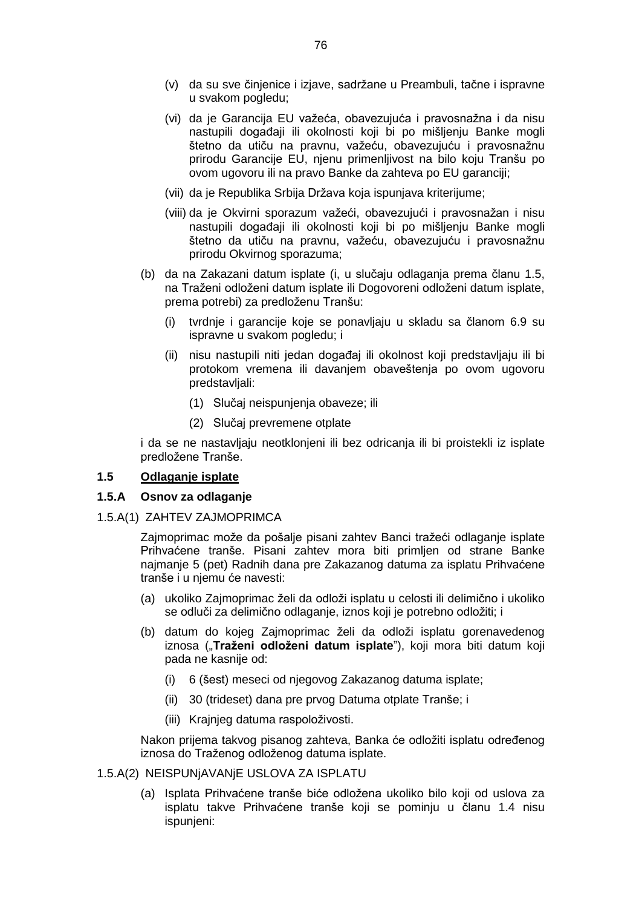(v) da su sve činjenice i izjave, sadržane u Preambuli, tačne i ispravne u svakom pogledu;

(vi) da je Garancija EU važeća, obavezujuća i pravosnažna i da nisu nastupili događaji ili okolnosti koji bi po mišljenju Banke mogli štetno da utiču na pravnu, važeću, obavezujuću i pravosnažnu prirodu Garancije EU, njenu primenljivost na bilo koju Tranšu po ovom ugovoru ili na pravo Banke da zahteva po EU garanciji;

(vii) da je Republika Srbija Država koja ispunjava kriterijume;

(viii) da je Okvirni sporazum važeći, obavezujući i pravosnažan i nisu nastupili događaji ili okolnosti koji bi po mišljenju Banke mogli štetno da utiču na pravnu, važeću, obavezujuću i pravosnažnu prirodu Okvirnog sporazuma;

(b) da na Zakazani datum isplate (i, u slučaju odlaganja prema članu 1.5, na Traženi odloženi datum isplate ili Dogovoreni odloženi datum isplate, prema potrebi) za predloženu Tranšu:

(i) tvrdnje i garancije koje se ponavljaju u skladu sa članom 6.9 su ispravne u svakom pogledu; i

(ii) nisu nastupili niti jedan događaj ili okolnost koji predstavljaju ili bi protokom vremena ili davanjem obaveštenja po ovom ugovoru predstavljali:

(1) Slučaj neispunjenja obaveze; ili

(2) Slučaj prevremene otplate

i da se ne nastavljaju neotklonjeni ili bez odricanja ili bi proistekli iz isplate predložene Tranše.

**1.5 Odlaganje isplate**

**1.5.A Osnov za odlaganje**

1.5.A(1) ZAHTEV ZAJMOPRIMCA

Zajmoprimac može da pošalje pisani zahtev Banci tražeći odlaganje isplate Prihvaćene tranše. Pisani zahtev mora biti primljen od strane Banke najmanje 5 (pet) Radnih dana pre Zakazanog datuma za isplatu Prihvaćene tranše i u njemu će navesti:

(a) ukoliko Zajmoprimac želi da odloži isplatu u celosti ili delimično i ukoliko se odluči za delimično odlaganje, iznos koji je potrebno odložiti; i

(b) datum do kojeg Zajmoprimac želi da odloži isplatu gorenavedenog iznosa („**Traženi odloženi datum isplate**"), koji mora biti datum koji pada ne kasnije od:

(i) 6 (šest) meseci od njegovog Zakazanog datuma isplate;

(ii) 30 (trideset) dana pre prvog Datuma otplate Tranše; i

(iii) Krajnjeg datuma raspoloživosti.

Nakon prijema takvog pisanog zahteva, Banka će odložiti isplatu određenog iznosa do Traženog odloženog datuma isplate.

1.5.A(2) NEISPUNjAVANjE USLOVA ZA ISPLATU

(a) Isplata Prihvaćene tranše biće odložena ukoliko bilo koji od uslova za isplatu takve Prihvaćene tranše koji se pominju u članu 1.4 nisu ispunjeni: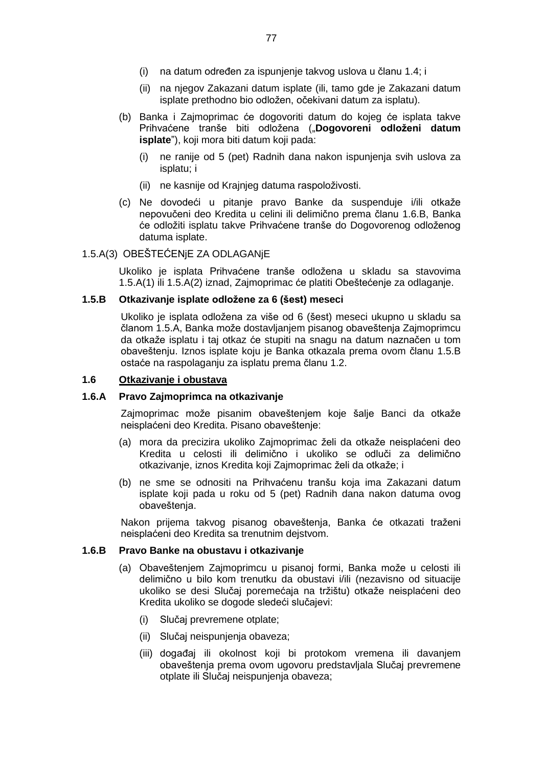(i) na datum određen za ispunjenje takvog uslova u članu 1.4; i

(ii) na njegov Zakazani datum isplate (ili, tamo gde je Zakazani datum isplate prethodno bio odložen, očekivani datum za isplatu).

(b) Banka i Zajmoprimac će dogovoriti datum do kojeg će isplata takve Prihvaćene tranše biti odložena („**Dogovoreni odloženi datum isplate**"), koji mora biti datum koji pada:

(i) ne ranije od 5 (pet) Radnih dana nakon ispunjenja svih uslova za isplatu; i

(ii) ne kasnije od Krajnjeg datuma raspoloživosti.

(c) Ne dovodeći u pitanje pravo Banke da suspenduje i/ili otkaže nepovučeni deo Kredita u celini ili delimično prema članu 1.6.B, Banka će odložiti isplatu takve Prihvaćene tranše do Dogovorenog odloženog datuma isplate.

1.5.A(3) OBEŠTEĆENjE ZA ODLAGANjE

Ukoliko je isplata Prihvaćene tranše odložena u skladu sa stavovima 1.5.A(1) ili 1.5.A(2) iznad, Zajmoprimac će platiti Obeštećenje za odlaganje.

**1.5.B Otkazivanje isplate odložene za 6 (šest) meseci**

Ukoliko je isplata odložena za više od 6 (šest) meseci ukupno u skladu sa članom 1.5.A, Banka može dostavljanjem pisanog obaveštenja Zajmoprimcu da otkaže isplatu i taj otkaz će stupiti na snagu na datum naznačen u tom obaveštenju. Iznos isplate koju je Banka otkazala prema ovom članu 1.5.B ostaće na raspolaganju za isplatu prema članu 1.2.

## 1.6 Otkazivanje i obustava

**1.6.A Pravo Zajmoprimca na otkazivanje**

Zajmoprimac može pisanim obaveštenjem koje šalje Banci da otkaže neisplaćeni deo Kredita. Pisano obaveštenje:

(a) mora da precizira ukoliko Zajmoprimac želi da otkaže neisplaćeni deo Kredita u celosti ili delimično i ukoliko se odluči za delimično otkazivanje, iznos Kredita koji Zajmoprimac želi da otkaže; i

(b) ne sme se odnositi na Prihvaćenu tranšu koja ima Zakazani datum isplate koji pada u roku od 5 (pet) Radnih dana nakon datuma ovog obaveštenja.

Nakon prijema takvog pisanog obaveštenja, Banka će otkazati traženi neisplaćeni deo Kredita sa trenutnim dejstvom.

**1.6.B Pravo Banke na obustavu i otkazivanje**

(a) Obaveštenjem Zajmoprimcu u pisanoj formi, Banka može u celosti ili delimično u bilo kom trenutku da obustavi i/ili (nezavisno od situacije ukoliko se desi Slučaj poremećaja na tržištu) otkaže neisplaćeni deo Kredita ukoliko se dogode sledeći slučajevi:

(i) Slučaj prevremene otplate;

(ii) Slučaj neispunjenja obaveza;

(iii) događaj ili okolnost koji bi protokom vremena ili davanjem obaveštenja prema ovom ugovoru predstavljala Slučaj prevremene otplate ili Slučaj neispunjenja obaveza;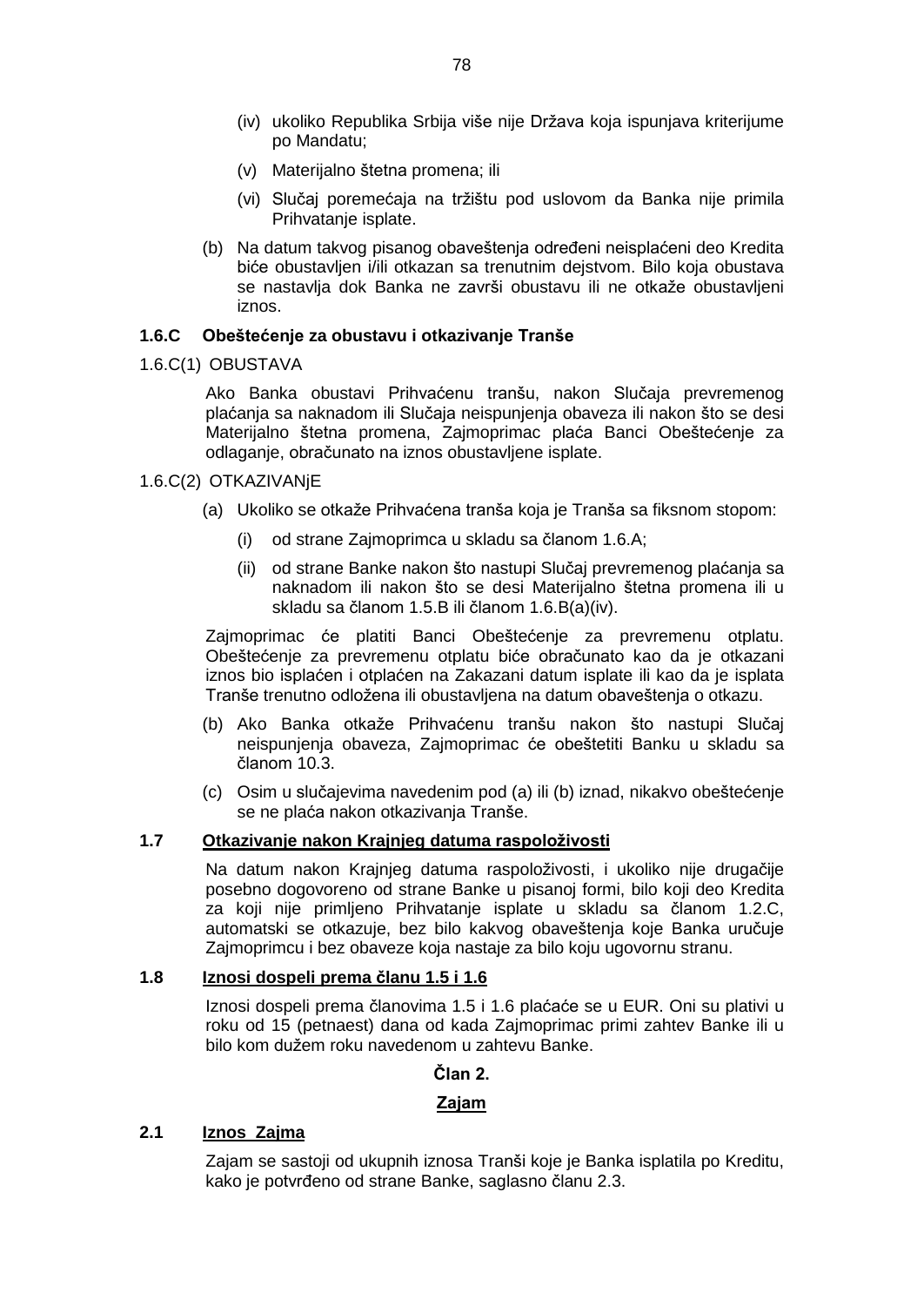(iv) ukoliko Republika Srbija više nije Država koja ispunjava kriterijume po Mandatu;

(v) Materijalno štetna promena; ili

(vi) Slučaj poremećaja na tržištu pod uslovom da Banka nije primila Prihvatanje isplate.

(b) Na datum takvog pisanog obaveštenja određeni neisplaćeni deo Kredita biće obustavljen i/ili otkazan sa trenutnim dejstvom. Bilo koja obustava se nastavlja dok Banka ne završi obustavu ili ne otkaže obustavljeni iznos.

**1.6.C Obeštećenje za obustavu i otkazivanje Tranše**

1.6.C(1) OBUSTAVA

Ako Banka obustavi Prihvaćenu tranšu, nakon Slučaja prevremenog plaćanja sa naknadom ili Slučaja neispunjenja obaveza ili nakon što se desi Materijalno štetna promena, Zajmoprimac plaća Banci Obeštećenje za odlaganje, obračunato na iznos obustavljene isplate.

1.6.C(2) OTKAZIVANjE

(a) Ukoliko se otkaže Prihvaćena tranša koja je Tranša sa fiksnom stopom:

(i) od strane Zajmoprimca u skladu sa članom 1.6.A;

(ii) od strane Banke nakon što nastupi Slučaj prevremenog plaćanja sa naknadom ili nakon što se desi Materijalno štetna promena ili u skladu sa članom 1.5.B ili članom 1.6.B(a)(iv).

Zajmoprimac će platiti Banci Obeštećenje za prevremenu otplatu. Obeštećenje za prevremenu otplatu biće obračunato kao da je otkazani iznos bio isplaćen i otplaćen na Zakazani datum isplate ili kao da je isplata Tranše trenutno odložena ili obustavljena na datum obaveštenja o otkazu.

(b) Ako Banka otkaže Prihvaćenu tranšu nakon što nastupi Slučaj neispunjenja obaveza, Zajmoprimac će obeštetiti Banku u skladu sa članom 10.3.

(c) Osim u slučajevima navedenim pod (a) ili (b) iznad, nikakvo obeštećenje se ne plaća nakon otkazivanja Tranše.

**1.7 <u>Otkazivanje nakon Krajnjeg datuma raspoloživosti</u>**

Na datum nakon Krajnjeg datuma raspoloživosti, i ukoliko nije drugačije posebno dogovoreno od strane Banke u pisanoj formi, bilo koji deo Kredita za koji nije primljeno Prihvatanje isplate u skladu sa članom 1.2.C, automatski se otkazuje, bez bilo kakvog obaveštenja koje Banka uručuje Zajmoprimcu i bez obaveze koja nastaje za bilo koju ugovornu stranu.

**1.8 <u>Iznosi dospeli prema članu 1.5 i 1.6</u>**

Iznosi dospeli prema članovima 1.5 i 1.6 plaćaće se u EUR. Oni su plativi u roku od 15 (petnaest) dana od kada Zajmoprimac primi zahtev Banke ili u bilo kom dužem roku navedenom u zahtevu Banke.

## Član 2.

## <u>Zajam</u>

**2.1 <u>Iznos Zajma</u>**

Zajam se sastoji od ukupnih iznosa Tranši koje je Banka isplatila po Kreditu, kako je potvrđeno od strane Banke, saglasno članu 2.3.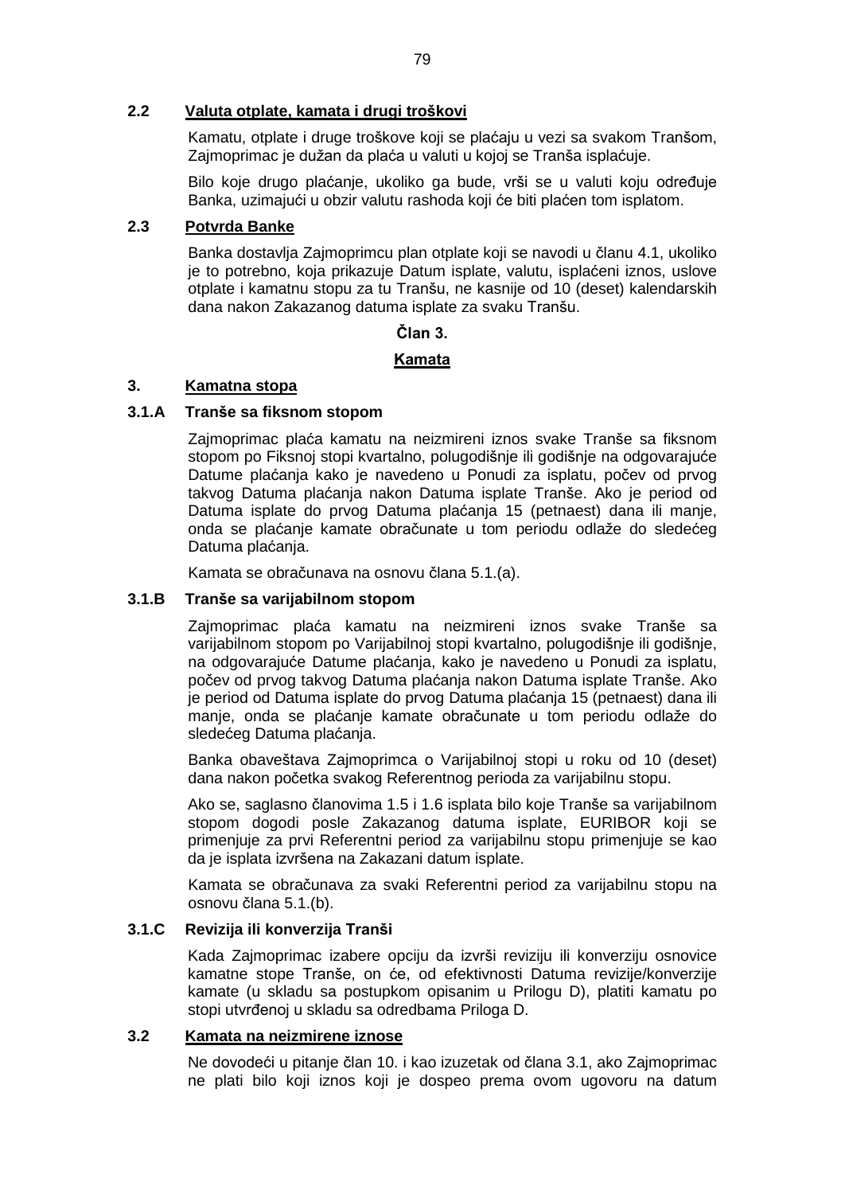### 2.2 Valuta otplate, kamata i drugi troškovi

Kamatu, otplate i druge troškove koji se plaćaju u vezi sa svakom Tranšom, Zajmoprimac je dužan da plaća u valuti u kojoj se Tranša isplaćuje.

Bilo koje drugo plaćanje, ukoliko ga bude, vrši se u valuti koju određuje Banka, uzimajući u obzir valutu rashoda koji će biti plaćen tom isplatom.

### 2.3 Potvrda Banke

Banka dostavlja Zajmoprimcu plan otplate koji se navodi u članu 4.1, ukoliko je to potrebno, koja prikazuje Datum isplate, valutu, isplaćeni iznos, uslove otplate i kamatnu stopu za tu Tranšu, ne kasnije od 10 (deset) kalendarskih dana nakon Zakazanog datuma isplate za svaku Tranšu.

## Član 3.

## Kamata

### 3. Kamatna stopa

#### 3.1.A Tranše sa fiksnom stopom

Zajmoprimac plaća kamatu na neizmireni iznos svake Tranše sa fiksnom stopom po Fiksnoj stopi kvartalno, polugodišnje ili godišnje na odgovarajuće Datume plaćanja kako je navedeno u Ponudi za isplatu, počev od prvog takvog Datuma plaćanja nakon Datuma isplate Tranše. Ako je period od Datuma isplate do prvog Datuma plaćanja 15 (petnaest) dana ili manje, onda se plaćanje kamate obračunate u tom periodu odlaže do sledećeg Datuma plaćanja.

Kamata se obračunava na osnovu člana 5.1.(a).

#### 3.1.B Tranše sa varijabilnom stopom

Zajmoprimac plaća kamatu na neizmireni iznos svake Tranše sa varijabilnom stopom po Varijabilnoj stopi kvartalno, polugodišnje ili godišnje, na odgovarajuće Datume plaćanja, kako je navedeno u Ponudi za isplatu, počev od prvog takvog Datuma plaćanja nakon Datuma isplate Tranše. Ako je period od Datuma isplate do prvog Datuma plaćanja 15 (petnaest) dana ili manje, onda se plaćanje kamate obračunate u tom periodu odlaže do sledećeg Datuma plaćanja.

Banka obaveštava Zajmoprimca o Varijabilnoj stopi u roku od 10 (deset) dana nakon početka svakog Referentnog perioda za varijabilnu stopu.

Ako se, saglasno članovima 1.5 i 1.6 isplata bilo koje Tranše sa varijabilnom stopom dogodi posle Zakazanog datuma isplate, EURIBOR koji se primenjuje za prvi Referentni period za varijabilnu stopu primenjuje se kao da je isplata izvršena na Zakazani datum isplate.

Kamata se obračunava za svaki Referentni period za varijabilnu stopu na osnovu člana 5.1.(b).

#### 3.1.C Revizija ili konverzija Tranši

Kada Zajmoprimac izabere opciju da izvrši reviziju ili konverziju osnovice kamatne stope Tranše, on će, od efektivnosti Datuma revizije/konverzije kamate (u skladu sa postupkom opisanim u Prilogu D), platiti kamatu po stopi utvrđenoj u skladu sa odredbama Priloga D.

### 3.2 Kamata na neizmirene iznose

Ne dovodeći u pitanje član 10. i kao izuzetak od člana 3.1, ako Zajmoprimac ne plati bilo koji iznos koji je dospeo prema ovom ugovoru na datum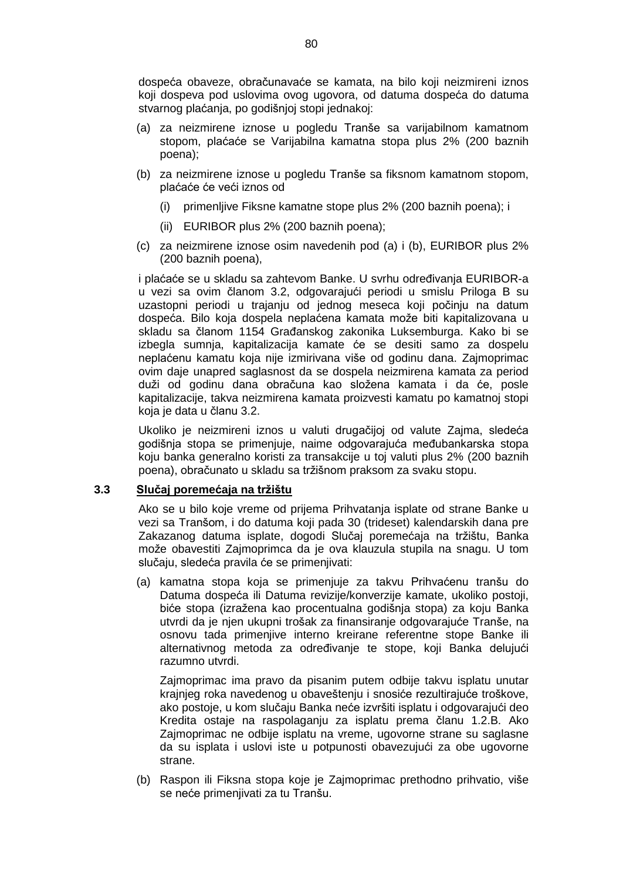dospeća obaveze, obračunavaće se kamata, na bilo koji neizmireni iznos koji dospeva pod uslovima ovog ugovora, od datuma dospeća do datuma stvarnog plaćanja, po godišnjoj stopi jednakoj:

(a) za neizmirene iznose u pogledu Tranše sa varijabilnom kamatnom stopom, plaćaće se Varijabilna kamatna stopa plus 2% (200 baznih poena);

(b) za neizmirene iznose u pogledu Tranše sa fiksnom kamatnom stopom, plaćaće će veći iznos od

  (i) primenljive Fiksne kamatne stope plus 2% (200 baznih poena); i

  (ii) EURIBOR plus 2% (200 baznih poena);

(c) za neizmirene iznose osim navedenih pod (a) i (b), EURIBOR plus 2% (200 baznih poena),

i plaćaće se u skladu sa zahtevom Banke. U svrhu određivanja EURIBOR-a u vezi sa ovim članom 3.2, odgovarajući periodi u smislu Priloga B su uzastopni periodi u trajanju od jednog meseca koji počinju na datum dospeća. Bilo koja dospela neplaćena kamata može biti kapitalizovana u skladu sa članom 1154 Građanskog zakonika Luksemburga. Kako bi se izbegla sumnja, kapitalizacija kamate će se desiti samo za dospelu neplaćenu kamatu koja nije izmirivana više od godinu dana. Zajmoprimac ovim daje unapred saglasnost da se dospela neizmirena kamata za period duži od godinu dana obračuna kao složena kamata i da će, posle kapitalizacije, takva neizmirena kamata proizvesti kamatu po kamatnoj stopi koja je data u članu 3.2.

Ukoliko je neizmireni iznos u valuti drugačijoj od valute Zajma, sledeća godišnja stopa se primenjuje, naime odgovarajuća međubankarska stopa koju banka generalno koristi za transakcije u toj valuti plus 2% (200 baznih poena), obračunato u skladu sa tržišnom praksom za svaku stopu.

### 3.3 Slučaj poremećaja na tržištu

Ako se u bilo koje vreme od prijema Prihvatanja isplate od strane Banke u vezi sa Tranšom, i do datuma koji pada 30 (trideset) kalendarskih dana pre Zakazanog datuma isplate, dogodi Slučaj poremećaja na tržištu, Banka može obavestiti Zajmoprimca da je ova klauzula stupila na snagu. U tom slučaju, sledeća pravila će se primenjivati:

(a) kamatna stopa koja se primenjuje za takvu Prihvaćenu tranšu do Datuma dospeća ili Datuma revizije/konverzije kamate, ukoliko postoji, biće stopa (izražena kao procentualna godišnja stopa) za koju Banka utvrdi da je njen ukupni trošak za finansiranje odgovarajuće Tranše, na osnovu tada primenjive interno kreirane referentne stope Banke ili alternativnog metoda za određivanje te stope, koji Banka delujući razumno utvrdi.

  Zajmoprimac ima pravo da pisanim putem odbije takvu isplatu unutar krajnjeg roka navedenog u obaveštenju i snosiće rezultirajuće troškove, ako postoje, u kom slučaju Banka neće izvršiti isplatu i odgovarajući deo Kredita ostaje na raspolaganju za isplatu prema članu 1.2.B. Ako Zajmoprimac ne odbije isplatu na vreme, ugovorne strane su saglasne da su isplata i uslovi iste u potpunosti obavezujući za obe ugovorne strane.

(b) Raspon ili Fiksna stopa koje je Zajmoprimac prethodno prihvatio, više se neće primenjivati za tu Tranšu.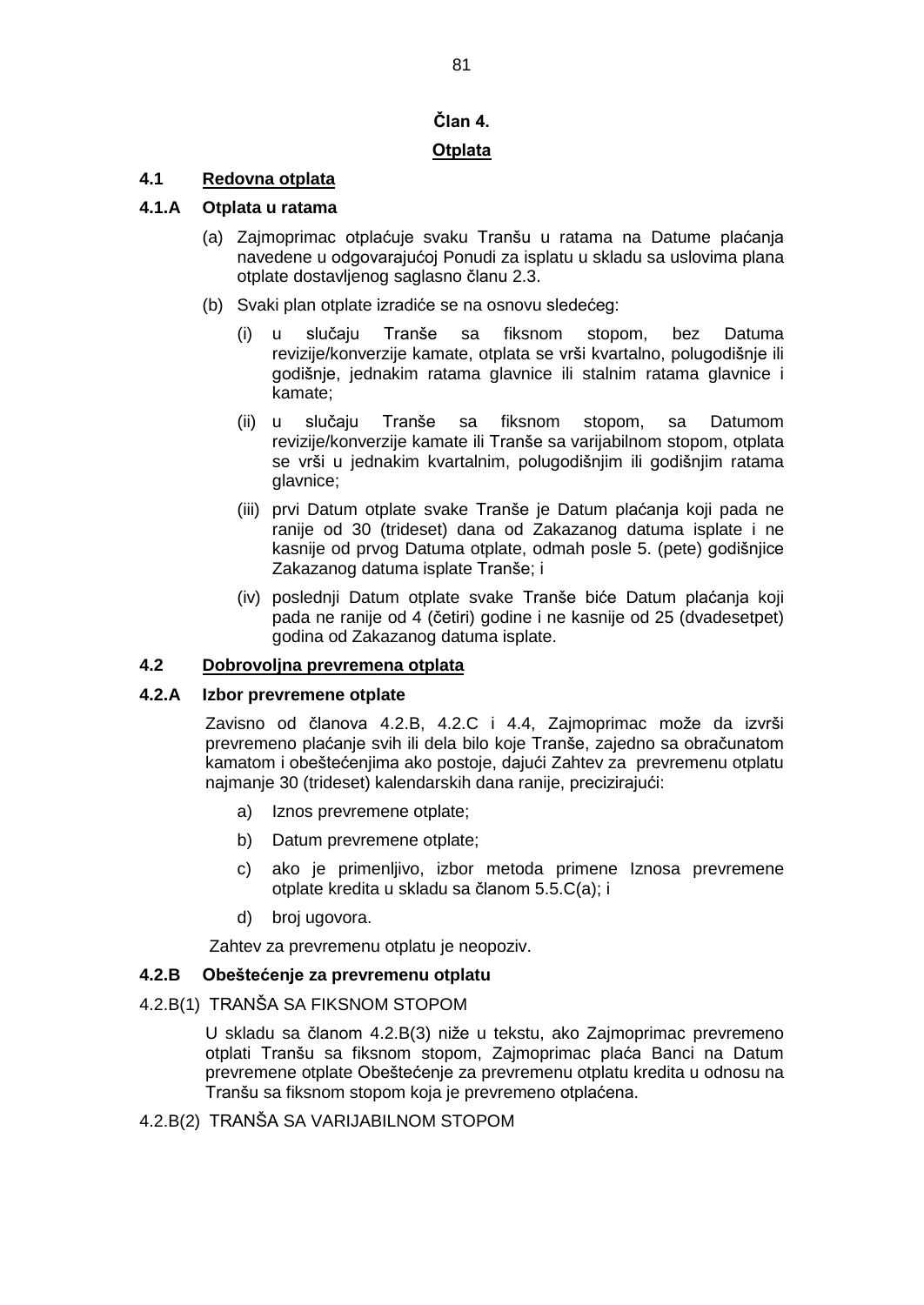## Član 4.

## Otplata

### 4.1 Redovna otplata

#### 4.1.A Otplata u ratama

(a) Zajmoprimac otplaćuje svaku Tranšu u ratama na Datume plaćanja navedene u odgovarajućoj Ponudi za isplatu u skladu sa uslovima plana otplate dostavljenog saglasno članu 2.3.

(b) Svaki plan otplate izradiće se na osnovu sledećeg:

(i) u slučaju Tranše sa fiksnom stopom, bez Datuma revizije/konverzije kamate, otplata se vrši kvartalno, polugodišnje ili godišnje, jednakim ratama glavnice ili stalnim ratama glavnice i kamate;

(ii) u slučaju Tranše sa fiksnom stopom, sa Datumom revizije/konverzije kamate ili Tranše sa varijabilnom stopom, otplata se vrši u jednakim kvartalnim, polugodišnjim ili godišnjim ratama glavnice;

(iii) prvi Datum otplate svake Tranše je Datum plaćanja koji pada ne ranije od 30 (trideset) dana od Zakazanog datuma isplate i ne kasnije od prvog Datuma otplate, odmah posle 5. (pete) godišnjice Zakazanog datuma isplate Tranše; i

(iv) poslednji Datum otplate svake Tranše biće Datum plaćanja koji pada ne ranije od 4 (četiri) godine i ne kasnije od 25 (dvadesetpet) godina od Zakazanog datuma isplate.

### 4.2 Dobrovoljna prevremena otplata

#### 4.2.A Izbor prevremene otplate

Zavisno od članova 4.2.B, 4.2.C i 4.4, Zajmoprimac može da izvrši prevremeno plaćanje svih ili dela bilo koje Tranše, zajedno sa obračunatom kamatom i obeštećenjima ako postoje, dajući Zahtev za prevremenu otplatu najmanje 30 (trideset) kalendarskih dana ranije, precizirajući:

a) Iznos prevremene otplate;

b) Datum prevremene otplate;

c) ako je primenljivo, izbor metoda primene Iznosa prevremene otplate kredita u skladu sa članom 5.5.C(a); i

d) broj ugovora.

Zahtev za prevremenu otplatu je neopoziv.

#### 4.2.B Obeštećenje za prevremenu otplatu

4.2.B(1) TRANŠA SA FIKSNOM STOPOM

U skladu sa članom 4.2.B(3) niže u tekstu, ako Zajmoprimac prevremeno otplati Tranšu sa fiksnom stopom, Zajmoprimac plaća Banci na Datum prevremene otplate Obeštećenje za prevremenu otplatu kredita u odnosu na Tranšu sa fiksnom stopom koja je prevremeno otplaćena.

4.2.B(2) TRANŠA SA VARIJABILNOM STOPOM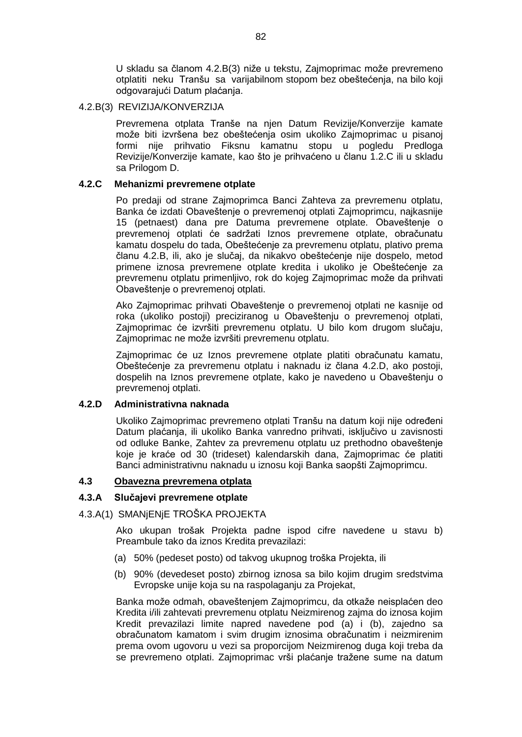U skladu sa članom 4.2.B(3) niže u tekstu, Zajmoprimac može prevremeno otplatiti neku Tranšu sa varijabilnom stopom bez obeštećenja, na bilo koji odgovarajući Datum plaćanja.

4.2.B(3) REVIZIJA/KONVERZIJA

Prevremena otplata Tranše na njen Datum Revizije/Konverzije kamate može biti izvršena bez obeštećenja osim ukoliko Zajmoprimac u pisanoj formi nije prihvatio Fiksnu kamatnu stopu u pogledu Predloga Revizije/Konverzije kamate, kao što je prihvaćeno u članu 1.2.C ili u skladu sa Prilogom D.

**4.2.C Mehanizmi prevremene otplate**

Po predaji od strane Zajmoprimca Banci Zahteva za prevremenu otplatu, Banka će izdati Obaveštenje o prevremenoj otplati Zajmoprimcu, najkasnije 15 (petnaest) dana pre Datuma prevremene otplate. Obaveštenje o prevremenoj otplati će sadržati Iznos prevremene otplate, obračunatu kamatu dospelu do tada, Obeštećenje za prevremenu otplatu, plativo prema članu 4.2.B, ili, ako je slučaj, da nikakvo obeštećenje nije dospelo, metod primene iznosa prevremene otplate kredita i ukoliko je Obeštećenje za prevremenu otplatu primenljivo, rok do kojeg Zajmoprimac može da prihvati Obaveštenje o prevremenoj otplati.

Ako Zajmoprimac prihvati Obaveštenje o prevremenoj otplati ne kasnije od roka (ukoliko postoji) preciziranog u Obaveštenju o prevremenoj otplati, Zajmoprimac će izvršiti prevremenu otplatu. U bilo kom drugom slučaju, Zajmoprimac ne može izvršiti prevremenu otplatu.

Zajmoprimac će uz Iznos prevremene otplate platiti obračunatu kamatu, Obeštećenje za prevremenu otplatu i naknadu iz člana 4.2.D, ako postoji, dospelih na Iznos prevremene otplate, kako je navedeno u Obaveštenju o prevremenoj otplati.

**4.2.D Administrativna naknada**

Ukoliko Zajmoprimac prevremeno otplati Tranšu na datum koji nije određeni Datum plaćanja, ili ukoliko Banka vanredno prihvati, isključivo u zavisnosti od odluke Banke, Zahtev za prevremenu otplatu uz prethodno obaveštenje koje je kraće od 30 (trideset) kalendarskih dana, Zajmoprimac će platiti Banci administrativnu naknadu u iznosu koji Banka saopšti Zajmoprimcu.

**4.3 <u>Obavezna prevremena otplata</u>**

**4.3.A Slučajevi prevremene otplate**

4.3.A(1) SMANjENjE TROŠKA PROJEKTA

Ako ukupan trošak Projekta padne ispod cifre navedene u stavu b) Preambule tako da iznos Kredita prevazilazi:

(a) 50% (pedeset posto) od takvog ukupnog troška Projekta, ili

(b) 90% (devedeset posto) zbirnog iznosa sa bilo kojim drugim sredstvima Evropske unije koja su na raspolaganju za Projekat,

Banka može odmah, obaveštenjem Zajmoprimcu, da otkaže neisplaćen deo Kredita i/ili zahtevati prevremenu otplatu Neizmirenog zajma do iznosa kojim Kredit prevazilazi limite napred navedene pod (a) i (b), zajedno sa obračunatom kamatom i svim drugim iznosima obračunatim i neizmirenim prema ovom ugovoru u vezi sa proporcijom Neizmirenog duga koji treba da se prevremeno otplati. Zajmoprimac vrši plaćanje tražene sume na datum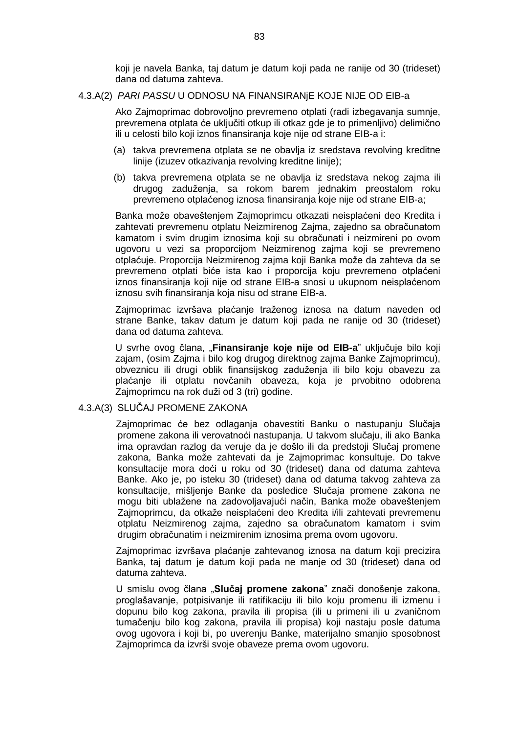koji je navela Banka, taj datum je datum koji pada ne ranije od 30 (trideset) dana od datuma zahteva.

4.3.A(2) *PARI PASSU* U ODNOSU NA FINANSIRANjE KOJE NIJE OD EIB-a

Ako Zajmoprimac dobrovoljno prevremeno otplati (radi izbegavanja sumnje, prevremena otplata će uključiti otkup ili otkaz gde je to primenljivo) delimično ili u celosti bilo koji iznos finansiranja koje nije od strane EIB-a i:

(a) takva prevremena otplata se ne obavlja iz sredstava revolving kreditne linije (izuzev otkazivanja revolving kreditne linije);

(b) takva prevremena otplata se ne obavlja iz sredstava nekog zajma ili drugog zaduženja, sa rokom barem jednakim preostalom roku prevremeno otplaćenog iznosa finansiranja koje nije od strane EIB-a;

Banka može obaveštenjem Zajmoprimcu otkazati neisplaćeni deo Kredita i zahtevati prevremenu otplatu Neizmirenog Zajma, zajedno sa obračunatom kamatom i svim drugim iznosima koji su obračunati i neizmireni po ovom ugovoru u vezi sa proporcijom Neizmirenog zajma koji se prevremeno otplaćuje. Proporcija Neizmirenog zajma koji Banka može da zahteva da se prevremeno otplati biće ista kao i proporcija koju prevremeno otplaćeni iznos finansiranja koji nije od strane EIB-a snosi u ukupnom neisplaćenom iznosu svih finansiranja koja nisu od strane EIB-a.

Zajmoprimac izvršava plaćanje traženog iznosa na datum naveden od strane Banke, takav datum je datum koji pada ne ranije od 30 (trideset) dana od datuma zahteva.

U svrhe ovog člana, „**Finansiranje koje nije od EIB-a**” uključuje bilo koji zajam, (osim Zajma i bilo kog drugog direktnog zajma Banke Zajmoprimcu), obveznicu ili drugi oblik finansijskog zaduženja ili bilo koju obavezu za plaćanje ili otplatu novčanih obaveza, koja je prvobitno odobrena Zajmoprimcu na rok duži od 3 (tri) godine.

4.3.A(3) SLUČAJ PROMENE ZAKONA

Zajmoprimac će bez odlaganja obavestiti Banku o nastupanju Slučaja promene zakona ili verovatnoći nastupanja. U takvom slučaju, ili ako Banka ima opravdan razlog da veruje da je došlo ili da predstoji Slučaj promene zakona, Banka može zahtevati da je Zajmoprimac konsultuje. Do takve konsultacije mora doći u roku od 30 (trideset) dana od datuma zahteva Banke. Ako je, po isteku 30 (trideset) dana od datuma takvog zahteva za konsultacije, mišljenje Banke da posledice Slučaja promene zakona ne mogu biti ublažene na zadovoljavajući način, Banka može obaveštenjem Zajmoprimcu, da otkaže neisplaćeni deo Kredita i/ili zahtevati prevremenu otplatu Neizmirenog zajma, zajedno sa obračunatom kamatom i svim drugim obračunatim i neizmirenim iznosima prema ovom ugovoru.

Zajmoprimac izvršava plaćanje zahtevanog iznosa na datum koji precizira Banka, taj datum je datum koji pada ne manje od 30 (trideset) dana od datuma zahteva.

U smislu ovog člana „**Slučaj promene zakona**” znači donošenje zakona, proglašavanje, potpisivanje ili ratifikaciju ili bilo koju promenu ili izmenu i dopunu bilo kog zakona, pravila ili propisa (ili u primeni ili u zvaničnom tumačenju bilo kog zakona, pravila ili propisa) koji nastaju posle datuma ovog ugovora i koji bi, po uverenju Banke, materijalno smanjio sposobnost Zajmoprimca da izvrši svoje obaveze prema ovom ugovoru.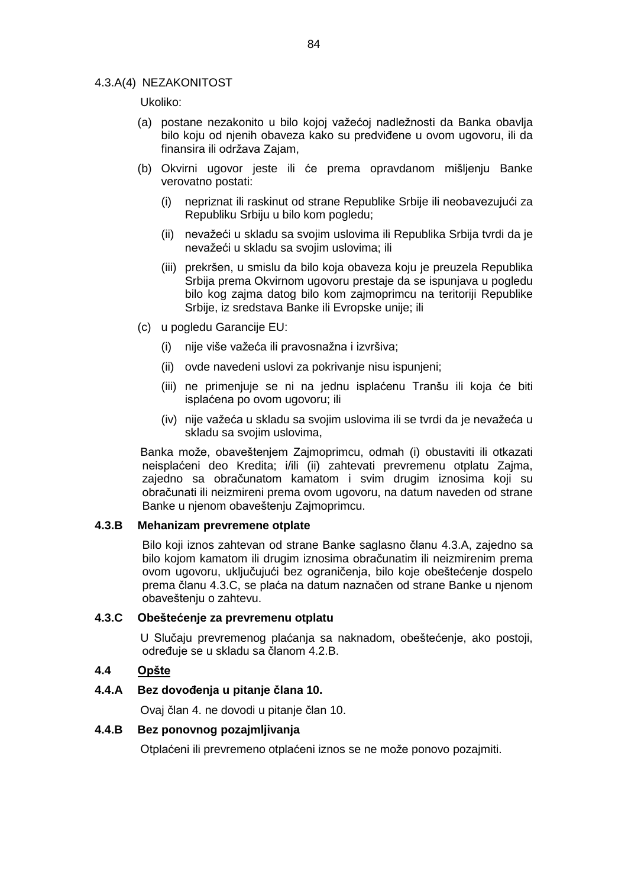4.3.A(4) NEZAKONITOST

Ukoliko:

(a) postane nezakonito u bilo kojoj važećoj nadležnosti da Banka obavlja bilo koju od njenih obaveza kako su predviđene u ovom ugovoru, ili da finansira ili održava Zajam,

(b) Okvirni ugovor jeste ili će prema opravdanom mišljenju Banke verovatno postati:

   (i) nepriznat ili raskinut od strane Republike Srbije ili neobavezujući za Republiku Srbiju u bilo kom pogledu;

   (ii) nevažeći u skladu sa svojim uslovima ili Republika Srbija tvrdi da je nevažeći u skladu sa svojim uslovima; ili

   (iii) prekršen, u smislu da bilo koja obaveza koju je preuzela Republika Srbija prema Okvirnom ugovoru prestaje da se ispunjava u pogledu bilo kog zajma datog bilo kom zajmoprimcu na teritoriji Republike Srbije, iz sredstava Banke ili Evropske unije; ili

(c) u pogledu Garancije EU:

   (i) nije više važeća ili pravosnažna i izvršiva;

   (ii) ovde navedeni uslovi za pokrivanje nisu ispunjeni;

   (iii) ne primenjuje se ni na jednu isplaćenu Tranšu ili koja će biti isplaćena po ovom ugovoru; ili

   (iv) nije važeća u skladu sa svojim uslovima ili se tvrdi da je nevažeća u skladu sa svojim uslovima,

Banka može, obaveštenjem Zajmoprimcu, odmah (i) obustaviti ili otkazati neisplaćeni deo Kredita; i/ili (ii) zahtevati prevremenu otplatu Zajma, zajedno sa obračunatom kamatom i svim drugim iznosima koji su obračunati ili neizmireni prema ovom ugovoru, na datum naveden od strane Banke u njenom obaveštenju Zajmoprimcu.

**4.3.B Mehanizam prevremene otplate**

Bilo koji iznos zahtevan od strane Banke saglasno članu 4.3.A, zajedno sa bilo kojom kamatom ili drugim iznosima obračunatim ili neizmirenim prema ovom ugovoru, uključujući bez ograničenja, bilo koje obeštećenje dospelo prema članu 4.3.C, se plaća na datum naznačen od strane Banke u njenom obaveštenju o zahtevu.

**4.3.C Obeštećenje za prevremenu otplatu**

U Slučaju prevremenog plaćanja sa naknadom, obeštećenje, ako postoji, određuje se u skladu sa članom 4.2.B.

**4.4 Opšte**

**4.4.A Bez dovođenja u pitanje člana 10.**

Ovaj član 4. ne dovodi u pitanje član 10.

**4.4.B Bez ponovnog pozajmljivanja**

Otplaćeni ili prevremeno otplaćeni iznos se ne može ponovo pozajmiti.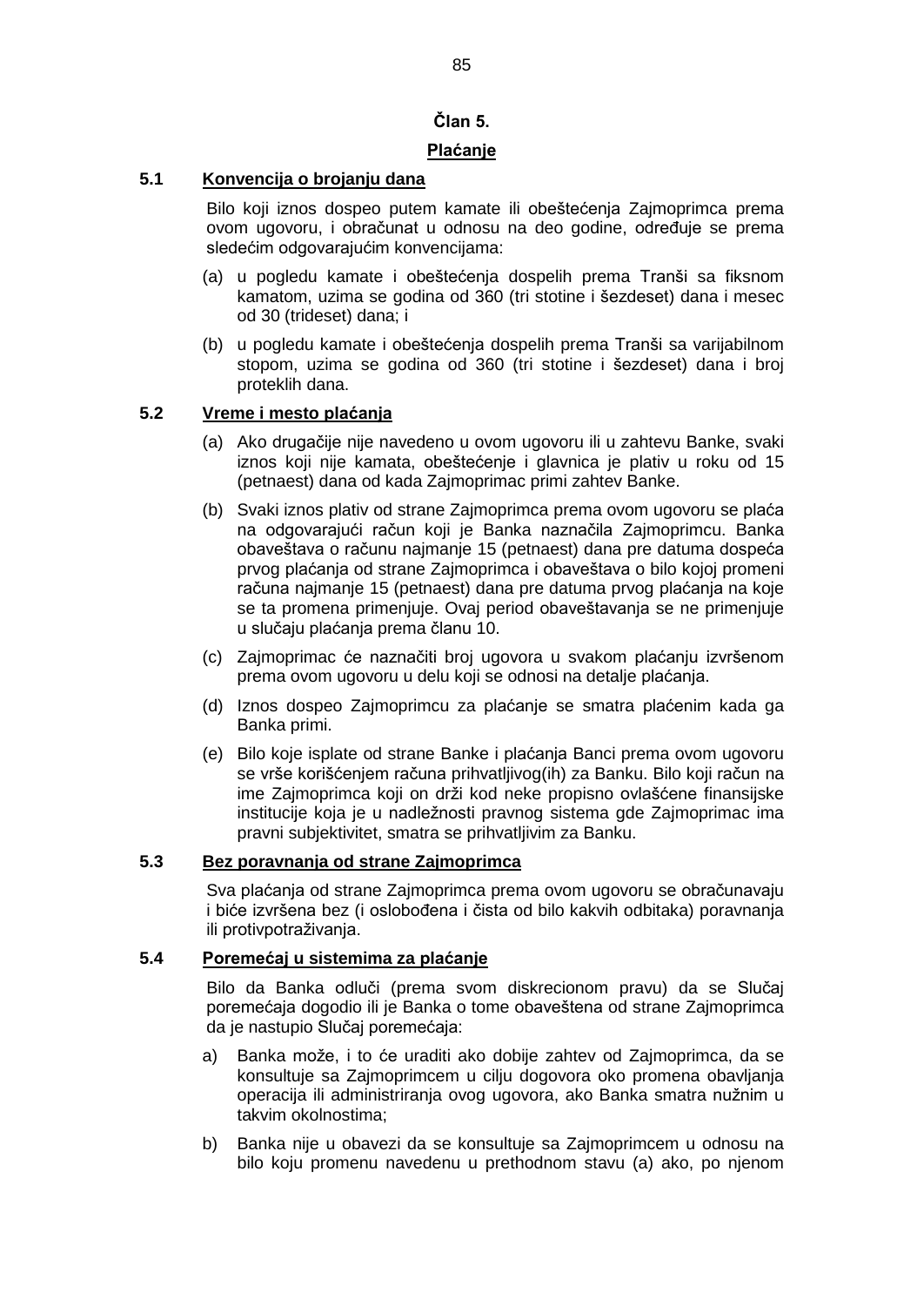## Član 5.

## Plaćanje

### 5.1 Konvencija o brojanju dana

Bilo koji iznos dospeo putem kamate ili obeštećenja Zajmoprimca prema ovom ugovoru, i obračunat u odnosu na deo godine, određuje se prema sledećim odgovarajućim konvencijama:

(a) u pogledu kamate i obeštećenja dospelih prema Tranši sa fiksnom kamatom, uzima se godina od 360 (tri stotine i šezdeset) dana i mesec od 30 (trideset) dana; i

(b) u pogledu kamate i obeštećenja dospelih prema Tranši sa varijabilnom stopom, uzima se godina od 360 (tri stotine i šezdeset) dana i broj proteklih dana.

### 5.2 Vreme i mesto plaćanja

(a) Ako drugačije nije navedeno u ovom ugovoru ili u zahtevu Banke, svaki iznos koji nije kamata, obeštećenje i glavnica je plativ u roku od 15 (petnaest) dana od kada Zajmoprimac primi zahtev Banke.

(b) Svaki iznos plativ od strane Zajmoprimca prema ovom ugovoru se plaća na odgovarajući račun koji je Banka naznačila Zajmoprimcu. Banka obaveštava o računu najmanje 15 (petnaest) dana pre datuma dospeća prvog plaćanja od strane Zajmoprimca i obaveštava o bilo kojoj promeni računa najmanje 15 (petnaest) dana pre datuma prvog plaćanja na koje se ta promena primenjuje. Ovaj period obaveštavanja se ne primenjuje u slučaju plaćanja prema članu 10.

(c) Zajmoprimac će naznačiti broj ugovora u svakom plaćanju izvršenom prema ovom ugovoru u delu koji se odnosi na detalje plaćanja.

(d) Iznos dospeo Zajmoprimcu za plaćanje se smatra plaćenim kada ga Banka primi.

(e) Bilo koje isplate od strane Banke i plaćanja Banci prema ovom ugovoru se vrše korišćenjem računa prihvatljivog(ih) za Banku. Bilo koji račun na ime Zajmoprimca koji on drži kod neke propisno ovlašćene finansijske institucije koja je u nadležnosti pravnog sistema gde Zajmoprimac ima pravni subjektivitet, smatra se prihvatljivim za Banku.

### 5.3 Bez poravnanja od strane Zajmoprimca

Sva plaćanja od strane Zajmoprimca prema ovom ugovoru se obračunavaju i biće izvršena bez (i oslobođena i čista od bilo kakvih odbitaka) poravnanja ili protivpotraživanja.

### 5.4 Poremećaj u sistemima za plaćanje

Bilo da Banka odluči (prema svom diskrecionom pravu) da se Slučaj poremećaja dogodio ili je Banka o tome obaveštena od strane Zajmoprimca da je nastupio Slučaj poremećaja:

a) Banka može, i to će uraditi ako dobije zahtev od Zajmoprimca, da se konsultuje sa Zajmoprimcem u cilju dogovora oko promena obavljanja operacija ili administriranja ovog ugovora, ako Banka smatra nužnim u takvim okolnostima;

b) Banka nije u obavezi da se konsultuje sa Zajmoprimcem u odnosu na bilo koju promenu navedenu u prethodnom stavu (a) ako, po njenom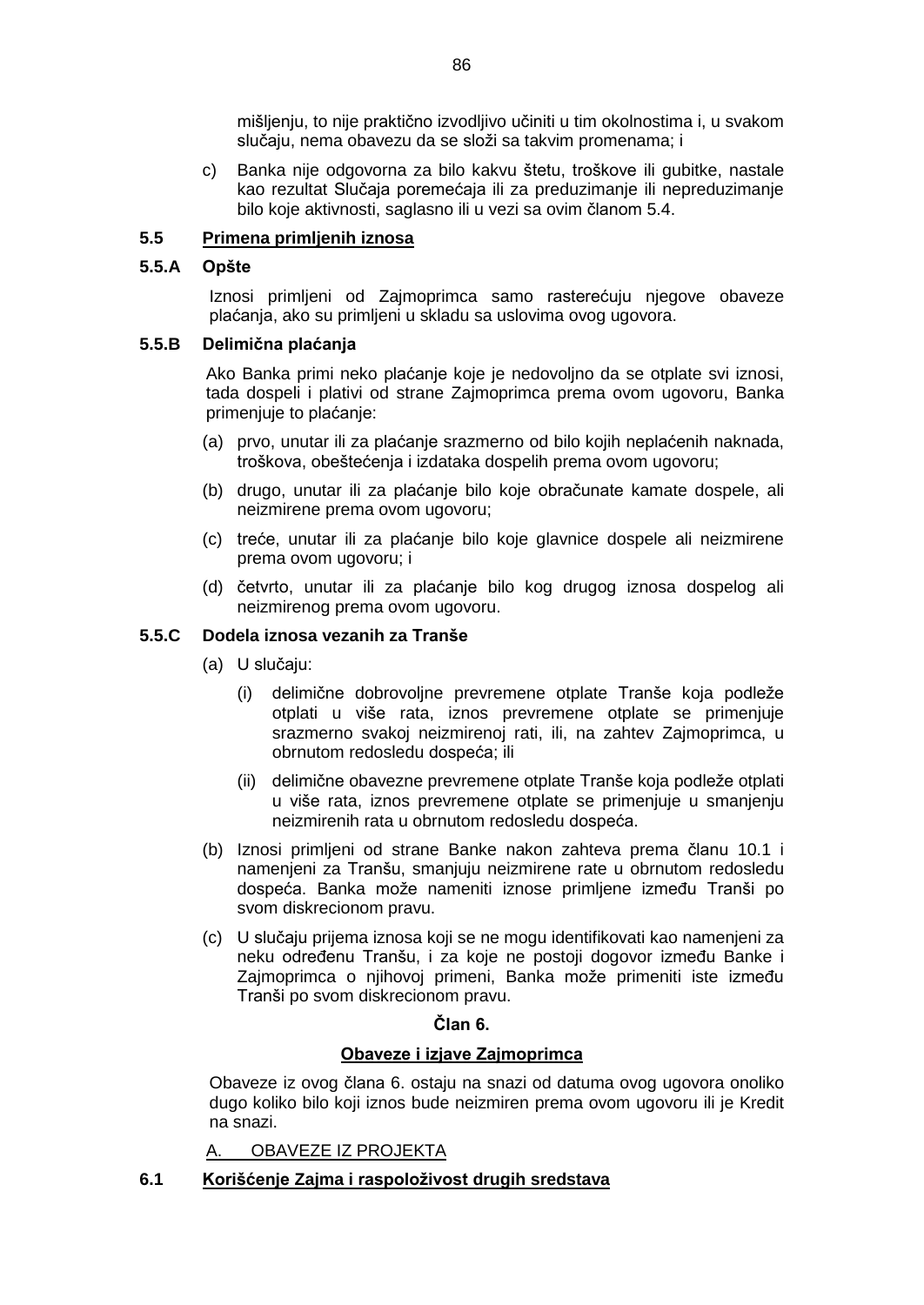mišljenju, to nije praktično izvodljivo učiniti u tim okolnostima i, u svakom slučaju, nema obavezu da se složi sa takvim promenama; i

c) Banka nije odgovorna za bilo kakvu štetu, troškove ili gubitke, nastale kao rezultat Slučaja poremećaja ili za preduzimanje ili nepreduzimanje bilo koje aktivnosti, saglasno ili u vezi sa ovim članom 5.4.

### 5.5 Primena primljenih iznosa

#### 5.5.A Opšte

Iznosi primljeni od Zajmoprimca samo rasterećuju njegove obaveze plaćanja, ako su primljeni u skladu sa uslovima ovog ugovora.

#### 5.5.B Delimična plaćanja

Ako Banka primi neko plaćanje koje je nedovoljno da se otplate svi iznosi, tada dospeli i plativi od strane Zajmoprimca prema ovom ugovoru, Banka primenjuje to plaćanje:

(a) prvo, unutar ili za plaćanje srazmerno od bilo kojih neplaćenih naknada, troškova, obeštećenja i izdataka dospelih prema ovom ugovoru;

(b) drugo, unutar ili za plaćanje bilo koje obračunate kamate dospele, ali neizmirene prema ovom ugovoru;

(c) treće, unutar ili za plaćanje bilo koje glavnice dospele ali neizmirene prema ovom ugovoru; i

(d) četvrto, unutar ili za plaćanje bilo kog drugog iznosa dospelog ali neizmirenog prema ovom ugovoru.

#### 5.5.C Dodela iznosa vezanih za Tranše

(a) U slučaju:

   (i) delimične dobrovoljne prevremene otplate Tranše koja podleže otplati u više rata, iznos prevremene otplate se primenjuje srazmerno svakoj neizmirenoj rati, ili, na zahtev Zajmoprimca, u obrnutom redosledu dospeća; ili

   (ii) delimične obavezne prevremene otplate Tranše koja podleže otplati u više rata, iznos prevremene otplate se primenjuje u smanjenju neizmirenih rata u obrnutom redosledu dospeća.

(b) Iznosi primljeni od strane Banke nakon zahteva prema članu 10.1 i namenjeni za Tranšu, smanjuju neizmirene rate u obrnutom redosledu dospeća. Banka može nameniti iznose primljene između Tranši po svom diskrecionom pravu.

(c) U slučaju prijema iznosa koji se ne mogu identifikovati kao namenjeni za neku određenu Tranšu, i za koje ne postoji dogovor između Banke i Zajmoprimca o njihovoj primeni, Banka može primeniti iste između Tranši po svom diskrecionom pravu.

## Član 6.

## Obaveze i izjave Zajmoprimca

Obaveze iz ovog člana 6. ostaju na snazi od datuma ovog ugovora onoliko dugo koliko bilo koji iznos bude neizmiren prema ovom ugovoru ili je Kredit na snazi.

A. OBAVEZE IZ PROJEKTA

### 6.1 Korišćenje Zajma i raspoloživost drugih sredstava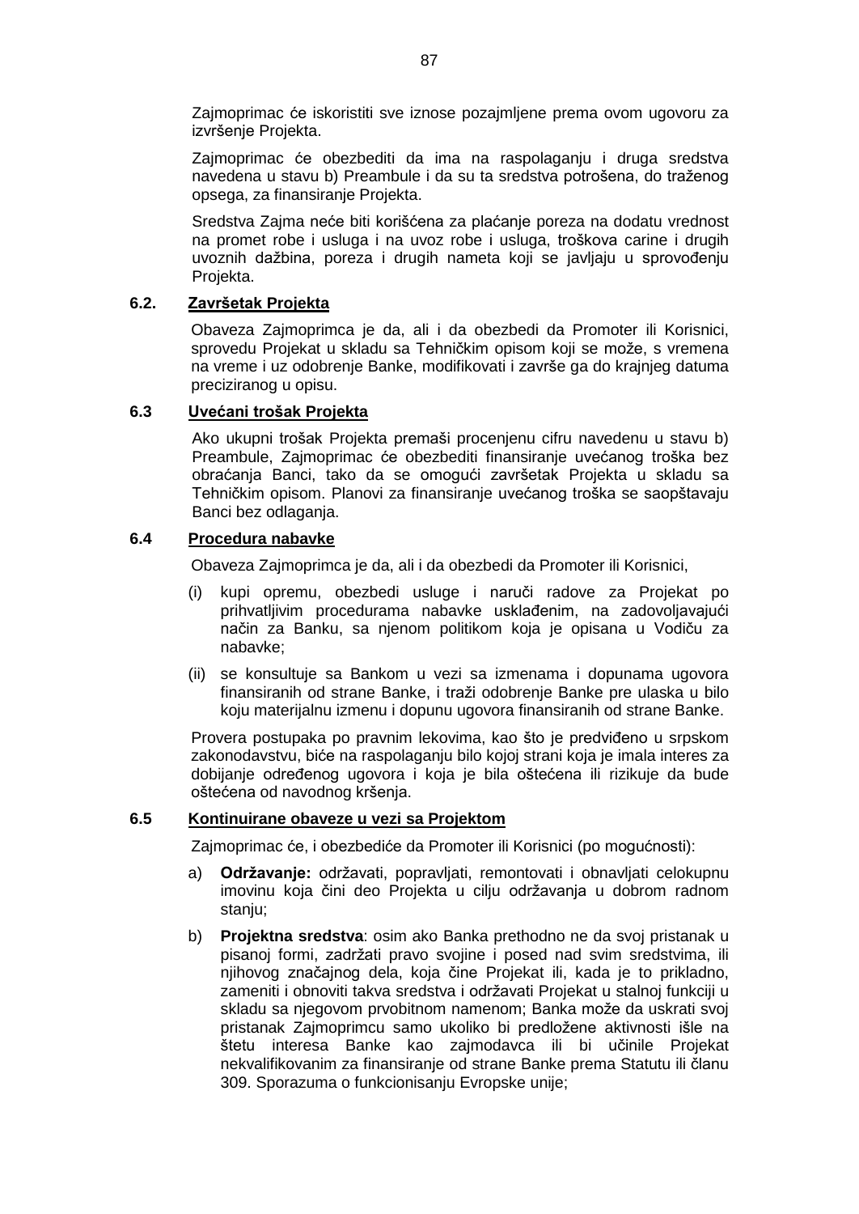Zajmoprimac će iskoristiti sve iznose pozajmljene prema ovom ugovoru za izvršenje Projekta.

Zajmoprimac će obezbediti da ima na raspolaganju i druga sredstva navedena u stavu b) Preambule i da su ta sredstva potrošena, do traženog opsega, za finansiranje Projekta.

Sredstva Zajma neće biti korišćena za plaćanje poreza na dodatu vrednost na promet robe i usluga i na uvoz robe i usluga, troškova carine i drugih uvoznih dažbina, poreza i drugih nameta koji se javljaju u sprovođenju Projekta.

### 6.2. Završetak Projekta

Obaveza Zajmoprimca je da, ali i da obezbedi da Promoter ili Korisnici, sprovedu Projekat u skladu sa Tehničkim opisom koji se može, s vremena na vreme i uz odobrenje Banke, modifikovati i završe ga do krajnjeg datuma preciziranog u opisu.

### 6.3 Uvećani trošak Projekta

Ako ukupni trošak Projekta premaši procenjenu cifru navedenu u stavu b) Preambule, Zajmoprimac će obezbediti finansiranje uvećanog troška bez obraćanja Banci, tako da se omogući završetak Projekta u skladu sa Tehničkim opisom. Planovi za finansiranje uvećanog troška se saopštavaju Banci bez odlaganja.

### 6.4 Procedura nabavke

Obaveza Zajmoprimca je da, ali i da obezbedi da Promoter ili Korisnici,

(i) kupi opremu, obezbedi usluge i naruči radove za Projekat po prihvatljivim procedurama nabavke usklađenim, na zadovoljavajući način za Banku, sa njenom politikom koja je opisana u Vodiču za nabavke;

(ii) se konsultuje sa Bankom u vezi sa izmenama i dopunama ugovora finansiranih od strane Banke, i traži odobrenje Banke pre ulaska u bilo koju materijalnu izmenu i dopunu ugovora finansiranih od strane Banke.

Provera postupaka po pravnim lekovima, kao što je predviđeno u srpskom zakonodavstvu, biće na raspolaganju bilo kojoj strani koja je imala interes za dobijanje određenog ugovora i koja je bila oštećena ili rizikuje da bude oštećena od navodnog kršenja.

### 6.5 Kontinuirane obaveze u vezi sa Projektom

Zajmoprimac će, i obezbediće da Promoter ili Korisnici (po mogućnosti):

a) **Održavanje:** održavati, popravljati, remontovati i obnavljati celokupnu imovinu koja čini deo Projekta u cilju održavanja u dobrom radnom stanju;

b) **Projektna sredstva**: osim ako Banka prethodno ne da svoj pristanak u pisanoj formi, zadržati pravo svojine i posed nad svim sredstvima, ili njihovog značajnog dela, koja čine Projekat ili, kada je to prikladno, zameniti i obnoviti takva sredstva i održavati Projekat u stalnoj funkciji u skladu sa njegovom prvobitnom namenom; Banka može da uskrati svoj pristanak Zajmoprimcu samo ukoliko bi predložene aktivnosti išle na štetu interesa Banke kao zajmodavca ili bi učinile Projekat nekvalifikovanim za finansiranje od strane Banke prema Statutu ili članu 309. Sporazuma o funkcionisanju Evropske unije;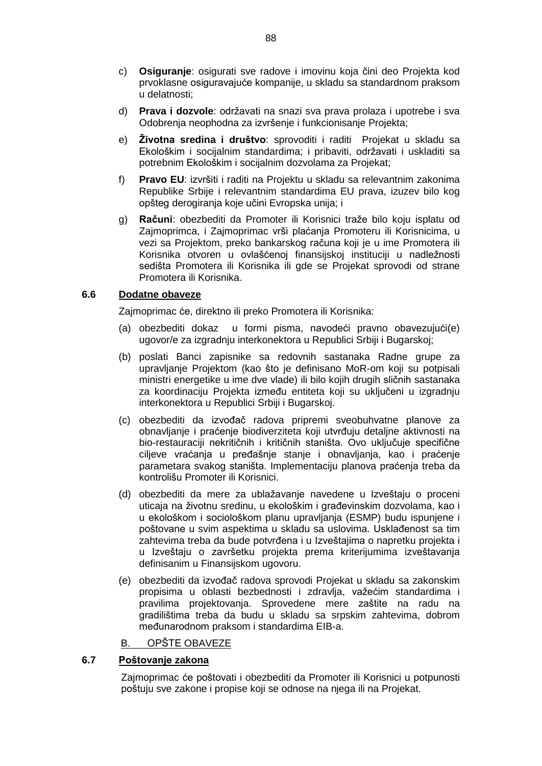c) **Osiguranje**: osigurati sve radove i imovinu koja čini deo Projekta kod prvoklasne osiguravajuće kompanije, u skladu sa standardnom praksom u delatnosti;

d) **Prava i dozvole**: održavati na snazi sva prava prolaza i upotrebe i sva Odobrenja neophodna za izvršenje i funkcionisanje Projekta;

e) **Životna sredina i društvo**: sprovoditi i raditi Projekat u skladu sa Ekološkim i socijalnim standardima; i pribaviti, održavati i uskladiti sa potrebnim Ekološkim i socijalnim dozvolama za Projekat;

f) **Pravo EU**: izvršiti i raditi na Projektu u skladu sa relevantnim zakonima Republike Srbije i relevantnim standardima EU prava, izuzev bilo kog opšteg derogiranja koje učini Evropska unija; i

g) **Računi**: obezbediti da Promoter ili Korisnici traže bilo koju isplatu od Zajmoprimca, i Zajmoprimac vrši plaćanja Promoteru ili Korisnicima, u vezi sa Projektom, preko bankarskog računa koji je u ime Promotera ili Korisnika otvoren u ovlašćenoj finansijskoj instituciji u nadležnosti sedišta Promotera ili Korisnika ili gde se Projekat sprovodi od strane Promotera ili Korisnika.

### 6.6 Dodatne obaveze

Zajmoprimac će, direktno ili preko Promotera ili Korisnika:

(a) obezbediti dokaz u formi pisma, navodeći pravno obavezujući(e) ugovor/e za izgradnju interkonektora u Republici Srbiji i Bugarskoj;

(b) poslati Banci zapisnike sa redovnih sastanaka Radne grupe za upravljanje Projektom (kao što je definisano MoR-om koji su potpisali ministri energetike u ime dve vlade) ili bilo kojih drugih sličnih sastanaka za koordinaciju Projekta između entiteta koji su uključeni u izgradnju interkonektora u Republici Srbiji i Bugarskoj.

(c) obezbediti da izvođač radova pripremi sveobuhvatne planove za obnavljanje i praćenje biodiverziteta koji utvrđuju detaljne aktivnosti na bio-restauraciji nekritičnih i kritičnih staništa. Ovo uključuje specifične ciljeve vraćanja u pređašnje stanje i obnavljanja, kao i praćenje parametara svakog staništa. Implementaciju planova praćenja treba da kontrolišu Promoter ili Korisnici.

(d) obezbediti da mere za ublažavanje navedene u Izveštaju o proceni uticaja na životnu sredinu, u ekološkim i građevinskim dozvolama, kao i u ekološkom i sociološkom planu upravljanja (ESMP) budu ispunjene i poštovane u svim aspektima u skladu sa uslovima. Usklađenost sa tim zahtevima treba da bude potvrđena i u Izveštajima o napretku projekta i u Izveštaju o završetku projekta prema kriterijumima izveštavanja definisanim u Finansijskom ugovoru.

(e) obezbediti da izvođač radova sprovodi Projekat u skladu sa zakonskim propisima u oblasti bezbednosti i zdravlja, važećim standardima i pravilima projektovanja. Sprovedene mere zaštite na radu na gradilištima treba da budu u skladu sa srpskim zahtevima, dobrom međunarodnom praksom i standardima EIB-a.

## B. OPŠTE OBAVEZE

### 6.7 Poštovanje zakona

Zajmoprimac će poštovati i obezbediti da Promoter ili Korisnici u potpunosti poštuju sve zakone i propise koji se odnose na njega ili na Projekat.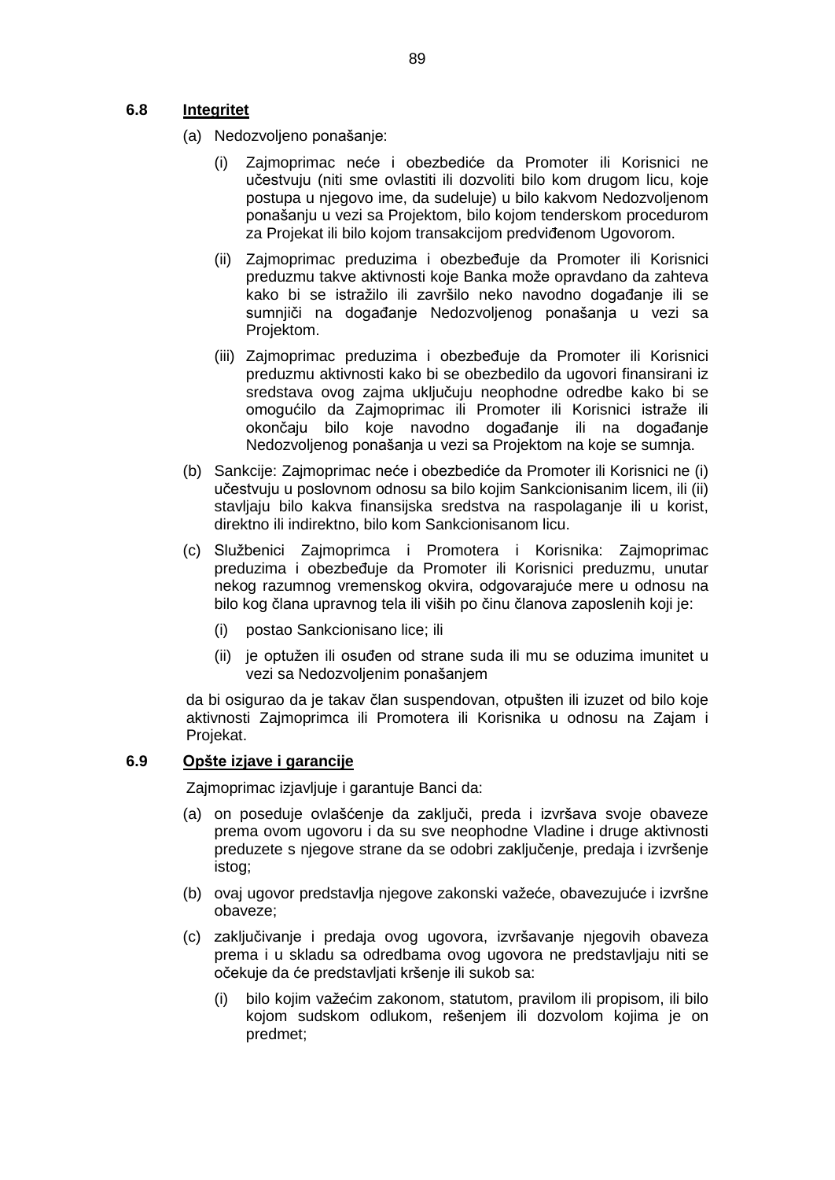### 6.8 Integritet

(a) Nedozvoljeno ponašanje:

   (i) Zajmoprimac neće i obezbediće da Promoter ili Korisnici ne učestvuju (niti sme ovlastiti ili dozvoliti bilo kom drugom licu, koje postupa u njegovo ime, da sudeluje) u bilo kakvom Nedozvoljenom ponašanju u vezi sa Projektom, bilo kojom tenderskom procedurom za Projekat ili bilo kojom transakcijom predviđenom Ugovorom.

   (ii) Zajmoprimac preduzima i obezbeđuje da Promoter ili Korisnici preduzmu takve aktivnosti koje Banka može opravdano da zahteva kako bi se istražilo ili završilo neko navodno događanje ili se sumnjiči na događanje Nedozvoljenog ponašanja u vezi sa Projektom.

   (iii) Zajmoprimac preduzima i obezbeđuje da Promoter ili Korisnici preduzmu aktivnosti kako bi se obezbedilo da ugovori finansirani iz sredstava ovog zajma uključuju neophodne odredbe kako bi se omogućilo da Zajmoprimac ili Promoter ili Korisnici istraže ili okončaju bilo koje navodno događanje ili na događanje Nedozvoljenog ponašanja u vezi sa Projektom na koje se sumnja.

(b) Sankcije: Zajmoprimac neće i obezbediće da Promoter ili Korisnici ne (i) učestvuju u poslovnom odnosu sa bilo kojim Sankcionisanim licem, ili (ii) stavljaju bilo kakva finansijska sredstva na raspolaganje ili u korist, direktno ili indirektno, bilo kom Sankcionisanom licu.

(c) Službenici Zajmoprimca i Promotera i Korisnika: Zajmoprimac preduzima i obezbeđuje da Promoter ili Korisnici preduzmu, unutar nekog razumnog vremenskog okvira, odgovarajuće mere u odnosu na bilo kog člana upravnog tela ili viših po činu članova zaposlenih koji je:

   (i) postao Sankcionisano lice; ili

   (ii) je optužen ili osuđen od strane suda ili mu se oduzima imunitet u vezi sa Nedozvoljenim ponašanjem

da bi osigurao da je takav član suspendovan, otpušten ili izuzet od bilo koje aktivnosti Zajmoprimca ili Promotera ili Korisnika u odnosu na Zajam i Projekat.

### 6.9 Opšte izjave i garancije

Zajmoprimac izjavljuje i garantuje Banci da:

(a) on poseduje ovlašćenje da zaključi, preda i izvršava svoje obaveze prema ovom ugovoru i da su sve neophodne Vladine i druge aktivnosti preduzete s njegove strane da se odobri zaključenje, predaja i izvršenje istog;

(b) ovaj ugovor predstavlja njegove zakonski važeće, obavezujuće i izvršne obaveze;

(c) zaključivanje i predaja ovog ugovora, izvršavanje njegovih obaveza prema i u skladu sa odredbama ovog ugovora ne predstavljaju niti se očekuje da će predstavljati kršenje ili sukob sa:

   (i) bilo kojim važećim zakonom, statutom, pravilom ili propisom, ili bilo kojom sudskom odlukom, rešenjem ili dozvolom kojima je on predmet;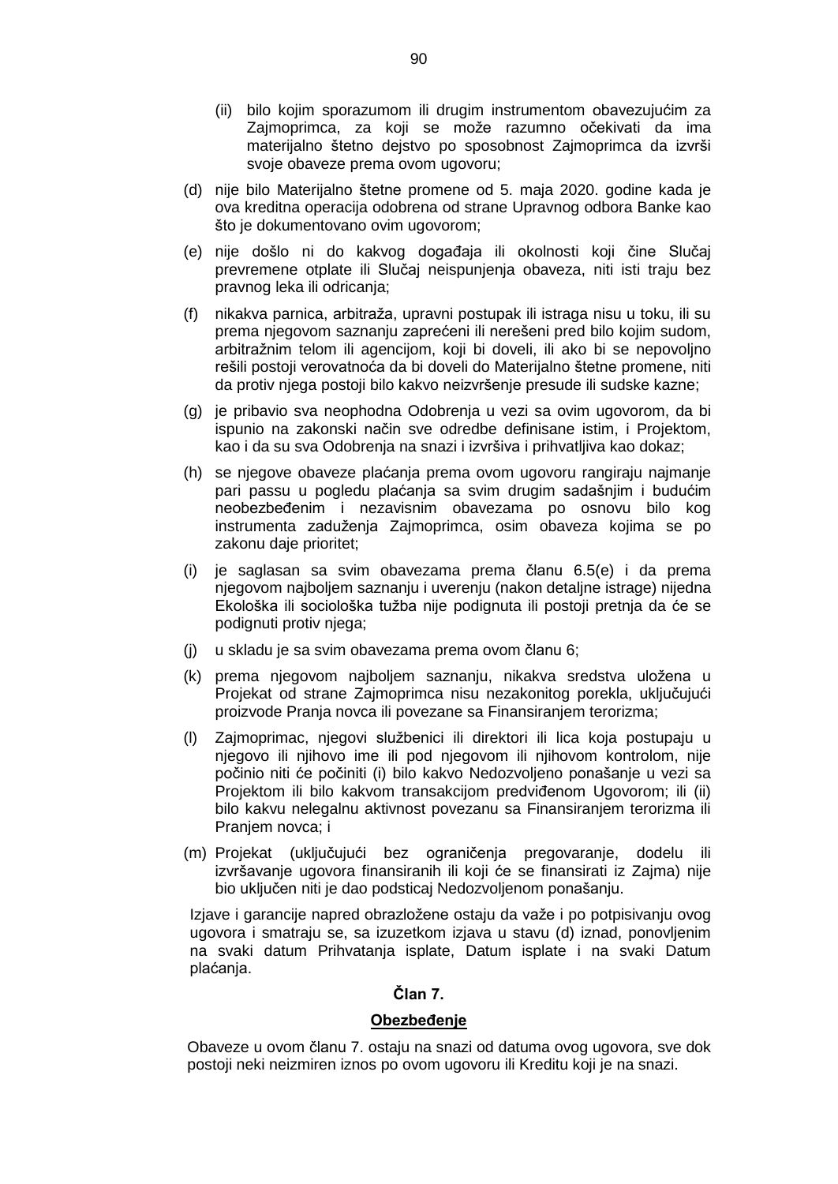(ii) bilo kojim sporazumom ili drugim instrumentom obavezujućim za Zajmoprimca, za koji se može razumno očekivati da ima materijalno štetno dejstvo po sposobnost Zajmoprimca da izvrši svoje obaveze prema ovom ugovoru;

(d) nije bilo Materijalno štetne promene od 5. maja 2020. godine kada je ova kreditna operacija odobrena od strane Upravnog odbora Banke kao što je dokumentovano ovim ugovorom;

(e) nije došlo ni do kakvog događaja ili okolnosti koji čine Slučaj prevremene otplate ili Slučaj neispunjenja obaveza, niti isti traju bez pravnog leka ili odricanja;

(f) nikakva parnica, arbitraža, upravni postupak ili istraga nisu u toku, ili su prema njegovom saznanju zaprećeni ili nerešeni pred bilo kojim sudom, arbitražnim telom ili agencijom, koji bi doveli, ili ako bi se nepovoljno rešili postoji verovatnoća da bi doveli do Materijalno štetne promene, niti da protiv njega postoji bilo kakvo neizvršenje presude ili sudske kazne;

(g) je pribavio sva neophodna Odobrenja u vezi sa ovim ugovorom, da bi ispunio na zakonski način sve odredbe definisane istim, i Projektom, kao i da su sva Odobrenja na snazi i izvršiva i prihvatljiva kao dokaz;

(h) se njegove obaveze plaćanja prema ovom ugovoru rangiraju najmanje pari passu u pogledu plaćanja sa svim drugim sadašnjim i budućim neobezbeđenim i nezavisnim obavezama po osnovu bilo kog instrumenta zaduženja Zajmoprimca, osim obaveza kojima se po zakonu daje prioritet;

(i) je saglasan sa svim obavezama prema članu 6.5(e) i da prema njegovom najboljem saznanju i uverenju (nakon detaljne istrage) nijedna Ekološka ili sociološka tužba nije podignuta ili postoji pretnja da će se podignuti protiv njega;

(j) u skladu je sa svim obavezama prema ovom članu 6;

(k) prema njegovom najboljem saznanju, nikakva sredstva uložena u Projekat od strane Zajmoprimca nisu nezakonitog porekla, uključujući proizvode Pranja novca ili povezane sa Finansiranjem terorizma;

(l) Zajmoprimac, njegovi službenici ili direktori ili lica koja postupaju u njegovo ili njihovo ime ili pod njegovom ili njihovom kontrolom, nije počinio niti će počiniti (i) bilo kakvo Nedozvoljeno ponašanje u vezi sa Projektom ili bilo kakvom transakcijom predviđenom Ugovorom; ili (ii) bilo kakvu nelegalnu aktivnost povezanu sa Finansiranjem terorizma ili Pranjem novca; i

(m) Projekat (uključujući bez ograničenja pregovaranje, dodelu ili izvršavanje ugovora finansiranih ili koji će se finansirati iz Zajma) nije bio uključen niti je dao podsticaj Nedozvoljenom ponašanju.

Izjave i garancije napred obrazložene ostaju da važe i po potpisivanju ovog ugovora i smatraju se, sa izuzetkom izjava u stavu (d) iznad, ponovljenim na svaki datum Prihvatanja isplate, Datum isplate i na svaki Datum plaćanja.

## Član 7.

### Obezbeđenje

Obaveze u ovom članu 7. ostaju na snazi od datuma ovog ugovora, sve dok postoji neki neizmiren iznos po ovom ugovoru ili Kreditu koji je na snazi.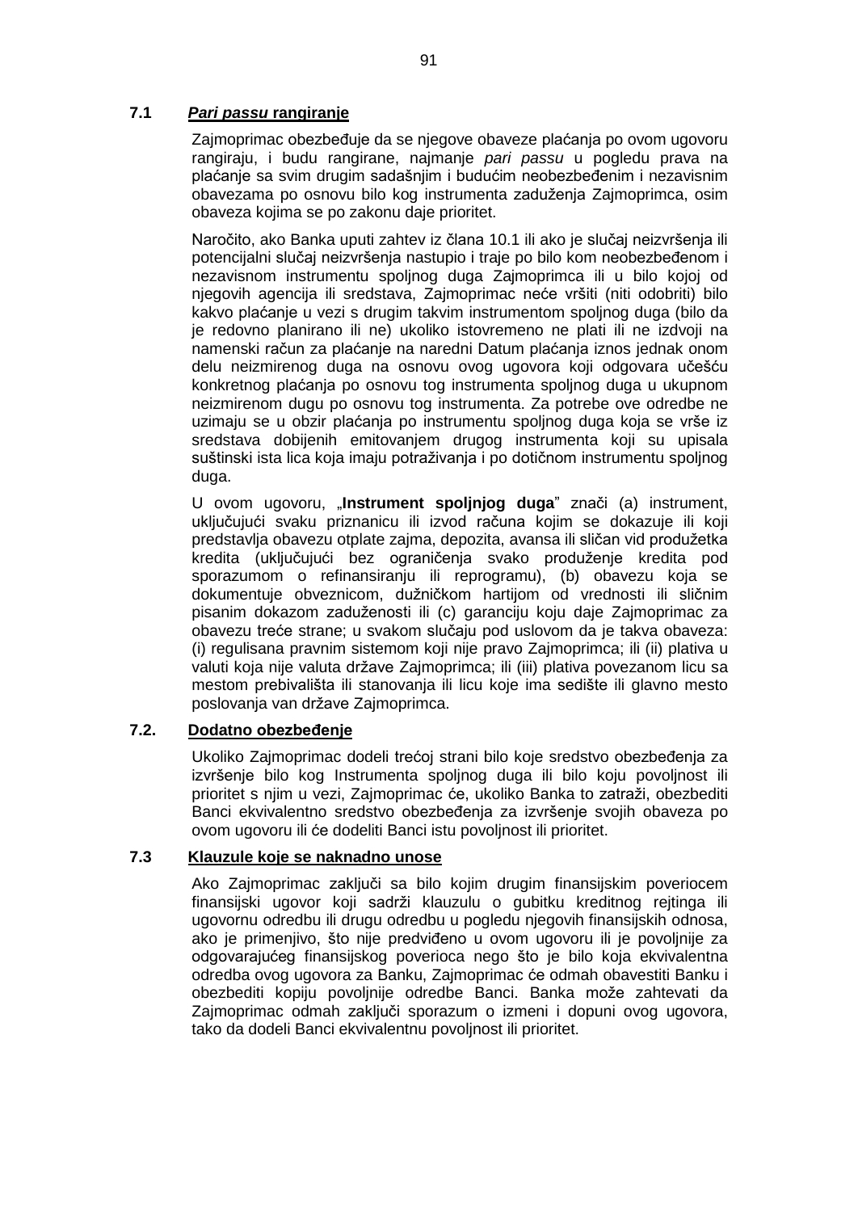### 7.1 *Pari passu* rangiranje

Zajmoprimac obezbeđuje da se njegove obaveze plaćanja po ovom ugovoru rangiraju, i budu rangirane, najmanje *pari passu* u pogledu prava na plaćanje sa svim drugim sadašnjim i budućim neobezbeđenim i nezavisnim obavezama po osnovu bilo kog instrumenta zaduženja Zajmoprimca, osim obaveza kojima se po zakonu daje prioritet.

Naročito, ako Banka uputi zahtev iz člana 10.1 ili ako je slučaj neizvršenja ili potencijalni slučaj neizvršenja nastupio i traje po bilo kom neobezbeđenom i nezavisnom instrumentu spoljnog duga Zajmoprimca ili u bilo kojoj od njegovih agencija ili sredstava, Zajmoprimac neće vršiti (niti odobriti) bilo kakvo plaćanje u vezi s drugim takvim instrumentom spoljnog duga (bilo da je redovno planirano ili ne) ukoliko istovremeno ne plati ili ne izdvoji na namenski račun za plaćanje na naredni Datum plaćanja iznos jednak onom delu neizmirenog duga na osnovu ovog ugovora koji odgovara učešću konkretnog plaćanja po osnovu tog instrumenta spoljnog duga u ukupnom neizmirenom dugu po osnovu tog instrumenta. Za potrebe ove odredbe ne uzimaju se u obzir plaćanja po instrumentu spoljnog duga koja se vrše iz sredstava dobijenih emitovanjem drugog instrumenta koji su upisala suštinski ista lica koja imaju potraživanja i po dotičnom instrumentu spoljnog duga.

U ovom ugovoru, „**Instrument spoljnjog duga**" znači (a) instrument, uključujući svaku priznanicu ili izvod računa kojim se dokazuje ili koji predstavlja obavezu otplate zajma, depozita, avansa ili sličan vid produžetka kredita (uključujući bez ograničenja svako produženje kredita pod sporazumom o refinansiranju ili reprogramu), (b) obavezu koja se dokumentuje obveznicom, dužničkom hartijom od vrednosti ili sličnim pisanim dokazom zaduženosti ili (c) garanciju koju daje Zajmoprimac za obavezu treće strane; u svakom slučaju pod uslovom da je takva obaveza: (i) regulisana pravnim sistemom koji nije pravo Zajmoprimca; ili (ii) plativa u valuti koja nije valuta države Zajmoprimca; ili (iii) plativa povezanom licu sa mestom prebivališta ili stanovanja ili licu koje ima sedište ili glavno mesto poslovanja van države Zajmoprimca.

### 7.2. Dodatno obezbeđenje

Ukoliko Zajmoprimac dodeli trećoj strani bilo koje sredstvo obezbeđenja za izvršenje bilo kog Instrumenta spoljnog duga ili bilo koju povoljnost ili prioritet s njim u vezi, Zajmoprimac će, ukoliko Banka to zatraži, obezbediti Banci ekvivalentno sredstvo obezbeđenja za izvršenje svojih obaveza po ovom ugovoru ili će dodeliti Banci istu povoljnost ili prioritet.

### 7.3 Klauzule koje se naknadno unose

Ako Zajmoprimac zaključi sa bilo kojim drugim finansijskim poveriocem finansijski ugovor koji sadrži klauzulu o gubitku kreditnog rejtinga ili ugovornu odredbu ili drugu odredbu u pogledu njegovih finansijskih odnosa, ako je primenjivo, što nije predviđeno u ovom ugovoru ili je povoljnije za odgovarajućeg finansijskog poverioca nego što je bilo koja ekvivalentna odredba ovog ugovora za Banku, Zajmoprimac će odmah obavestiti Banku i obezbediti kopiju povoljnije odredbe Banci. Banka može zahtevati da Zajmoprimac odmah zaključi sporazum o izmeni i dopuni ovog ugovora, tako da dodeli Banci ekvivalentnu povoljnost ili prioritet.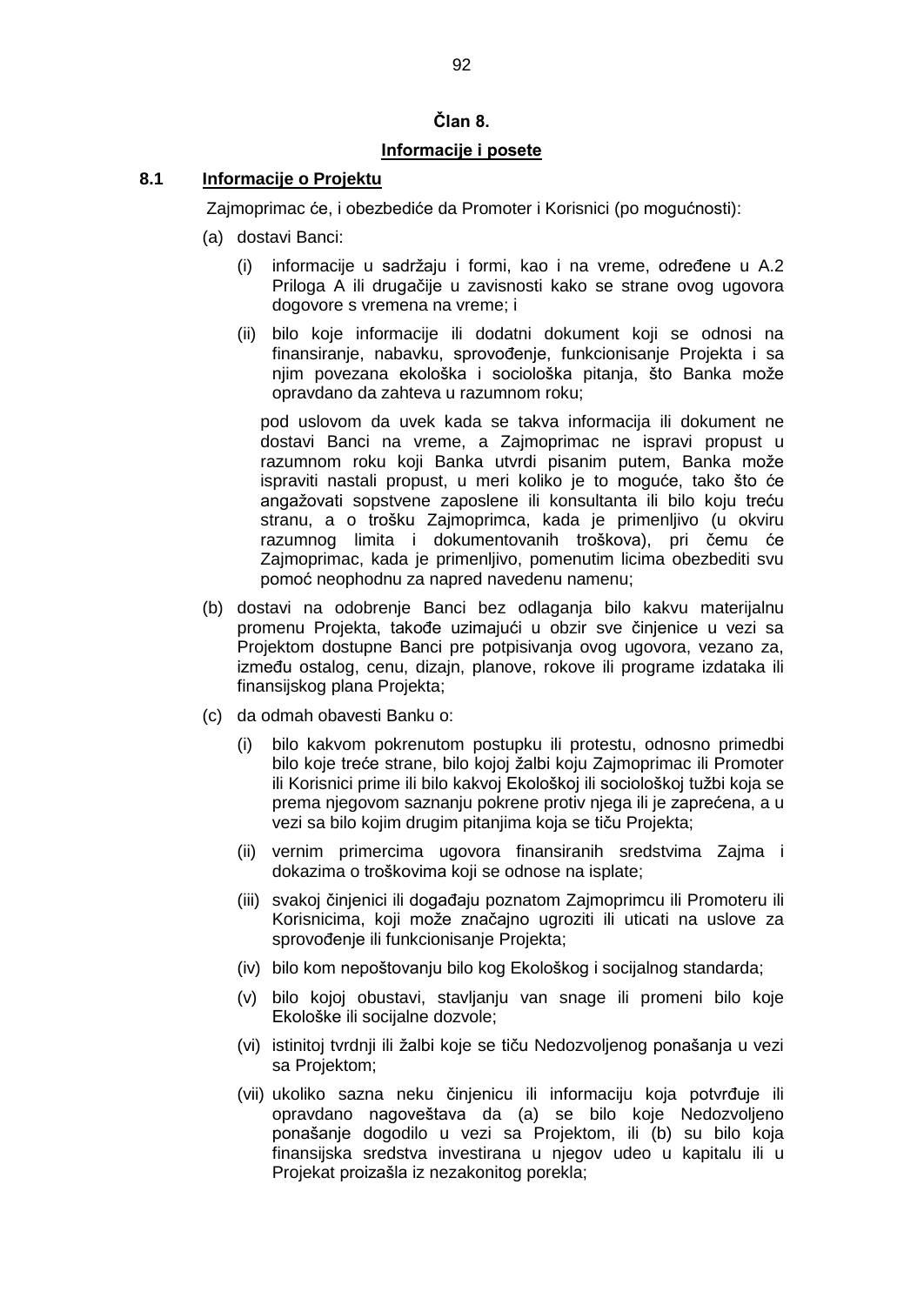## Član 8.

## Informacije i posete

### 8.1 Informacije o Projektu

Zajmoprimac će, i obezbediće da Promoter i Korisnici (po mogućnosti):

(a) dostavi Banci:

(i) informacije u sadržaju i formi, kao i na vreme, određene u A.2 Priloga A ili drugačije u zavisnosti kako se strane ovog ugovora dogovore s vremena na vreme; i

(ii) bilo koje informacije ili dodatni dokument koji se odnosi na finansiranje, nabavku, sprovođenje, funkcionisanje Projekta i sa njim povezana ekološka i sociološka pitanja, što Banka može opravdano da zahteva u razumnom roku;

pod uslovom da uvek kada se takva informacija ili dokument ne dostavi Banci na vreme, a Zajmoprimac ne ispravi propust u razumnom roku koji Banka utvrdi pisanim putem, Banka može ispraviti nastali propust, u meri koliko je to moguće, tako što će angažovati sopstvene zaposlene ili konsultanta ili bilo koju treću stranu, a o trošku Zajmoprimca, kada je primenljivo (u okviru razumnog limita i dokumentovanih troškova), pri čemu će Zajmoprimac, kada je primenljivo, pomenutim licima obezbediti svu pomoć neophodnu za napred navedenu namenu;

(b) dostavi na odobrenje Banci bez odlaganja bilo kakvu materijalnu promenu Projekta, takođe uzimajući u obzir sve činjenice u vezi sa Projektom dostupne Banci pre potpisivanja ovog ugovora, vezano za, između ostalog, cenu, dizajn, planove, rokove ili programe izdataka ili finansijskog plana Projekta;

(c) da odmah obavesti Banku o:

(i) bilo kakvom pokrenutom postupku ili protestu, odnosno primedbi bilo koje treće strane, bilo kojoj žalbi koju Zajmoprimac ili Promoter ili Korisnici prime ili bilo kakvoj Ekološkoj ili sociološkoj tužbi koja se prema njegovom saznanju pokrene protiv njega ili je zaprećena, a u vezi sa bilo kojim drugim pitanjima koja se tiču Projekta;

(ii) vernim primercima ugovora finansiranih sredstvima Zajma i dokazima o troškovima koji se odnose na isplate;

(iii) svakoj činjenici ili događaju poznatom Zajmoprimcu ili Promoteru ili Korisnicima, koji može značajno ugroziti ili uticati na uslove za sprovođenje ili funkcionisanje Projekta;

(iv) bilo kom nepoštovanju bilo kog Ekološkog i socijalnog standarda;

(v) bilo kojoj obustavi, stavljanju van snage ili promeni bilo koje Ekološke ili socijalne dozvole;

(vi) istinitoj tvrdnji ili žalbi koje se tiču Nedozvoljenog ponašanja u vezi sa Projektom;

(vii) ukoliko sazna neku činjenicu ili informaciju koja potvrđuje ili opravdano nagoveštava da (a) se bilo koje Nedozvoljeno ponašanje dogodilo u vezi sa Projektom, ili (b) su bilo koja finansijska sredstva investirana u njegov udeo u kapitalu ili u Projekat proizašla iz nezakonitog porekla;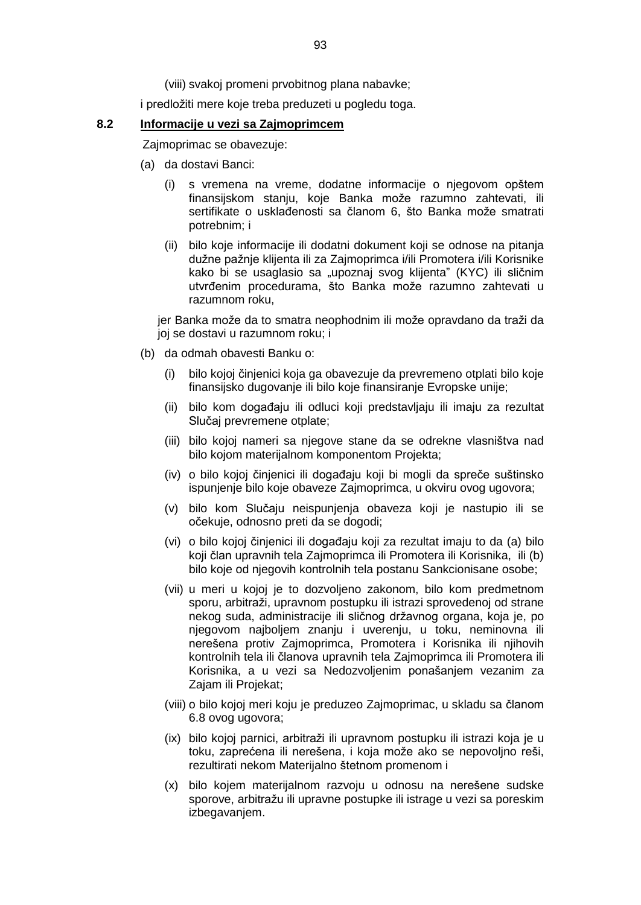(viii) svakoj promeni prvobitnog plana nabavke;

i predložiti mere koje treba preduzeti u pogledu toga.

## 8.2 Informacije u vezi sa Zajmoprimcem

Zajmoprimac se obavezuje:

(a) da dostavi Banci:

(i) s vremena na vreme, dodatne informacije o njegovom opštem finansijskom stanju, koje Banka može razumno zahtevati, ili sertifikate o usklađenosti sa članom 6, što Banka može smatrati potrebnim; i

(ii) bilo koje informacije ili dodatni dokument koji se odnose na pitanja dužne pažnje klijenta ili za Zajmoprimca i/ili Promotera i/ili Korisnike kako bi se usaglasio sa „upoznaj svog klijenta" (KYC) ili sličnim utvrđenim procedurama, što Banka može razumno zahtevati u razumnom roku,

jer Banka može da to smatra neophodnim ili može opravdano da traži da joj se dostavi u razumnom roku; i

(b) da odmah obavesti Banku o:

(i) bilo kojoj činjenici koja ga obavezuje da prevremeno otplati bilo koje finansijsko dugovanje ili bilo koje finansiranje Evropske unije;

(ii) bilo kom događaju ili odluci koji predstavljaju ili imaju za rezultat Slučaj prevremene otplate;

(iii) bilo kojoj nameri sa njegove stane da se odrekne vlasništva nad bilo kojom materijalnom komponentom Projekta;

(iv) o bilo kojoj činjenici ili događaju koji bi mogli da spreče suštinsko ispunjenje bilo koje obaveze Zajmoprimca, u okviru ovog ugovora;

(v) bilo kom Slučaju neispunjenja obaveza koji je nastupio ili se očekuje, odnosno preti da se dogodi;

(vi) o bilo kojoj činjenici ili događaju koji za rezultat imaju to da (a) bilo koji član upravnih tela Zajmoprimca ili Promotera ili Korisnika, ili (b) bilo koje od njegovih kontrolnih tela postanu Sankcionisane osobe;

(vii) u meri u kojoj je to dozvoljeno zakonom, bilo kom predmetnom sporu, arbitraži, upravnom postupku ili istrazi sprovedenoj od strane nekog suda, administracije ili sličnog državnog organa, koja je, po njegovom najboljem znanju i uverenju, u toku, neminovna ili nerešena protiv Zajmoprimca, Promotera i Korisnika ili njihovih kontrolnih tela ili članova upravnih tela Zajmoprimca ili Promotera ili Korisnika, a u vezi sa Nedozvoljenim ponašanjem vezanim za Zajam ili Projekat;

(viii) o bilo kojoj meri koju je preduzeo Zajmoprimac, u skladu sa članom 6.8 ovog ugovora;

(ix) bilo kojoj parnici, arbitraži ili upravnom postupku ili istrazi koja je u toku, zaprećena ili nerešena, i koja može ako se nepovoljno reši, rezultirati nekom Materijalno štetnom promenom i

(x) bilo kojem materijalnom razvoju u odnosu na nerešene sudske sporove, arbitražu ili upravne postupke ili istrage u vezi sa poreskim izbegavanjem.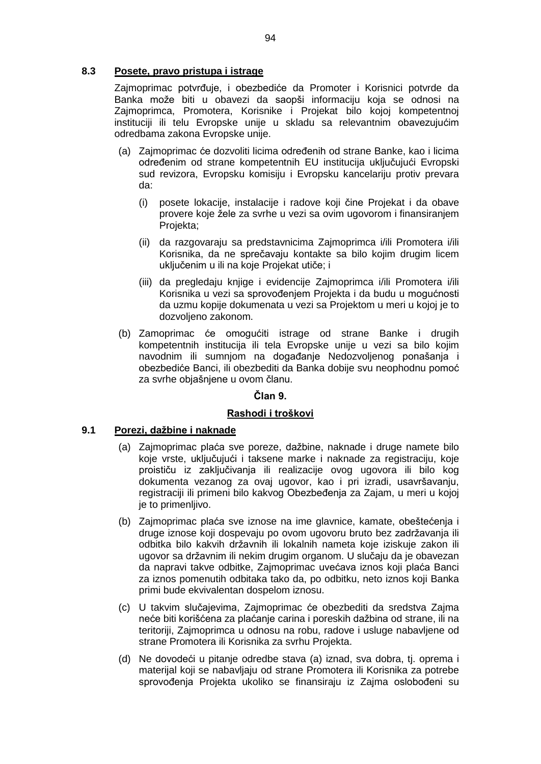### 8.3 Posete, pravo pristupa i istrage

Zajmoprimac potvrđuje, i obezbediće da Promoter i Korisnici potvrde da Banka može biti u obavezi da saopši informaciju koja se odnosi na Zajmoprimca, Promotera, Korisnike i Projekat bilo kojoj kompetentnoj instituciji ili telu Evropske unije u skladu sa relevantnim obavezujućim odredbama zakona Evropske unije.

(a) Zajmoprimac će dozvoliti licima određenih od strane Banke, kao i licima određenim od strane kompetentnih EU institucija uključujući Evropski sud revizora, Evropsku komisiju i Evropsku kancelariju protiv prevara da:

   (i) posete lokacije, instalacije i radove koji čine Projekat i da obave provere koje žele za svrhe u vezi sa ovim ugovorom i finansiranjem Projekta;

   (ii) da razgovaraju sa predstavnicima Zajmoprimca i/ili Promotera i/ili Korisnika, da ne sprečavaju kontakte sa bilo kojim drugim licem uključenim u ili na koje Projekat utiče; i

   (iii) da pregledaju knjige i evidencije Zajmoprimca i/ili Promotera i/ili Korisnika u vezi sa sprovođenjem Projekta i da budu u mogućnosti da uzmu kopije dokumenata u vezi sa Projektom u meri u kojoj je to dozvoljeno zakonom.

(b) Zamoprimac će omogućiti istrage od strane Banke i drugih kompetentnih institucija ili tela Evropske unije u vezi sa bilo kojim navodnim ili sumnjom na događanje Nedozvoljenog ponašanja i obezbediće Banci, ili obezbediti da Banka dobije svu neophodnu pomoć za svrhe objašnjene u ovom članu.

## Član 9.

## Rashodi i troškovi

### 9.1 Porezi, dažbine i naknade

(a) Zajmoprimac plaća sve poreze, dažbine, naknade i druge namete bilo koje vrste, uključujući i taksene marke i naknade za registraciju, koje proističu iz zaključivanja ili realizacije ovog ugovora ili bilo kog dokumenta vezanog za ovaj ugovor, kao i pri izradi, usavršavanju, registraciji ili primeni bilo kakvog Obezbeđenja za Zajam, u meri u kojoj je to primenljivo.

(b) Zajmoprimac plaća sve iznose na ime glavnice, kamate, obeštećenja i druge iznose koji dospevaju po ovom ugovoru bruto bez zadržavanja ili odbitka bilo kakvih državnih ili lokalnih nameta koje iziskuje zakon ili ugovor sa državnim ili nekim drugim organom. U slučaju da je obavezan da napravi takve odbitke, Zajmoprimac uvećava iznos koji plaća Banci za iznos pomenutih odbitaka tako da, po odbitku, neto iznos koji Banka primi bude ekvivalentan dospelom iznosu.

(c) U takvim slučajevima, Zajmoprimac će obezbediti da sredstva Zajma neće biti korišćena za plaćanje carina i poreskih dažbina od strane, ili na teritoriji, Zajmoprimca u odnosu na robu, radove i usluge nabavljene od strane Promotera ili Korisnika za svrhu Projekta.

(d) Ne dovodeći u pitanje odredbe stava (a) iznad, sva dobra, tj. oprema i materijal koji se nabavljaju od strane Promotera ili Korisnika za potrebe sprovođenja Projekta ukoliko se finansiraju iz Zajma oslobođeni su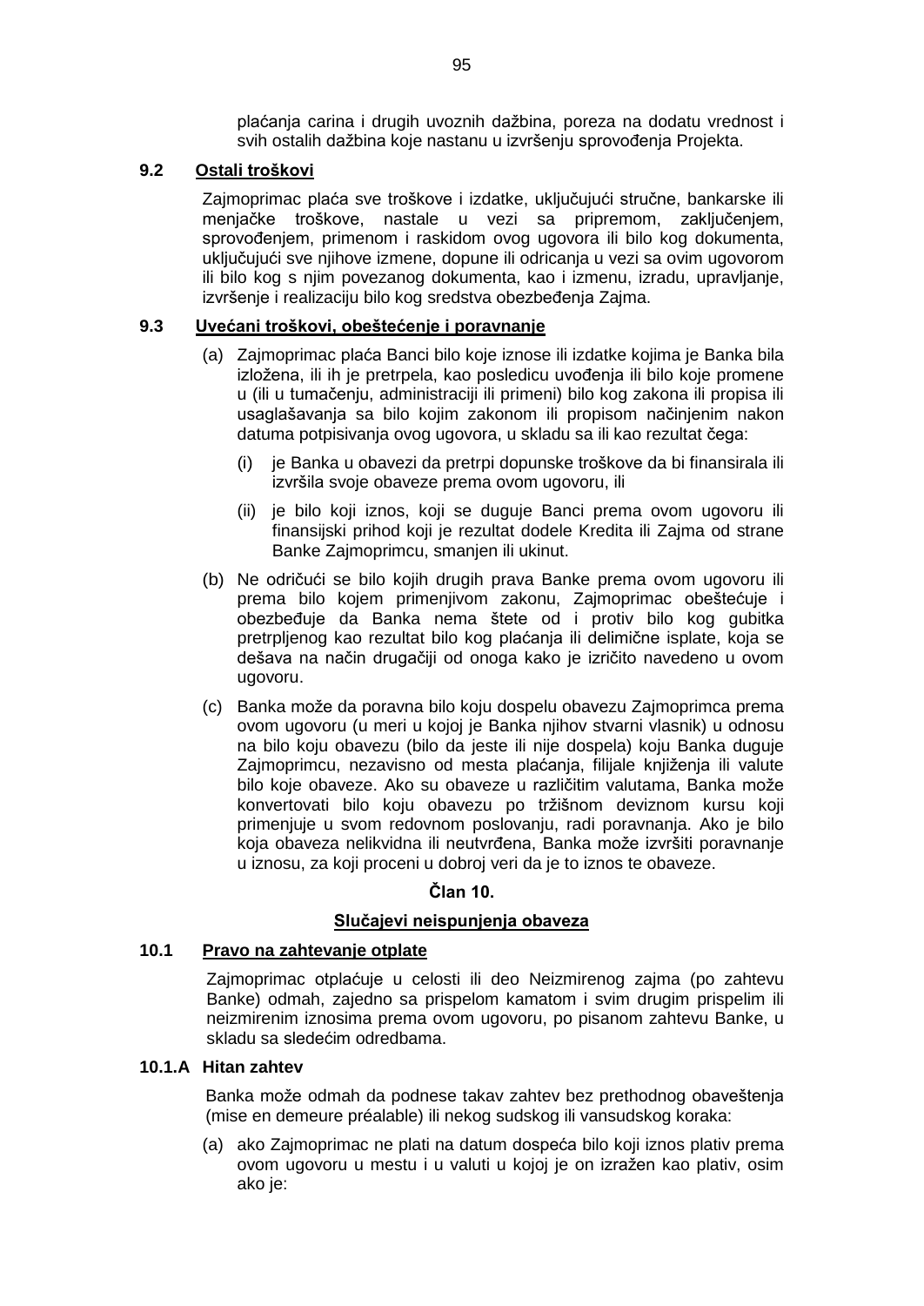plaćanja carina i drugih uvoznih dažbina, poreza na dodatu vrednost i svih ostalih dažbina koje nastanu u izvršenju sprovođenja Projekta.

**9.2 Ostali troškovi**

Zajmoprimac plaća sve troškove i izdatke, uključujući stručne, bankarske ili menjačke troškove, nastale u vezi sa pripremom, zaključenjem, sprovođenjem, primenom i raskidom ovog ugovora ili bilo kog dokumenta, uključujući sve njihove izmene, dopune ili odricanja u vezi sa ovim ugovorom ili bilo kog s njim povezanog dokumenta, kao i izmenu, izradu, upravljanje, izvršenje i realizaciju bilo kog sredstva obezbeđenja Zajma.

**9.3 Uvećani troškovi, obeštećenje i poravnanje**

(a) Zajmoprimac plaća Banci bilo koje iznose ili izdatke kojima je Banka bila izložena, ili ih je pretrpela, kao posledicu uvođenja ili bilo koje promene u (ili u tumačenju, administraciji ili primeni) bilo kog zakona ili propisa ili usaglašavanja sa bilo kojim zakonom ili propisom načinjenim nakon datuma potpisivanja ovog ugovora, u skladu sa ili kao rezultat čega:

(i) je Banka u obavezi da pretrpi dopunske troškove da bi finansirala ili izvršila svoje obaveze prema ovom ugovoru, ili

(ii) je bilo koji iznos, koji se duguje Banci prema ovom ugovoru ili finansijski prihod koji je rezultat dodele Kredita ili Zajma od strane Banke Zajmoprimcu, smanjen ili ukinut.

(b) Ne odričući se bilo kojih drugih prava Banke prema ovom ugovoru ili prema bilo kojem primenjivom zakonu, Zajmoprimac obeštećuje i obezbeđuje da Banka nema štete od i protiv bilo kog gubitka pretrpljenog kao rezultat bilo kog plaćanja ili delimične isplate, koja se dešava na način drugačiji od onoga kako je izričito navedeno u ovom ugovoru.

(c) Banka može da poravna bilo koju dospelu obavezu Zajmoprimca prema ovom ugovoru (u meri u kojoj je Banka njihov stvarni vlasnik) u odnosu na bilo koju obavezu (bilo da jeste ili nije dospela) koju Banka duguje Zajmoprimcu, nezavisno od mesta plaćanja, filijale knjiženja ili valute bilo koje obaveze. Ako su obaveze u različitim valutama, Banka može konvertovati bilo koju obavezu po tržišnom deviznom kursu koji primenjuje u svom redovnom poslovanju, radi poravnanja. Ako je bilo koja obaveza nelikvidna ili neutvrđena, Banka može izvršiti poravnanje u iznosu, za koji proceni u dobroj veri da je to iznos te obaveze.

## Član 10.

## Slučajevi neispunjenja obaveza

**10.1 Pravo na zahtevanje otplate**

Zajmoprimac otplaćuje u celosti ili deo Neizmirenog zajma (po zahtevu Banke) odmah, zajedno sa prispelom kamatom i svim drugim prispelim ili neizmirenim iznosima prema ovom ugovoru, po pisanom zahtevu Banke, u skladu sa sledećim odredbama.

**10.1.A Hitan zahtev**

Banka može odmah da podnese takav zahtev bez prethodnog obaveštenja (*mise en demeure préalable*) ili nekog sudskog ili vansudskog koraka:

(a) ako Zajmoprimac ne plati na datum dospeća bilo koji iznos plativ prema ovom ugovoru u mestu i u valuti u kojoj je on izražen kao plativ, osim ako je: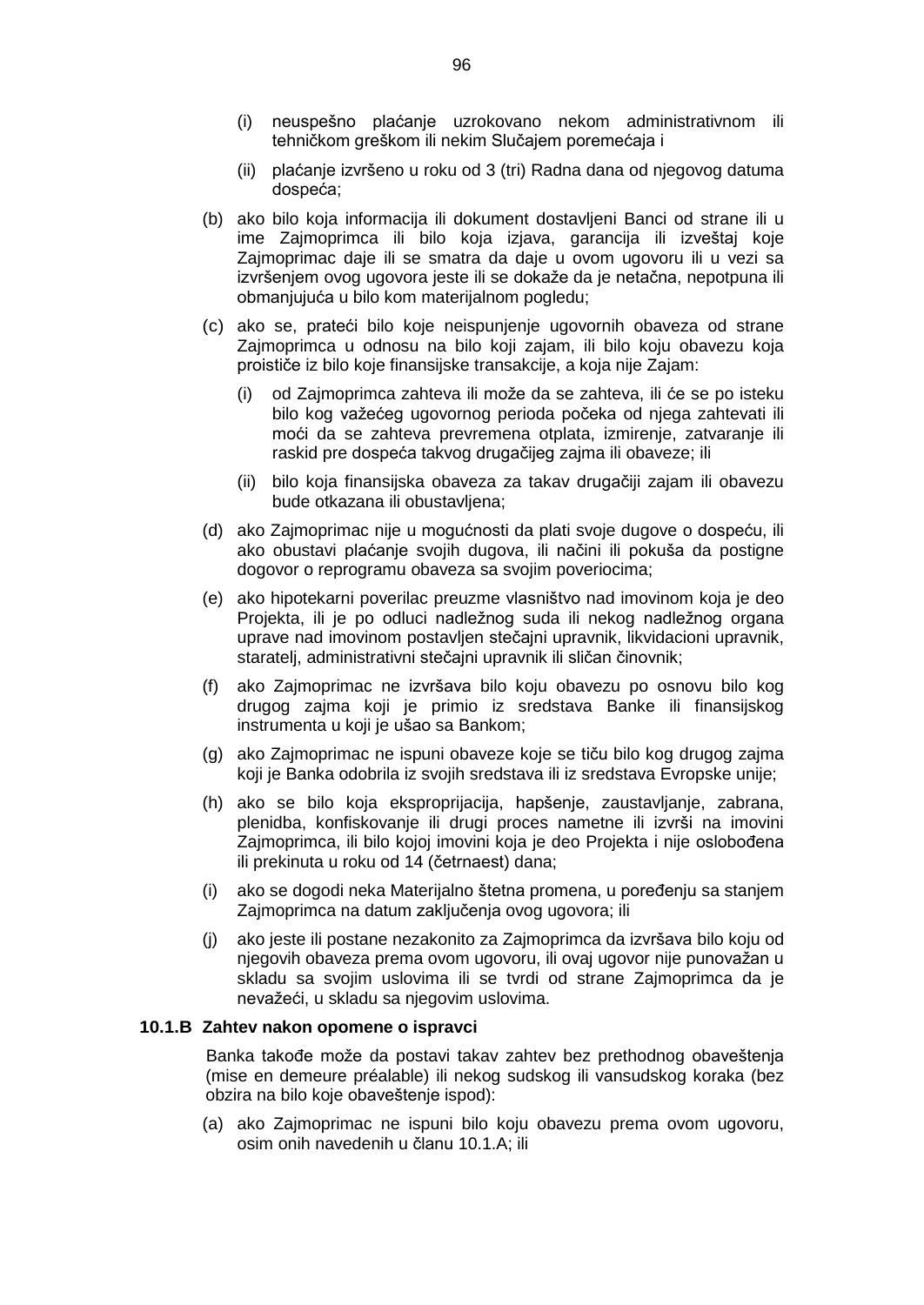(i) neuspešno plaćanje uzrokovano nekom administrativnom ili tehničkom greškom ili nekim Slučajem poremećaja i

(ii) plaćanje izvršeno u roku od 3 (tri) Radna dana od njegovog datuma dospeća;

(b) ako bilo koja informacija ili dokument dostavljeni Banci od strane ili u ime Zajmoprimca ili bilo koja izjava, garancija ili izveštaj koje Zajmoprimac daje ili se smatra da daje u ovom ugovoru ili u vezi sa izvršenjem ovog ugovora jeste ili se dokaže da je netačna, nepotpuna ili obmanjujuća u bilo kom materijalnom pogledu;

(c) ako se, prateći bilo koje neispunjenje ugovornih obaveza od strane Zajmoprimca u odnosu na bilo koji zajam, ili bilo koju obavezu koja proističe iz bilo koje finansijske transakcije, a koja nije Zajam:

(i) od Zajmoprimca zahteva ili može da se zahteva, ili će se po isteku bilo kog važećeg ugovornog perioda počeka od njega zahtevati ili moći da se zahteva prevremena otplata, izmirenje, zatvaranje ili raskid pre dospeća takvog drugačijeg zajma ili obaveze; ili

(ii) bilo koja finansijska obaveza za takav drugačiji zajam ili obavezu bude otkazana ili obustavljena;

(d) ako Zajmoprimac nije u mogućnosti da plati svoje dugove o dospeću, ili ako obustavi plaćanje svojih dugova, ili načini ili pokuša da postigne dogovor o reprogramu obaveza sa svojim poveriocima;

(e) ako hipotekarni poverilac preuzme vlasništvo nad imovinom koja je deo Projekta, ili je po odluci nadležnog suda ili nekog nadležnog organa uprave nad imovinom postavljen stečajni upravnik, likvidacioni upravnik, staratelj, administrativni stečajni upravnik ili sličan činovnik;

(f) ako Zajmoprimac ne izvršava bilo koju obavezu po osnovu bilo kog drugog zajma koji je primio iz sredstava Banke ili finansijskog instrumenta u koji je ušao sa Bankom;

(g) ako Zajmoprimac ne ispuni obaveze koje se tiču bilo kog drugog zajma koji je Banka odobrila iz svojih sredstava ili iz sredstava Evropske unije;

(h) ako se bilo koja eksproprijacija, hapšenje, zaustavljanje, zabrana, plenidba, konfiskovanje ili drugi proces nametne ili izvrši na imovini Zajmoprimca, ili bilo kojoj imovini koja je deo Projekta i nije oslobođena ili prekinuta u roku od 14 (četrnaest) dana;

(i) ako se dogodi neka Materijalno štetna promena, u poređenju sa stanjem Zajmoprimca na datum zaključenja ovog ugovora; ili

(j) ako jeste ili postane nezakonito za Zajmoprimca da izvršava bilo koju od njegovih obaveza prema ovom ugovoru, ili ovaj ugovor nije punovažan u skladu sa svojim uslovima ili se tvrdi od strane Zajmoprimca da je nevažeći, u skladu sa njegovim uslovima.

**10.1.B Zahtev nakon opomene o ispravci**

Banka takođe može da postavi takav zahtev bez prethodnog obaveštenja (mise en demeure préalable) ili nekog sudskog ili vansudskog koraka (bez obzira na bilo koje obaveštenje ispod):

(a) ako Zajmoprimac ne ispuni bilo koju obavezu prema ovom ugovoru, osim onih navedenih u članu 10.1.A; ili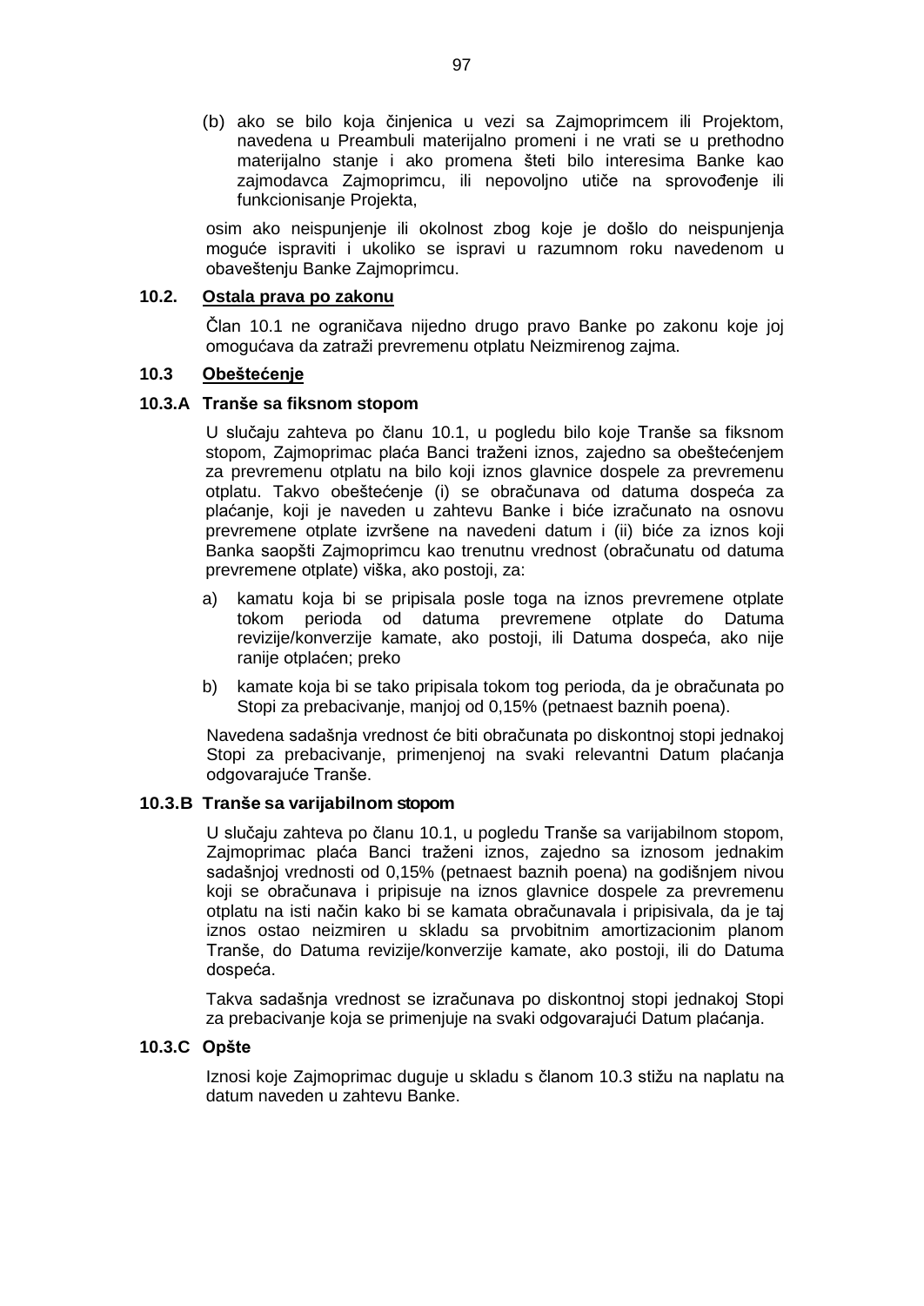(b) ako se bilo koja činjenica u vezi sa Zajmoprimcem ili Projektom, navedena u Preambuli materijalno promeni i ne vrati se u prethodno materijalno stanje i ako promena šteti bilo interesima Banke kao zajmodavca Zajmoprimcu, ili nepovoljno utiče na sprovođenje ili funkcionisanje Projekta,

osim ako neispunjenje ili okolnost zbog koje je došlo do neispunjenja moguće ispraviti i ukoliko se ispravi u razumnom roku navedenom u obaveštenju Banke Zajmoprimcu.

**10.2. Ostala prava po zakonu**

Član 10.1 ne ograničava nijedno drugo pravo Banke po zakonu koje joj omogućava da zatraži prevremenu otplatu Neizmirenog zajma.

**10.3 Obeštećenje**

**10.3.A Tranše sa fiksnom stopom**

U slučaju zahteva po članu 10.1, u pogledu bilo koje Tranše sa fiksnom stopom, Zajmoprimac plaća Banci traženi iznos, zajedno sa obeštećenjem za prevremenu otplatu na bilo koji iznos glavnice dospele za prevremenu otplatu. Takvo obeštećenje (i) se obračunava od datuma dospeća za plaćanje, koji je naveden u zahtevu Banke i biće izračunato na osnovu prevremene otplate izvršene na navedeni datum i (ii) biće za iznos koji Banka saopšti Zajmoprimcu kao trenutnu vrednost (obračunatu od datuma prevremene otplate) viška, ako postoji, za:

a) kamatu koja bi se pripisala posle toga na iznos prevremene otplate tokom perioda od datuma prevremene otplate do Datuma revizije/konverzije kamate, ako postoji, ili Datuma dospeća, ako nije ranije otplaćen; preko

b) kamate koja bi se tako pripisala tokom tog perioda, da je obračunata po Stopi za prebacivanje, manjoj od 0,15% (petnaest baznih poena).

Navedena sadašnja vrednost će biti obračunata po diskontnoj stopi jednakoj Stopi za prebacivanje, primenjenoj na svaki relevantni Datum plaćanja odgovarajuće Tranše.

**10.3.B Tranše sa varijabilnom stopom**

U slučaju zahteva po članu 10.1, u pogledu Tranše sa varijabilnom stopom, Zajmoprimac plaća Banci traženi iznos, zajedno sa iznosom jednakim sadašnjoj vrednosti od 0,15% (petnaest baznih poena) na godišnjem nivou koji se obračunava i pripisuje na iznos glavnice dospele za prevremenu otplatu na isti način kako bi se kamata obračunavala i pripisivala, da je taj iznos ostao neizmiren u skladu sa prvobitnim amortizacionim planom Tranše, do Datuma revizije/konverzije kamate, ako postoji, ili do Datuma dospeća.

Takva sadašnja vrednost se izračunava po diskontnoj stopi jednakoj Stopi za prebacivanje koja se primenjuje na svaki odgovarajući Datum plaćanja.

**10.3.C Opšte**

Iznosi koje Zajmoprimac duguje u skladu s članom 10.3 stižu na naplatu na datum naveden u zahtevu Banke.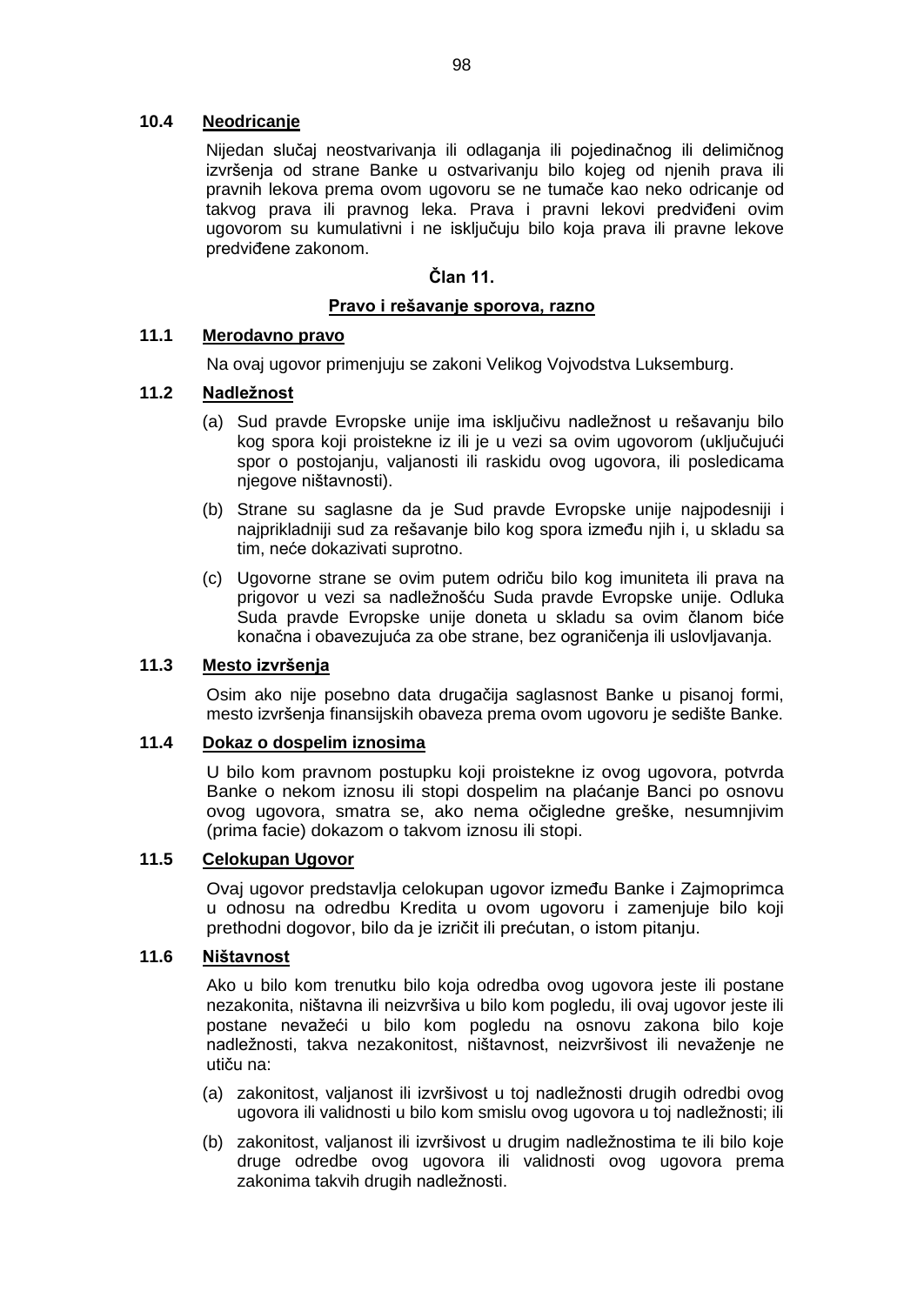### 10.4 Neodricanje

Nijedan slučaj neostvarivanja ili odlaganja ili pojedinačnog ili delimičnog izvršenja od strane Banke u ostvarivanju bilo kojeg od njenih prava ili pravnih lekova prema ovom ugovoru se ne tumače kao neko odricanje od takvog prava ili pravnog leka. Prava i pravni lekovi predviđeni ovim ugovorom su kumulativni i ne isključuju bilo koja prava ili pravne lekove predviđene zakonom.

## Član 11.

## Pravo i rešavanje sporova, razno

### 11.1 Merodavno pravo

Na ovaj ugovor primenjuju se zakoni Velikog Vojvodstva Luksemburg.

### 11.2 Nadležnost

(a) Sud pravde Evropske unije ima isključivu nadležnost u rešavanju bilo kog spora koji proistekne iz ili je u vezi sa ovim ugovorom (uključujući spor o postojanju, valjanosti ili raskidu ovog ugovora, ili posledicama njegove ništavnosti).

(b) Strane su saglasne da je Sud pravde Evropske unije najpodesniji i najprikladniji sud za rešavanje bilo kog spora između njih i, u skladu sa tim, neće dokazivati suprotno.

(c) Ugovorne strane se ovim putem odriču bilo kog imuniteta ili prava na prigovor u vezi sa nadležnošću Suda pravde Evropske unije. Odluka Suda pravde Evropske unije doneta u skladu sa ovim članom biće konačna i obavezujuća za obe strane, bez ograničenja ili uslovljavanja.

### 11.3 Mesto izvršenja

Osim ako nije posebno data drugačija saglasnost Banke u pisanoj formi, mesto izvršenja finansijskih obaveza prema ovom ugovoru je sedište Banke.

### 11.4 Dokaz o dospelim iznosima

U bilo kom pravnom postupku koji proistekne iz ovog ugovora, potvrda Banke o nekom iznosu ili stopi dospelim na plaćanje Banci po osnovu ovog ugovora, smatra se, ako nema očigledne greške, nesumnjivim (prima facie) dokazom o takvom iznosu ili stopi.

### 11.5 Celokupan Ugovor

Ovaj ugovor predstavlja celokupan ugovor između Banke i Zajmoprimca u odnosu na odredbu Kredita u ovom ugovoru i zamenjuje bilo koji prethodni dogovor, bilo da je izričit ili prećutan, o istom pitanju.

### 11.6 Ništavnost

Ako u bilo kom trenutku bilo koja odredba ovog ugovora jeste ili postane nezakonita, ništavna ili neizvršiva u bilo kom pogledu, ili ovaj ugovor jeste ili postane nevažeći u bilo kom pogledu na osnovu zakona bilo koje nadležnosti, takva nezakonitost, ništavnost, neizvršivost ili nevaženje ne utiču na:

(a) zakonitost, valjanost ili izvršivost u toj nadležnosti drugih odredbi ovog ugovora ili validnosti u bilo kom smislu ovog ugovora u toj nadležnosti; ili

(b) zakonitost, valjanost ili izvršivost u drugim nadležnostima te ili bilo koje druge odredbe ovog ugovora ili validnosti ovog ugovora prema zakonima takvih drugih nadležnosti.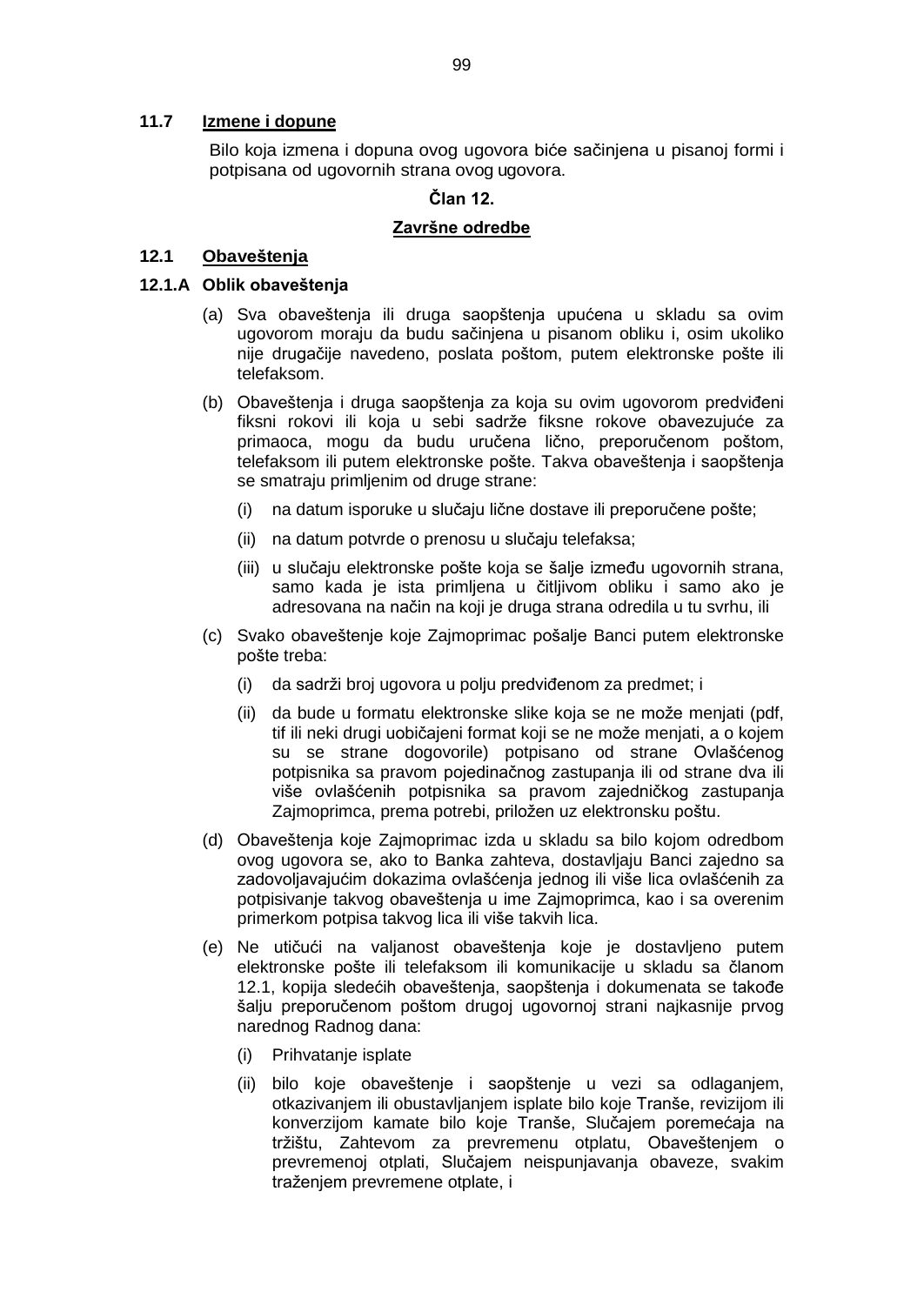### 11.7 Izmene i dopune

Bilo koja izmena i dopuna ovog ugovora biće sačinjena u pisanoj formi i potpisana od ugovornih strana ovog ugovora.

## Član 12.

## Završne odredbe

### 12.1 Obaveštenja

#### 12.1.A Oblik obaveštenja

(a) Sva obaveštenja ili druga saopštenja upućena u skladu sa ovim ugovorom moraju da budu sačinjena u pisanom obliku i, osim ukoliko nije drugačije navedeno, poslata poštom, putem elektronske pošte ili telefaksom.

(b) Obaveštenja i druga saopštenja za koja su ovim ugovorom predviđeni fiksni rokovi ili koja u sebi sadrže fiksne rokove obavezujuće za primaoca, mogu da budu uručena lično, preporučenom poštom, telefaksom ili putem elektronske pošte. Takva obaveštenja i saopštenja se smatraju primljenim od druge strane:

   (i) na datum isporuke u slučaju lične dostave ili preporučene pošte;

   (ii) na datum potvrde o prenosu u slučaju telefaksa;

   (iii) u slučaju elektronske pošte koja se šalje između ugovornih strana, samo kada je ista primljena u čitljivom obliku i samo ako je adresovana na način na koji je druga strana odredila u tu svrhu, ili

(c) Svako obaveštenje koje Zajmoprimac pošalje Banci putem elektronske pošte treba:

   (i) da sadrži broj ugovora u polju predviđenom za predmet; i

   (ii) da bude u formatu elektronske slike koja se ne može menjati (pdf, tif ili neki drugi uobičajeni format koji se ne može menjati, a o kojem su se strane dogovorile) potpisano od strane Ovlašćenog potpisnika sa pravom pojedinačnog zastupanja ili od strane dva ili više ovlašćenih potpisnika sa pravom zajedničkog zastupanja Zajmoprimca, prema potrebi, priložen uz elektronsku poštu.

(d) Obaveštenja koje Zajmoprimac izda u skladu sa bilo kojom odredbom ovog ugovora se, ako to Banka zahteva, dostavljaju Banci zajedno sa zadovoljavajućim dokazima ovlašćenja jednog ili više lica ovlašćenih za potpisivanje takvog obaveštenja u ime Zajmoprimca, kao i sa overenim primerkom potpisa takvog lica ili više takvih lica.

(e) Ne utičući na valjanost obaveštenja koje je dostavljeno putem elektronske pošte ili telefaksom ili komunikacije u skladu sa članom 12.1, kopija sledećih obaveštenja, saopštenja i dokumenata se takođe šalju preporučenom poštom drugoj ugovornoj strani najkasnije prvog narednog Radnog dana:

   (i) Prihvatanje isplate

   (ii) bilo koje obaveštenje i saopštenje u vezi sa odlaganjem, otkazivanjem ili obustavljanjem isplate bilo koje Tranše, revizijom ili konverzijom kamate bilo koje Tranše, Slučajem poremećaja na tržištu, Zahtevom za prevremenu otplatu, Obaveštenjem o prevremenoj otplati, Slučajem neispunjavanja obaveze, svakim traženjem prevremene otplate, i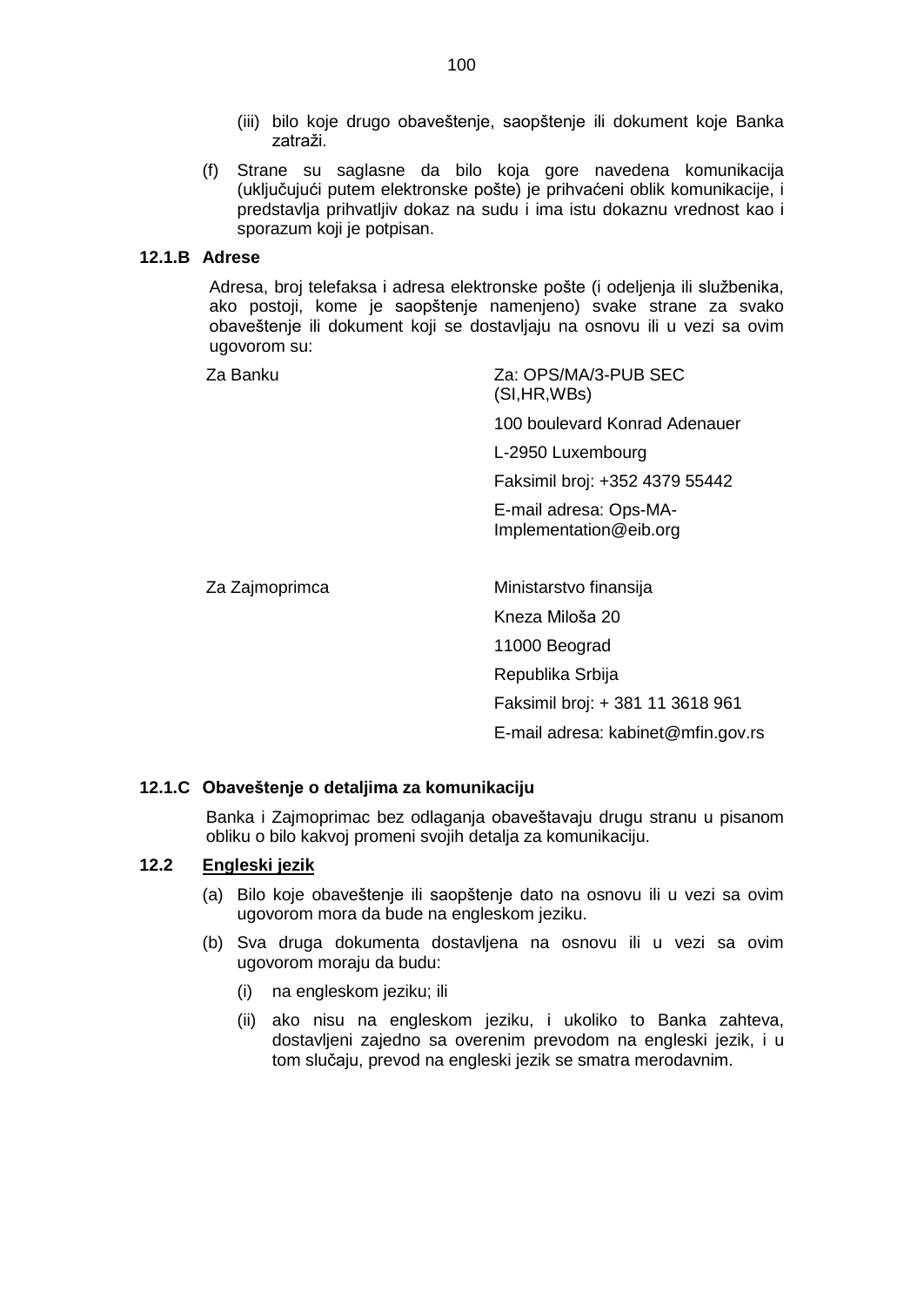(iii) bilo koje drugo obaveštenje, saopštenje ili dokument koje Banka zatraži.

(f) Strane su saglasne da bilo koja gore navedena komunikacija (uključujući putem elektronske pošte) je prihvaćeni oblik komunikacije, i predstavlja prihvatljiv dokaz na sudu i ima istu dokaznu vrednost kao i sporazum koji je potpisan.

**12.1.B Adrese**

Adresa, broj telefaksa i adresa elektronske pošte (i odeljenja ili službenika, ako postoji, kome je saopštenje namenjeno) svake strane za svako obaveštenje ili dokument koji se dostavljaju na osnovu ili u vezi sa ovim ugovorom su:

Za Banku

Za: OPS/MA/3-PUB SEC (SI,HR,WBs)
100 boulevard Konrad Adenauer
L-2950 Luxembourg
Faksimil broj: +352 4379 55442
E-mail adresa: Ops-MA-Implementation@eib.org

Za Zajmoprimca

Ministarstvo finansija
Kneza Miloša 20
11000 Beograd
Republika Srbija
Faksimil broj: + 381 11 3618 961
E-mail adresa: kabinet@mfin.gov.rs

**12.1.C Obaveštenje o detaljima za komunikaciju**

Banka i Zajmoprimac bez odlaganja obaveštavaju drugu stranu u pisanom obliku o bilo kakvoj promeni svojih detalja za komunikaciju.

**12.2 <u>Engleski jezik</u>**

(a) Bilo koje obaveštenje ili saopštenje dato na osnovu ili u vezi sa ovim ugovorom mora da bude na engleskom jeziku.

(b) Sva druga dokumenta dostavljena na osnovu ili u vezi sa ovim ugovorom moraju da budu:

(i) na engleskom jeziku; ili

(ii) ako nisu na engleskom jeziku, i ukoliko to Banka zahteva, dostavljeni zajedno sa overenim prevodom na engleski jezik, i u tom slučaju, prevod na engleski jezik se smatra merodavnim.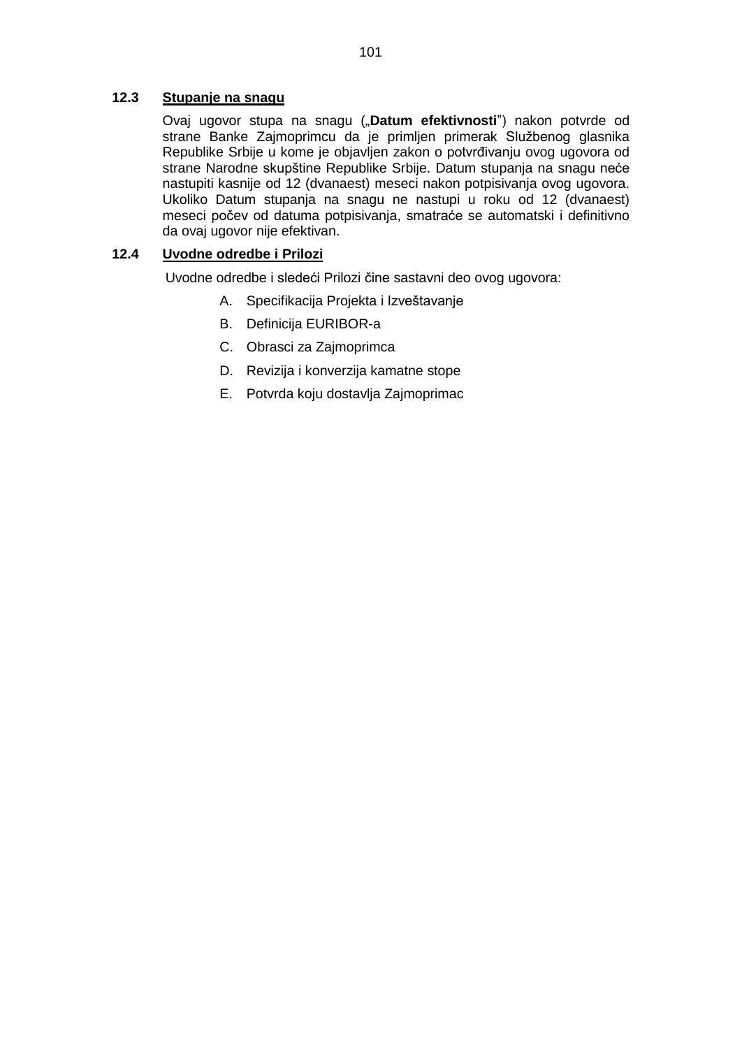**12.3 Stupanje na snagu**

Ovaj ugovor stupa na snagu („**Datum efektivnosti**”) nakon potvrde od strane Banke Zajmoprimcu da je primljen primerak Službenog glasnika Republike Srbije u kome je objavljen zakon o potvrđivanju ovog ugovora od strane Narodne skupštine Republike Srbije. Datum stupanja na snagu neće nastupiti kasnije od 12 (dvanaest) meseci nakon potpisivanja ovog ugovora. Ukoliko Datum stupanja na snagu ne nastupi u roku od 12 (dvanaest) meseci počev od datuma potpisivanja, smatraće se automatski i definitivno da ovaj ugovor nije efektivan.

**12.4 Uvodne odredbe i Prilozi**

Uvodne odredbe i sledeći Prilozi čine sastavni deo ovog ugovora:

A. Specifikacija Projekta i Izveštavanje

B. Definicija EURIBOR-a

C. Obrasci za Zajmoprimca

D. Revizija i konverzija kamatne stope

E. Potvrda koju dostavlja Zajmoprimac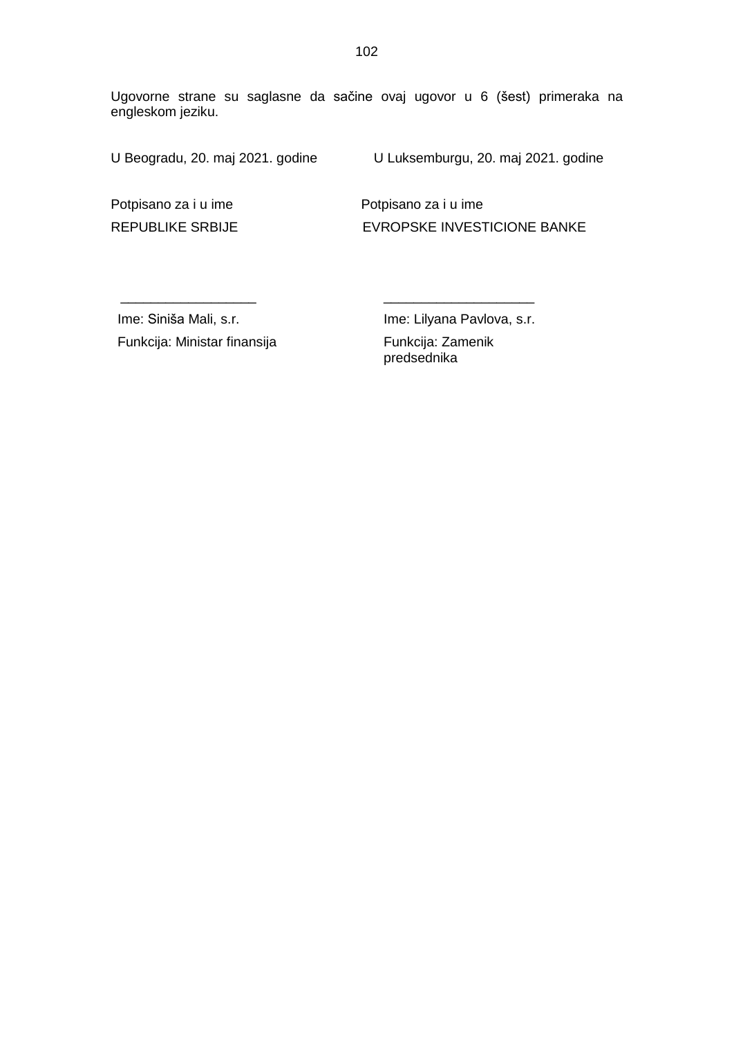Ugovorne strane su saglasne da sačine ovaj ugovor u 6 (šest) primeraka na engleskom jeziku.

| U Beogradu, 20. maj 2021. godine | U Luksemburgu, 20. maj 2021. godine |
|---|---|
| Potpisano za i u ime | Potpisano za i u ime |
| REPUBLIKE SRBIJE | EVROPSKE INVESTICIONE BANKE |
| __________________ | ____________________ |
| Ime: Siniša Mali, s.r. | Ime: Lilyana Pavlova, s.r. |
| Funkcija: Ministar finansija | Funkcija: Zamenik predsednika |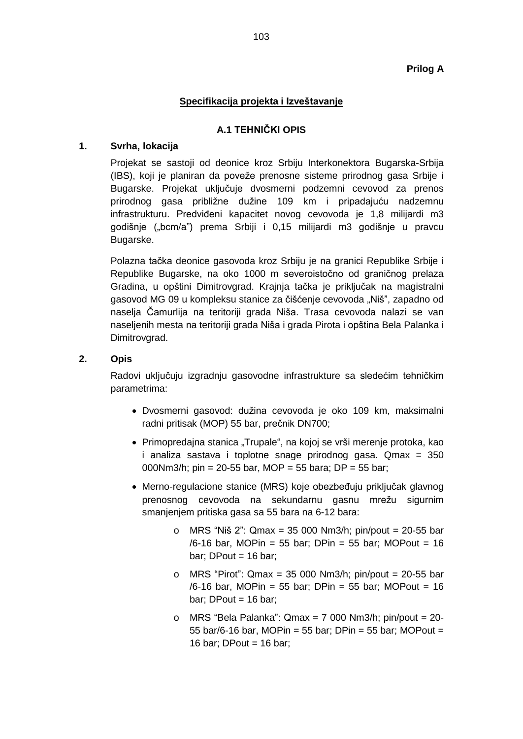**Prilog A**

## Specifikacija projekta i Izveštavanje

### A.1 TEHNIČKI OPIS

**1. Svrha, lokacija**

Projekat se sastoji od deonice kroz Srbiju Interkonektora Bugarska-Srbija (IBS), koji je planiran da poveže prenosne sisteme prirodnog gasa Srbije i Bugarske. Projekat uključuje dvosmerni podzemni cevovod za prenos prirodnog gasa približne dužine 109 km i pripadajuću nadzemnu infrastrukturu. Predviđeni kapacitet novog cevovoda je 1,8 milijardi m3 godišnje („bcm/a") prema Srbiji i 0,15 milijardi m3 godišnje u pravcu Bugarske.

Polazna tačka deonice gasovoda kroz Srbiju je na granici Republike Srbije i Republike Bugarske, na oko 1000 m severoistočno od graničnog prelaza Gradina, u opštini Dimitrovgrad. Krajnja tačka je priključak na magistralni gasovod MG 09 u kompleksu stanice za čišćenje cevovoda „Niš", zapadno od naselja Čamurlija na teritoriji grada Niša. Trasa cevovoda nalazi se van naseljenih mesta na teritoriji grada Niša i grada Pirota i opština Bela Palanka i Dimitrovgrad.

**2. Opis**

Radovi uključuju izgradnju gasovodne infrastrukture sa sledećim tehničkim parametrima:

- Dvosmerni gasovod: dužina cevovoda je oko 109 km, maksimalni radni pritisak (MOP) 55 bar, prečnik DN700;
- Primopredajna stanica „Trupale", na kojoj se vrši merenje protoka, kao i analiza sastava i toplotne snage prirodnog gasa. Qmax = 350 000Nm3/h; pin = 20-55 bar, MOP = 55 bara; DP = 55 bar;
- Merno-regulacione stanice (MRS) koje obezbeđuju priključak glavnog prenosnog cevovoda na sekundarnu gasnu mrežu sigurnim smanjenjem pritiska gasa sa 55 bara na 6-12 bara:
    - MRS "Niš 2": Qmax = 35 000 Nm3/h; pin/pout = 20-55 bar /6-16 bar, MOPin = 55 bar; DPin = 55 bar; MOPout = 16 bar; DPout = 16 bar;
    - MRS "Pirot": Qmax = 35 000 Nm3/h; pin/pout = 20-55 bar /6-16 bar, MOPin = 55 bar; DPin = 55 bar; MOPout = 16 bar; DPout = 16 bar;
    - MRS "Bela Palanka": Qmax = 7 000 Nm3/h; pin/pout = 20-55 bar/6-16 bar, MOPin = 55 bar; DPin = 55 bar; MOPout = 16 bar; DPout = 16 bar;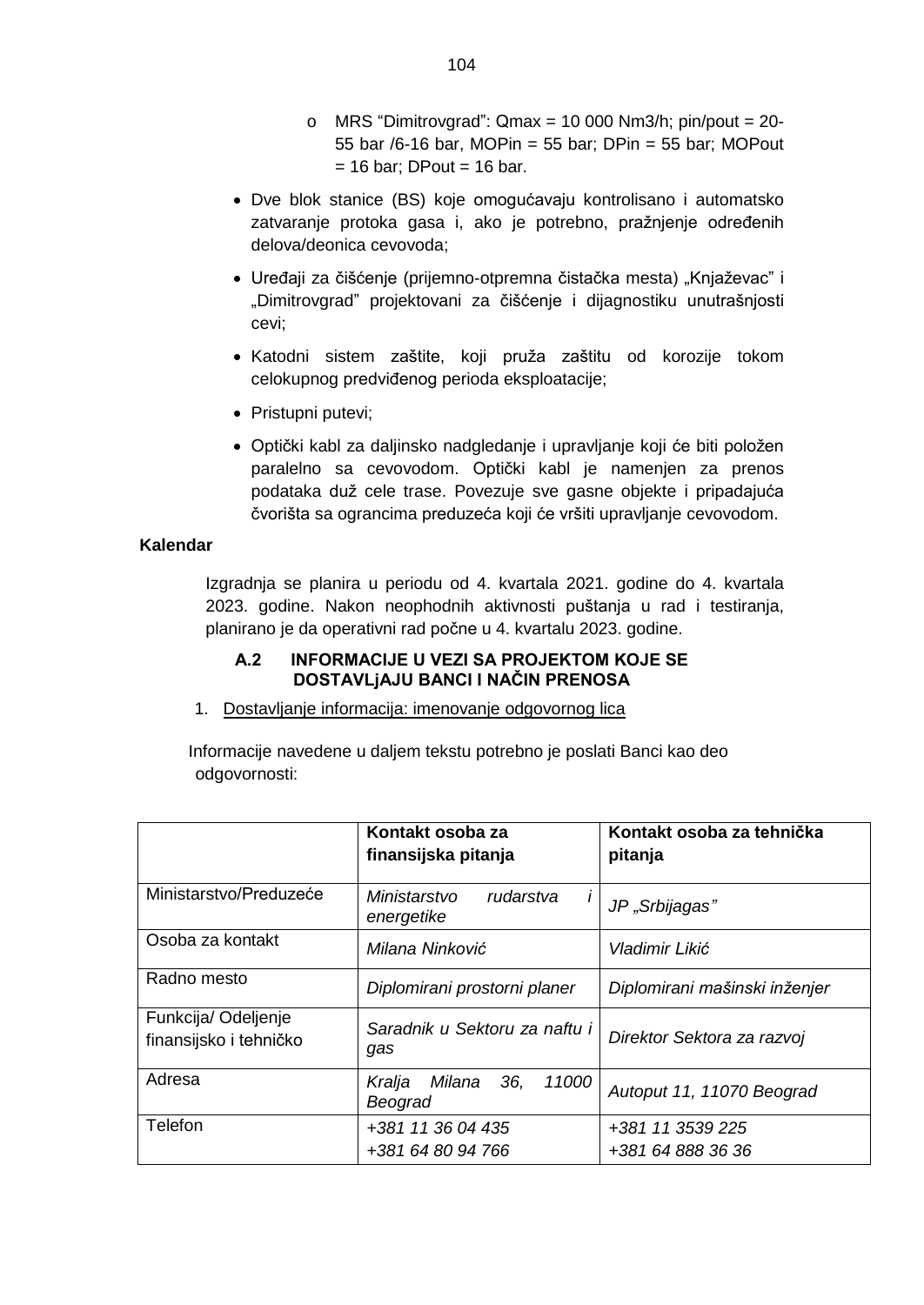- MRS "Dimitrovgrad": Qmax = 10 000 Nm3/h; pin/pout = 20-55 bar /6-16 bar, MOPin = 55 bar; DPin = 55 bar; MOPout = 16 bar; DPout = 16 bar.

- Dve blok stanice (BS) koje omogućavaju kontrolisano i automatsko zatvaranje protoka gasa i, ako je potrebno, pražnjenje određenih delova/deonica cevovoda;
- Uređaji za čišćenje (prijemno-otpremna čistačka mesta) „Knjaževac" i „Dimitrovgrad" projektovani za čišćenje i dijagnostiku unutrašnjosti cevi;
- Katodni sistem zaštite, koji pruža zaštitu od korozije tokom celokupnog predviđenog perioda eksploatacije;
- Pristupni putevi;
- Optički kabl za daljinsko nadgledanje i upravljanje koji će biti položen paralelno sa cevovodom. Optički kabl je namenjen za prenos podataka duž cele trase. Povezuje sve gasne objekte i pripadajuća čvorišta sa ograncima preduzeća koji će vršiti upravljanje cevovodom.

**Kalendar**

Izgradnja se planira u periodu od 4. kvartala 2021. godine do 4. kvartala 2023. godine. Nakon neophodnih aktivnosti puštanja u rad i testiranja, planirano je da operativni rad počne u 4. kvartalu 2023. godine.

### A.2 INFORMACIJE U VEZI SA PROJEKTOM KOJE SE DOSTAVLjAJU BANCI I NAČIN PRENOSA

1. Dostavljanje informacija: imenovanje odgovornog lica

Informacije navedene u daljem tekstu potrebno je poslati Banci kao deo odgovornosti:

| | Kontakt osoba za finansijska pitanja | Kontakt osoba za tehnička pitanja |
|---|---|---|
| Ministarstvo/Preduzeće | *Ministarstvo rudarstva i energetike* | *JP „Srbijagas"* |
| Osoba za kontakt | *Milana Ninković* | *Vladimir Likić* |
| Radno mesto | *Diplomirani prostorni planer* | *Diplomirani mašinski inženjer* |
| Funkcija/ Odeljenje finansijsko i tehničko | *Saradnik u Sektoru za naftu i gas* | *Direktor Sektora za razvoj* |
| Adresa | *Kralja Milana 36, 11000 Beograd* | *Autoput 11, 11070 Beograd* |
| Telefon | *+381 11 36 04 435*<br>*+381 64 80 94 766* | *+381 11 3539 225*<br>*+381 64 888 36 36* |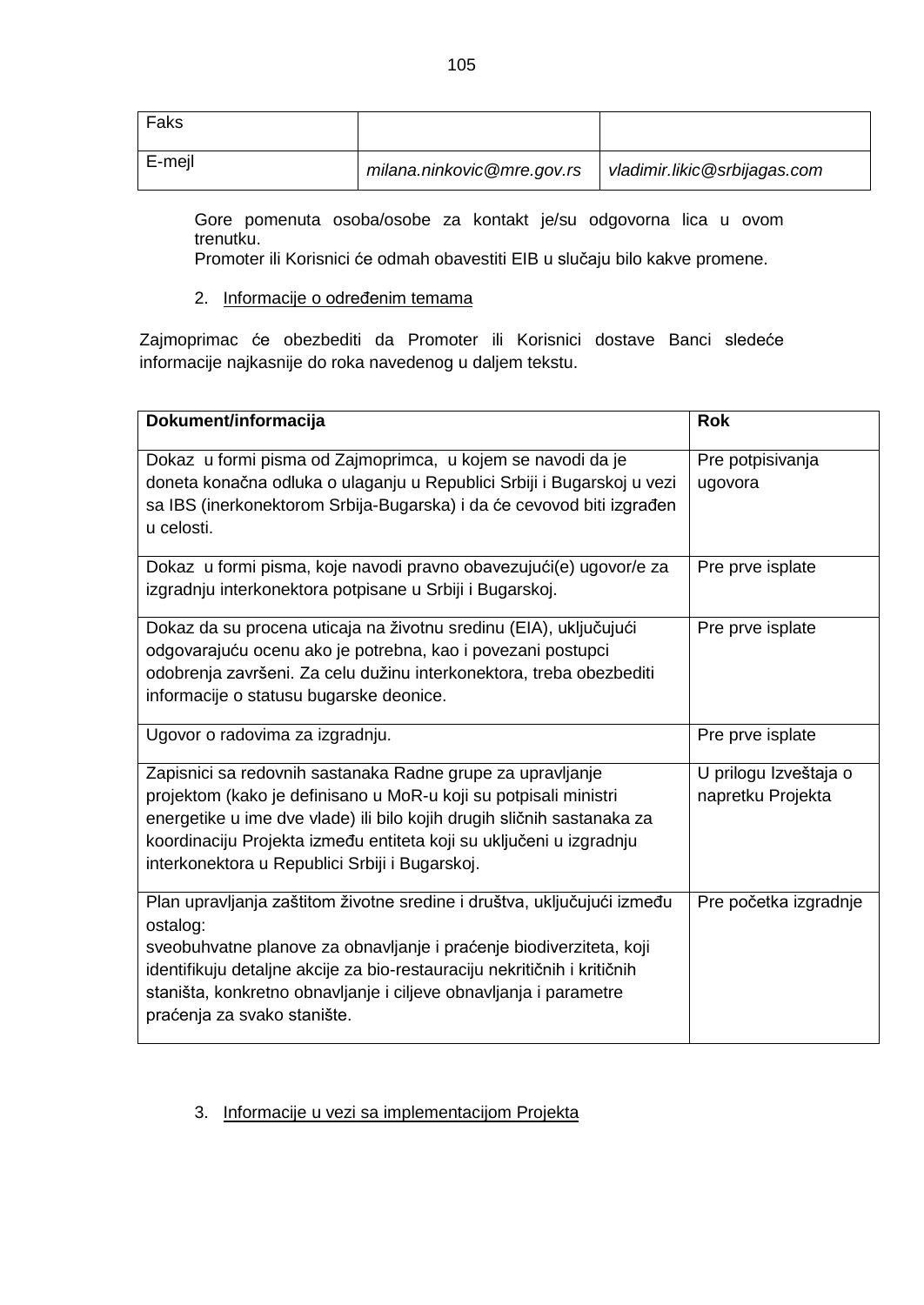| Faks | | |
|---|---|---|
| E-mejl | *milana.ninkovic@mre.gov.rs* | *vladimir.likic@srbijagas.com* |

Gore pomenuta osoba/osobe za kontakt je/su odgovorna lica u ovom trenutku.
Promoter ili Korisnici će odmah obavestiti EIB u slučaju bilo kakve promene.

2. Informacije o određenim temama

Zajmoprimac će obezbediti da Promoter ili Korisnici dostave Banci sledeće informacije najkasnije do roka navedenog u daljem tekstu.

| Dokument/informacija | Rok |
|---|---|
| Dokaz u formi pisma od Zajmoprimca, u kojem se navodi da je doneta konačna odluka o ulaganju u Republici Srbiji i Bugarskoj u vezi sa IBS (inerkonektorom Srbija-Bugarska) i da će cevovod biti izgrađen u celosti. | Pre potpisivanja ugovora |
| Dokaz u formi pisma, koje navodi pravno obavezujući(e) ugovor/e za izgradnju interkonektora potpisane u Srbiji i Bugarskoj. | Pre prve isplate |
| Dokaz da su procena uticaja na životnu sredinu (EIA), uključujući odgovarajuću ocenu ako je potrebna, kao i povezani postupci odobrenja završeni. Za celu dužinu interkonektora, treba obezbediti informacije o statusu bugarske deonice. | Pre prve isplate |
| Ugovor o radovima za izgradnju. | Pre prve isplate |
| Zapisnici sa redovnih sastanaka Radne grupe za upravljanje projektom (kako je definisano u MoR-u koji su potpisali ministri energetike u ime dve vlade) ili bilo kojih drugih sličnih sastanaka za koordinaciju Projekta između entiteta koji su uključeni u izgradnju interkonektora u Republici Srbiji i Bugarskoj. | U prilogu Izveštaja o napretku Projekta |
| Plan upravljanja zaštitom životne sredine i društva, uključujući između ostalog:<br>sveobuhvatne planove za obnavljanje i praćenje biodiverziteta, koji identifikuju detaljne akcije za bio-restauraciju nekritičnih i kritičnih staništa, konkretno obnavljanje i ciljeve obnavljanja i parametre praćenja za svako stanište. | Pre početka izgradnje |

3. Informacije u vezi sa implementacijom Projekta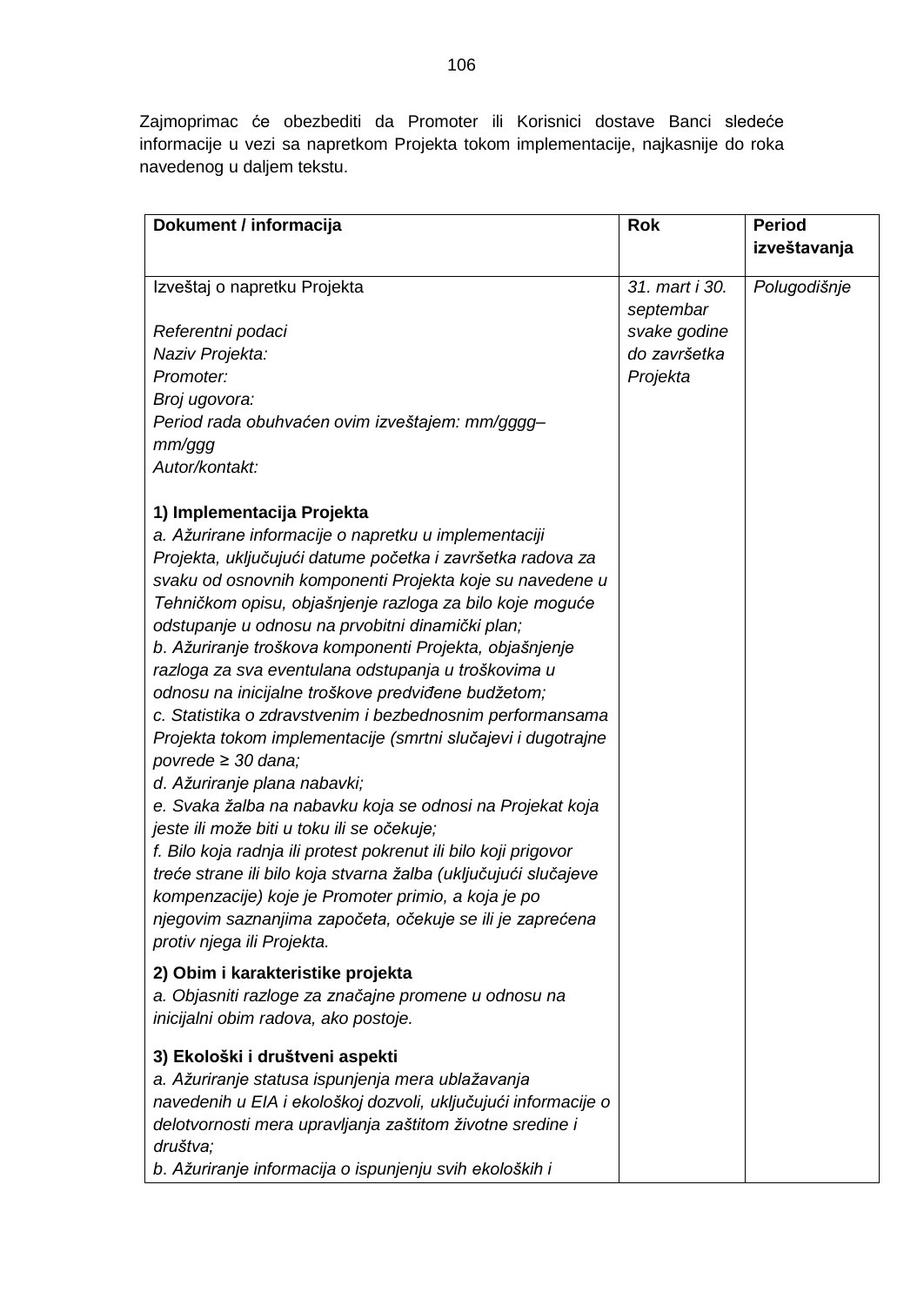Zajmoprimac će obezbediti da Promoter ili Korisnici dostave Banci sledeće informacije u vezi sa napretkom Projekta tokom implementacije, najkasnije do roka navedenog u daljem tekstu.

| **Dokument / informacija** | **Rok** | **Period izveštavanja** |
|---|---|---|
| Izveštaj o napretku Projekta<br><br>*Referentni podaci*<br>*Naziv Projekta:*<br>*Promoter:*<br>*Broj ugovora:*<br>*Period rada obuhvaćen ovim izveštajem: mm/gggg–mm/ggg*<br>*Autor/kontakt:*<br><br>**1) Implementacija Projekta**<br>*a. Ažurirane informacije o napretku u implementaciji Projekta, uključujući datume početka i završetka radova za svaku od osnovnih komponenti Projekta koje su navedene u Tehničkom opisu, objašnjenje razloga za bilo koje moguće odstupanje u odnosu na prvobitni dinamički plan;*<br>*b. Ažuriranje troškova komponenti Projekta, objašnjenje razloga za sva eventulana odstupanja u troškovima u odnosu na inicijalne troškove predviđene budžetom;*<br>*c. Statistika o zdravstvenim i bezbednosnim performansama Projekta tokom implementacije (smrtni slučajevi i dugotrajne povrede ≥ 30 dana;*<br>*d. Ažuriranje plana nabavki;*<br>*e. Svaka žalba na nabavku koja se odnosi na Projekat koja jeste ili može biti u toku ili se očekuje;*<br>*f. Bilo koja radnja ili protest pokrenut ili bilo koji prigovor treće strane ili bilo koja stvarna žalba (uključujući slučajeve kompenzacije) koje je Promoter primio, a koja je po njegovim saznanjima započeta, očekuje se ili je zaprećena protiv njega ili Projekta.*<br><br>**2) Obim i karakteristike projekta**<br>*a. Objasniti razloge za značajne promene u odnosu na inicijalni obim radova, ako postoje.*<br><br>**3) Ekološki i društveni aspekti**<br>*a. Ažuriranje statusa ispunjenja mera ublažavanja navedenih u EIA i ekološkoj dozvoli, uključujući informacije o delotvornosti mera upravljanja zaštitom životne sredine i društva;*<br>*b. Ažuriranje informacija o ispunjenju svih ekoloških i* | *31. mart i 30. septembar svake godine do završetka Projekta* | *Polugodišnje* |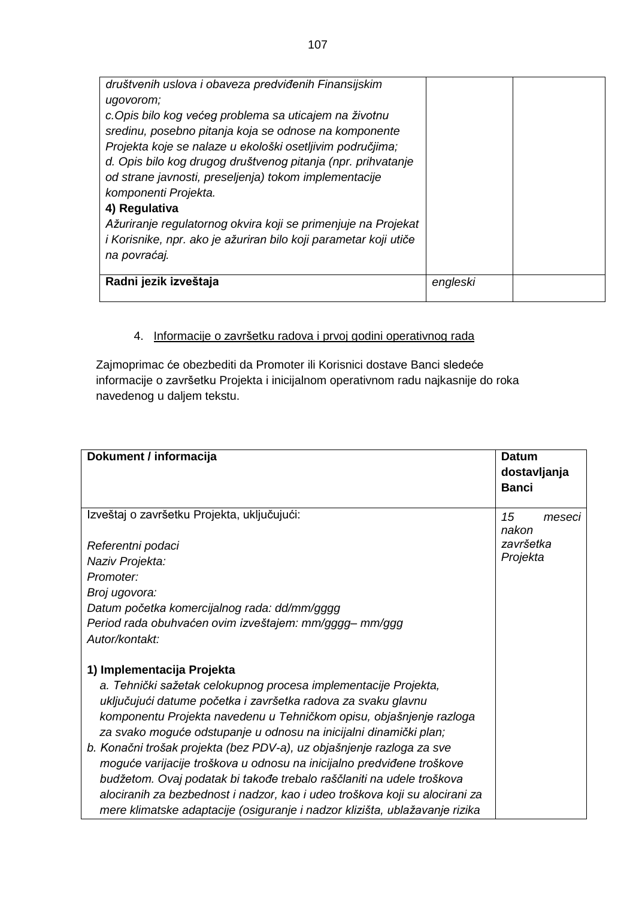| | | |
|---|---|---|
| *društvenih uslova i obaveza predviđenih Finansijskim ugovorom;*<br>*c.Opis bilo kog većeg problema sa uticajem na životnu sredinu, posebno pitanja koja se odnose na komponente Projekta koje se nalaze u ekološki osetljivim područjima;*<br>*d. Opis bilo kog drugog društvenog pitanja (npr. prihvatanje od strane javnosti, preseljenja) tokom implementacije komponenti Projekta.*<br>**4) Regulativa**<br>*Ažuriranje regulatornog okvira koji se primenjuje na Projekat i Korisnike, npr. ako je ažuriran bilo koji parametar koji utiče na povraćaj.* | | |
| **Radni jezik izveštaja** | *engleski* | |

4. Informacije o završetku radova i prvoj godini operativnog rada

Zajmoprimac će obezbediti da Promoter ili Korisnici dostave Banci sledeće informacije o završetku Projekta i inicijalnom operativnom radu najkasnije do roka navedenog u daljem tekstu.

| Dokument / informacija | Datum dostavljanja Banci |
|---|---|
| Izveštaj o završetku Projekta, uključujući:<br><br>*Referentni podaci*<br>*Naziv Projekta:*<br>*Promoter:*<br>*Broj ugovora:*<br>*Datum početka komercijalnog rada: dd/mm/gggg*<br>*Period rada obuhvaćen ovim izveštajem: mm/gggg– mm/ggg*<br>*Autor/kontakt:*<br><br>**1) Implementacija Projekta**<br>*a. Tehnički sažetak celokupnog procesa implementacije Projekta, uključujući datume početka i završetka radova za svaku glavnu komponentu Projekta navedenu u Tehničkom opisu, objašnjenje razloga za svako moguće odstupanje u odnosu na inicijalni dinamički plan;*<br>*b. Konačni trošak projekta (bez PDV-a), uz objašnjenje razloga za sve moguće varijacije troškova u odnosu na inicijalno predviđene troškove budžetom. Ovaj podatak bi takođe trebalo raščlaniti na udele troškova alociranih za bezbednost i nadzor, kao i udeo troškova koji su alocirani za mere klimatske adaptacije (osiguranje i nadzor klizišta, ublažavanje rizika* | *15 meseci nakon završetka Projekta* |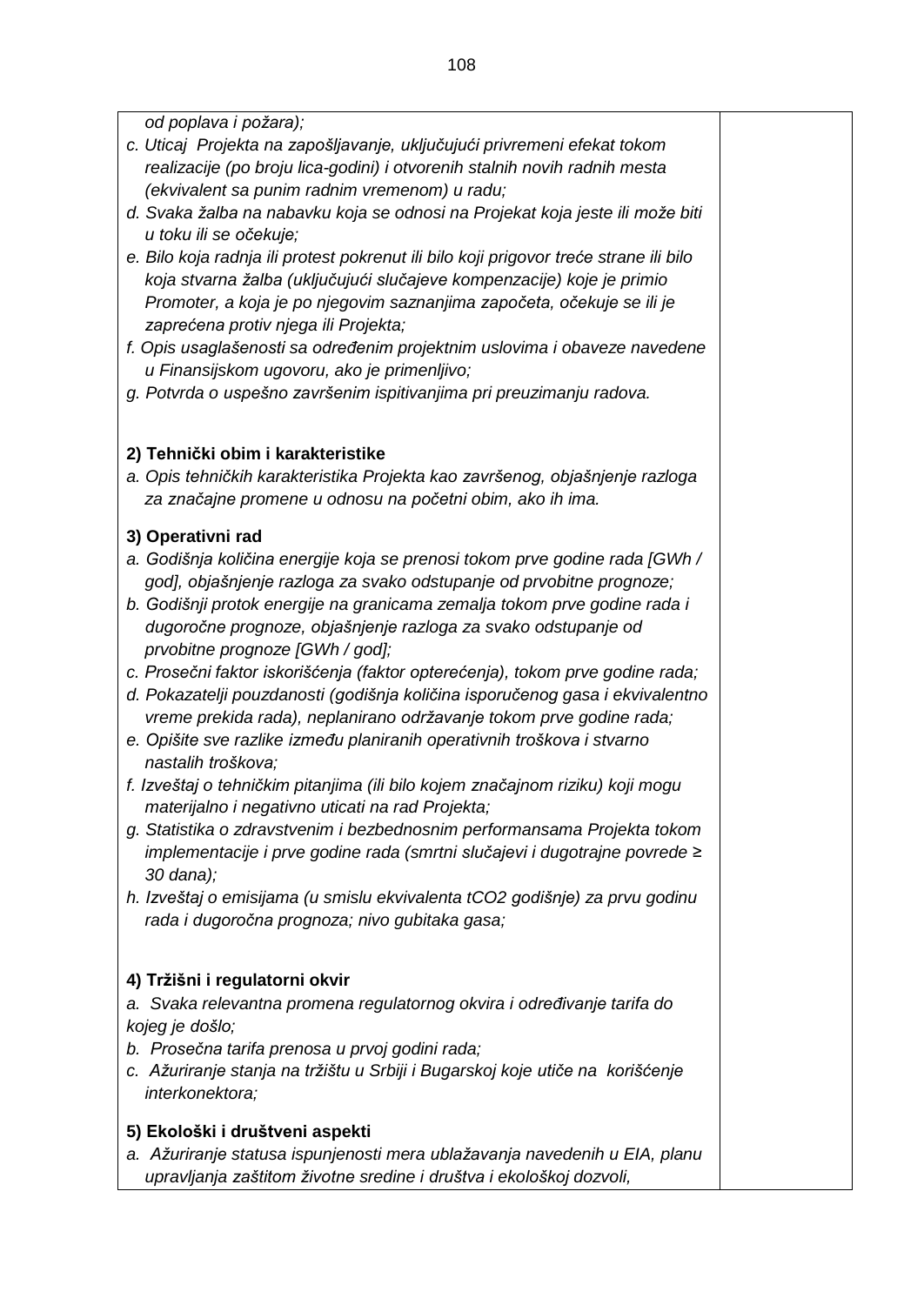| | |
|---|---|
| *od poplava i požara);*<br>*c. Uticaj Projekta na zapošljavanje, uključujući privremeni efekat tokom realizacije (po broju lica-godini) i otvorenih stalnih novih radnih mesta (ekvivalent sa punim radnim vremenom) u radu;*<br>*d. Svaka žalba na nabavku koja se odnosi na Projekat koja jeste ili može biti u toku ili se očekuje;*<br>*e. Bilo koja radnja ili protest pokrenut ili bilo koji prigovor treće strane ili bilo koja stvarna žalba (uključujući slučajeve kompenzacije) koje je primio Promoter, a koja je po njegovim saznanjima započeta, očekuje se ili je zaprećena protiv njega ili Projekta;*<br>*f. Opis usaglašenosti sa određenim projektnim uslovima i obaveze navedene u Finansijskom ugovoru, ako je primenljivo;*<br>*g. Potvrda o uspešno završenim ispitivanjima pri preuzimanju radova.*<br><br>**2) Tehnički obim i karakteristike**<br>*a. Opis tehničkih karakteristika Projekta kao završenog, objašnjenje razloga za značajne promene u odnosu na početni obim, ako ih ima.*<br><br>**3) Operativni rad**<br>*a. Godišnja količina energije koja se prenosi tokom prve godine rada [GWh / god], objašnjenje razloga za svako odstupanje od prvobitne prognoze;*<br>*b. Godišnji protok energije na granicama zemalja tokom prve godine rada i dugoročne prognoze, objašnjenje razloga za svako odstupanje od prvobitne prognoze [GWh / god];*<br>*c. Prosečni faktor iskorišćenja (faktor opterećenja), tokom prve godine rada;*<br>*d. Pokazatelji pouzdanosti (godišnja količina isporučenog gasa i ekvivalentno vreme prekida rada), neplanirano održavanje tokom prve godine rada;*<br>*e. Opišite sve razlike između planiranih operativnih troškova i stvarno nastalih troškova;*<br>*f. Izveštaj o tehničkim pitanjima (ili bilo kojem značajnom riziku) koji mogu materijalno i negativno uticati na rad Projekta;*<br>*g. Statistika o zdravstvenim i bezbednosnim performansama Projekta tokom implementacije i prve godine rada (smrtni slučajevi i dugotrajne povrede ≥ 30 dana);*<br>*h. Izveštaj o emisijama (u smislu ekvivalenta tCO2 godišnje) za prvu godinu rada i dugoročna prognoza; nivo gubitaka gasa;*<br><br>**4) Tržišni i regulatorni okvir**<br>*a. Svaka relevantna promena regulatornog okvira i određivanje tarifa do kojeg je došlo;*<br>*b. Prosečna tarifa prenosa u prvoj godini rada;*<br>*c. Ažuriranje stanja na tržištu u Srbiji i Bugarskoj koje utiče na korišćenje interkonektora;*<br><br>**5) Ekološki i društveni aspekti**<br>*a. Ažuriranje statusa ispunjenosti mera ublažavanja navedenih u EIA, planu upravljanja zaštitom životne sredine i društva i ekološkoj dozvoli,* | |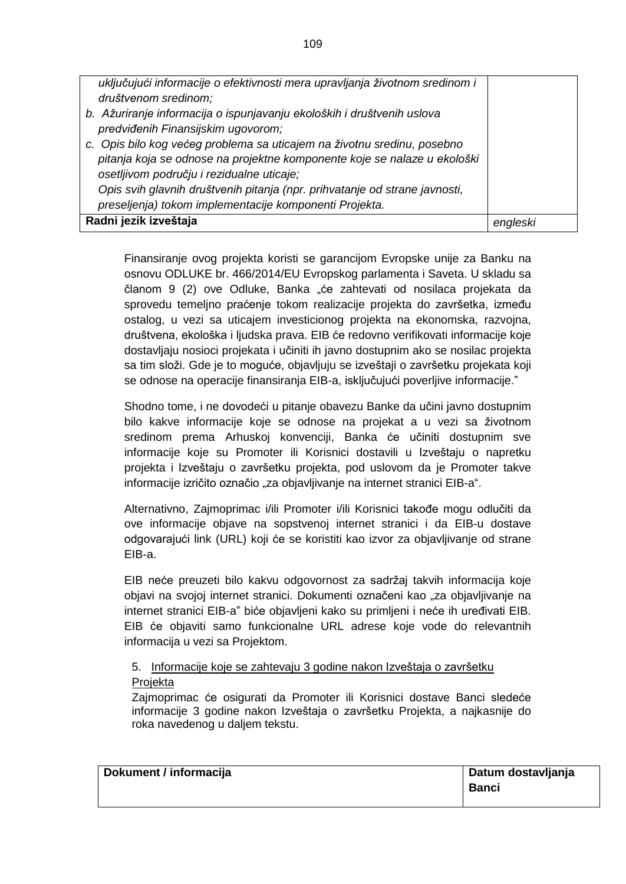| | |
|---|---|
| *uključujući informacije o efektivnosti mera upravljanja životnom sredinom i društvenom sredinom;*<br>*b. Ažuriranje informacija o ispunjavanju ekoloških i društvenih uslova predviđenih Finansijskim ugovorom;*<br>*c. Opis bilo kog većeg problema sa uticajem na životnu sredinu, posebno pitanja koja se odnose na projektne komponente koje se nalaze u ekološki osetljivom području i rezidualne uticaje;*<br>*Opis svih glavnih društvenih pitanja (npr. prihvatanje od strane javnosti, preseljenja) tokom implementacije komponenti Projekta.* | |
| **Radni jezik izveštaja** | *engleski* |

Finansiranje ovog projekta koristi se garancijom Evropske unije za Banku na osnovu ODLUKE br. 466/2014/EU Evropskog parlamenta i Saveta. U skladu sa članom 9 (2) ove Odluke, Banka „će zahtevati od nosilaca projekata da sprovedu temeljno praćenje tokom realizacije projekta do završetka, između ostalog, u vezi sa uticajem investicionog projekta na ekonomska, razvojna, društvena, ekološka i ljudska prava. EIB će redovno verifikovati informacije koje dostavljaju nosioci projekata i učiniti ih javno dostupnim ako se nosilac projekta sa tim složi. Gde je to moguće, objavljuju se izveštaji o završetku projekata koji se odnose na operacije finansiranja EIB-a, isključujući poverljive informacije."

Shodno tome, i ne dovodeći u pitanje obavezu Banke da učini javno dostupnim bilo kakve informacije koje se odnose na projekat a u vezi sa životnom sredinom prema Arhuskoj konvenciji, Banka će učiniti dostupnim sve informacije koje su Promoter ili Korisnici dostavili u Izveštaju o napretku projekta i Izveštaju o završetku projekta, pod uslovom da je Promoter takve informacije izričito označio „za objavljivanje na internet stranici EIB-a".

Alternativno, Zajmoprimac i/ili Promoter i/ili Korisnici takođe mogu odlučiti da ove informacije objave na sopstvenoj internet stranici i da EIB-u dostave odgovarajući link (URL) koji će se koristiti kao izvor za objavljivanje od strane EIB-a.

EIB neće preuzeti bilo kakvu odgovornost za sadržaj takvih informacija koje objavi na svojoj internet stranici. Dokumenti označeni kao „za objavljivanje na internet stranici EIB-a" biće objavljeni kako su primljeni i neće ih uređivati EIB. EIB će objaviti samo funkcionalne URL adrese koje vode do relevantnih informacija u vezi sa Projektom.

5. Informacije koje se zahtevaju 3 godine nakon Izveštaja o završetku Projekta

Zajmoprimac će osigurati da Promoter ili Korisnici dostave Banci sledeće informacije 3 godine nakon Izveštaja o završetku Projekta, a najkasnije do roka navedenog u daljem tekstu.

| Dokument / informacija | Datum dostavljanja Banci |
|---|---|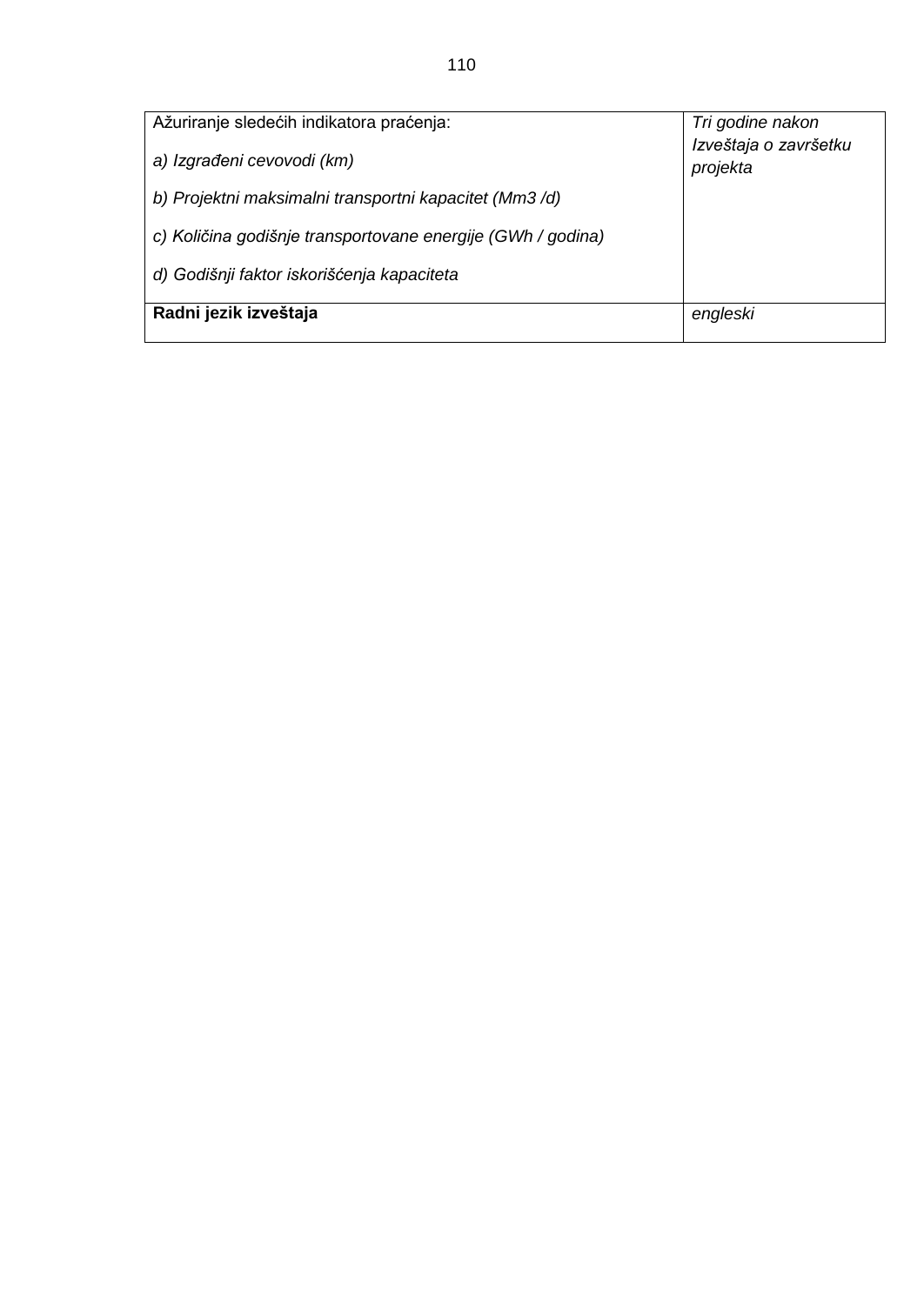| Ažuriranje sledećih indikatora praćenja:<br><br>*a) Izgrađeni cevovodi (km)*<br><br>*b) Projektni maksimalni transportni kapacitet (Mm3 /d)*<br><br>*c) Količina godišnje transportovane energije (GWh / godina)*<br><br>*d) Godišnji faktor iskorišćenja kapaciteta* | *Tri godine nakon Izveštaja o završetku projekta* |
|---|---|
| **Radni jezik izveštaja** | *engleski* |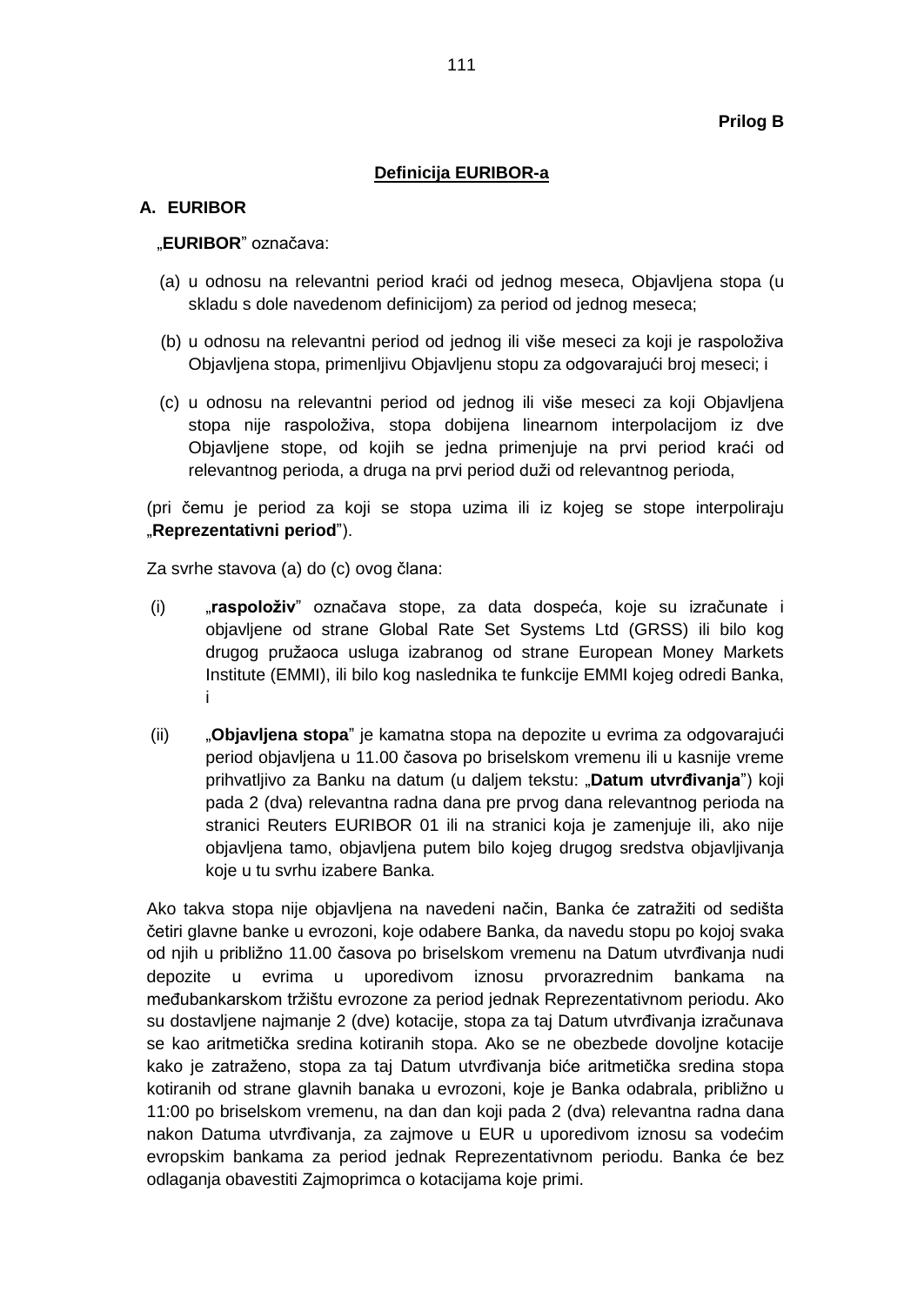**Prilog B**

**Definicija EURIBOR-a**

## A. EURIBOR

„**EURIBOR**” označava:

(a) u odnosu na relevantni period kraći od jednog meseca, Objavljena stopa (u skladu s dole navedenom definicijom) za period od jednog meseca;

(b) u odnosu na relevantni period od jednog ili više meseci za koji je raspoloživa Objavljena stopa, primenljivu Objavljenu stopu za odgovarajući broj meseci; i

(c) u odnosu na relevantni period od jednog ili više meseci za koji Objavljena stopa nije raspoloživa, stopa dobijena linearnom interpolacijom iz dve Objavljene stope, od kojih se jedna primenjuje na prvi period kraći od relevantnog perioda, a druga na prvi period duži od relevantnog perioda,

(pri čemu je period za koji se stopa uzima ili iz kojeg se stope interpoliraju „**Reprezentativni period**”).

Za svrhe stavova (a) do (c) ovog člana:

(i) „**raspoloživ**” označava stope, za data dospeća, koje su izračunate i objavljene od strane Global Rate Set Systems Ltd (GRSS) ili bilo kog drugog pružaoca usluga izabranog od strane European Money Markets Institute (EMMI), ili bilo kog naslednika te funkcije EMMI kojeg odredi Banka, i

(ii) „**Objavljena stopa**” je kamatna stopa na depozite u evrima za odgovarajući period objavljena u 11.00 časova po briselskom vremenu ili u kasnije vreme prihvatljivo za Banku na datum (u daljem tekstu: „**Datum utvrđivanja**”) koji pada 2 (dva) relevantna radna dana pre prvog dana relevantnog perioda na stranici Reuters EURIBOR 01 ili na stranici koja je zamenjuje ili, ako nije objavljena tamo, objavljena putem bilo kojeg drugog sredstva objavljivanja koje u tu svrhu izabere Banka.

Ako takva stopa nije objavljena na navedeni način, Banka će zatražiti od sedišta četiri glavne banke u evrozoni, koje odabere Banka, da navedu stopu po kojoj svaka od njih u približno 11.00 časova po briselskom vremenu na Datum utvrđivanja nudi depozite u evrima u uporedivom iznosu prvorazrednim bankama na međubankarskom tržištu evrozone za period jednak Reprezentativnom periodu. Ako su dostavljene najmanje 2 (dve) kotacije, stopa za taj Datum utvrđivanja izračunava se kao aritmetička sredina kotiranih stopa. Ako se ne obezbede dovoljne kotacije kako je zatraženo, stopa za taj Datum utvrđivanja biće aritmetička sredina stopa kotiranih od strane glavnih banaka u evrozoni, koje je Banka odabrala, približno u 11:00 po briselskom vremenu, na dan dan koji pada 2 (dva) relevantna radna dana nakon Datuma utvrđivanja, za zajmove u EUR u uporedivom iznosu sa vodećim evropskim bankama za period jednak Reprezentativnom periodu. Banka će bez odlaganja obavestiti Zajmoprimca o kotacijama koje primi.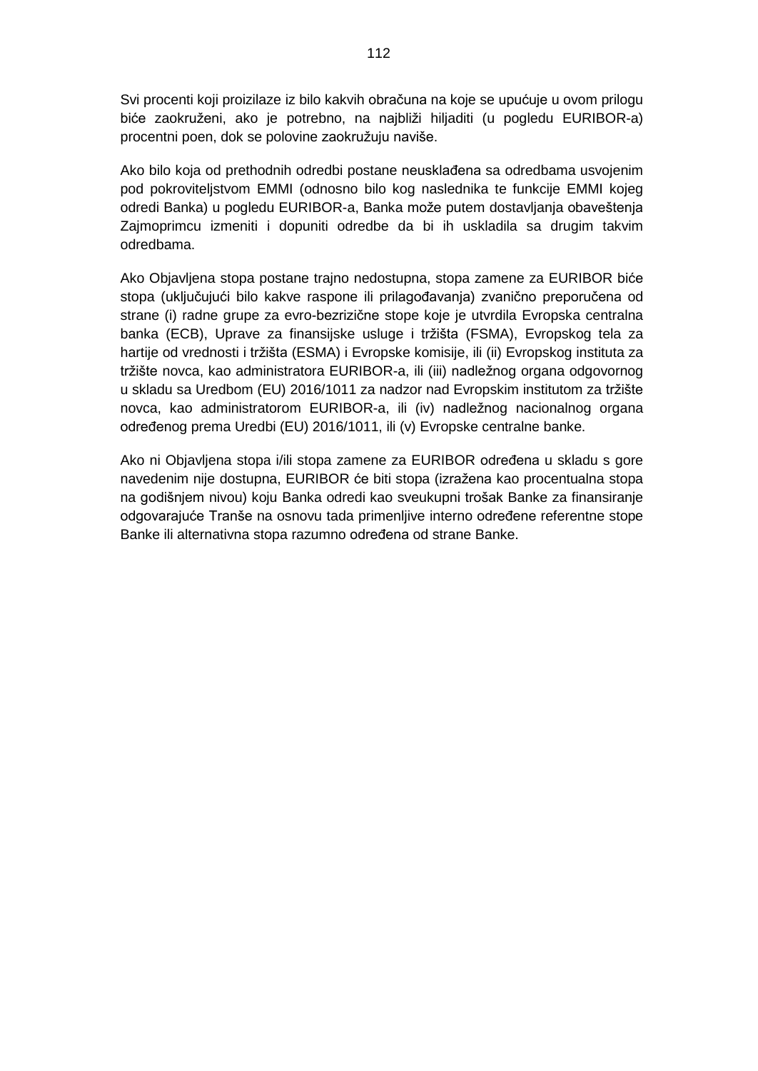Svi procenti koji proizilaze iz bilo kakvih obračuna na koje se upućuje u ovom prilogu biće zaokruženi, ako je potrebno, na najbliži hiljaditi (u pogledu EURIBOR-a) procentni poen, dok se polovine zaokružuju naviše.

Ako bilo koja od prethodnih odredbi postane neusklađena sa odredbama usvojenim pod pokroviteljstvom EMMI (odnosno bilo kog naslednika te funkcije EMMI kojeg odredi Banka) u pogledu EURIBOR-a, Banka može putem dostavljanja obaveštenja Zajmoprimcu izmeniti i dopuniti odredbe da bi ih uskladila sa drugim takvim odredbama.

Ako Objavljena stopa postane trajno nedostupna, stopa zamene za EURIBOR biće stopa (uključujući bilo kakve raspone ili prilagođavanja) zvanično preporučena od strane (i) radne grupe za evro-bezrizične stope koje je utvrdila Evropska centralna banka (ECB), Uprave za finansijske usluge i tržišta (FSMA), Evropskog tela za hartije od vrednosti i tržišta (ESMA) i Evropske komisije, ili (ii) Evropskog instituta za tržište novca, kao administratora EURIBOR-a, ili (iii) nadležnog organa odgovornog u skladu sa Uredbom (EU) 2016/1011 za nadzor nad Evropskim institutom za tržište novca, kao administratorom EURIBOR-a, ili (iv) nadležnog nacionalnog organa određenog prema Uredbi (EU) 2016/1011, ili (v) Evropske centralne banke.

Ako ni Objavljena stopa i/ili stopa zamene za EURIBOR određena u skladu s gore navedenim nije dostupna, EURIBOR će biti stopa (izražena kao procentualna stopa na godišnjem nivou) koju Banka odredi kao sveukupni trošak Banke za finansiranje odgovarajuće Tranše na osnovu tada primenljive interno određene referentne stope Banke ili alternativna stopa razumno određena od strane Banke.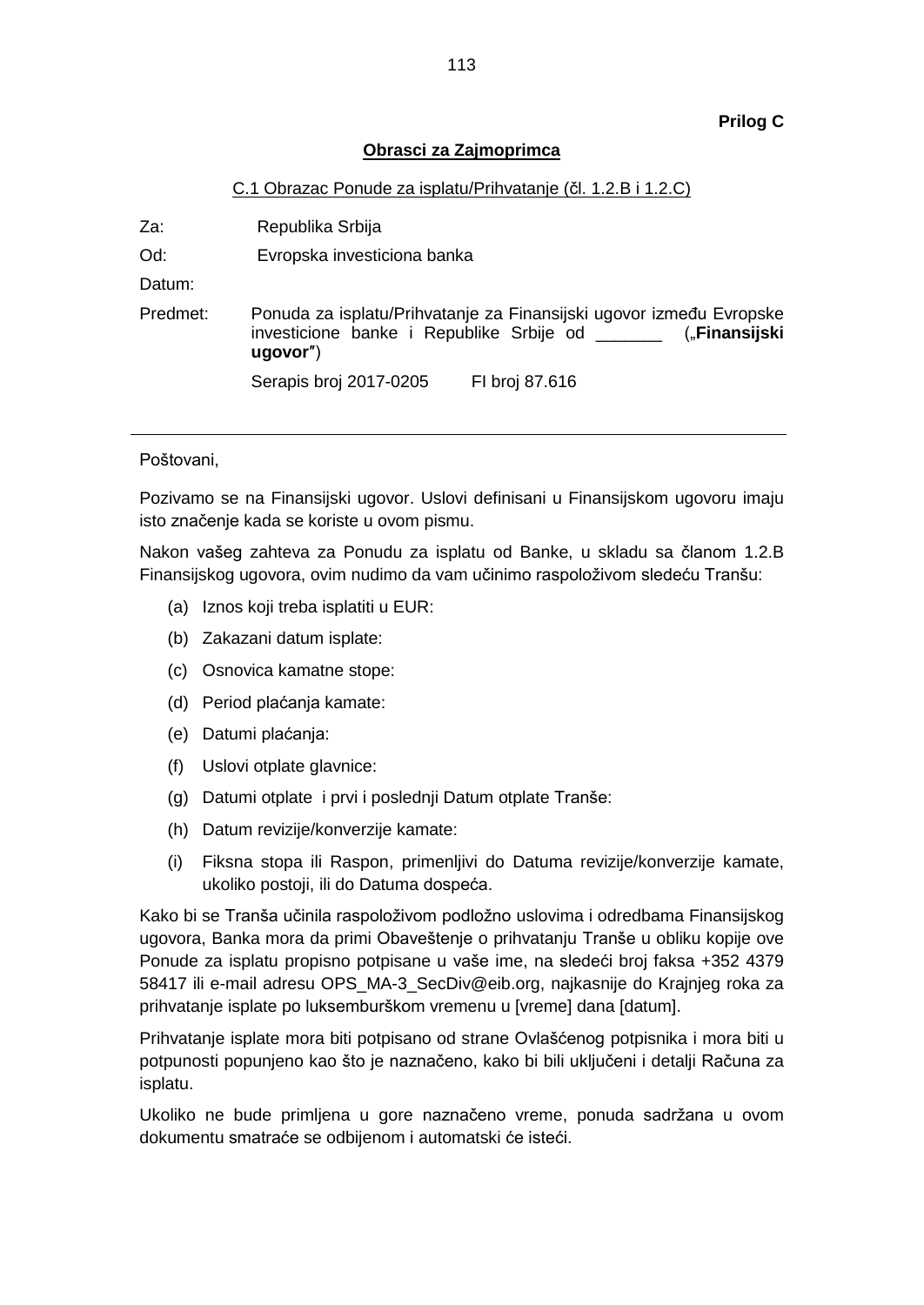**Prilog C**

**Obrasci za Zajmoprimca**

C.1 Obrazac Ponude za isplatu/Prihvatanje (čl. 1.2.B i 1.2.C)

| | |
|---|---|
| Za: | Republika Srbija |
| Od: | Evropska investiciona banka |
| Datum: | |
| Predmet: | Ponuda za isplatu/Prihvatanje za Finansijski ugovor između Evropske investicione banke i Republike Srbije od _______ („**Finansijski ugovor**") |
| | Serapis broj 2017-0205 FI broj 87.616 |

---

Poštovani,

Pozivamo se na Finansijski ugovor. Uslovi definisani u Finansijskom ugovoru imaju isto značenje kada se koriste u ovom pismu.

Nakon vašeg zahteva za Ponudu za isplatu od Banke, u skladu sa članom 1.2.B Finansijskog ugovora, ovim nudimo da vam učinimo raspoloživom sledeću Tranšu:

(a) Iznos koji treba isplatiti u EUR:

(b) Zakazani datum isplate:

(c) Osnovica kamatne stope:

(d) Period plaćanja kamate:

(e) Datumi plaćanja:

(f) Uslovi otplate glavnice:

(g) Datumi otplate i prvi i poslednji Datum otplate Tranše:

(h) Datum revizije/konverzije kamate:

(i) Fiksna stopa ili Raspon, primenljivi do Datuma revizije/konverzije kamate, ukoliko postoji, ili do Datuma dospeća.

Kako bi se Tranša učinila raspoloživom podložno uslovima i odredbama Finansijskog ugovora, Banka mora da primi Obaveštenje o prihvatanju Tranše u obliku kopije ove Ponude za isplatu propisno potpisane u vaše ime, na sledeći broj faksa +352 4379 58417 ili e-mail adresu OPS_MA-3_SecDiv@eib.org, najkasnije do Krajnjeg roka za prihvatanje isplate po luksemburškom vremenu u [vreme] dana [datum].

Prihvatanje isplate mora biti potpisano od strane Ovlašćenog potpisnika i mora biti u potpunosti popunjeno kao što je naznačeno, kako bi bili uključeni i detalji Računa za isplatu.

Ukoliko ne bude primljena u gore naznačeno vreme, ponuda sadržana u ovom dokumentu smatraće se odbijenom i automatski će isteći.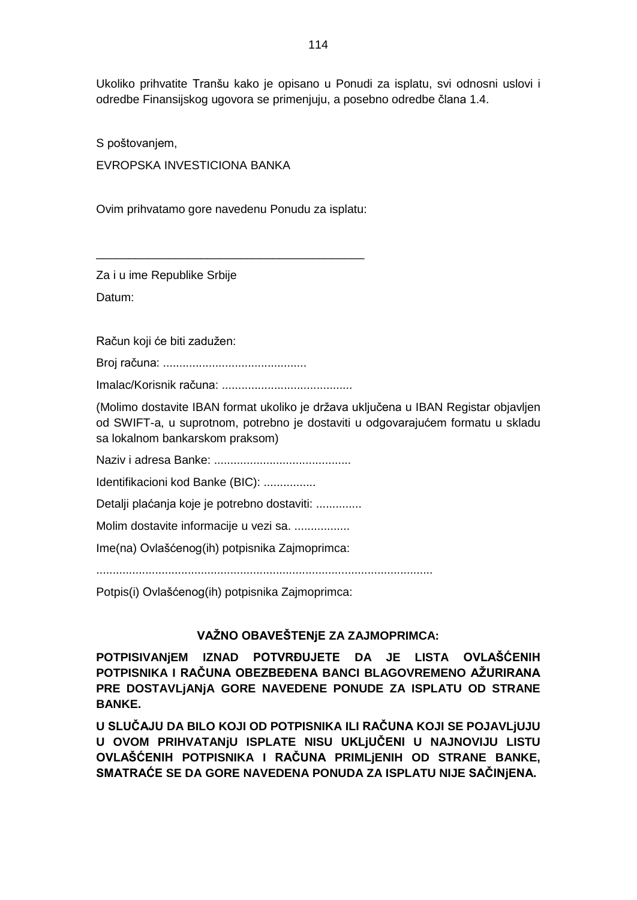Ukoliko prihvatite Tranšu kako je opisano u Ponudi za isplatu, svi odnosni uslovi i odredbe Finansijskog ugovora se primenjuju, a posebno odredbe člana 1.4.

S poštovanjem,

EVROPSKA INVESTICIONA BANKA

Ovim prihvatamo gore navedenu Ponudu za isplatu:

_________________________________________

Za i u ime Republike Srbije

Datum:

Račun koji će biti zadužen:

Broj računa: ...........................................

Imalac/Korisnik računa: .......................................

(Molimo dostavite IBAN format ukoliko je država uključena u IBAN Registar objavljen od SWIFT-a, u suprotnom, potrebno je dostaviti u odgovarajućem formatu u skladu sa lokalnom bankarskom praksom)

Naziv i adresa Banke: .........................................

Identifikacioni kod Banke (BIC): ................

Detalji plaćanja koje je potrebno dostaviti: ..............

Molim dostavite informacije u vezi sa. .................

Ime(na) Ovlašćenog(ih) potpisnika Zajmoprimca:

......................................................................................................

Potpis(i) Ovlašćenog(ih) potpisnika Zajmoprimca:

**VAŽNO OBAVEŠTENjE ZA ZAJMOPRIMCA:**

**POTPISIVANjEM IZNAD POTVRĐUJETE DA JE LISTA OVLAŠĆENIH POTPISNIKA I RAČUNA OBEZBEĐENA BANCI BLAGOVREMENO AŽURIRANA PRE DOSTAVLjANjA GORE NAVEDENE PONUDE ZA ISPLATU OD STRANE BANKE.**

**U SLUČAJU DA BILO KOJI OD POTPISNIKA ILI RAČUNA KOJI SE POJAVLjUJU U OVOM PRIHVATANjU ISPLATE NISU UKLjUČENI U NAJNOVIJU LISTU OVLAŠĆENIH POTPISNIKA I RAČUNA PRIMLjENIH OD STRANE BANKE, SMATRAĆE SE DA GORE NAVEDENA PONUDA ZA ISPLATU NIJE SAČINjENA.**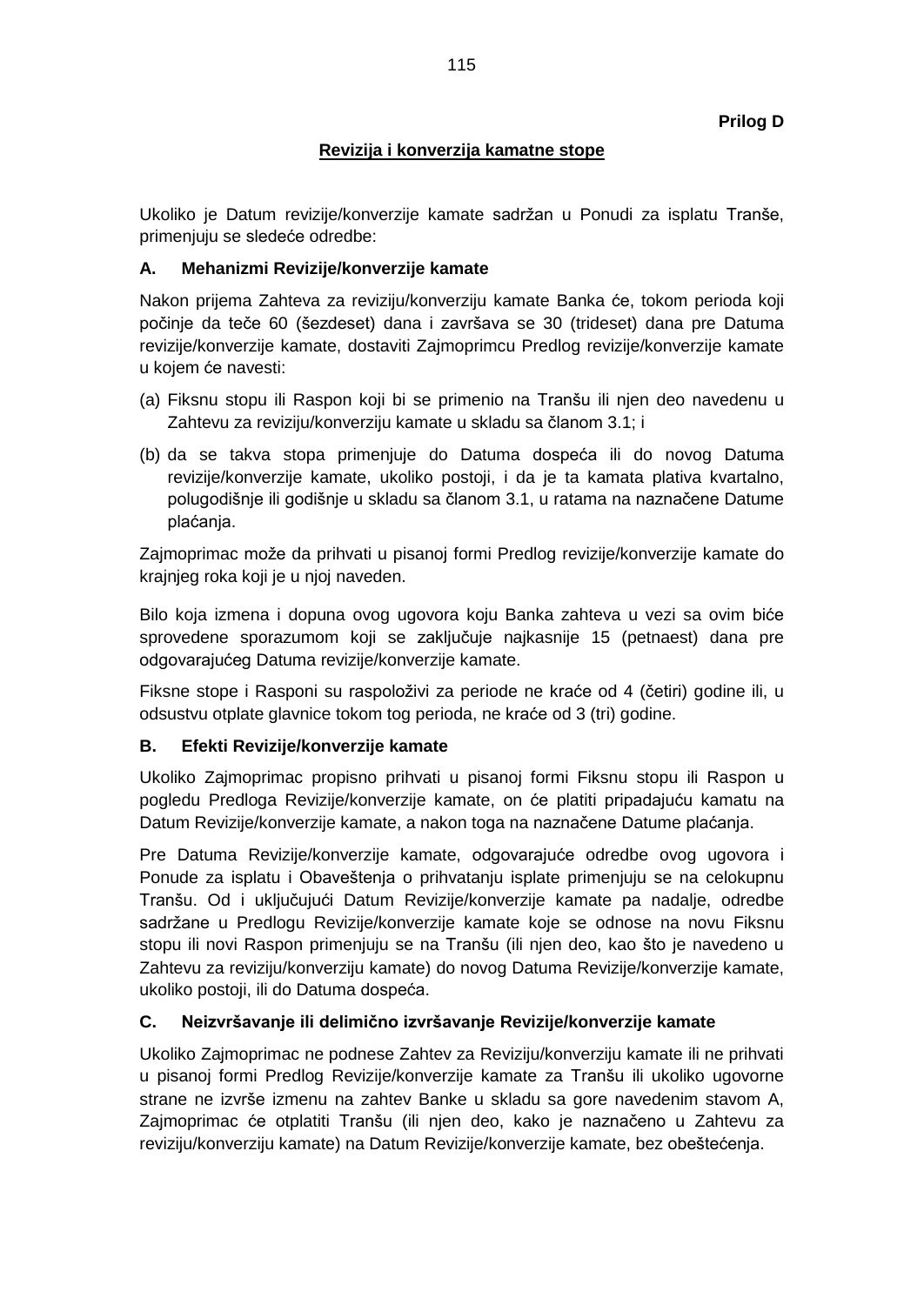**Prilog D**

## Revizija i konverzija kamatne stope

Ukoliko je Datum revizije/konverzije kamate sadržan u Ponudi za isplatu Tranše, primenjuju se sledeće odredbe:

### A. Mehanizmi Revizije/konverzije kamate

Nakon prijema Zahteva za reviziju/konverziju kamate Banka će, tokom perioda koji počinje da teče 60 (šezdeset) dana i završava se 30 (trideset) dana pre Datuma revizije/konverzije kamate, dostaviti Zajmoprimcu Predlog revizije/konverzije kamate u kojem će navesti:

(a) Fiksnu stopu ili Raspon koji bi se primenio na Tranšu ili njen deo navedenu u Zahtevu za reviziju/konverziju kamate u skladu sa članom 3.1; i

(b) da se takva stopa primenjuje do Datuma dospeća ili do novog Datuma revizije/konverzije kamate, ukoliko postoji, i da je ta kamata plativa kvartalno, polugodišnje ili godišnje u skladu sa članom 3.1, u ratama na naznačene Datume plaćanja.

Zajmoprimac može da prihvati u pisanoj formi Predlog revizije/konverzije kamate do krajnjeg roka koji je u njoj naveden.

Bilo koja izmena i dopuna ovog ugovora koju Banka zahteva u vezi sa ovim biće sprovedene sporazumom koji se zaključuje najkasnije 15 (petnaest) dana pre odgovarajućeg Datuma revizije/konverzije kamate.

Fiksne stope i Rasponi su raspoloživi za periode ne kraće od 4 (četiri) godine ili, u odsustvu otplate glavnice tokom tog perioda, ne kraće od 3 (tri) godine.

### B. Efekti Revizije/konverzije kamate

Ukoliko Zajmoprimac propisno prihvati u pisanoj formi Fiksnu stopu ili Raspon u pogledu Predloga Revizije/konverzije kamate, on će platiti pripadajuću kamatu na Datum Revizije/konverzije kamate, a nakon toga na naznačene Datume plaćanja.

Pre Datuma Revizije/konverzije kamate, odgovarajuće odredbe ovog ugovora i Ponude za isplatu i Obaveštenja o prihvatanju isplate primenjuju se na celokupnu Tranšu. Od i uključujući Datum Revizije/konverzije kamate pa nadalje, odredbe sadržane u Predlogu Revizije/konverzije kamate koje se odnose na novu Fiksnu stopu ili novi Raspon primenjuju se na Tranšu (ili njen deo, kao što je navedeno u Zahtevu za reviziju/konverziju kamate) do novog Datuma Revizije/konverzije kamate, ukoliko postoji, ili do Datuma dospeća.

### C. Neizvršavanje ili delimično izvršavanje Revizije/konverzije kamate

Ukoliko Zajmoprimac ne podnese Zahtev za Reviziju/konverziju kamate ili ne prihvati u pisanoj formi Predlog Revizije/konverzije kamate za Tranšu ili ukoliko ugovorne strane ne izvrše izmenu na zahtev Banke u skladu sa gore navedenim stavom A, Zajmoprimac će otplatiti Tranšu (ili njen deo, kako je naznačeno u Zahtevu za reviziju/konverziju kamate) na Datum Revizije/konverzije kamate, bez obeštećenja.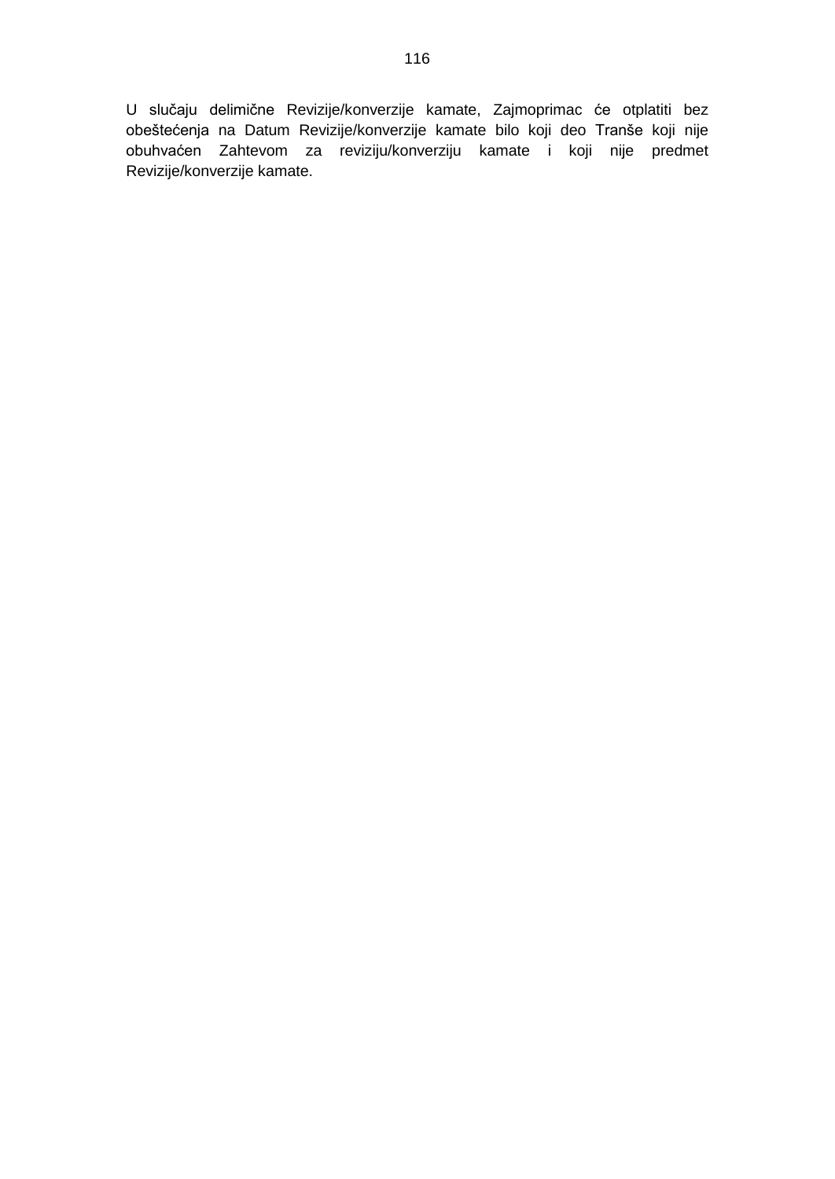U slučaju delimične Revizije/konverzije kamate, Zajmoprimac će otplatiti bez obeštećenja na Datum Revizije/konverzije kamate bilo koji deo Tranše koji nije obuhvaćen Zahtevom za reviziju/konverziju kamate i koji nije predmet Revizije/konverzije kamate.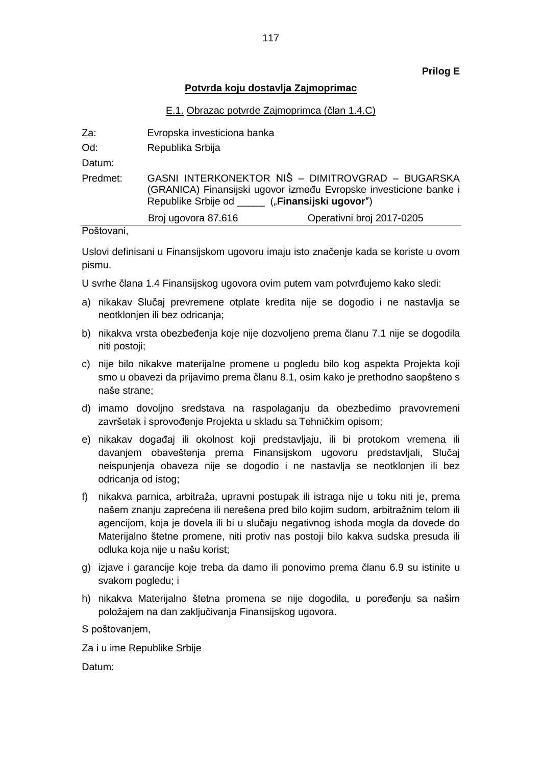**Prilog E**

## Potvrda koju dostavlja Zajmoprimac

E.1. Obrazac potvrde Zajmoprimca (član 1.4.C)

| | |
|---|---|
| Za: | Evropska investiciona banka |
| Od: | Republika Srbija |
| Datum: | |
| Predmet: | GASNI INTERKONEKTOR NIŠ – DIMITROVGRAD – BUGARSKA (GRANICA) Finansijski ugovor između Evropske investicione banke i Republike Srbije od _____ („**Finansijski ugovor**") |
| | Broj ugovora 87.616 Operativni broj 2017-0205 |

Poštovani,

Uslovi definisani u Finansijskom ugovoru imaju isto značenje kada se koriste u ovom pismu.

U svrhe člana 1.4 Finansijskog ugovora ovim putem vam potvrđujemo kako sledi:

a) nikakav Slučaj prevremene otplate kredita nije se dogodio i ne nastavlja se neotklonjen ili bez odricanja;

b) nikakva vrsta obezbeđenja koje nije dozvoljeno prema članu 7.1 nije se dogodila niti postoji;

c) nije bilo nikakve materijalne promene u pogledu bilo kog aspekta Projekta koji smo u obavezi da prijavimo prema članu 8.1, osim kako je prethodno saopšteno s naše strane;

d) imamo dovoljno sredstava na raspolaganju da obezbedimo pravovremeni završetak i sprovođenje Projekta u skladu sa Tehničkim opisom;

e) nikakav događaj ili okolnost koji predstavljaju, ili bi protokom vremena ili davanjem obaveštenja prema Finansijskom ugovoru predstavljali, Slučaj neispunjenja obaveza nije se dogodio i ne nastavlja se neotklonjen ili bez odricanja od istog;

f) nikakva parnica, arbitraža, upravni postupak ili istraga nije u toku niti je, prema našem znanju zaprećena ili nerešena pred bilo kojim sudom, arbitražnim telom ili agencijom, koja je dovela ili bi u slučaju negativnog ishoda mogla da dovede do Materijalno štetne promene, niti protiv nas postoji bilo kakva sudska presuda ili odluka koja nije u našu korist;

g) izjave i garancije koje treba da damo ili ponovimo prema članu 6.9 su istinite u svakom pogledu; i

h) nikakva Materijalno štetna promena se nije dogodila, u poređenju sa našim položajem na dan zaključivanja Finansijskog ugovora.

S poštovanjem,

Za i u ime Republike Srbije

Datum: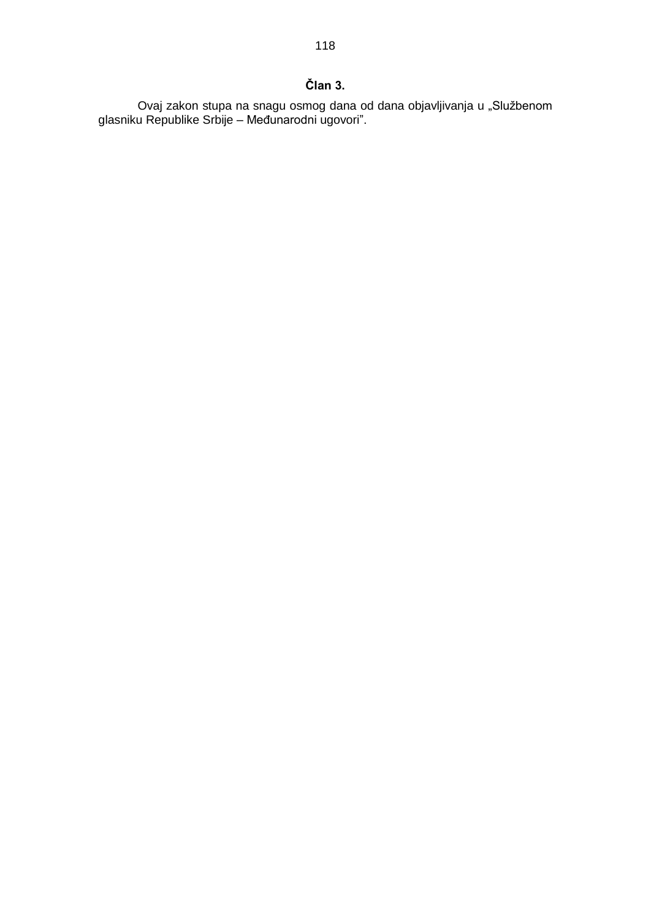**Član 3.**

Ovaj zakon stupa na snagu osmog dana od dana objavljivanja u „Službenom glasniku Republike Srbije – Međunarodni ugovori”.